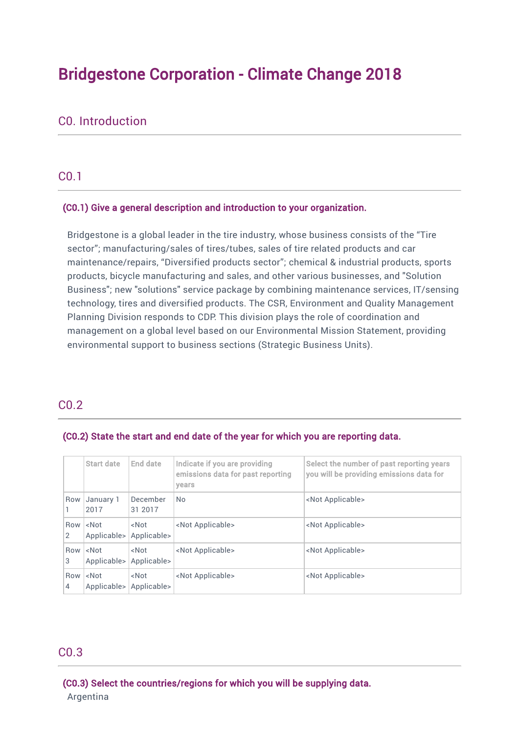# Bridgestone Corporation - Climate Change 2018

## C0. Introduction

### C0.1

**(C0.1) Give a general description and introduction to your organization.**

Bridgestone is a global leader in the tire industry, whose business consists of the "Tire sector"; manufacturing/sales of tires/tubes, sales of tire related products and car maintenance/repairs, "Diversified products sector"; chemical & industrial products, sports products, bicycle manufacturing and sales, and other various businesses, and "Solution Business"; new "solutions" service package by combining maintenance services, IT/sensing technology, tires and diversified products. The CSR, Environment and Quality Management Planning Division responds to CDP. This division plays the role of coordination and management on a global level based on our Environmental Mission Statement, providing environmental support to business sections (Strategic Business Units).

### C0.2

**(C0.2) State the start and end date of the year for which you are reporting data.**

| | Start date | End date | Indicate if you are providing emissions data for past reporting years | Select the number of past reporting years you will be providing emissions data for |
|---|---|---|---|---|
| Row 1 | January 1 2017 | December 31 2017 | No | <Not Applicable> |
| Row 2 | <Not Applicable> | <Not Applicable> | <Not Applicable> | <Not Applicable> |
| Row 3 | <Not Applicable> | <Not Applicable> | <Not Applicable> | <Not Applicable> |
| Row 4 | <Not Applicable> | <Not Applicable> | <Not Applicable> | <Not Applicable> |

### C0.3

**(C0.3) Select the countries/regions for which you will be supplying data.**

Argentina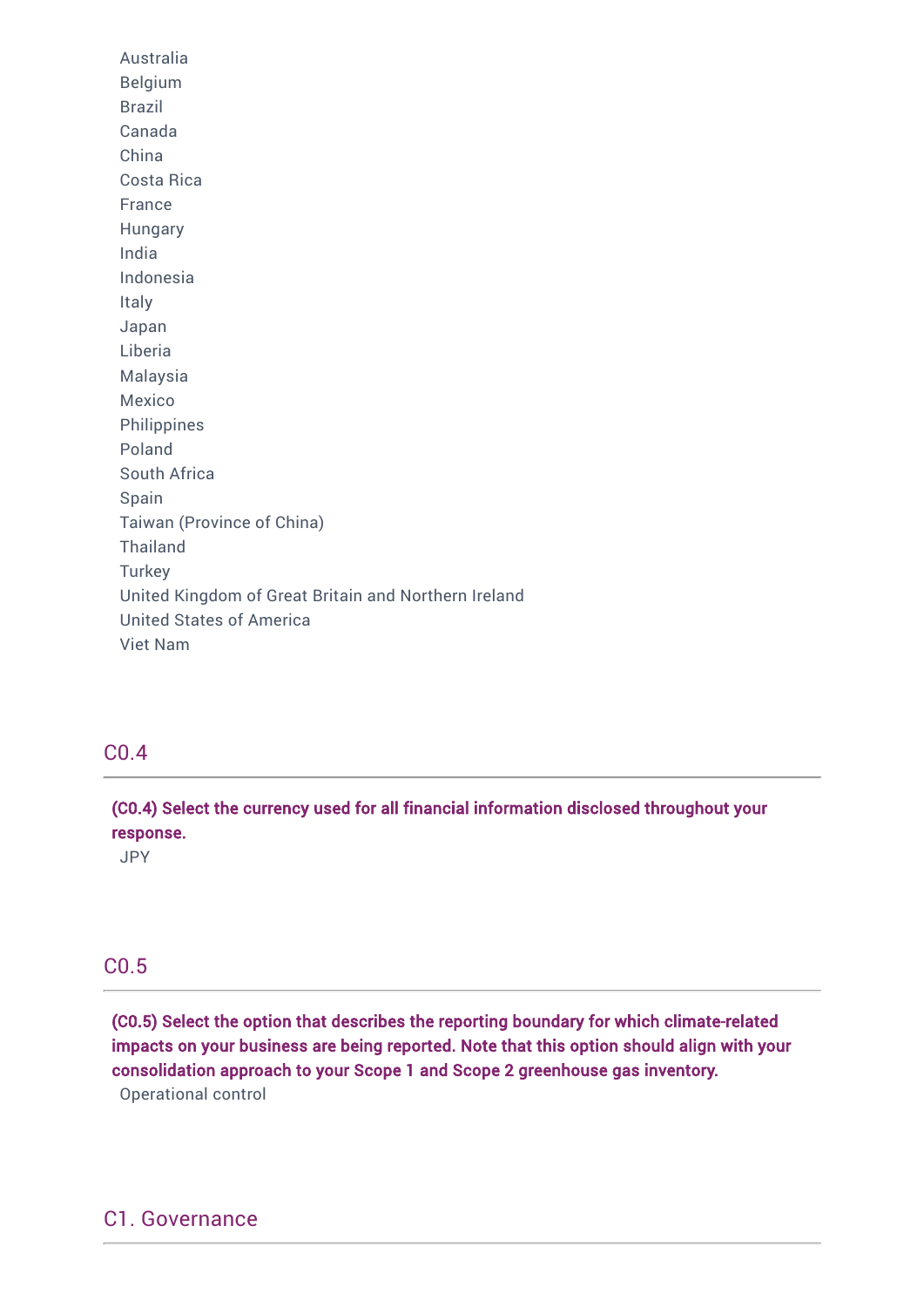Australia
Belgium
Brazil
Canada
China
Costa Rica
France
Hungary
India
Indonesia
Italy
Japan
Liberia
Malaysia
Mexico
Philippines
Poland
South Africa
Spain
Taiwan (Province of China)
Thailand
Turkey
United Kingdom of Great Britain and Northern Ireland
United States of America
Viet Nam

## C0.4

**(C0.4) Select the currency used for all financial information disclosed throughout your response.**

JPY

## C0.5

**(C0.5) Select the option that describes the reporting boundary for which climate-related impacts on your business are being reported. Note that this option should align with your consolidation approach to your Scope 1 and Scope 2 greenhouse gas inventory.**

Operational control

# C1. Governance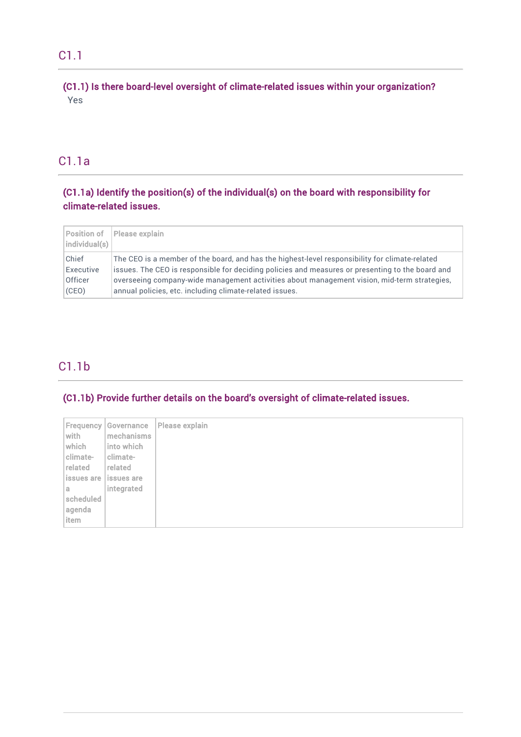## C1.1

### (C1.1) Is there board-level oversight of climate-related issues within your organization?

Yes

## C1.1a

### (C1.1a) Identify the position(s) of the individual(s) on the board with responsibility for climate-related issues.

| Position of individual(s) | Please explain |
|---|---|
| Chief Executive Officer (CEO) | The CEO is a member of the board, and has the highest-level responsibility for climate-related issues. The CEO is responsible for deciding policies and measures or presenting to the board and overseeing company-wide management activities about management vision, mid-term strategies, annual policies, etc. including climate-related issues. |

## C1.1b

### (C1.1b) Provide further details on the board's oversight of climate-related issues.

| Frequency with which climate-related issues are a scheduled agenda item | Governance mechanisms into which climate-related issues are integrated | Please explain |
|---|---|---|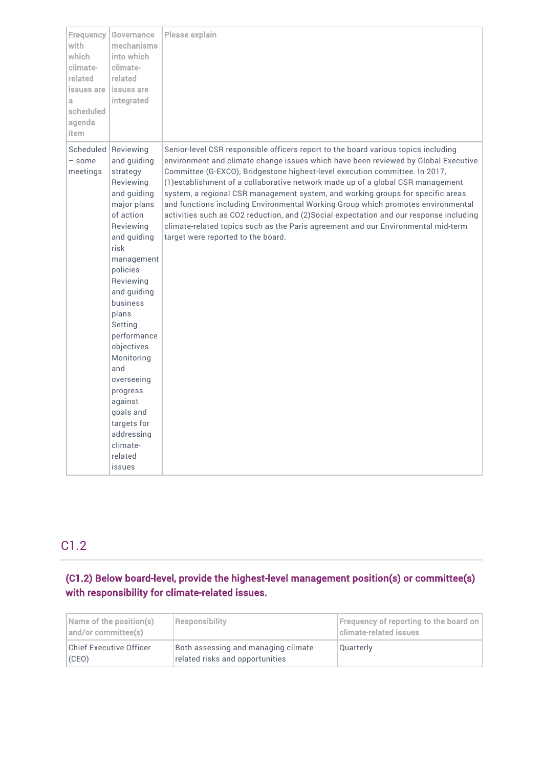| Frequency with which climate-related issues are a scheduled agenda item | Governance mechanisms into which climate-related issues are integrated | Please explain |
|---|---|---|
| Scheduled – some meetings | Reviewing and guiding strategy Reviewing and guiding major plans of action Reviewing and guiding risk management policies Reviewing and guiding business plans Setting performance objectives Monitoring and overseeing progress against goals and targets for addressing climate-related issues | Senior-level CSR responsible officers report to the board various topics including environment and climate change issues which have been reviewed by Global Executive Committee (G-EXCO), Bridgestone highest-level execution committee. In 2017, (1)establishment of a collaborative network made up of a global CSR management system, a regional CSR management system, and working groups for specific areas and functions including Environmental Working Group which promotes environmental activities such as CO2 reduction, and (2)Social expectation and our response including climate-related topics such as the Paris agreement and our Environmental mid-term target were reported to the board. |

## C1.2

### (C1.2) Below board-level, provide the highest-level management position(s) or committee(s) with responsibility for climate-related issues.

| Name of the position(s) and/or committee(s) | Responsibility | Frequency of reporting to the board on climate-related issues |
|---|---|---|
| Chief Executive Officer (CEO) | Both assessing and managing climate-related risks and opportunities | Quarterly |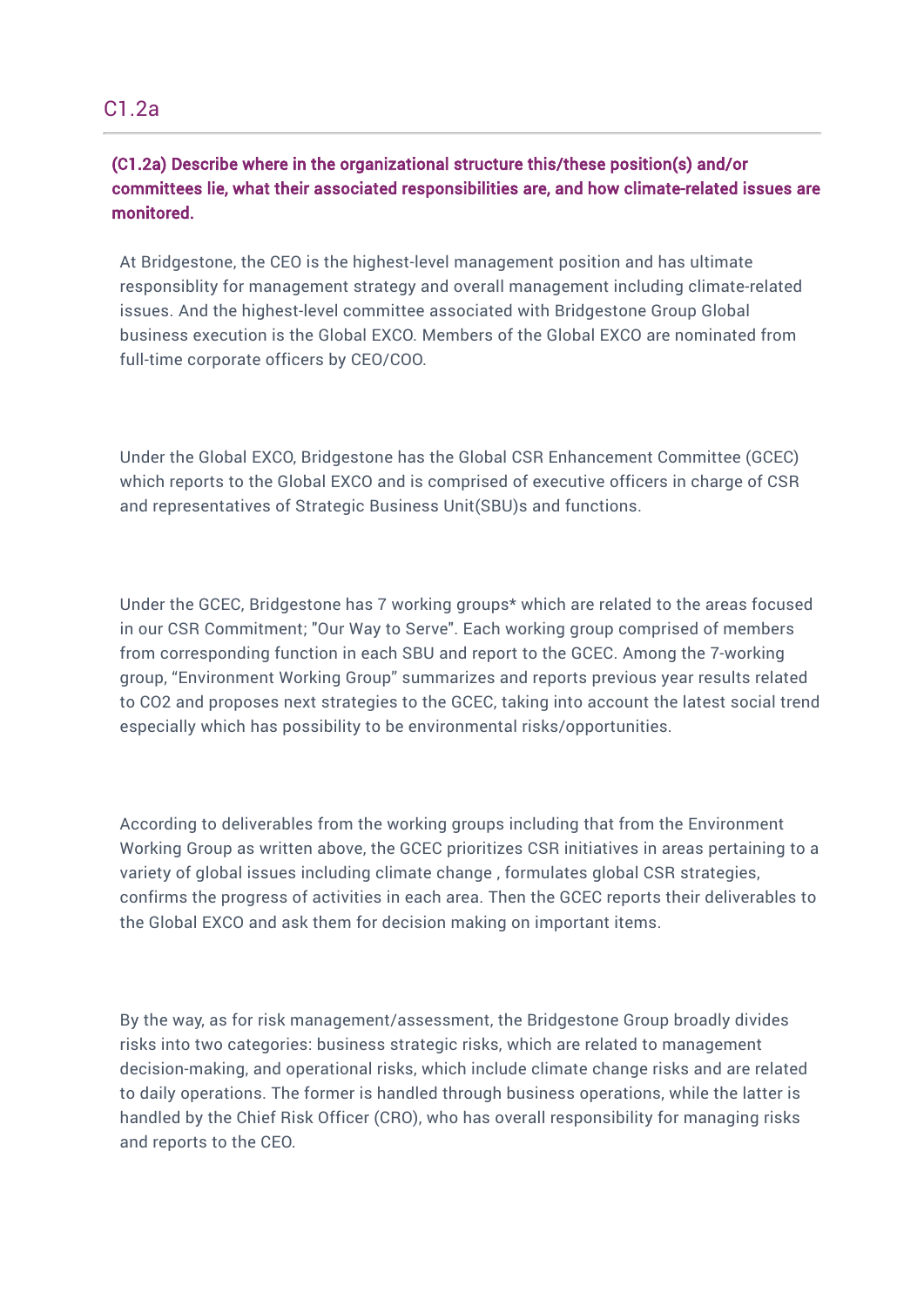## C1.2a

**(C1.2a) Describe where in the organizational structure this/these position(s) and/or committees lie, what their associated responsibilities are, and how climate-related issues are monitored.**

At Bridgestone, the CEO is the highest-level management position and has ultimate responsiblity for management strategy and overall management including climate-related issues. And the highest-level committee associated with Bridgestone Group Global business execution is the Global EXCO. Members of the Global EXCO are nominated from full-time corporate officers by CEO/COO.

Under the Global EXCO, Bridgestone has the Global CSR Enhancement Committee (GCEC) which reports to the Global EXCO and is comprised of executive officers in charge of CSR and representatives of Strategic Business Unit(SBU)s and functions.

Under the GCEC, Bridgestone has 7 working groups* which are related to the areas focused in our CSR Commitment; "Our Way to Serve". Each working group comprised of members from corresponding function in each SBU and report to the GCEC. Among the 7-working group, “Environment Working Group” summarizes and reports previous year results related to $CO_2$ and proposes next strategies to the GCEC, taking into account the latest social trend especially which has possibility to be environmental risks/opportunities.

According to deliverables from the working groups including that from the Environment Working Group as written above, the GCEC prioritizes CSR initiatives in areas pertaining to a variety of global issues including climate change , formulates global CSR strategies, confirms the progress of activities in each area. Then the GCEC reports their deliverables to the Global EXCO and ask them for decision making on important items.

By the way, as for risk management/assessment, the Bridgestone Group broadly divides risks into two categories: business strategic risks, which are related to management decision-making, and operational risks, which include climate change risks and are related to daily operations. The former is handled through business operations, while the latter is handled by the Chief Risk Officer (CRO), who has overall responsibility for managing risks and reports to the CEO.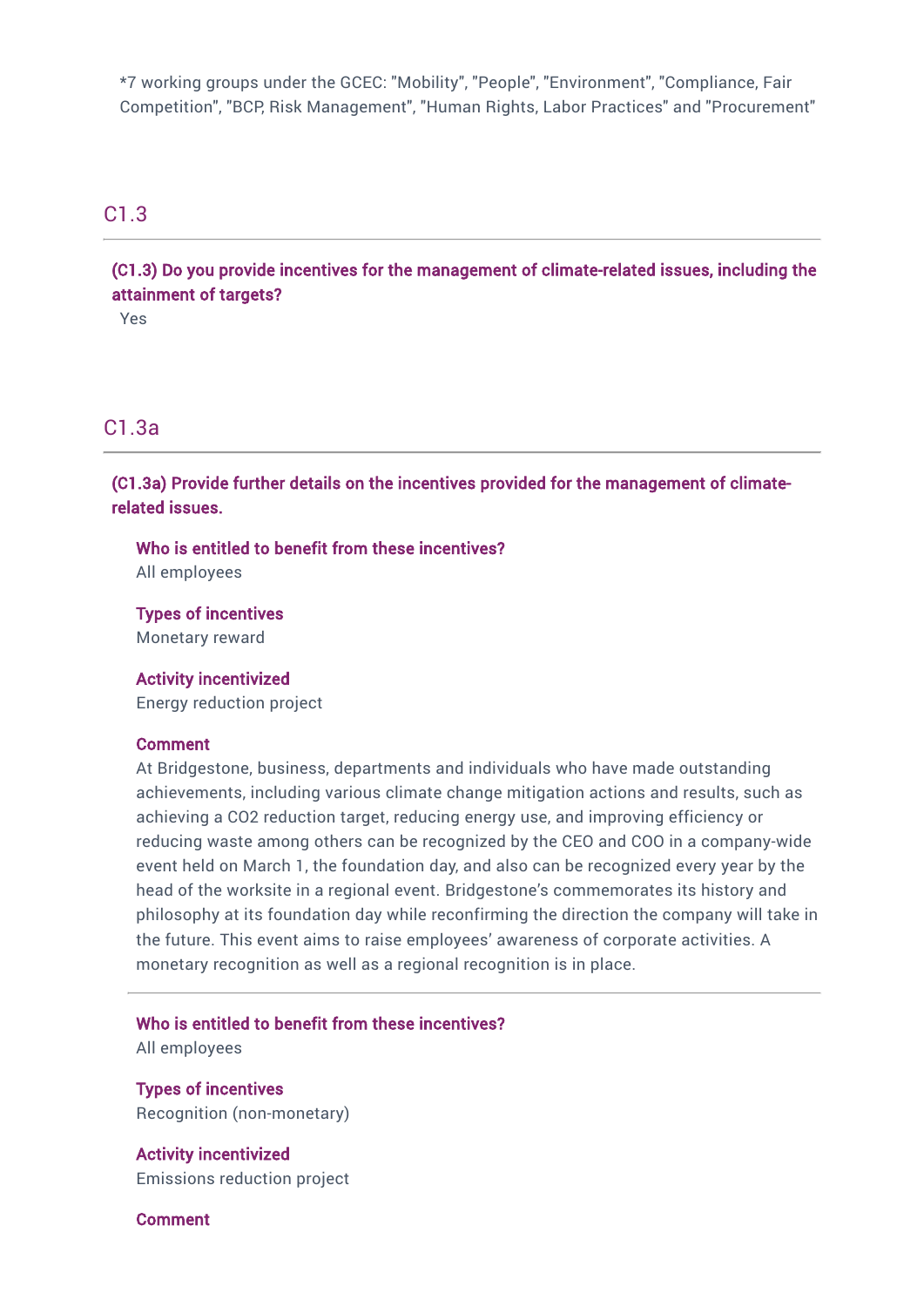*7 working groups under the GCEC: "Mobility", "People", "Environment", "Compliance, Fair Competition", "BCP, Risk Management", "Human Rights, Labor Practices" and "Procurement"

## C1.3

**(C1.3) Do you provide incentives for the management of climate-related issues, including the attainment of targets?**

Yes

## C1.3a

**(C1.3a) Provide further details on the incentives provided for the management of climate-related issues.**

**Who is entitled to benefit from these incentives?**

All employees

**Types of incentives**

Monetary reward

**Activity incentivized**

Energy reduction project

**Comment**

At Bridgestone, business, departments and individuals who have made outstanding achievements, including various climate change mitigation actions and results, such as achieving a CO2 reduction target, reducing energy use, and improving efficiency or reducing waste among others can be recognized by the CEO and COO in a company-wide event held on March 1, the foundation day, and also can be recognized every year by the head of the worksite in a regional event. Bridgestone's commemorates its history and philosophy at its foundation day while reconfirming the direction the company will take in the future. This event aims to raise employees' awareness of corporate activities. A monetary recognition as well as a regional recognition is in place.

---

**Who is entitled to benefit from these incentives?**

All employees

**Types of incentives**

Recognition (non-monetary)

**Activity incentivized**

Emissions reduction project

**Comment**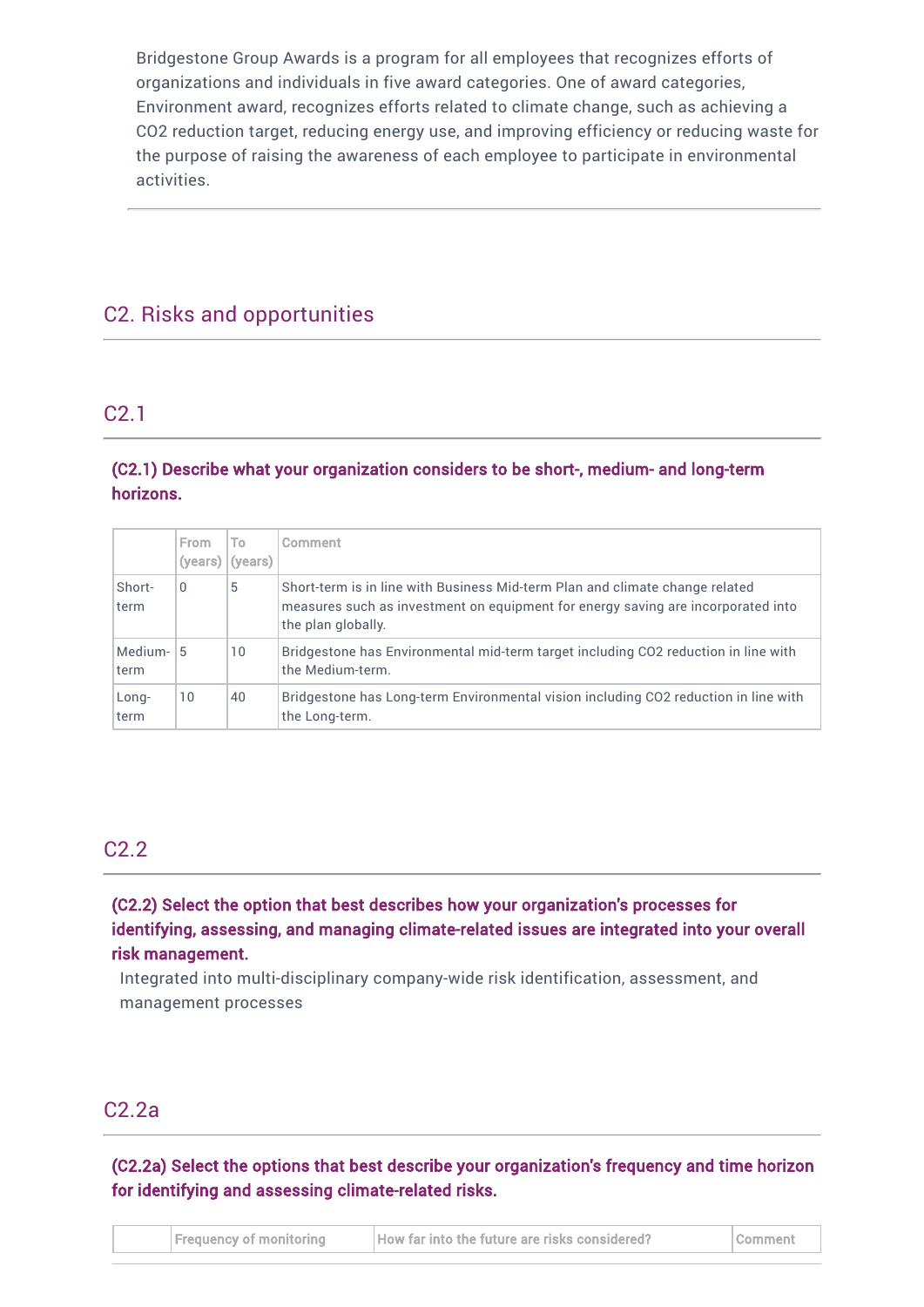Bridgestone Group Awards is a program for all employees that recognizes efforts of organizations and individuals in five award categories. One of award categories, Environment award, recognizes efforts related to climate change, such as achieving a CO2 reduction target, reducing energy use, and improving efficiency or reducing waste for the purpose of raising the awareness of each employee to participate in environmental activities.

## C2. Risks and opportunities

### C2.1

**(C2.1) Describe what your organization considers to be short-, medium- and long-term horizons.**

| | From (years) | To (years) | Comment |
|---|---|---|---|
| Short-term | 0 | 5 | Short-term is in line with Business Mid-term Plan and climate change related measures such as investment on equipment for energy saving are incorporated into the plan globally. |
| Medium-term | 5 | 10 | Bridgestone has Environmental mid-term target including CO2 reduction in line with the Medium-term. |
| Long-term | 10 | 40 | Bridgestone has Long-term Environmental vision including CO2 reduction in line with the Long-term. |

### C2.2

**(C2.2) Select the option that best describes how your organization's processes for identifying, assessing, and managing climate-related issues are integrated into your overall risk management.**

Integrated into multi-disciplinary company-wide risk identification, assessment, and management processes

### C2.2a

**(C2.2a) Select the options that best describe your organization's frequency and time horizon for identifying and assessing climate-related risks.**

| | Frequency of monitoring | How far into the future are risks considered? | Comment |
|---|---|---|---|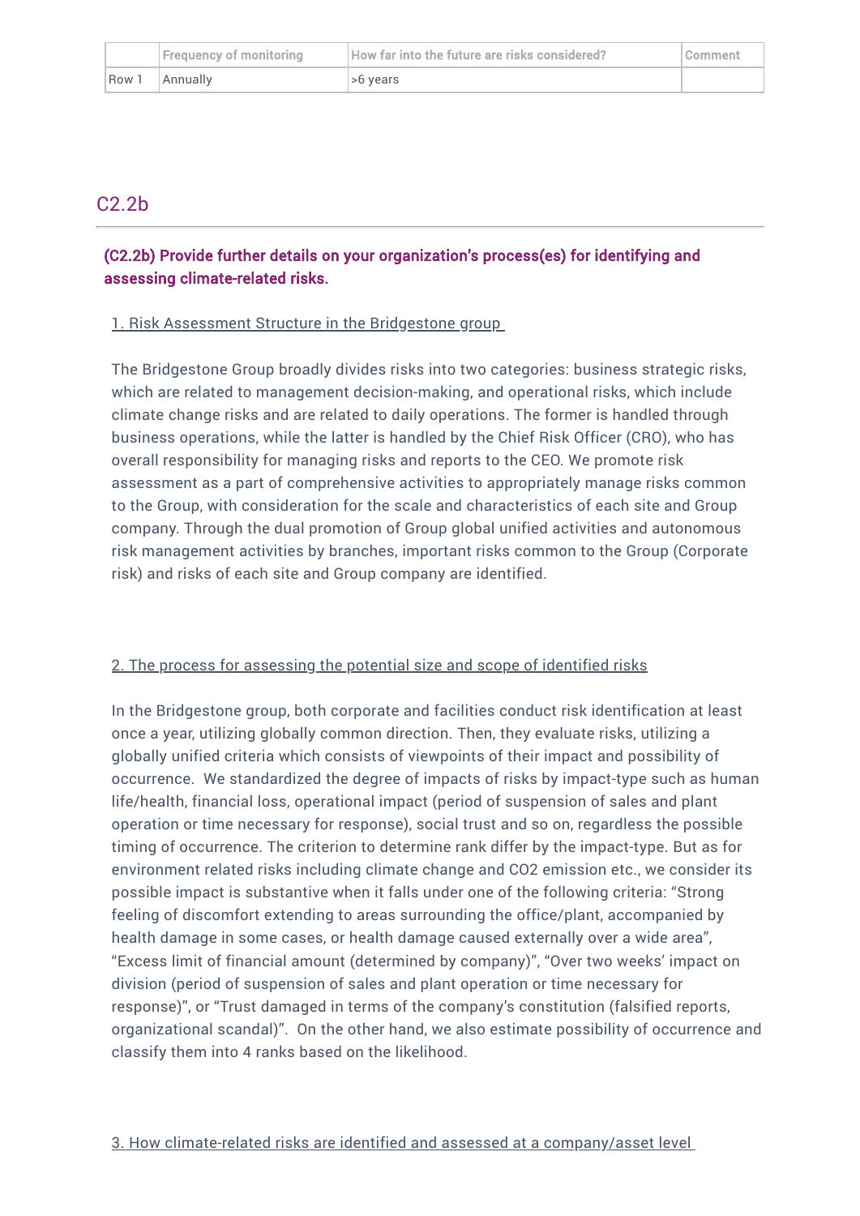| | Frequency of monitoring | How far into the future are risks considered? | Comment |
|---|---|---|---|
| Row 1 | Annually | >6 years | |

## C2.2b

**(C2.2b) Provide further details on your organization's process(es) for identifying and assessing climate-related risks.**

1. Risk Assessment Structure in the Bridgestone group

The Bridgestone Group broadly divides risks into two categories: business strategic risks, which are related to management decision-making, and operational risks, which include climate change risks and are related to daily operations. The former is handled through business operations, while the latter is handled by the Chief Risk Officer (CRO), who has overall responsibility for managing risks and reports to the CEO. We promote risk assessment as a part of comprehensive activities to appropriately manage risks common to the Group, with consideration for the scale and characteristics of each site and Group company. Through the dual promotion of Group global unified activities and autonomous risk management activities by branches, important risks common to the Group (Corporate risk) and risks of each site and Group company are identified.

2. The process for assessing the potential size and scope of identified risks

In the Bridgestone group, both corporate and facilities conduct risk identification at least once a year, utilizing globally common direction. Then, they evaluate risks, utilizing a globally unified criteria which consists of viewpoints of their impact and possibility of occurrence. We standardized the degree of impacts of risks by impact-type such as human life/health, financial loss, operational impact (period of suspension of sales and plant operation or time necessary for response), social trust and so on, regardless the possible timing of occurrence. The criterion to determine rank differ by the impact-type. But as for environment related risks including climate change and CO2 emission etc., we consider its possible impact is substantive when it falls under one of the following criteria: "Strong feeling of discomfort extending to areas surrounding the office/plant, accompanied by health damage in some cases, or health damage caused externally over a wide area", "Excess limit of financial amount (determined by company)", "Over two weeks' impact on division (period of suspension of sales and plant operation or time necessary for response)", or "Trust damaged in terms of the company's constitution (falsified reports, organizational scandal)". On the other hand, we also estimate possibility of occurrence and classify them into 4 ranks based on the likelihood.

3. How climate-related risks are identified and assessed at a company/asset level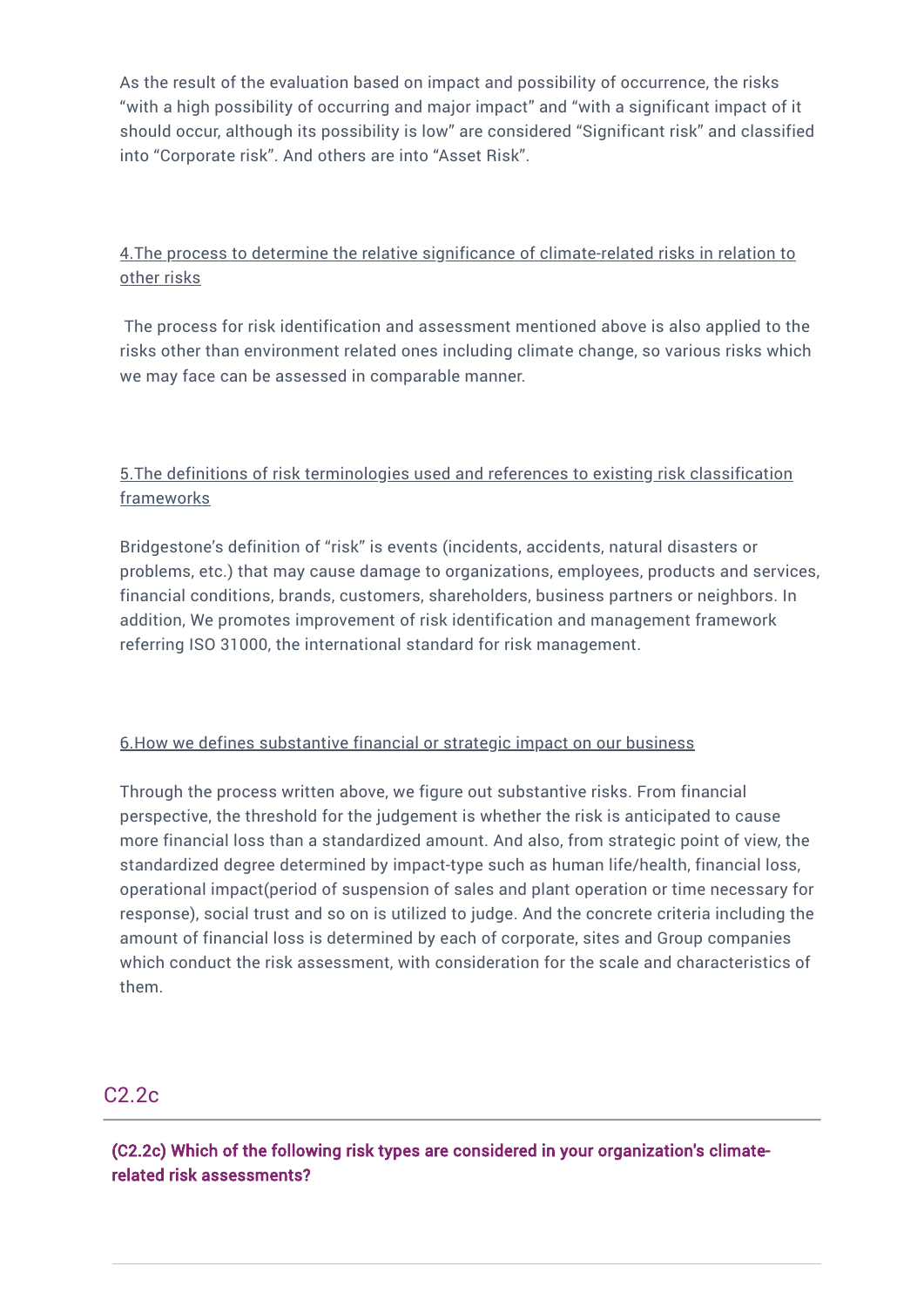As the result of the evaluation based on impact and possibility of occurrence, the risks “with a high possibility of occurring and major impact” and “with a significant impact of it should occur, although its possibility is low” are considered “Significant risk” and classified into “Corporate risk”. And others are into “Asset Risk”.

4.The process to determine the relative significance of climate-related risks in relation to other risks

The process for risk identification and assessment mentioned above is also applied to the risks other than environment related ones including climate change, so various risks which we may face can be assessed in comparable manner.

5.The definitions of risk terminologies used and references to existing risk classification frameworks

Bridgestone’s definition of “risk” is events (incidents, accidents, natural disasters or problems, etc.) that may cause damage to organizations, employees, products and services, financial conditions, brands, customers, shareholders, business partners or neighbors. In addition, We promotes improvement of risk identification and management framework referring ISO 31000, the international standard for risk management.

6.How we defines substantive financial or strategic impact on our business

Through the process written above, we figure out substantive risks. From financial perspective, the threshold for the judgement is whether the risk is anticipated to cause more financial loss than a standardized amount. And also, from strategic point of view, the standardized degree determined by impact-type such as human life/health, financial loss, operational impact(period of suspension of sales and plant operation or time necessary for response), social trust and so on is utilized to judge. And the concrete criteria including the amount of financial loss is determined by each of corporate, sites and Group companies which conduct the risk assessment, with consideration for the scale and characteristics of them.

## C2.2c

**(C2.2c) Which of the following risk types are considered in your organization's climate-related risk assessments?**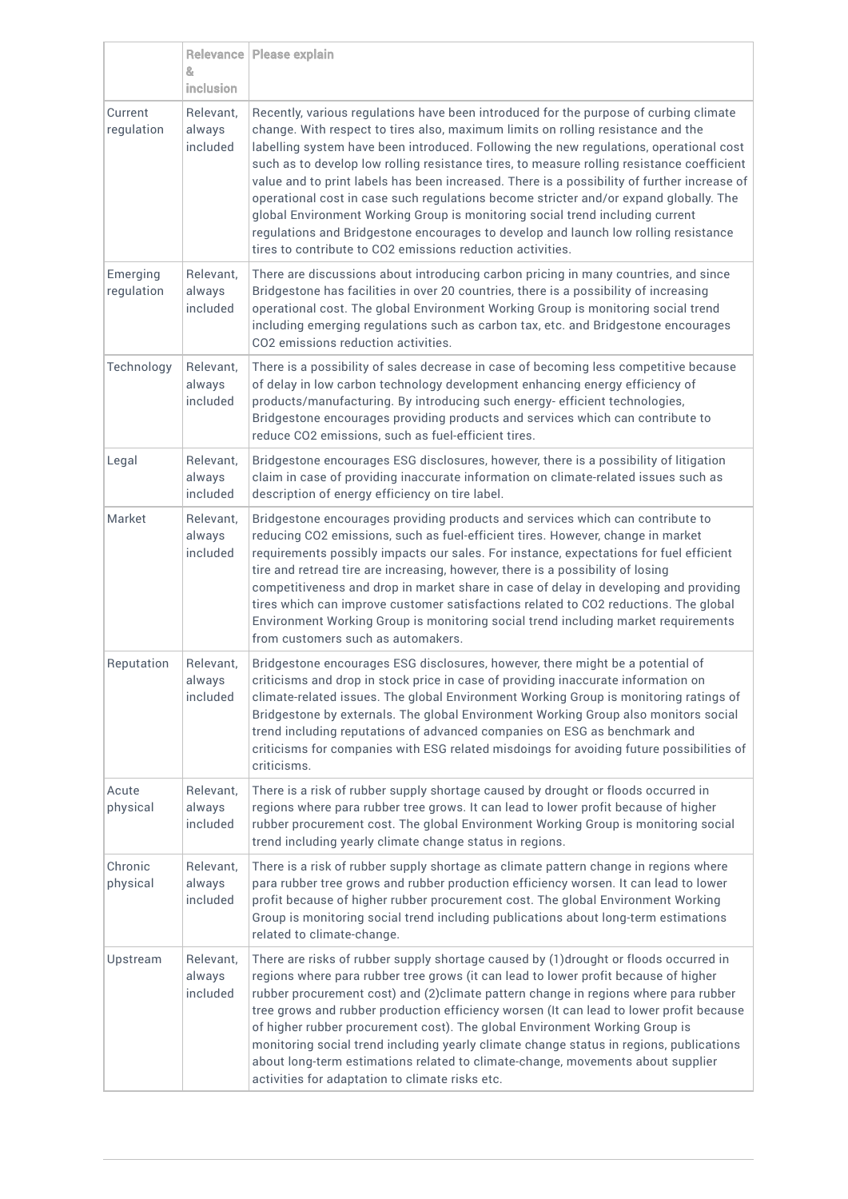|  | Relevance & inclusion | Please explain |
| --- | --- | --- |
| Current regulation | Relevant, always included | Recently, various regulations have been introduced for the purpose of curbing climate change. With respect to tires also, maximum limits on rolling resistance and the labelling system have been introduced. Following the new regulations, operational cost such as to develop low rolling resistance tires, to measure rolling resistance coefficient value and to print labels has been increased. There is a possibility of further increase of operational cost in case such regulations become stricter and/or expand globally. The global Environment Working Group is monitoring social trend including current regulations and Bridgestone encourages to develop and launch low rolling resistance tires to contribute to $CO_2$ emissions reduction activities. |
| Emerging regulation | Relevant, always included | There are discussions about introducing carbon pricing in many countries, and since Bridgestone has facilities in over 20 countries, there is a possibility of increasing operational cost. The global Environment Working Group is monitoring social trend including emerging regulations such as carbon tax, etc. and Bridgestone encourages $CO_2$ emissions reduction activities. |
| Technology | Relevant, always included | There is a possibility of sales decrease in case of becoming less competitive because of delay in low carbon technology development enhancing energy efficiency of products/manufacturing. By introducing such energy- efficient technologies, Bridgestone encourages providing products and services which can contribute to reduce $CO_2$ emissions, such as fuel-efficient tires. |
| Legal | Relevant, always included | Bridgestone encourages ESG disclosures, however, there is a possibility of litigation claim in case of providing inaccurate information on climate-related issues such as description of energy efficiency on tire label. |
| Market | Relevant, always included | Bridgestone encourages providing products and services which can contribute to reducing $CO_2$ emissions, such as fuel-efficient tires. However, change in market requirements possibly impacts our sales. For instance, expectations for fuel efficient tire and retread tire are increasing, however, there is a possibility of losing competitiveness and drop in market share in case of delay in developing and providing tires which can improve customer satisfactions related to $CO_2$ reductions. The global Environment Working Group is monitoring social trend including market requirements from customers such as automakers. |
| Reputation | Relevant, always included | Bridgestone encourages ESG disclosures, however, there might be a potential of criticisms and drop in stock price in case of providing inaccurate information on climate-related issues. The global Environment Working Group is monitoring ratings of Bridgestone by externals. The global Environment Working Group also monitors social trend including reputations of advanced companies on ESG as benchmark and criticisms for companies with ESG related misdoings for avoiding future possibilities of criticisms. |
| Acute physical | Relevant, always included | There is a risk of rubber supply shortage caused by drought or floods occurred in regions where para rubber tree grows. It can lead to lower profit because of higher rubber procurement cost. The global Environment Working Group is monitoring social trend including yearly climate change status in regions. |
| Chronic physical | Relevant, always included | There is a risk of rubber supply shortage as climate pattern change in regions where para rubber tree grows and rubber production efficiency worsen. It can lead to lower profit because of higher rubber procurement cost. The global Environment Working Group is monitoring social trend including publications about long-term estimations related to climate-change. |
| Upstream | Relevant, always included | There are risks of rubber supply shortage caused by (1)drought or floods occurred in regions where para rubber tree grows (it can lead to lower profit because of higher rubber procurement cost) and (2)climate pattern change in regions where para rubber tree grows and rubber production efficiency worsen (It can lead to lower profit because of higher rubber procurement cost). The global Environment Working Group is monitoring social trend including yearly climate change status in regions, publications about long-term estimations related to climate-change, movements about supplier activities for adaptation to climate risks etc. |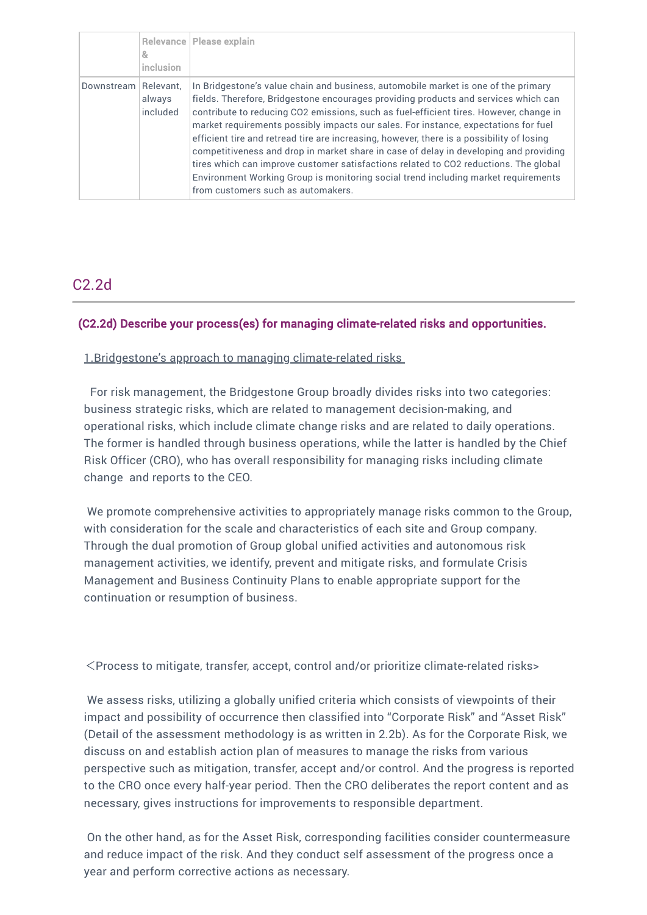|  | Relevance & inclusion | Please explain |
|---|---|---|
| Downstream | Relevant, always included | In Bridgestone's value chain and business, automobile market is one of the primary fields. Therefore, Bridgestone encourages providing products and services which can contribute to reducing CO2 emissions, such as fuel-efficient tires. However, change in market requirements possibly impacts our sales. For instance, expectations for fuel efficient tire and retread tire are increasing, however, there is a possibility of losing competitiveness and drop in market share in case of delay in developing and providing tires which can improve customer satisfactions related to CO2 reductions. The global Environment Working Group is monitoring social trend including market requirements from customers such as automakers. |

## C2.2d

**(C2.2d) Describe your process(es) for managing climate-related risks and opportunities.**

1.Bridgestone's approach to managing climate-related risks

For risk management, the Bridgestone Group broadly divides risks into two categories: business strategic risks, which are related to management decision-making, and operational risks, which include climate change risks and are related to daily operations. The former is handled through business operations, while the latter is handled by the Chief Risk Officer (CRO), who has overall responsibility for managing risks including climate change and reports to the CEO.

We promote comprehensive activities to appropriately manage risks common to the Group, with consideration for the scale and characteristics of each site and Group company. Through the dual promotion of Group global unified activities and autonomous risk management activities, we identify, prevent and mitigate risks, and formulate Crisis Management and Business Continuity Plans to enable appropriate support for the continuation or resumption of business.

<Process to mitigate, transfer, accept, control and/or prioritize climate-related risks>

We assess risks, utilizing a globally unified criteria which consists of viewpoints of their impact and possibility of occurrence then classified into "Corporate Risk" and "Asset Risk" (Detail of the assessment methodology is as written in 2.2b). As for the Corporate Risk, we discuss on and establish action plan of measures to manage the risks from various perspective such as mitigation, transfer, accept and/or control. And the progress is reported to the CRO once every half-year period. Then the CRO deliberates the report content and as necessary, gives instructions for improvements to responsible department.

On the other hand, as for the Asset Risk, corresponding facilities consider countermeasure and reduce impact of the risk. And they conduct self assessment of the progress once a year and perform corrective actions as necessary.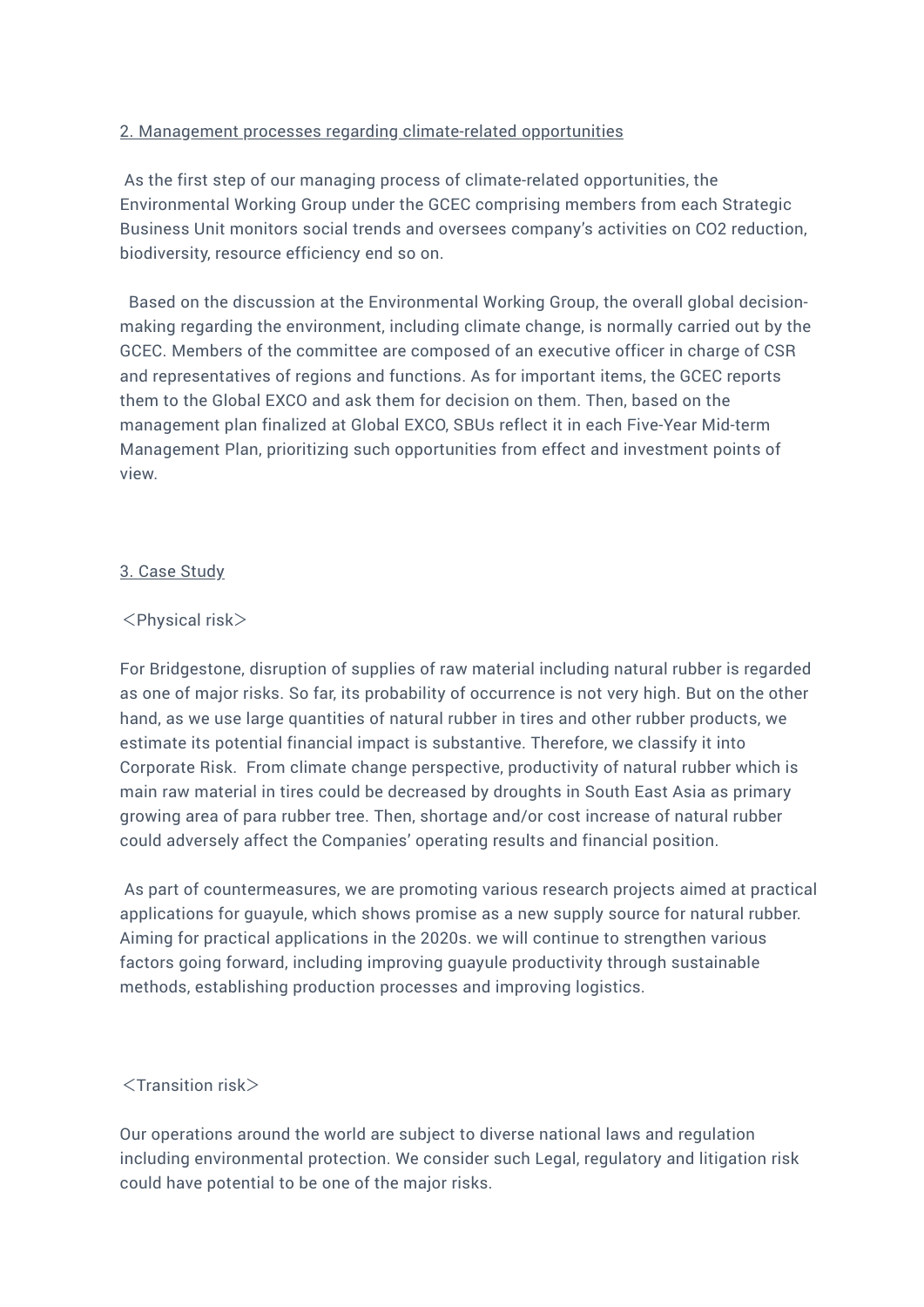2. Management processes regarding climate-related opportunities

As the first step of our managing process of climate-related opportunities, the Environmental Working Group under the GCEC comprising members from each Strategic Business Unit monitors social trends and oversees company's activities on CO2 reduction, biodiversity, resource efficiency end so on.

Based on the discussion at the Environmental Working Group, the overall global decision-making regarding the environment, including climate change, is normally carried out by the GCEC. Members of the committee are composed of an executive officer in charge of CSR and representatives of regions and functions. As for important items, the GCEC reports them to the Global EXCO and ask them for decision on them. Then, based on the management plan finalized at Global EXCO, SBUs reflect it in each Five-Year Mid-term Management Plan, prioritizing such opportunities from effect and investment points of view.

3. Case Study

＜Physical risk＞

For Bridgestone, disruption of supplies of raw material including natural rubber is regarded as one of major risks. So far, its probability of occurrence is not very high. But on the other hand, as we use large quantities of natural rubber in tires and other rubber products, we estimate its potential financial impact is substantive. Therefore, we classify it into Corporate Risk. From climate change perspective, productivity of natural rubber which is main raw material in tires could be decreased by droughts in South East Asia as primary growing area of para rubber tree. Then, shortage and/or cost increase of natural rubber could adversely affect the Companies' operating results and financial position.

As part of countermeasures, we are promoting various research projects aimed at practical applications for guayule, which shows promise as a new supply source for natural rubber. Aiming for practical applications in the 2020s. we will continue to strengthen various factors going forward, including improving guayule productivity through sustainable methods, establishing production processes and improving logistics.

＜Transition risk＞

Our operations around the world are subject to diverse national laws and regulation including environmental protection. We consider such Legal, regulatory and litigation risk could have potential to be one of the major risks.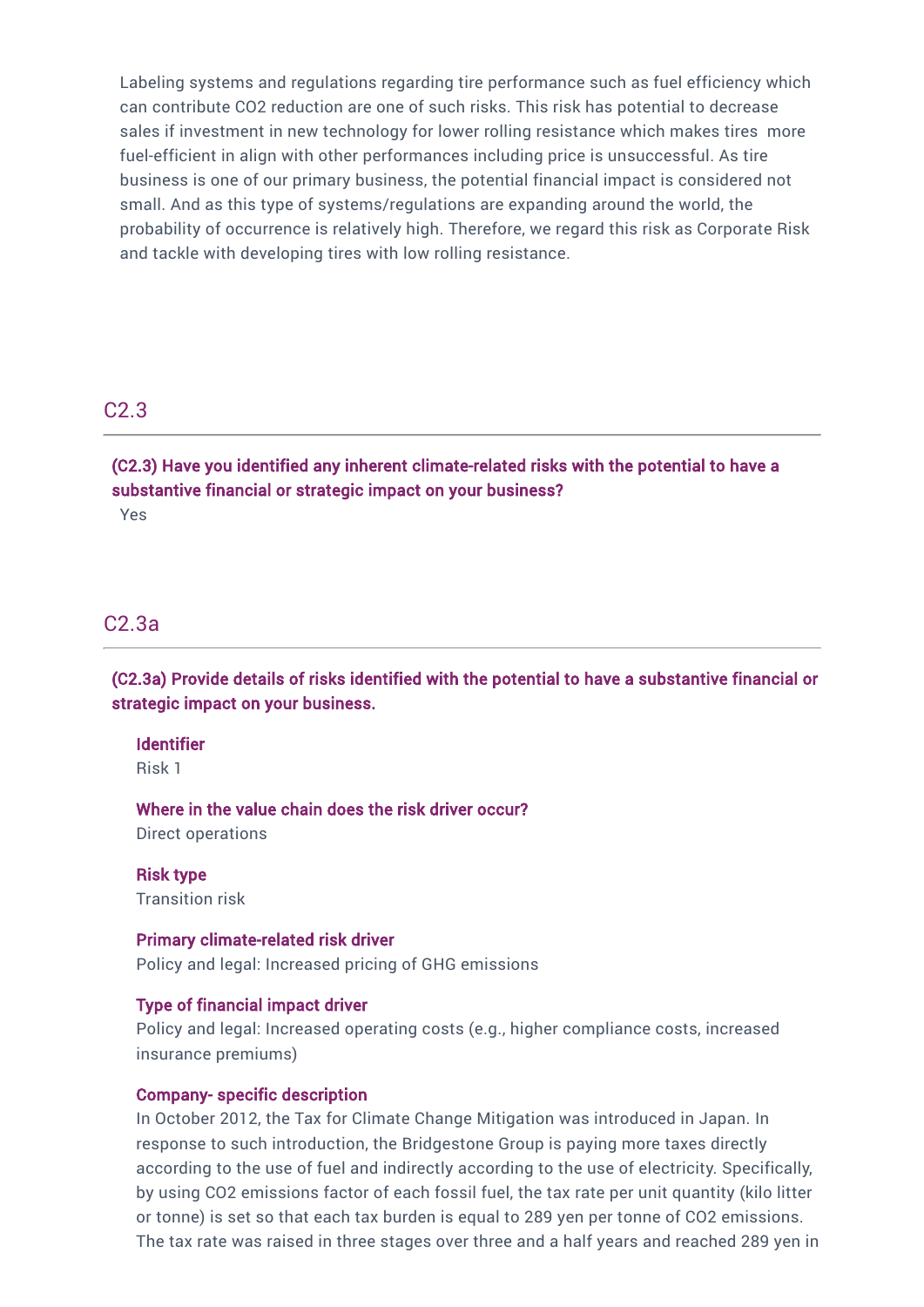Labeling systems and regulations regarding tire performance such as fuel efficiency which can contribute CO2 reduction are one of such risks. This risk has potential to decrease sales if investment in new technology for lower rolling resistance which makes tires more fuel-efficient in align with other performances including price is unsuccessful. As tire business is one of our primary business, the potential financial impact is considered not small. And as this type of systems/regulations are expanding around the world, the probability of occurrence is relatively high. Therefore, we regard this risk as Corporate Risk and tackle with developing tires with low rolling resistance.

## C2.3

**(C2.3) Have you identified any inherent climate-related risks with the potential to have a substantive financial or strategic impact on your business?**

Yes

## C2.3a

**(C2.3a) Provide details of risks identified with the potential to have a substantive financial or strategic impact on your business.**

**Identifier**

Risk 1

**Where in the value chain does the risk driver occur?**

Direct operations

**Risk type**

Transition risk

**Primary climate-related risk driver**

Policy and legal: Increased pricing of GHG emissions

**Type of financial impact driver**

Policy and legal: Increased operating costs (e.g., higher compliance costs, increased insurance premiums)

**Company- specific description**

In October 2012, the Tax for Climate Change Mitigation was introduced in Japan. In response to such introduction, the Bridgestone Group is paying more taxes directly according to the use of fuel and indirectly according to the use of electricity. Specifically, by using CO2 emissions factor of each fossil fuel, the tax rate per unit quantity (kilo litter or tonne) is set so that each tax burden is equal to 289 yen per tonne of CO2 emissions. The tax rate was raised in three stages over three and a half years and reached 289 yen in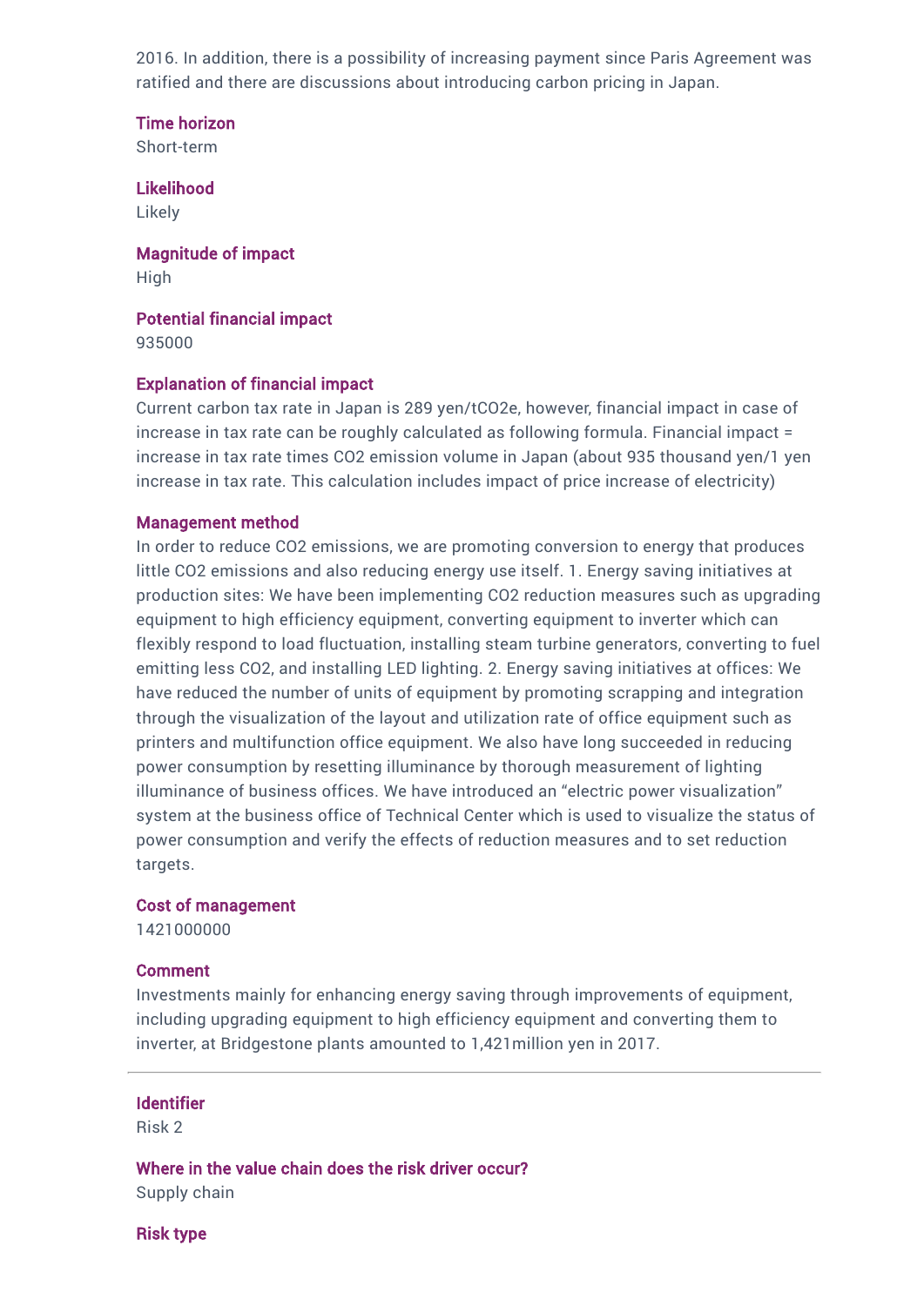2016. In addition, there is a possibility of increasing payment since Paris Agreement was ratified and there are discussions about introducing carbon pricing in Japan.

**Time horizon**

Short-term

**Likelihood**

Likely

**Magnitude of impact**

High

**Potential financial impact**

935000

**Explanation of financial impact**

Current carbon tax rate in Japan is 289 yen/tCO2e, however, financial impact in case of increase in tax rate can be roughly calculated as following formula. Financial impact = increase in tax rate times CO2 emission volume in Japan (about 935 thousand yen/1 yen increase in tax rate. This calculation includes impact of price increase of electricity)

**Management method**

In order to reduce CO2 emissions, we are promoting conversion to energy that produces little CO2 emissions and also reducing energy use itself. 1. Energy saving initiatives at production sites: We have been implementing CO2 reduction measures such as upgrading equipment to high efficiency equipment, converting equipment to inverter which can flexibly respond to load fluctuation, installing steam turbine generators, converting to fuel emitting less CO2, and installing LED lighting. 2. Energy saving initiatives at offices: We have reduced the number of units of equipment by promoting scrapping and integration through the visualization of the layout and utilization rate of office equipment such as printers and multifunction office equipment. We also have long succeeded in reducing power consumption by resetting illuminance by thorough measurement of lighting illuminance of business offices. We have introduced an “electric power visualization” system at the business office of Technical Center which is used to visualize the status of power consumption and verify the effects of reduction measures and to set reduction targets.

**Cost of management**

1421000000

**Comment**

Investments mainly for enhancing energy saving through improvements of equipment, including upgrading equipment to high efficiency equipment and converting them to inverter, at Bridgestone plants amounted to 1,421million yen in 2017.

---

**Identifier**

Risk 2

**Where in the value chain does the risk driver occur?**

Supply chain

**Risk type**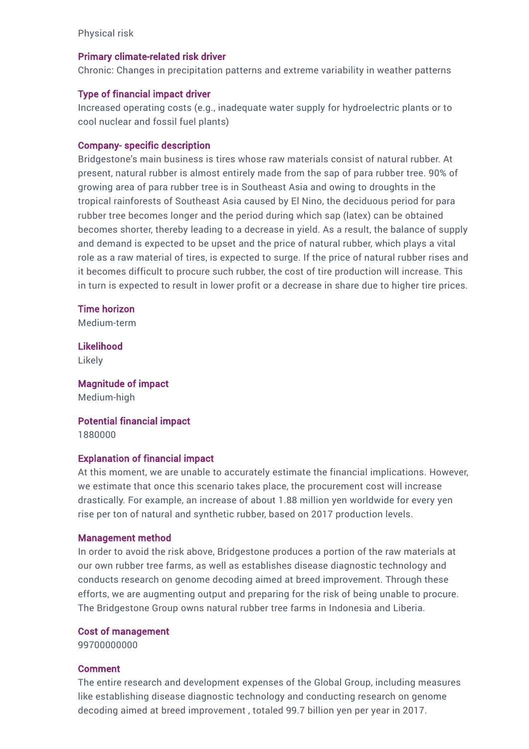Physical risk

### Primary climate-related risk driver

Chronic: Changes in precipitation patterns and extreme variability in weather patterns

### Type of financial impact driver

Increased operating costs (e.g., inadequate water supply for hydroelectric plants or to cool nuclear and fossil fuel plants)

### Company- specific description

Bridgestone's main business is tires whose raw materials consist of natural rubber. At present, natural rubber is almost entirely made from the sap of para rubber tree. 90% of growing area of para rubber tree is in Southeast Asia and owing to droughts in the tropical rainforests of Southeast Asia caused by El Nino, the deciduous period for para rubber tree becomes longer and the period during which sap (latex) can be obtained becomes shorter, thereby leading to a decrease in yield. As a result, the balance of supply and demand is expected to be upset and the price of natural rubber, which plays a vital role as a raw material of tires, is expected to surge. If the price of natural rubber rises and it becomes difficult to procure such rubber, the cost of tire production will increase. This in turn is expected to result in lower profit or a decrease in share due to higher tire prices.

### Time horizon

Medium-term

### Likelihood

Likely

### Magnitude of impact

Medium-high

### Potential financial impact

1880000

### Explanation of financial impact

At this moment, we are unable to accurately estimate the financial implications. However, we estimate that once this scenario takes place, the procurement cost will increase drastically. For example, an increase of about 1.88 million yen worldwide for every yen rise per ton of natural and synthetic rubber, based on 2017 production levels.

### Management method

In order to avoid the risk above, Bridgestone produces a portion of the raw materials at our own rubber tree farms, as well as establishes disease diagnostic technology and conducts research on genome decoding aimed at breed improvement. Through these efforts, we are augmenting output and preparing for the risk of being unable to procure. The Bridgestone Group owns natural rubber tree farms in Indonesia and Liberia.

### Cost of management

99700000000

### Comment

The entire research and development expenses of the Global Group, including measures like establishing disease diagnostic technology and conducting research on genome decoding aimed at breed improvement , totaled 99.7 billion yen per year in 2017.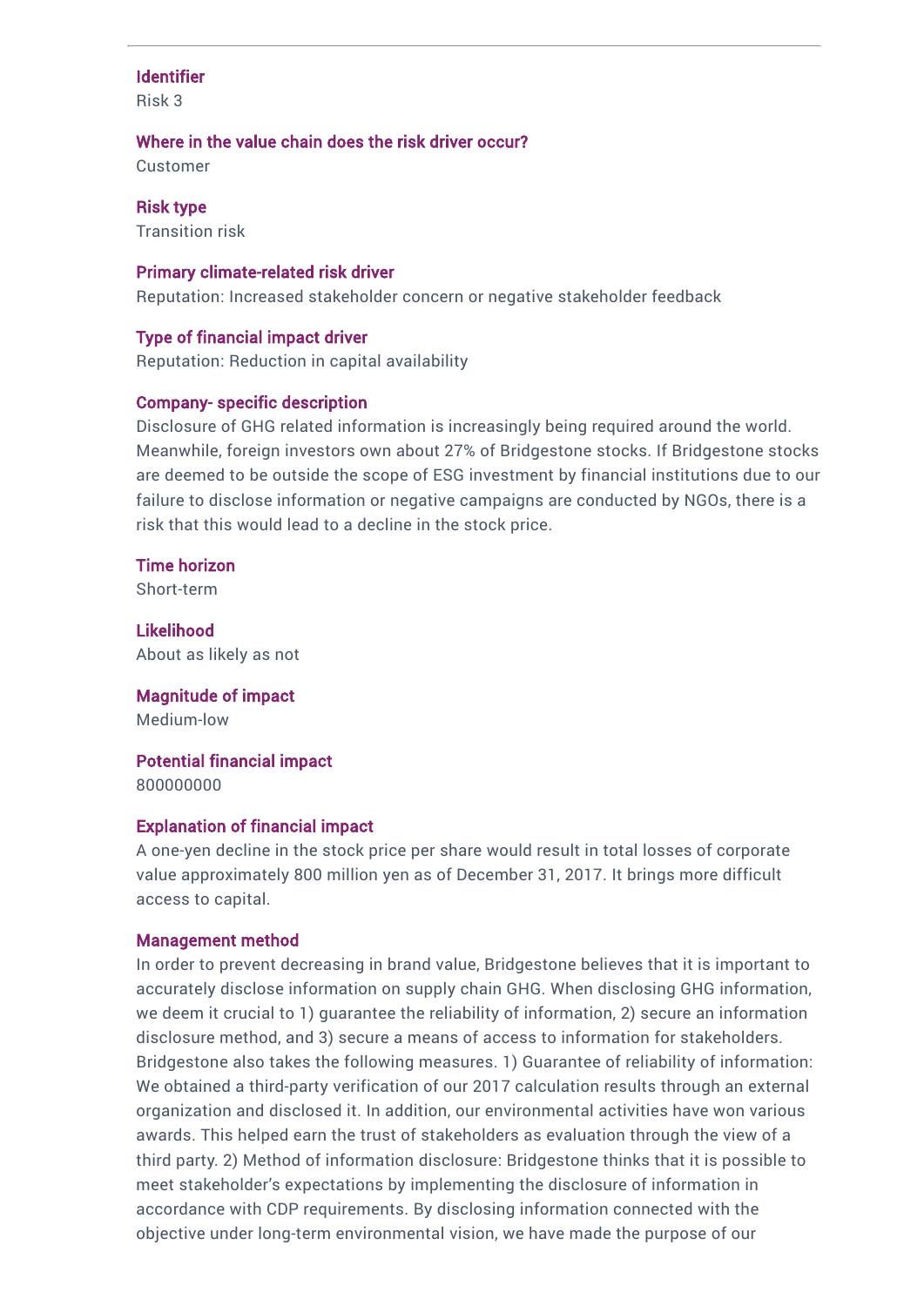### Identifier
Risk 3

### Where in the value chain does the risk driver occur?
Customer

### Risk type
Transition risk

### Primary climate-related risk driver
Reputation: Increased stakeholder concern or negative stakeholder feedback

### Type of financial impact driver
Reputation: Reduction in capital availability

### Company- specific description
Disclosure of GHG related information is increasingly being required around the world. Meanwhile, foreign investors own about 27% of Bridgestone stocks. If Bridgestone stocks are deemed to be outside the scope of ESG investment by financial institutions due to our failure to disclose information or negative campaigns are conducted by NGOs, there is a risk that this would lead to a decline in the stock price.

### Time horizon
Short-term

### Likelihood
About as likely as not

### Magnitude of impact
Medium-low

### Potential financial impact
800000000

### Explanation of financial impact
A one-yen decline in the stock price per share would result in total losses of corporate value approximately 800 million yen as of December 31, 2017. It brings more difficult access to capital.

### Management method
In order to prevent decreasing in brand value, Bridgestone believes that it is important to accurately disclose information on supply chain GHG. When disclosing GHG information, we deem it crucial to 1) guarantee the reliability of information, 2) secure an information disclosure method, and 3) secure a means of access to information for stakeholders. Bridgestone also takes the following measures. 1) Guarantee of reliability of information: We obtained a third-party verification of our 2017 calculation results through an external organization and disclosed it. In addition, our environmental activities have won various awards. This helped earn the trust of stakeholders as evaluation through the view of a third party. 2) Method of information disclosure: Bridgestone thinks that it is possible to meet stakeholder's expectations by implementing the disclosure of information in accordance with CDP requirements. By disclosing information connected with the objective under long-term environmental vision, we have made the purpose of our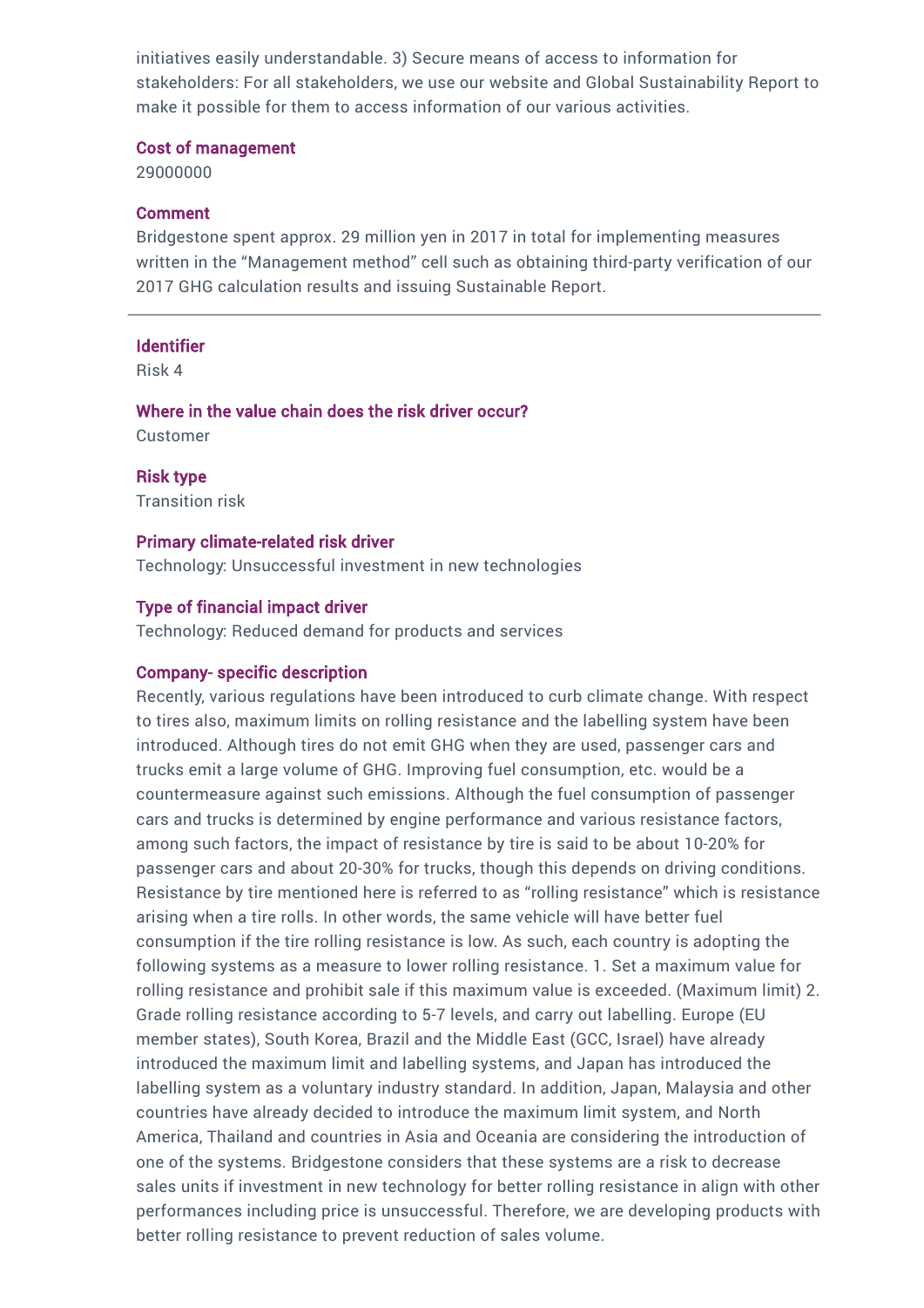initiatives easily understandable. 3) Secure means of access to information for stakeholders: For all stakeholders, we use our website and Global Sustainability Report to make it possible for them to access information of our various activities.

### Cost of management

29000000

### Comment

Bridgestone spent approx. 29 million yen in 2017 in total for implementing measures written in the “Management method” cell such as obtaining third-party verification of our 2017 GHG calculation results and issuing Sustainable Report.

---

### Identifier

Risk 4

### Where in the value chain does the risk driver occur?

Customer

### Risk type

Transition risk

### Primary climate-related risk driver

Technology: Unsuccessful investment in new technologies

### Type of financial impact driver

Technology: Reduced demand for products and services

### Company- specific description

Recently, various regulations have been introduced to curb climate change. With respect to tires also, maximum limits on rolling resistance and the labelling system have been introduced. Although tires do not emit GHG when they are used, passenger cars and trucks emit a large volume of GHG. Improving fuel consumption, etc. would be a countermeasure against such emissions. Although the fuel consumption of passenger cars and trucks is determined by engine performance and various resistance factors, among such factors, the impact of resistance by tire is said to be about 10-20% for passenger cars and about 20-30% for trucks, though this depends on driving conditions. Resistance by tire mentioned here is referred to as “rolling resistance” which is resistance arising when a tire rolls. In other words, the same vehicle will have better fuel consumption if the tire rolling resistance is low. As such, each country is adopting the following systems as a measure to lower rolling resistance. 1. Set a maximum value for rolling resistance and prohibit sale if this maximum value is exceeded. (Maximum limit) 2. Grade rolling resistance according to 5-7 levels, and carry out labelling. Europe (EU member states), South Korea, Brazil and the Middle East (GCC, Israel) have already introduced the maximum limit and labelling systems, and Japan has introduced the labelling system as a voluntary industry standard. In addition, Japan, Malaysia and other countries have already decided to introduce the maximum limit system, and North America, Thailand and countries in Asia and Oceania are considering the introduction of one of the systems. Bridgestone considers that these systems are a risk to decrease sales units if investment in new technology for better rolling resistance in align with other performances including price is unsuccessful. Therefore, we are developing products with better rolling resistance to prevent reduction of sales volume.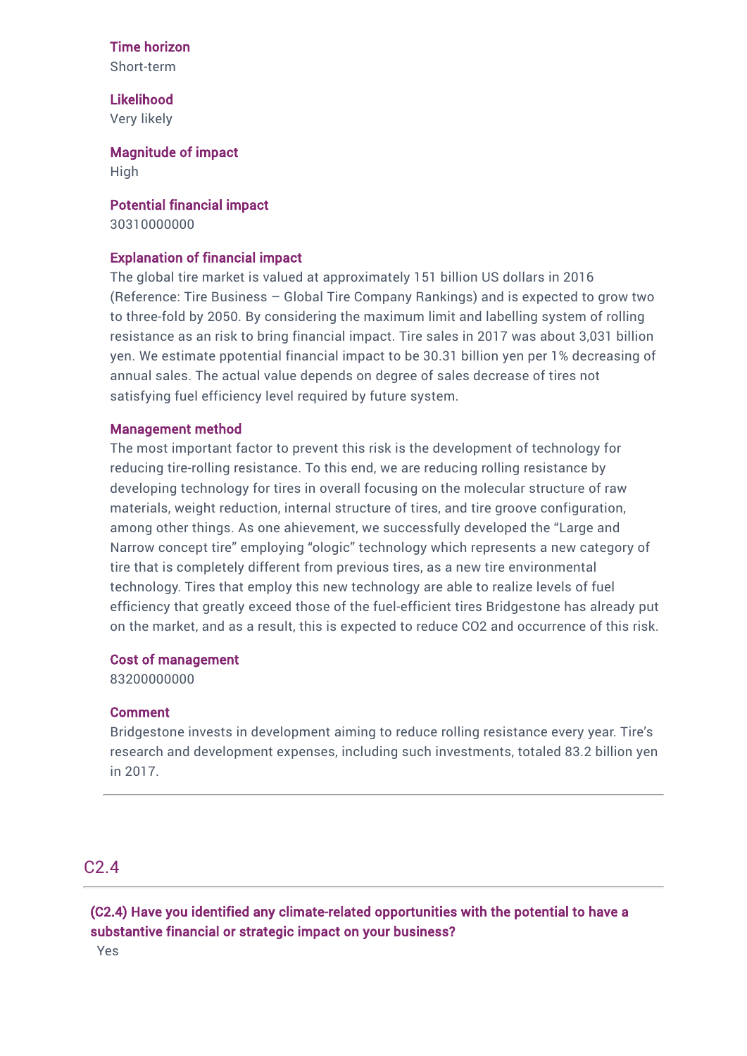**Time horizon**
Short-term

**Likelihood**
Very likely

**Magnitude of impact**
High

**Potential financial impact**
30310000000

**Explanation of financial impact**
The global tire market is valued at approximately 151 billion US dollars in 2016 (Reference: Tire Business – Global Tire Company Rankings) and is expected to grow two to three-fold by 2050. By considering the maximum limit and labelling system of rolling resistance as an risk to bring financial impact. Tire sales in 2017 was about 3,031 billion yen. We estimate ppotential financial impact to be 30.31 billion yen per 1% decreasing of annual sales. The actual value depends on degree of sales decrease of tires not satisfying fuel efficiency level required by future system.

**Management method**
The most important factor to prevent this risk is the development of technology for reducing tire-rolling resistance. To this end, we are reducing rolling resistance by developing technology for tires in overall focusing on the molecular structure of raw materials, weight reduction, internal structure of tires, and tire groove configuration, among other things. As one ahievement, we successfully developed the "Large and Narrow concept tire" employing "ologic" technology which represents a new category of tire that is completely different from previous tires, as a new tire environmental technology. Tires that employ this new technology are able to realize levels of fuel efficiency that greatly exceed those of the fuel-efficient tires Bridgestone has already put on the market, and as a result, this is expected to reduce $CO_2$ and occurrence of this risk.

**Cost of management**
83200000000

**Comment**
Bridgestone invests in development aiming to reduce rolling resistance every year. Tire's research and development expenses, including such investments, totaled 83.2 billion yen in 2017.

## C2.4

**(C2.4) Have you identified any climate-related opportunities with the potential to have a substantive financial or strategic impact on your business?**

Yes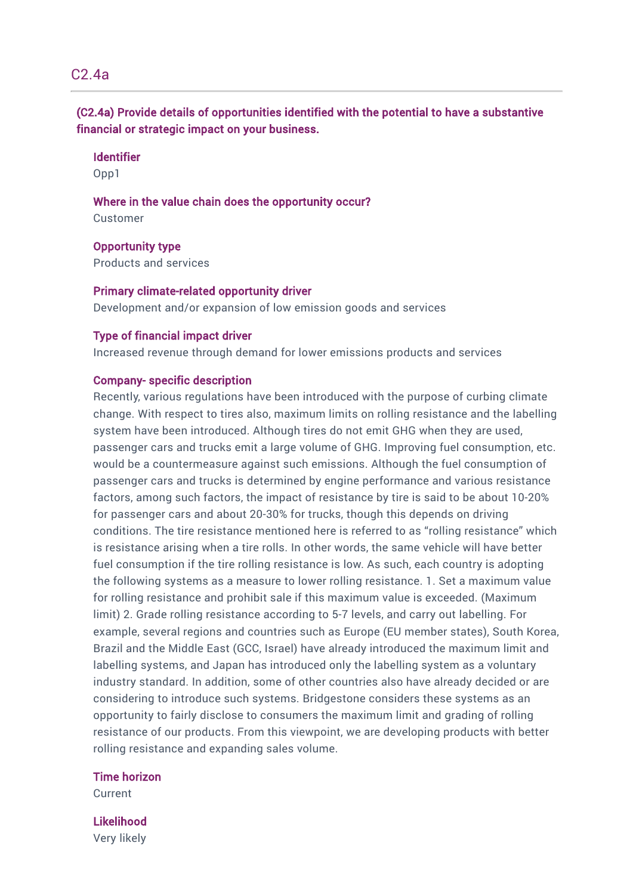## C2.4a

**(C2.4a) Provide details of opportunities identified with the potential to have a substantive financial or strategic impact on your business.**

**Identifier**
Opp1

**Where in the value chain does the opportunity occur?**
Customer

**Opportunity type**
Products and services

**Primary climate-related opportunity driver**
Development and/or expansion of low emission goods and services

**Type of financial impact driver**
Increased revenue through demand for lower emissions products and services

**Company- specific description**
Recently, various regulations have been introduced with the purpose of curbing climate change. With respect to tires also, maximum limits on rolling resistance and the labelling system have been introduced. Although tires do not emit GHG when they are used, passenger cars and trucks emit a large volume of GHG. Improving fuel consumption, etc. would be a countermeasure against such emissions. Although the fuel consumption of passenger cars and trucks is determined by engine performance and various resistance factors, among such factors, the impact of resistance by tire is said to be about 10-20% for passenger cars and about 20-30% for trucks, though this depends on driving conditions. The tire resistance mentioned here is referred to as "rolling resistance" which is resistance arising when a tire rolls. In other words, the same vehicle will have better fuel consumption if the tire rolling resistance is low. As such, each country is adopting the following systems as a measure to lower rolling resistance. 1. Set a maximum value for rolling resistance and prohibit sale if this maximum value is exceeded. (Maximum limit) 2. Grade rolling resistance according to 5-7 levels, and carry out labelling. For example, several regions and countries such as Europe (EU member states), South Korea, Brazil and the Middle East (GCC, Israel) have already introduced the maximum limit and labelling systems, and Japan has introduced only the labelling system as a voluntary industry standard. In addition, some of other countries also have already decided or are considering to introduce such systems. Bridgestone considers these systems as an opportunity to fairly disclose to consumers the maximum limit and grading of rolling resistance of our products. From this viewpoint, we are developing products with better rolling resistance and expanding sales volume.

**Time horizon**
Current

**Likelihood**
Very likely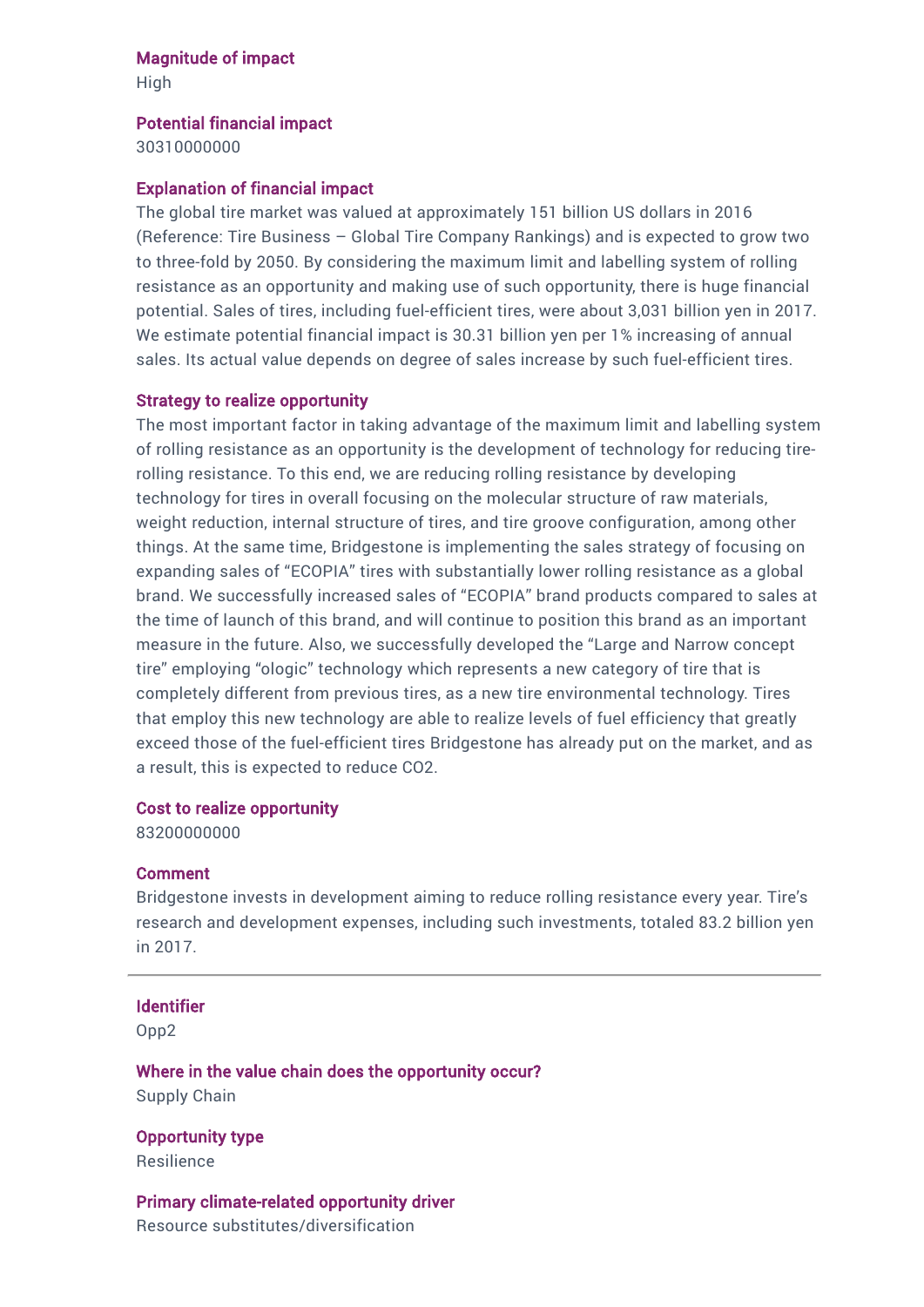**Magnitude of impact**
High

**Potential financial impact**
30310000000

**Explanation of financial impact**
The global tire market was valued at approximately 151 billion US dollars in 2016 (Reference: Tire Business – Global Tire Company Rankings) and is expected to grow two to three-fold by 2050. By considering the maximum limit and labelling system of rolling resistance as an opportunity and making use of such opportunity, there is huge financial potential. Sales of tires, including fuel-efficient tires, were about 3,031 billion yen in 2017. We estimate potential financial impact is 30.31 billion yen per 1% increasing of annual sales. Its actual value depends on degree of sales increase by such fuel-efficient tires.

**Strategy to realize opportunity**
The most important factor in taking advantage of the maximum limit and labelling system of rolling resistance as an opportunity is the development of technology for reducing tire-rolling resistance. To this end, we are reducing rolling resistance by developing technology for tires in overall focusing on the molecular structure of raw materials, weight reduction, internal structure of tires, and tire groove configuration, among other things. At the same time, Bridgestone is implementing the sales strategy of focusing on expanding sales of "ECOPIA" tires with substantially lower rolling resistance as a global brand. We successfully increased sales of "ECOPIA" brand products compared to sales at the time of launch of this brand, and will continue to position this brand as an important measure in the future. Also, we successfully developed the "Large and Narrow concept tire" employing "ologic" technology which represents a new category of tire that is completely different from previous tires, as a new tire environmental technology. Tires that employ this new technology are able to realize levels of fuel efficiency that greatly exceed those of the fuel-efficient tires Bridgestone has already put on the market, and as a result, this is expected to reduce $CO_2$.

**Cost to realize opportunity**
83200000000

**Comment**
Bridgestone invests in development aiming to reduce rolling resistance every year. Tire's research and development expenses, including such investments, totaled 83.2 billion yen in 2017.

---

**Identifier**
Opp2

**Where in the value chain does the opportunity occur?**
Supply Chain

**Opportunity type**
Resilience

**Primary climate-related opportunity driver**
Resource substitutes/diversification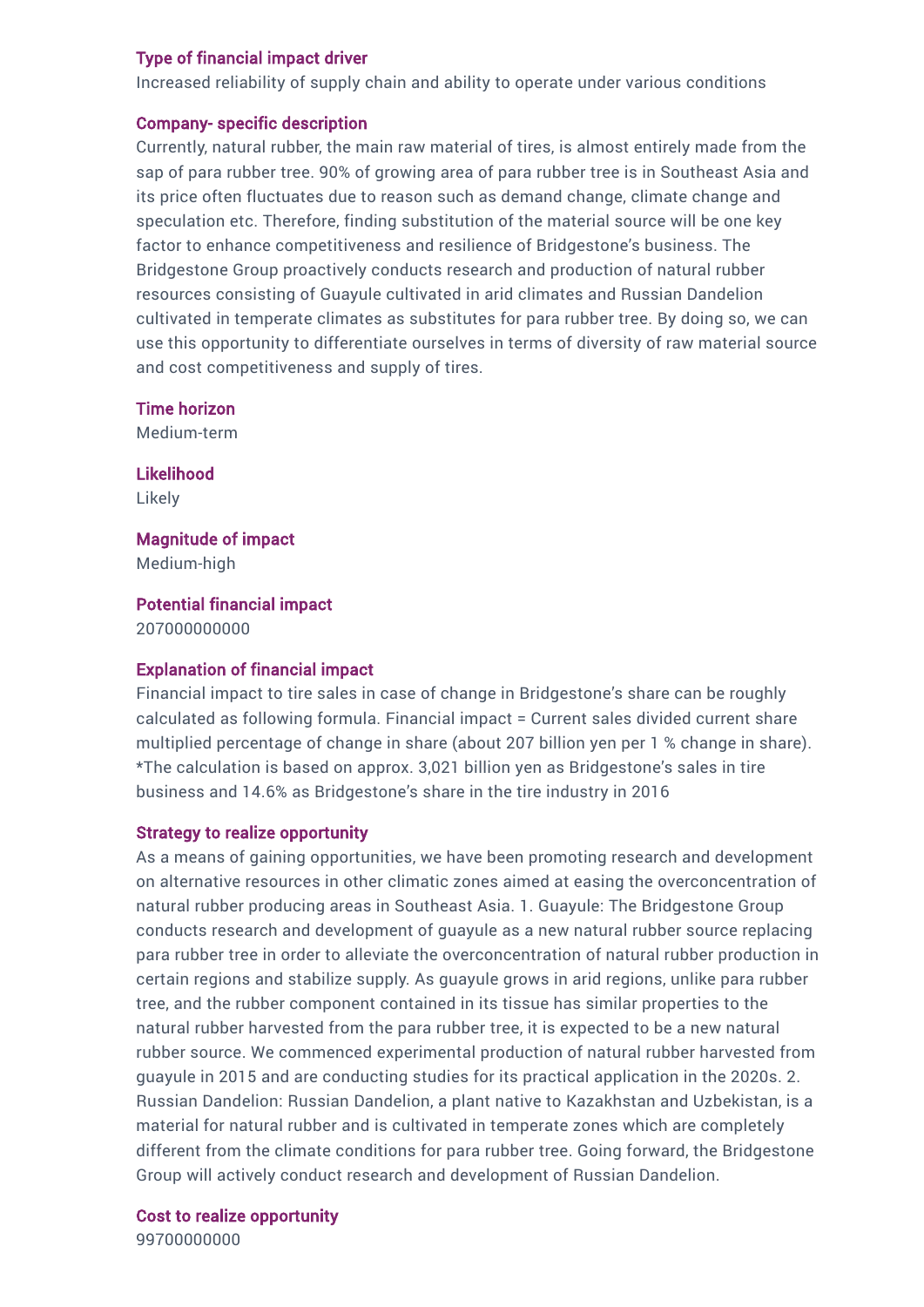#### Type of financial impact driver
Increased reliability of supply chain and ability to operate under various conditions

#### Company- specific description
Currently, natural rubber, the main raw material of tires, is almost entirely made from the sap of para rubber tree. 90% of growing area of para rubber tree is in Southeast Asia and its price often fluctuates due to reason such as demand change, climate change and speculation etc. Therefore, finding substitution of the material source will be one key factor to enhance competitiveness and resilience of Bridgestone's business. The Bridgestone Group proactively conducts research and production of natural rubber resources consisting of Guayule cultivated in arid climates and Russian Dandelion cultivated in temperate climates as substitutes for para rubber tree. By doing so, we can use this opportunity to differentiate ourselves in terms of diversity of raw material source and cost competitiveness and supply of tires.

#### Time horizon
Medium-term

#### Likelihood
Likely

#### Magnitude of impact
Medium-high

#### Potential financial impact
207000000000

#### Explanation of financial impact
Financial impact to tire sales in case of change in Bridgestone's share can be roughly calculated as following formula. Financial impact = Current sales divided current share multiplied percentage of change in share (about 207 billion yen per 1 % change in share). *The calculation is based on approx. 3,021 billion yen as Bridgestone's sales in tire business and 14.6% as Bridgestone's share in the tire industry in 2016

#### Strategy to realize opportunity
As a means of gaining opportunities, we have been promoting research and development on alternative resources in other climatic zones aimed at easing the overconcentration of natural rubber producing areas in Southeast Asia. 1. Guayule: The Bridgestone Group conducts research and development of guayule as a new natural rubber source replacing para rubber tree in order to alleviate the overconcentration of natural rubber production in certain regions and stabilize supply. As guayule grows in arid regions, unlike para rubber tree, and the rubber component contained in its tissue has similar properties to the natural rubber harvested from the para rubber tree, it is expected to be a new natural rubber source. We commenced experimental production of natural rubber harvested from guayule in 2015 and are conducting studies for its practical application in the 2020s. 2. Russian Dandelion: Russian Dandelion, a plant native to Kazakhstan and Uzbekistan, is a material for natural rubber and is cultivated in temperate zones which are completely different from the climate conditions for para rubber tree. Going forward, the Bridgestone Group will actively conduct research and development of Russian Dandelion.

#### Cost to realize opportunity
99700000000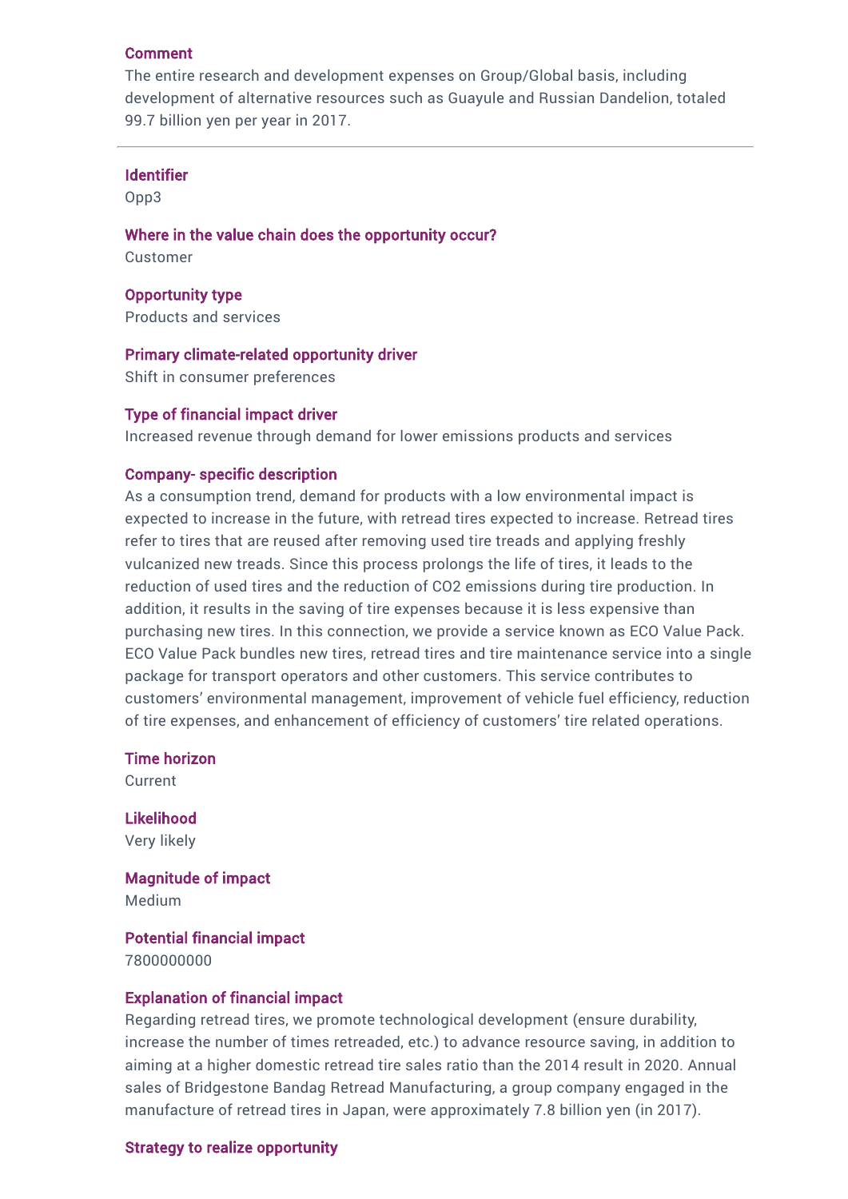#### Comment

The entire research and development expenses on Group/Global basis, including development of alternative resources such as Guayule and Russian Dandelion, totaled 99.7 billion yen per year in 2017.

---

#### Identifier

Opp3

#### Where in the value chain does the opportunity occur?

Customer

#### Opportunity type

Products and services

#### Primary climate-related opportunity driver

Shift in consumer preferences

#### Type of financial impact driver

Increased revenue through demand for lower emissions products and services

#### Company- specific description

As a consumption trend, demand for products with a low environmental impact is expected to increase in the future, with retread tires expected to increase. Retread tires refer to tires that are reused after removing used tire treads and applying freshly vulcanized new treads. Since this process prolongs the life of tires, it leads to the reduction of used tires and the reduction of CO2 emissions during tire production. In addition, it results in the saving of tire expenses because it is less expensive than purchasing new tires. In this connection, we provide a service known as ECO Value Pack. ECO Value Pack bundles new tires, retread tires and tire maintenance service into a single package for transport operators and other customers. This service contributes to customers' environmental management, improvement of vehicle fuel efficiency, reduction of tire expenses, and enhancement of efficiency of customers' tire related operations.

#### Time horizon

Current

#### Likelihood

Very likely

#### Magnitude of impact

Medium

#### Potential financial impact

7800000000

#### Explanation of financial impact

Regarding retread tires, we promote technological development (ensure durability, increase the number of times retreaded, etc.) to advance resource saving, in addition to aiming at a higher domestic retread tire sales ratio than the 2014 result in 2020. Annual sales of Bridgestone Bandag Retread Manufacturing, a group company engaged in the manufacture of retread tires in Japan, were approximately 7.8 billion yen (in 2017).

#### Strategy to realize opportunity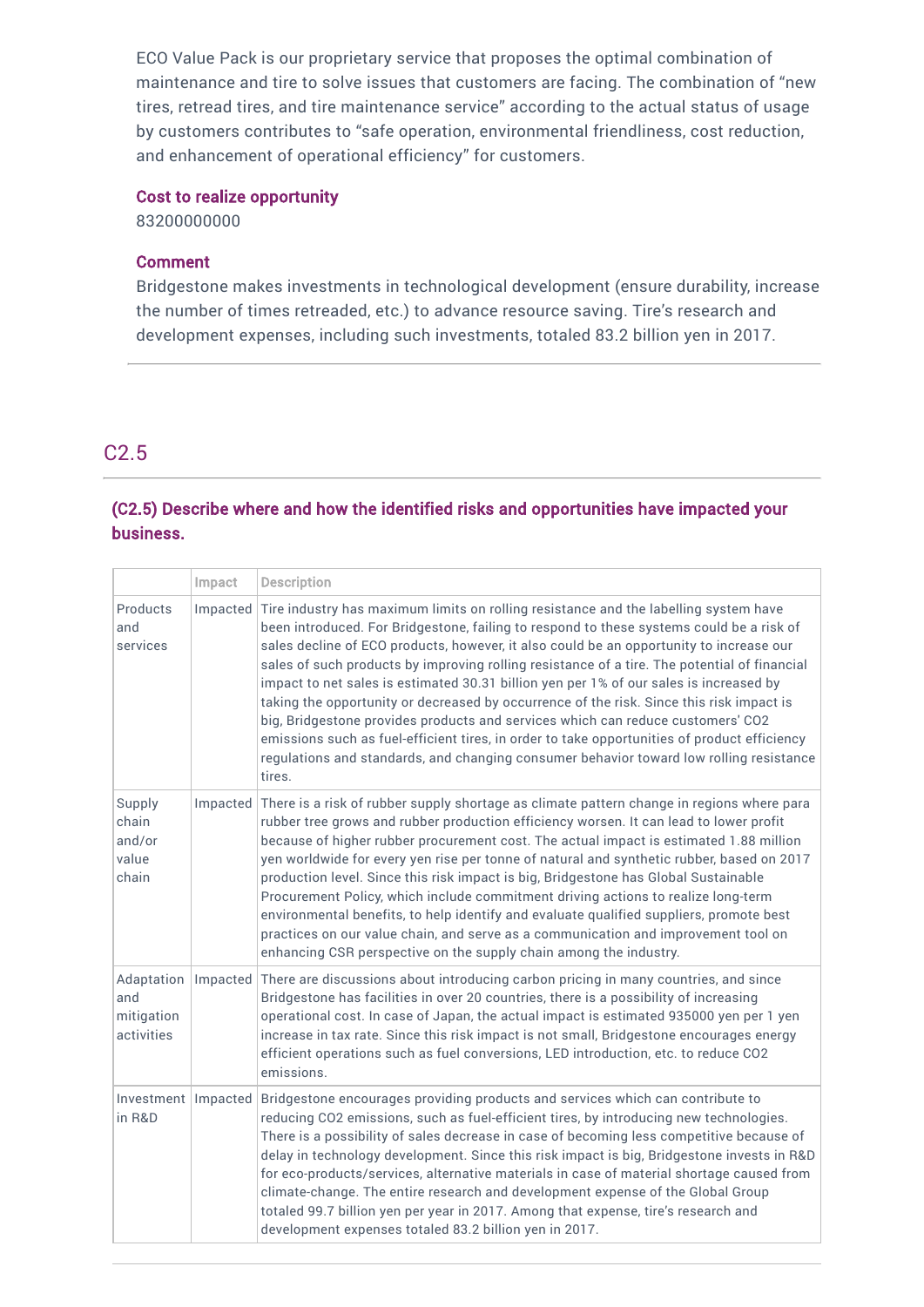ECO Value Pack is our proprietary service that proposes the optimal combination of maintenance and tire to solve issues that customers are facing. The combination of "new tires, retread tires, and tire maintenance service" according to the actual status of usage by customers contributes to "safe operation, environmental friendliness, cost reduction, and enhancement of operational efficiency" for customers.

#### Cost to realize opportunity

83200000000

#### Comment

Bridgestone makes investments in technological development (ensure durability, increase the number of times retreaded, etc.) to advance resource saving. Tire's research and development expenses, including such investments, totaled 83.2 billion yen in 2017.

## C2.5

### (C2.5) Describe where and how the identified risks and opportunities have impacted your business.

| | Impact | Description |
|---|---|---|
| Products and services | Impacted | Tire industry has maximum limits on rolling resistance and the labelling system have been introduced. For Bridgestone, failing to respond to these systems could be a risk of sales decline of ECO products, however, it also could be an opportunity to increase our sales of such products by improving rolling resistance of a tire. The potential of financial impact to net sales is estimated 30.31 billion yen per 1% of our sales is increased by taking the opportunity or decreased by occurrence of the risk. Since this risk impact is big, Bridgestone provides products and services which can reduce customers' $CO_2$ emissions such as fuel-efficient tires, in order to take opportunities of product efficiency regulations and standards, and changing consumer behavior toward low rolling resistance tires. |
| Supply chain and/or value chain | Impacted | There is a risk of rubber supply shortage as climate pattern change in regions where para rubber tree grows and rubber production efficiency worsen. It can lead to lower profit because of higher rubber procurement cost. The actual impact is estimated 1.88 million yen worldwide for every yen rise per tonne of natural and synthetic rubber, based on 2017 production level. Since this risk impact is big, Bridgestone has Global Sustainable Procurement Policy, which include commitment driving actions to realize long-term environmental benefits, to help identify and evaluate qualified suppliers, promote best practices on our value chain, and serve as a communication and improvement tool on enhancing CSR perspective on the supply chain among the industry. |
| Adaptation and mitigation activities | Impacted | There are discussions about introducing carbon pricing in many countries, and since Bridgestone has facilities in over 20 countries, there is a possibility of increasing operational cost. In case of Japan, the actual impact is estimated 935000 yen per 1 yen increase in tax rate. Since this risk impact is not small, Bridgestone encourages energy efficient operations such as fuel conversions, LED introduction, etc. to reduce $CO_2$ emissions. |
| Investment in R&D | Impacted | Bridgestone encourages providing products and services which can contribute to reducing $CO_2$ emissions, such as fuel-efficient tires, by introducing new technologies. There is a possibility of sales decrease in case of becoming less competitive because of delay in technology development. Since this risk impact is big, Bridgestone invests in R&D for eco-products/services, alternative materials in case of material shortage caused from climate-change. The entire research and development expense of the Global Group totaled 99.7 billion yen per year in 2017. Among that expense, tire's research and development expenses totaled 83.2 billion yen in 2017. |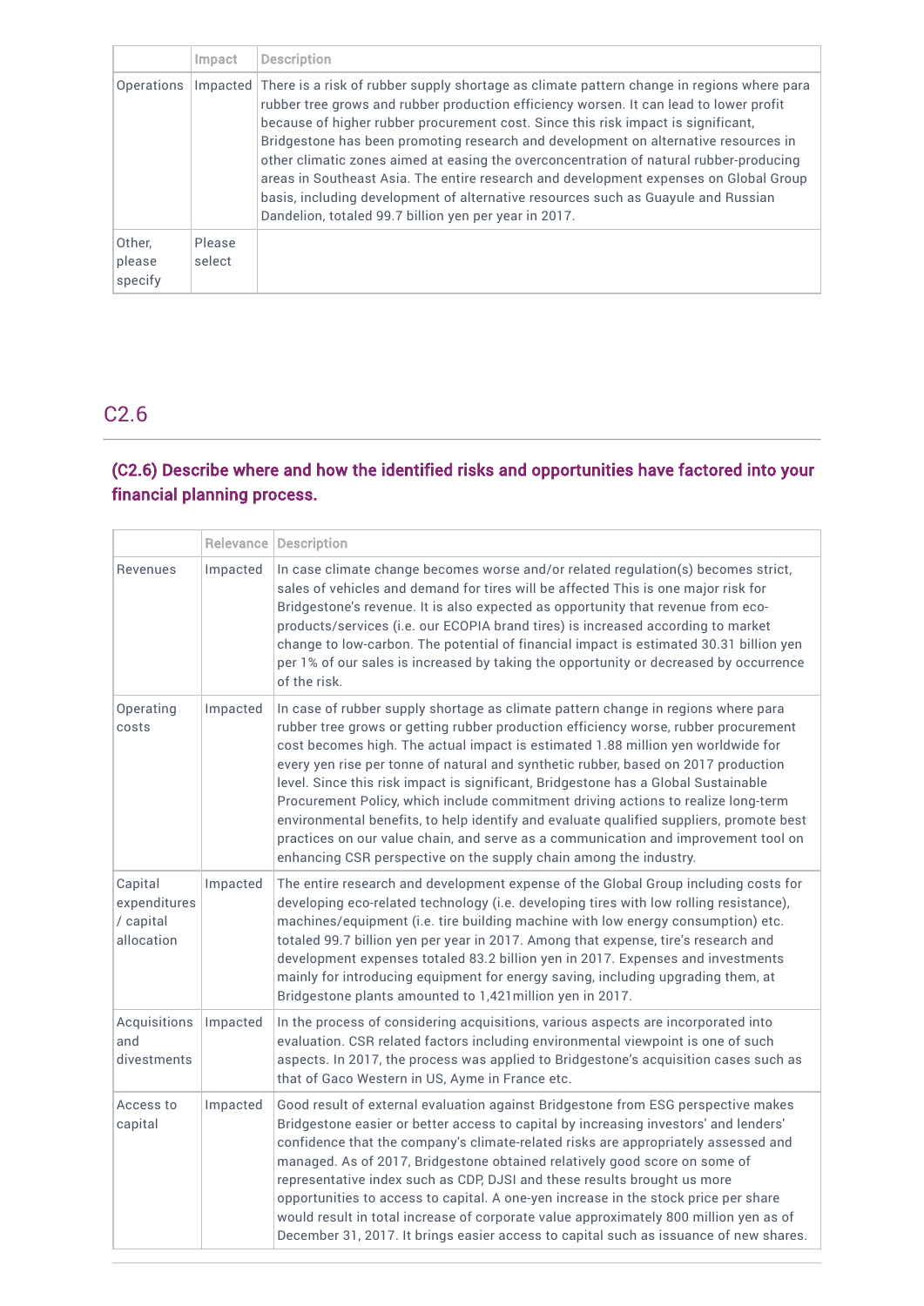| | Impact | Description |
|---|---|---|
| Operations | Impacted | There is a risk of rubber supply shortage as climate pattern change in regions where para rubber tree grows and rubber production efficiency worsen. It can lead to lower profit because of higher rubber procurement cost. Since this risk impact is significant, Bridgestone has been promoting research and development on alternative resources in other climatic zones aimed at easing the overconcentration of natural rubber-producing areas in Southeast Asia. The entire research and development expenses on Global Group basis, including development of alternative resources such as Guayule and Russian Dandelion, totaled 99.7 billion yen per year in 2017. |
| Other, please specify | Please select | |

## C2.6

### (C2.6) Describe where and how the identified risks and opportunities have factored into your financial planning process.

| | Relevance | Description |
|---|---|---|
| Revenues | Impacted | In case climate change becomes worse and/or related regulation(s) becomes strict, sales of vehicles and demand for tires will be affected This is one major risk for Bridgestone's revenue. It is also expected as opportunity that revenue from eco-products/services (i.e. our ECOPIA brand tires) is increased according to market change to low-carbon. The potential of financial impact is estimated 30.31 billion yen per 1% of our sales is increased by taking the opportunity or decreased by occurrence of the risk. |
| Operating costs | Impacted | In case of rubber supply shortage as climate pattern change in regions where para rubber tree grows or getting rubber production efficiency worse, rubber procurement cost becomes high. The actual impact is estimated 1.88 million yen worldwide for every yen rise per tonne of natural and synthetic rubber, based on 2017 production level. Since this risk impact is significant, Bridgestone has a Global Sustainable Procurement Policy, which include commitment driving actions to realize long-term environmental benefits, to help identify and evaluate qualified suppliers, promote best practices on our value chain, and serve as a communication and improvement tool on enhancing CSR perspective on the supply chain among the industry. |
| Capital expenditures / capital allocation | Impacted | The entire research and development expense of the Global Group including costs for developing eco-related technology (i.e. developing tires with low rolling resistance), machines/equipment (i.e. tire building machine with low energy consumption) etc. totaled 99.7 billion yen per year in 2017. Among that expense, tire's research and development expenses totaled 83.2 billion yen in 2017. Expenses and investments mainly for introducing equipment for energy saving, including upgrading them, at Bridgestone plants amounted to 1,421million yen in 2017. |
| Acquisitions and divestments | Impacted | In the process of considering acquisitions, various aspects are incorporated into evaluation. CSR related factors including environmental viewpoint is one of such aspects. In 2017, the process was applied to Bridgestone's acquisition cases such as that of Gaco Western in US, Ayme in France etc. |
| Access to capital | Impacted | Good result of external evaluation against Bridgestone from ESG perspective makes Bridgestone easier or better access to capital by increasing investors' and lenders' confidence that the company's climate-related risks are appropriately assessed and managed. As of 2017, Bridgestone obtained relatively good score on some of representative index such as CDP, DJSI and these results brought us more opportunities to access to capital. A one-yen increase in the stock price per share would result in total increase of corporate value approximately 800 million yen as of December 31, 2017. It brings easier access to capital such as issuance of new shares. |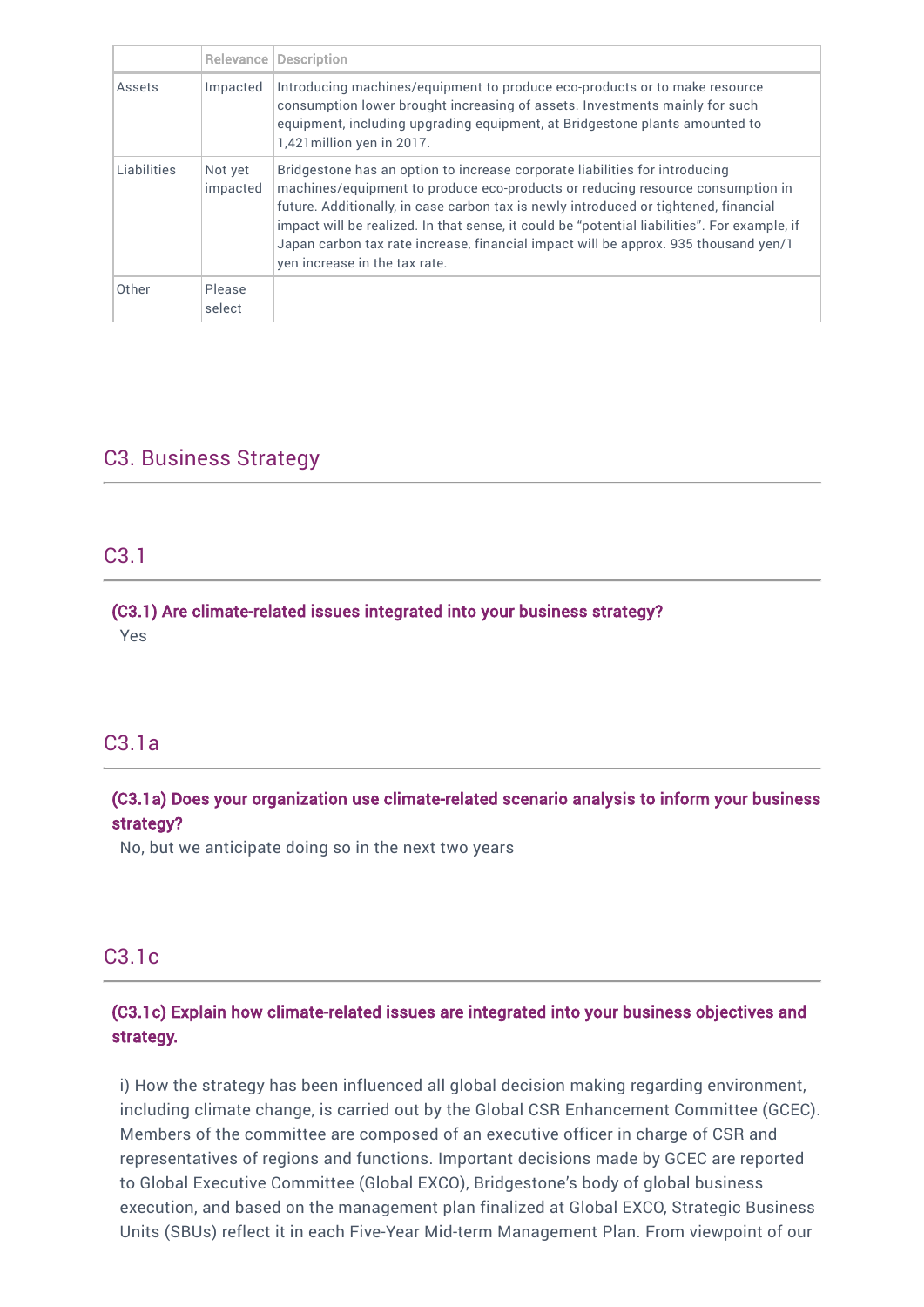|  | Relevance | Description |
|---|---|---|
| Assets | Impacted | Introducing machines/equipment to produce eco-products or to make resource consumption lower brought increasing of assets. Investments mainly for such equipment, including upgrading equipment, at Bridgestone plants amounted to 1,421million yen in 2017. |
| Liabilities | Not yet impacted | Bridgestone has an option to increase corporate liabilities for introducing machines/equipment to produce eco-products or reducing resource consumption in future. Additionally, in case carbon tax is newly introduced or tightened, financial impact will be realized. In that sense, it could be "potential liabilities". For example, if Japan carbon tax rate increase, financial impact will be approx. 935 thousand yen/1 yen increase in the tax rate. |
| Other | Please select |  |

## C3. Business Strategy

### C3.1

**(C3.1) Are climate-related issues integrated into your business strategy?**

Yes

### C3.1a

**(C3.1a) Does your organization use climate-related scenario analysis to inform your business strategy?**

No, but we anticipate doing so in the next two years

### C3.1c

**(C3.1c) Explain how climate-related issues are integrated into your business objectives and strategy.**

i) How the strategy has been influenced all global decision making regarding environment, including climate change, is carried out by the Global CSR Enhancement Committee (GCEC). Members of the committee are composed of an executive officer in charge of CSR and representatives of regions and functions. Important decisions made by GCEC are reported to Global Executive Committee (Global EXCO), Bridgestone's body of global business execution, and based on the management plan finalized at Global EXCO, Strategic Business Units (SBUs) reflect it in each Five-Year Mid-term Management Plan. From viewpoint of our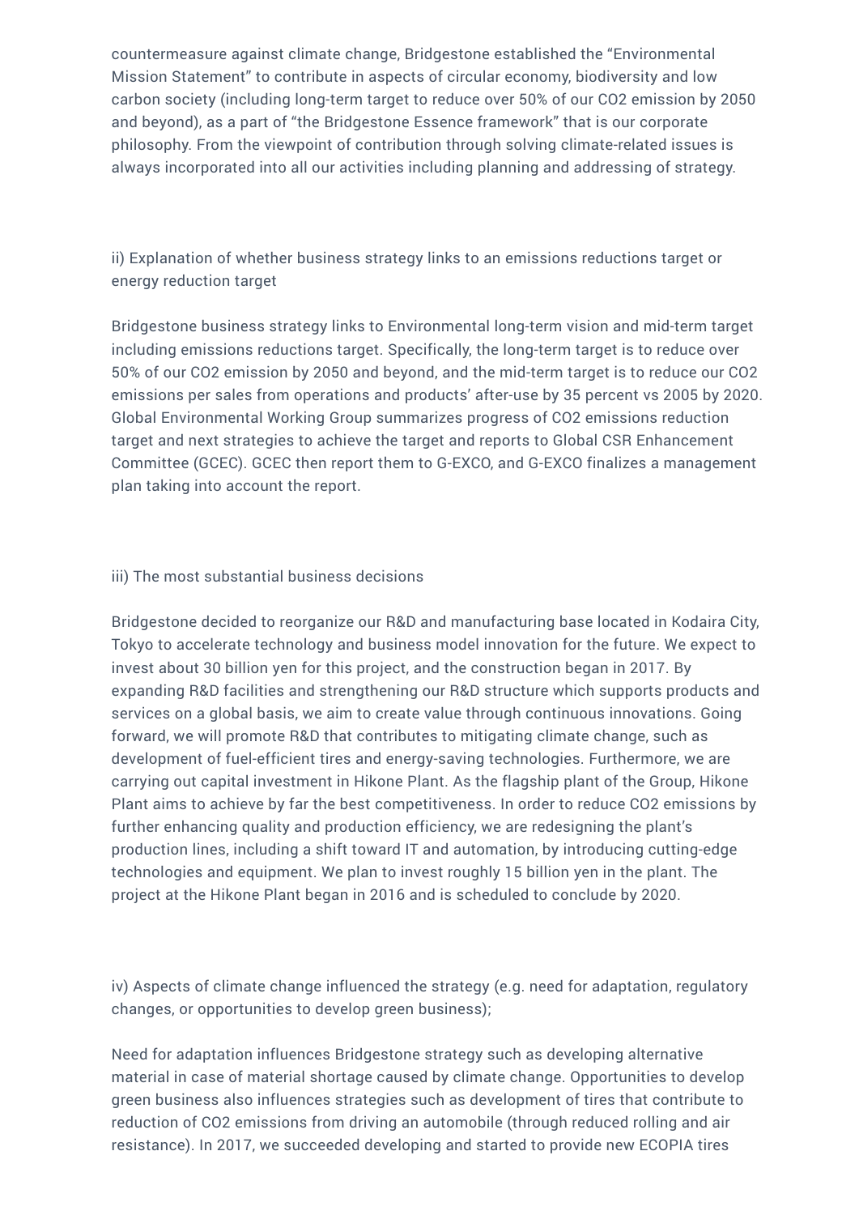countermeasure against climate change, Bridgestone established the "Environmental Mission Statement" to contribute in aspects of circular economy, biodiversity and low carbon society (including long-term target to reduce over 50% of our $CO_2$ emission by 2050 and beyond), as a part of "the Bridgestone Essence framework" that is our corporate philosophy. From the viewpoint of contribution through solving climate-related issues is always incorporated into all our activities including planning and addressing of strategy.

ii) Explanation of whether business strategy links to an emissions reductions target or energy reduction target

Bridgestone business strategy links to Environmental long-term vision and mid-term target including emissions reductions target. Specifically, the long-term target is to reduce over 50% of our $CO_2$ emission by 2050 and beyond, and the mid-term target is to reduce our $CO_2$ emissions per sales from operations and products' after-use by 35 percent vs 2005 by 2020. Global Environmental Working Group summarizes progress of $CO_2$ emissions reduction target and next strategies to achieve the target and reports to Global CSR Enhancement Committee (GCEC). GCEC then report them to G-EXCO, and G-EXCO finalizes a management plan taking into account the report.

iii) The most substantial business decisions

Bridgestone decided to reorganize our R&D and manufacturing base located in Kodaira City, Tokyo to accelerate technology and business model innovation for the future. We expect to invest about 30 billion yen for this project, and the construction began in 2017. By expanding R&D facilities and strengthening our R&D structure which supports products and services on a global basis, we aim to create value through continuous innovations. Going forward, we will promote R&D that contributes to mitigating climate change, such as development of fuel-efficient tires and energy-saving technologies. Furthermore, we are carrying out capital investment in Hikone Plant. As the flagship plant of the Group, Hikone Plant aims to achieve by far the best competitiveness. In order to reduce $CO_2$ emissions by further enhancing quality and production efficiency, we are redesigning the plant's production lines, including a shift toward IT and automation, by introducing cutting-edge technologies and equipment. We plan to invest roughly 15 billion yen in the plant. The project at the Hikone Plant began in 2016 and is scheduled to conclude by 2020.

iv) Aspects of climate change influenced the strategy (e.g. need for adaptation, regulatory changes, or opportunities to develop green business);

Need for adaptation influences Bridgestone strategy such as developing alternative material in case of material shortage caused by climate change. Opportunities to develop green business also influences strategies such as development of tires that contribute to reduction of $CO_2$ emissions from driving an automobile (through reduced rolling and air resistance). In 2017, we succeeded developing and started to provide new ECOPIA tires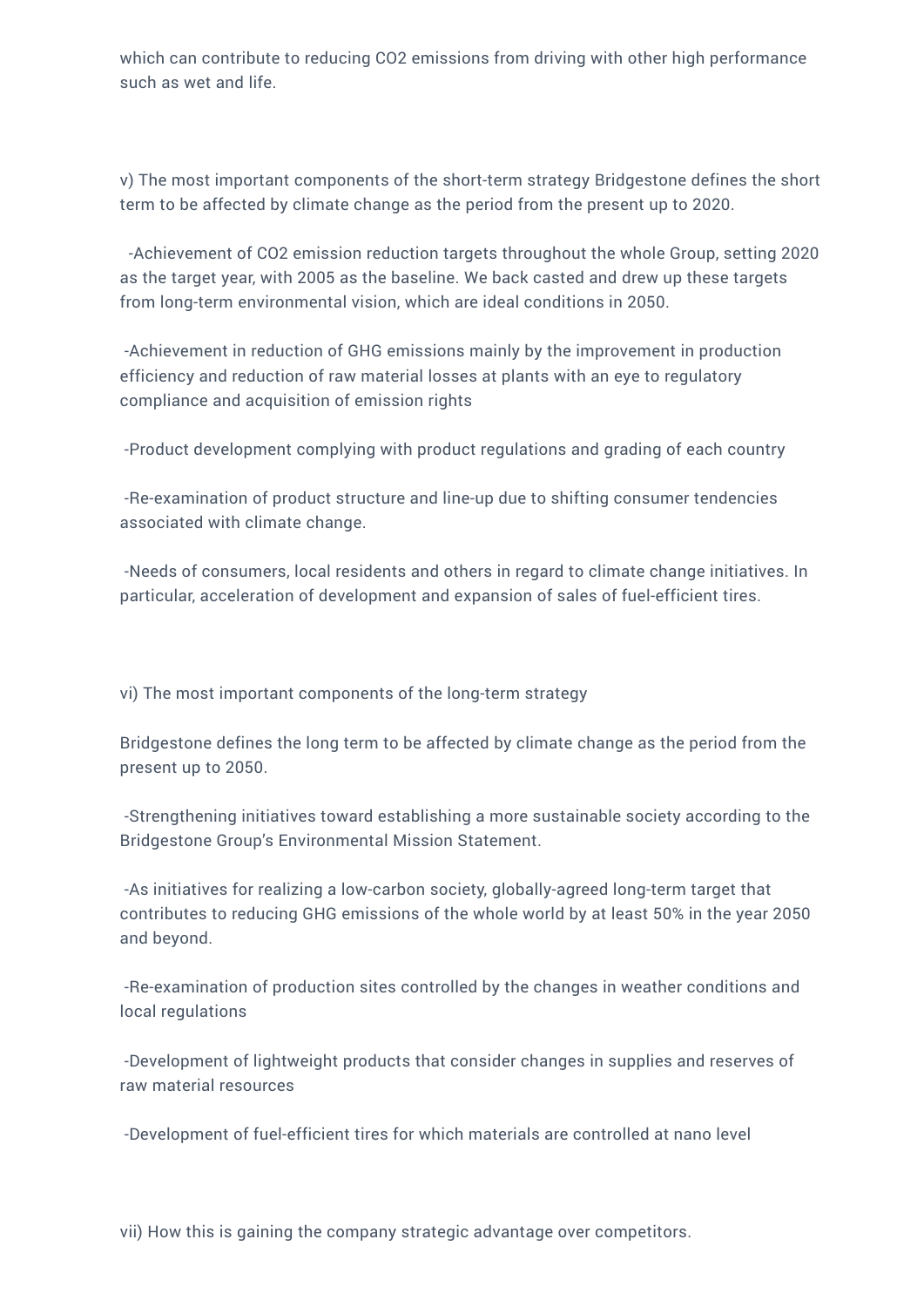which can contribute to reducing $CO_2$ emissions from driving with other high performance such as wet and life.

v) The most important components of the short-term strategy Bridgestone defines the short term to be affected by climate change as the period from the present up to 2020.

-Achievement of $CO_2$ emission reduction targets throughout the whole Group, setting 2020 as the target year, with 2005 as the baseline. We back casted and drew up these targets from long-term environmental vision, which are ideal conditions in 2050.

-Achievement in reduction of GHG emissions mainly by the improvement in production efficiency and reduction of raw material losses at plants with an eye to regulatory compliance and acquisition of emission rights

-Product development complying with product regulations and grading of each country

-Re-examination of product structure and line-up due to shifting consumer tendencies associated with climate change.

-Needs of consumers, local residents and others in regard to climate change initiatives. In particular, acceleration of development and expansion of sales of fuel-efficient tires.

vi) The most important components of the long-term strategy

Bridgestone defines the long term to be affected by climate change as the period from the present up to 2050.

-Strengthening initiatives toward establishing a more sustainable society according to the Bridgestone Group's Environmental Mission Statement.

-As initiatives for realizing a low-carbon society, globally-agreed long-term target that contributes to reducing GHG emissions of the whole world by at least 50% in the year 2050 and beyond.

-Re-examination of production sites controlled by the changes in weather conditions and local regulations

-Development of lightweight products that consider changes in supplies and reserves of raw material resources

-Development of fuel-efficient tires for which materials are controlled at nano level

vii) How this is gaining the company strategic advantage over competitors.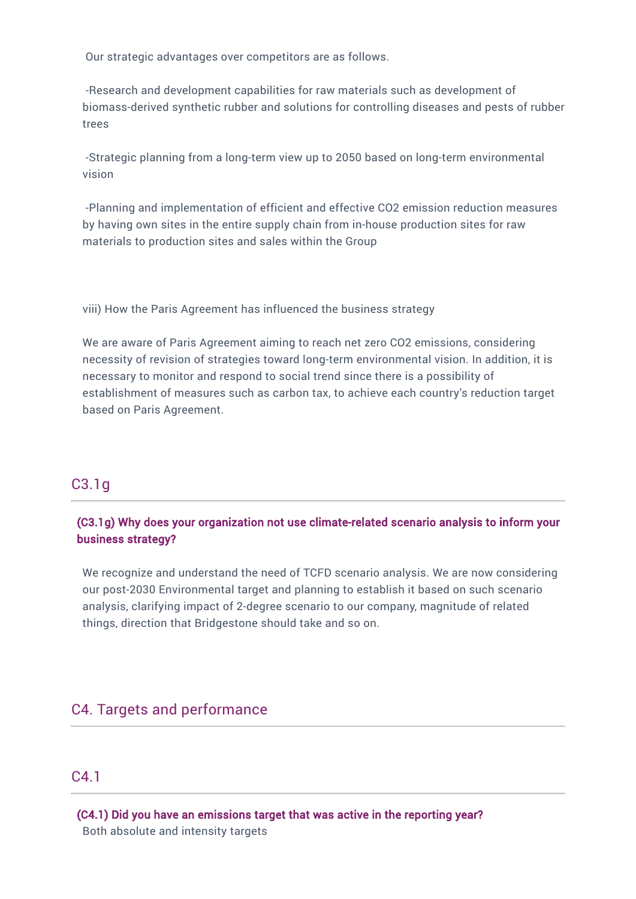Our strategic advantages over competitors are as follows.

-Research and development capabilities for raw materials such as development of biomass-derived synthetic rubber and solutions for controlling diseases and pests of rubber trees

-Strategic planning from a long-term view up to 2050 based on long-term environmental vision

-Planning and implementation of efficient and effective $CO_2$ emission reduction measures by having own sites in the entire supply chain from in-house production sites for raw materials to production sites and sales within the Group

viii) How the Paris Agreement has influenced the business strategy

We are aware of Paris Agreement aiming to reach net zero $CO_2$ emissions, considering necessity of revision of strategies toward long-term environmental vision. In addition, it is necessary to monitor and respond to social trend since there is a possibility of establishment of measures such as carbon tax, to achieve each country's reduction target based on Paris Agreement.

## C3.1g

**(C3.1g) Why does your organization not use climate-related scenario analysis to inform your business strategy?**

We recognize and understand the need of TCFD scenario analysis. We are now considering our post-2030 Environmental target and planning to establish it based on such scenario analysis, clarifying impact of 2-degree scenario to our company, magnitude of related things, direction that Bridgestone should take and so on.

# C4. Targets and performance

## C4.1

**(C4.1) Did you have an emissions target that was active in the reporting year?**
Both absolute and intensity targets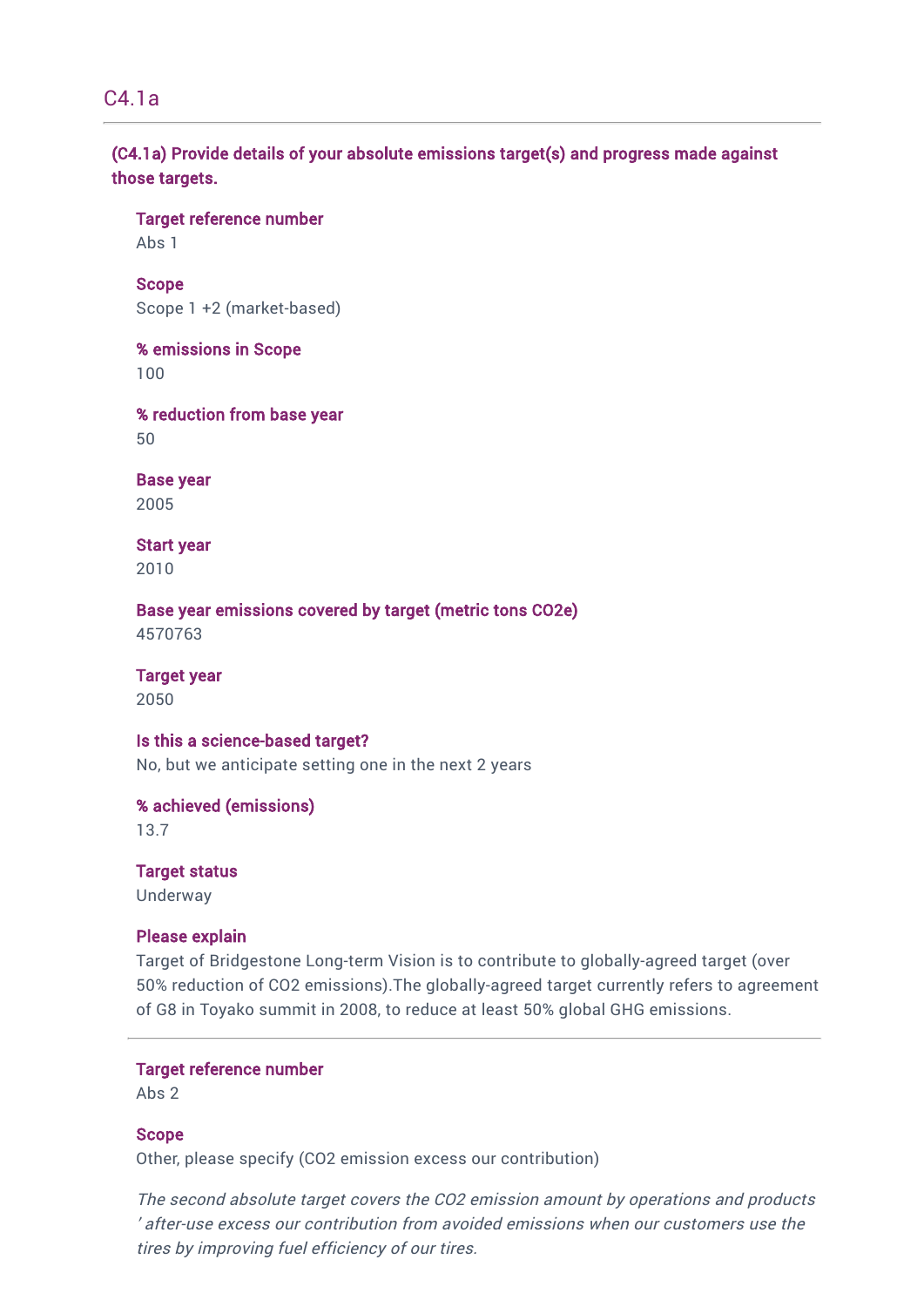## C4.1a

**(C4.1a) Provide details of your absolute emissions target(s) and progress made against those targets.**

**Target reference number**
Abs 1

**Scope**
Scope 1 +2 (market-based)

**% emissions in Scope**
100

**% reduction from base year**
50

**Base year**
2005

**Start year**
2010

**Base year emissions covered by target (metric tons CO2e)**
4570763

**Target year**
2050

**Is this a science-based target?**
No, but we anticipate setting one in the next 2 years

**% achieved (emissions)**
13.7

**Target status**
Underway

**Please explain**
Target of Bridgestone Long-term Vision is to contribute to globally-agreed target (over 50% reduction of CO2 emissions).The globally-agreed target currently refers to agreement of G8 in Toyako summit in 2008, to reduce at least 50% global GHG emissions.

---

**Target reference number**
Abs 2

**Scope**
Other, please specify (CO2 emission excess our contribution)

*The second absolute target covers the CO2 emission amount by operations and products ' after-use excess our contribution from avoided emissions when our customers use the tires by improving fuel efficiency of our tires.*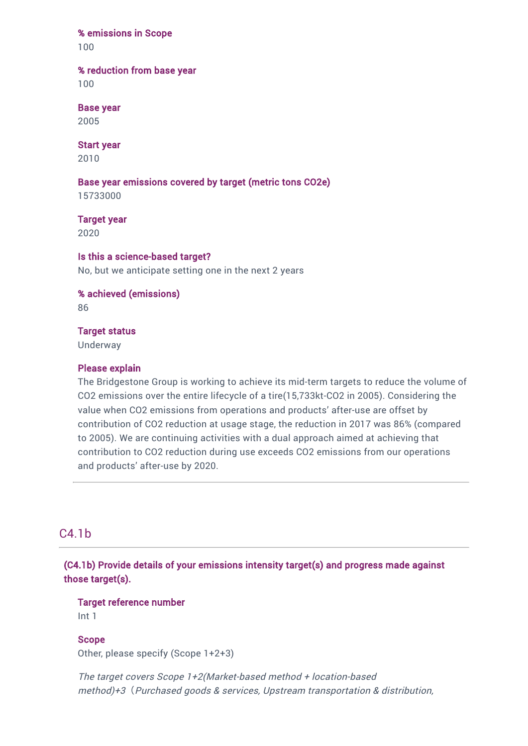**% emissions in Scope**
100

**% reduction from base year**
100

**Base year**
2005

**Start year**
2010

**Base year emissions covered by target (metric tons CO2e)**
15733000

**Target year**
2020

**Is this a science-based target?**
No, but we anticipate setting one in the next 2 years

**% achieved (emissions)**
86

**Target status**
Underway

**Please explain**
The Bridgestone Group is working to achieve its mid-term targets to reduce the volume of CO2 emissions over the entire lifecycle of a tire(15,733kt-CO2 in 2005). Considering the value when CO2 emissions from operations and products' after-use are offset by contribution of CO2 reduction at usage stage, the reduction in 2017 was 86% (compared to 2005). We are continuing activities with a dual approach aimed at achieving that contribution to CO2 reduction during use exceeds CO2 emissions from our operations and products' after-use by 2020.

---

## C4.1b

**(C4.1b) Provide details of your emissions intensity target(s) and progress made against those target(s).**

**Target reference number**
Int 1

**Scope**
Other, please specify (Scope 1+2+3)

*The target covers Scope 1+2(Market-based method + location-based method)+3（Purchased goods & services, Upstream transportation & distribution,*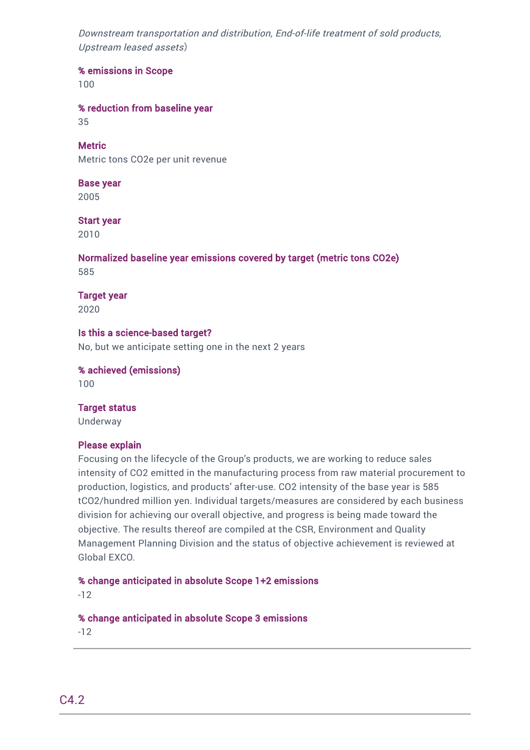*Downstream transportation and distribution, End-of-life treatment of sold products, Upstream leased assets*)

**% emissions in Scope**
100

**% reduction from baseline year**
35

**Metric**
Metric tons CO2e per unit revenue

**Base year**
2005

**Start year**
2010

**Normalized baseline year emissions covered by target (metric tons CO2e)**
585

**Target year**
2020

**Is this a science-based target?**
No, but we anticipate setting one in the next 2 years

**% achieved (emissions)**
100

**Target status**
Underway

**Please explain**
Focusing on the lifecycle of the Group's products, we are working to reduce sales intensity of CO2 emitted in the manufacturing process from raw material procurement to production, logistics, and products' after-use. CO2 intensity of the base year is 585 tCO2/hundred million yen. Individual targets/measures are considered by each business division for achieving our overall objective, and progress is being made toward the objective. The results thereof are compiled at the CSR, Environment and Quality Management Planning Division and the status of objective achievement is reviewed at Global EXCO.

**% change anticipated in absolute Scope 1+2 emissions**
-12

**% change anticipated in absolute Scope 3 emissions**
-12

---

## C4.2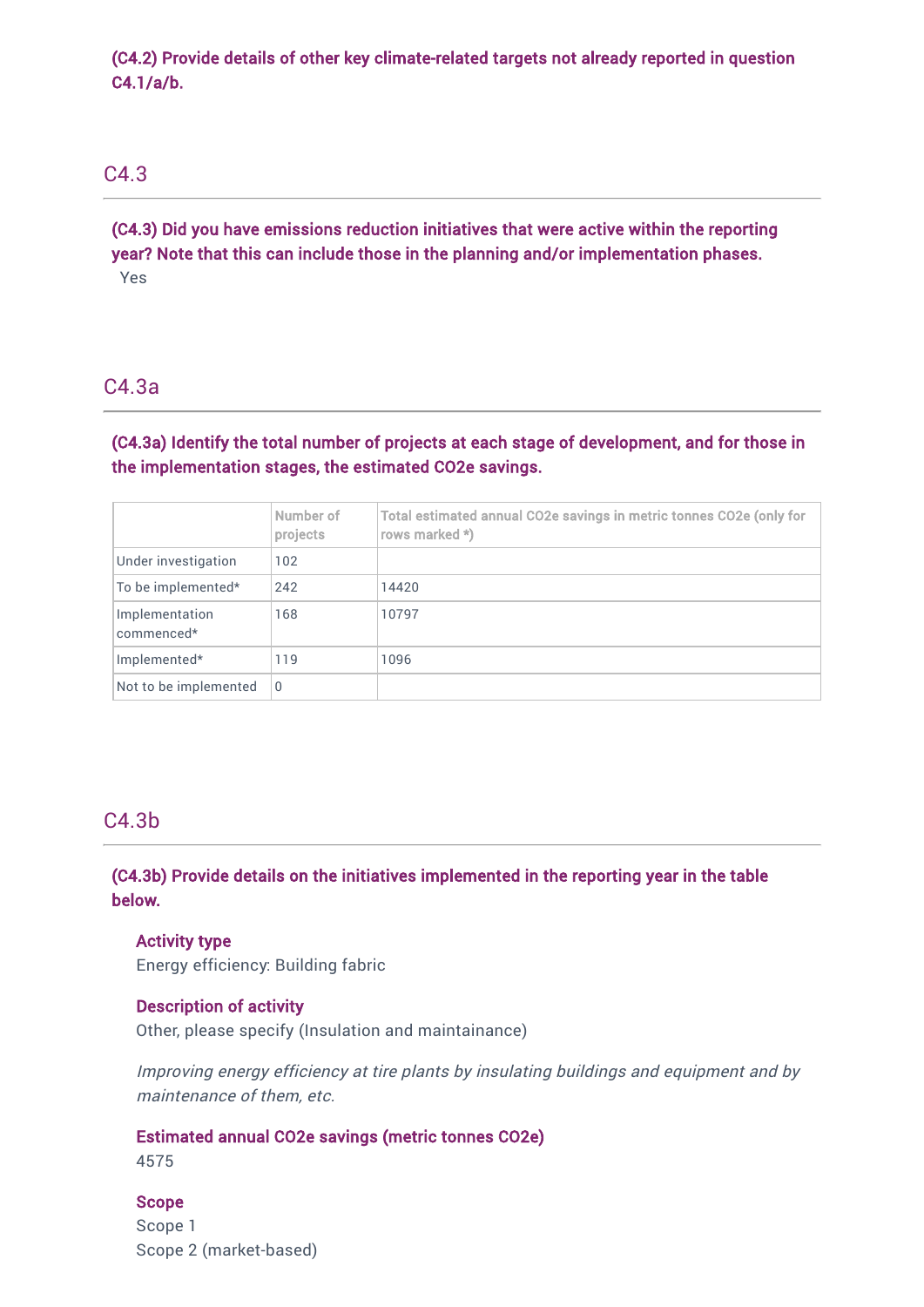**(C4.2) Provide details of other key climate-related targets not already reported in question C4.1/a/b.**

## C4.3

**(C4.3) Did you have emissions reduction initiatives that were active within the reporting year? Note that this can include those in the planning and/or implementation phases.**

Yes

## C4.3a

**(C4.3a) Identify the total number of projects at each stage of development, and for those in the implementation stages, the estimated CO2e savings.**

| | Number of projects | Total estimated annual CO2e savings in metric tonnes CO2e (only for rows marked *) |
|---|---|---|
| Under investigation | 102 | |
| To be implemented* | 242 | 14420 |
| Implementation commenced* | 168 | 10797 |
| Implemented* | 119 | 1096 |
| Not to be implemented | 0 | |

## C4.3b

**(C4.3b) Provide details on the initiatives implemented in the reporting year in the table below.**

**Activity type**

Energy efficiency: Building fabric

**Description of activity**

Other, please specify (Insulation and maintainance)

*Improving energy efficiency at tire plants by insulating buildings and equipment and by maintenance of them, etc.*

**Estimated annual CO2e savings (metric tonnes CO2e)**

4575

**Scope**

Scope 1

Scope 2 (market-based)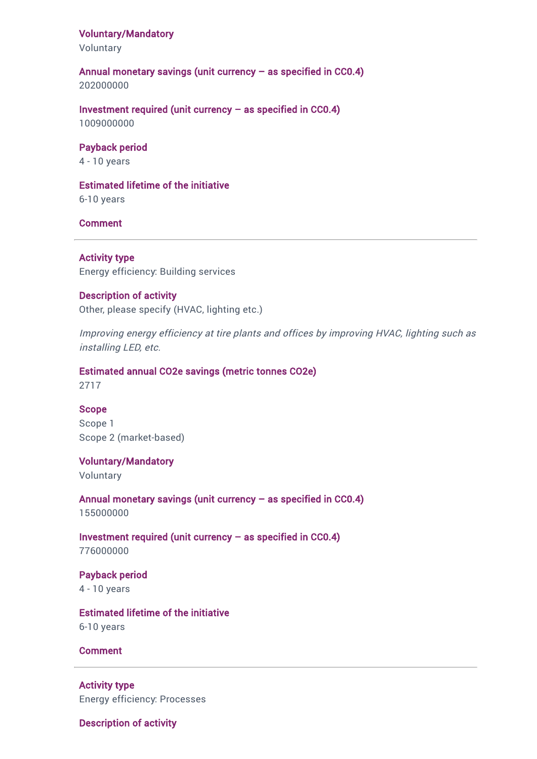**Voluntary/Mandatory**
Voluntary

**Annual monetary savings (unit currency – as specified in CC0.4)**
202000000

**Investment required (unit currency – as specified in CC0.4)**
1009000000

**Payback period**
4 - 10 years

**Estimated lifetime of the initiative**
6-10 years

**Comment**

---

**Activity type**
Energy efficiency: Building services

**Description of activity**
Other, please specify (HVAC, lighting etc.)

*Improving energy efficiency at tire plants and offices by improving HVAC, lighting such as installing LED, etc.*

**Estimated annual CO2e savings (metric tonnes CO2e)**
2717

**Scope**
Scope 1
Scope 2 (market-based)

**Voluntary/Mandatory**
Voluntary

**Annual monetary savings (unit currency – as specified in CC0.4)**
155000000

**Investment required (unit currency – as specified in CC0.4)**
776000000

**Payback period**
4 - 10 years

**Estimated lifetime of the initiative**
6-10 years

**Comment**

---

**Activity type**
Energy efficiency: Processes

**Description of activity**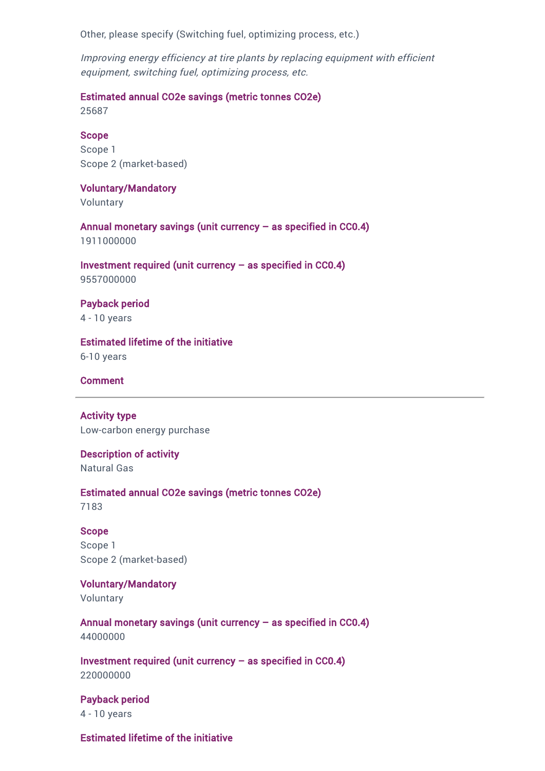Other, please specify (Switching fuel, optimizing process, etc.)

*Improving energy efficiency at tire plants by replacing equipment with efficient equipment, switching fuel, optimizing process, etc.*

**Estimated annual CO2e savings (metric tonnes CO2e)**
25687

**Scope**
Scope 1
Scope 2 (market-based)

**Voluntary/Mandatory**
Voluntary

**Annual monetary savings (unit currency – as specified in C0.4)**
1911000000

**Investment required (unit currency – as specified in C0.4)**
9557000000

**Payback period**
4 - 10 years

**Estimated lifetime of the initiative**
6-10 years

**Comment**

---

**Activity type**
Low-carbon energy purchase

**Description of activity**
Natural Gas

**Estimated annual CO2e savings (metric tonnes CO2e)**
7183

**Scope**
Scope 1
Scope 2 (market-based)

**Voluntary/Mandatory**
Voluntary

**Annual monetary savings (unit currency – as specified in C0.4)**
44000000

**Investment required (unit currency – as specified in C0.4)**
220000000

**Payback period**
4 - 10 years

**Estimated lifetime of the initiative**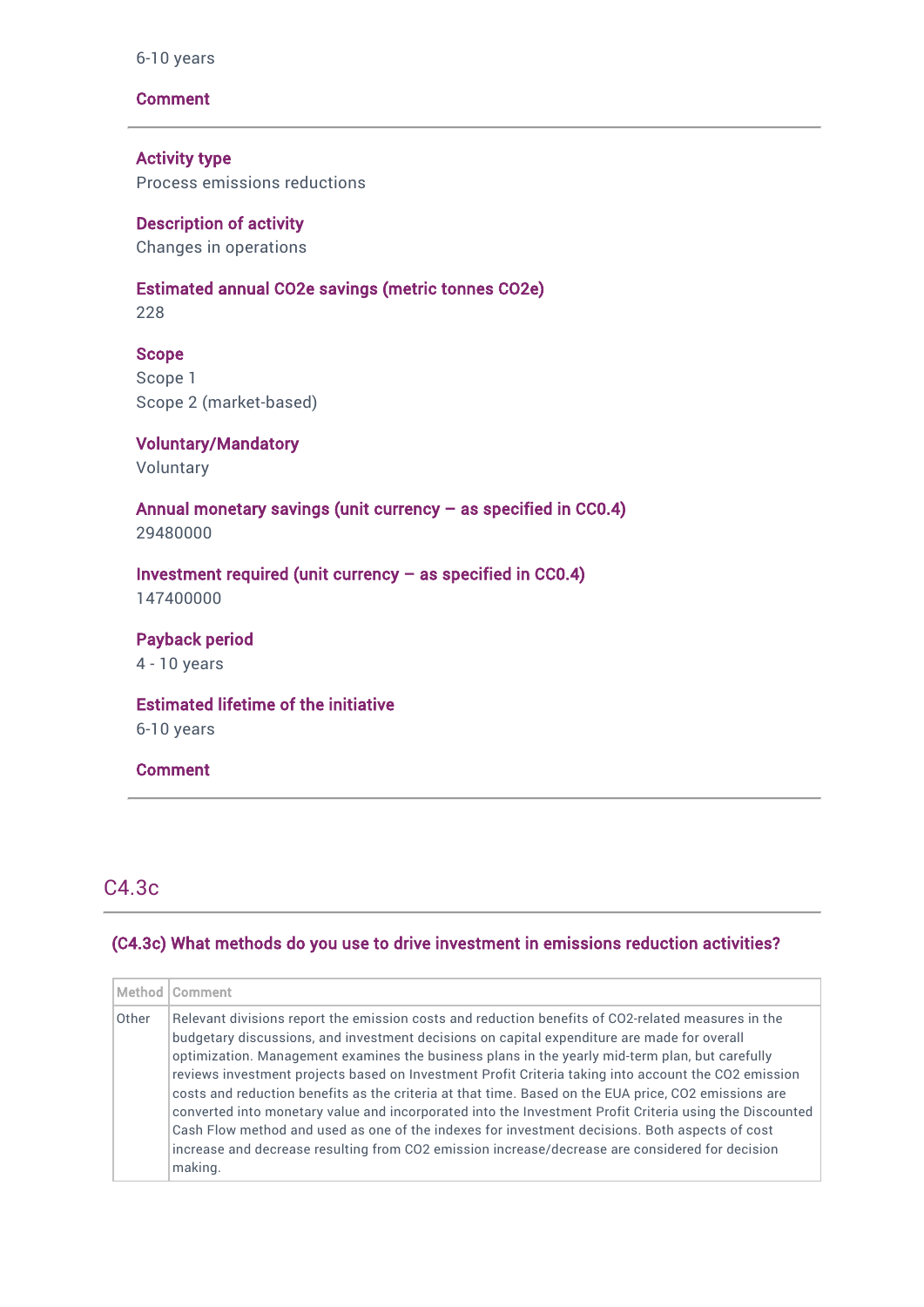6-10 years

**Comment**

---

**Activity type**
Process emissions reductions

**Description of activity**
Changes in operations

**Estimated annual CO2e savings (metric tonnes CO2e)**
228

**Scope**
Scope 1
Scope 2 (market-based)

**Voluntary/Mandatory**
Voluntary

**Annual monetary savings (unit currency – as specified in CC0.4)**
29480000

**Investment required (unit currency – as specified in CC0.4)**
147400000

**Payback period**
4 - 10 years

**Estimated lifetime of the initiative**
6-10 years

**Comment**

---

## C4.3c

### (C4.3c) What methods do you use to drive investment in emissions reduction activities?

| Method | Comment |
|---|---|
| Other | Relevant divisions report the emission costs and reduction benefits of CO2-related measures in the budgetary discussions, and investment decisions on capital expenditure are made for overall optimization. Management examines the business plans in the yearly mid-term plan, but carefully reviews investment projects based on Investment Profit Criteria taking into account the CO2 emission costs and reduction benefits as the criteria at that time. Based on the EUA price, CO2 emissions are converted into monetary value and incorporated into the Investment Profit Criteria using the Discounted Cash Flow method and used as one of the indexes for investment decisions. Both aspects of cost increase and decrease resulting from CO2 emission increase/decrease are considered for decision making. |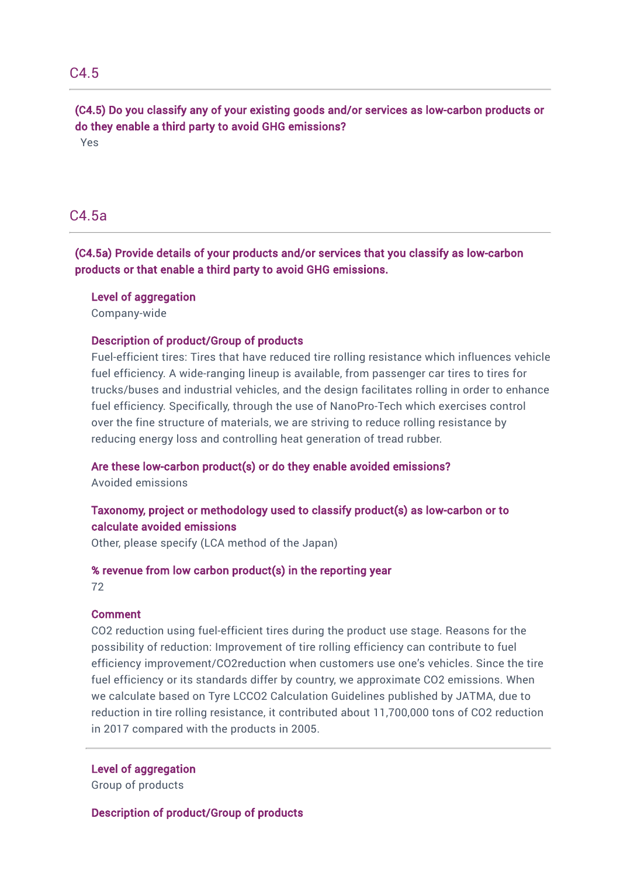## C4.5

**(C4.5) Do you classify any of your existing goods and/or services as low-carbon products or do they enable a third party to avoid GHG emissions?**

Yes

## C4.5a

**(C4.5a) Provide details of your products and/or services that you classify as low-carbon products or that enable a third party to avoid GHG emissions.**

**Level of aggregation**

Company-wide

**Description of product/Group of products**

Fuel-efficient tires: Tires that have reduced tire rolling resistance which influences vehicle fuel efficiency. A wide-ranging lineup is available, from passenger car tires to tires for trucks/buses and industrial vehicles, and the design facilitates rolling in order to enhance fuel efficiency. Specifically, through the use of NanoPro-Tech which exercises control over the fine structure of materials, we are striving to reduce rolling resistance by reducing energy loss and controlling heat generation of tread rubber.

**Are these low-carbon product(s) or do they enable avoided emissions?**

Avoided emissions

**Taxonomy, project or methodology used to classify product(s) as low-carbon or to calculate avoided emissions**

Other, please specify (LCA method of the Japan)

**% revenue from low carbon product(s) in the reporting year**

72

**Comment**

CO2 reduction using fuel-efficient tires during the product use stage. Reasons for the possibility of reduction: Improvement of tire rolling efficiency can contribute to fuel efficiency improvement/CO2reduction when customers use one's vehicles. Since the tire fuel efficiency or its standards differ by country, we approximate CO2 emissions. When we calculate based on Tyre LCCO2 Calculation Guidelines published by JATMA, due to reduction in tire rolling resistance, it contributed about 11,700,000 tons of CO2 reduction in 2017 compared with the products in 2005.

---

**Level of aggregation**

Group of products

**Description of product/Group of products**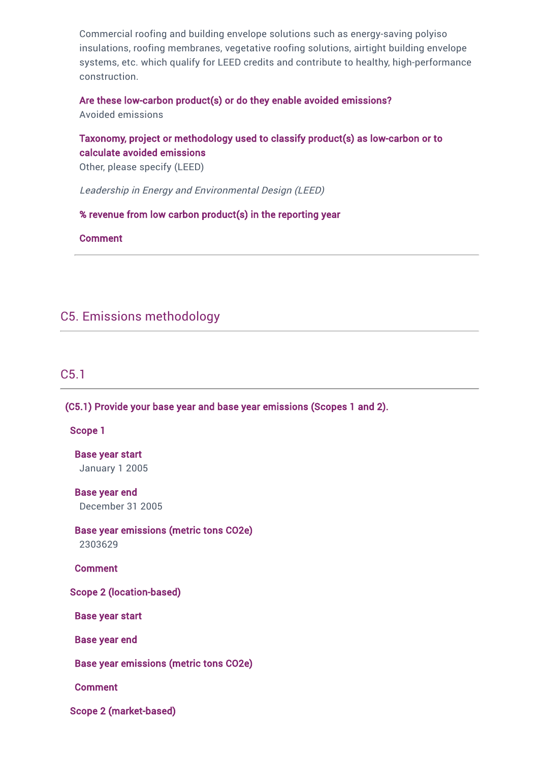Commercial roofing and building envelope solutions such as energy-saving polyiso insulations, roofing membranes, vegetative roofing solutions, airtight building envelope systems, etc. which qualify for LEED credits and contribute to healthy, high-performance construction.

**Are these low-carbon product(s) or do they enable avoided emissions?**
Avoided emissions

**Taxonomy, project or methodology used to classify product(s) as low-carbon or to calculate avoided emissions**
Other, please specify (LEED)

*Leadership in Energy and Environmental Design (LEED)*

**% revenue from low carbon product(s) in the reporting year**

**Comment**

## C5. Emissions methodology

### C5.1

**(C5.1) Provide your base year and base year emissions (Scopes 1 and 2).**

**Scope 1**

**Base year start**
January 1 2005

**Base year end**
December 31 2005

**Base year emissions (metric tons CO2e)**
2303629

**Comment**

**Scope 2 (location-based)**

**Base year start**

**Base year end**

**Base year emissions (metric tons CO2e)**

**Comment**

**Scope 2 (market-based)**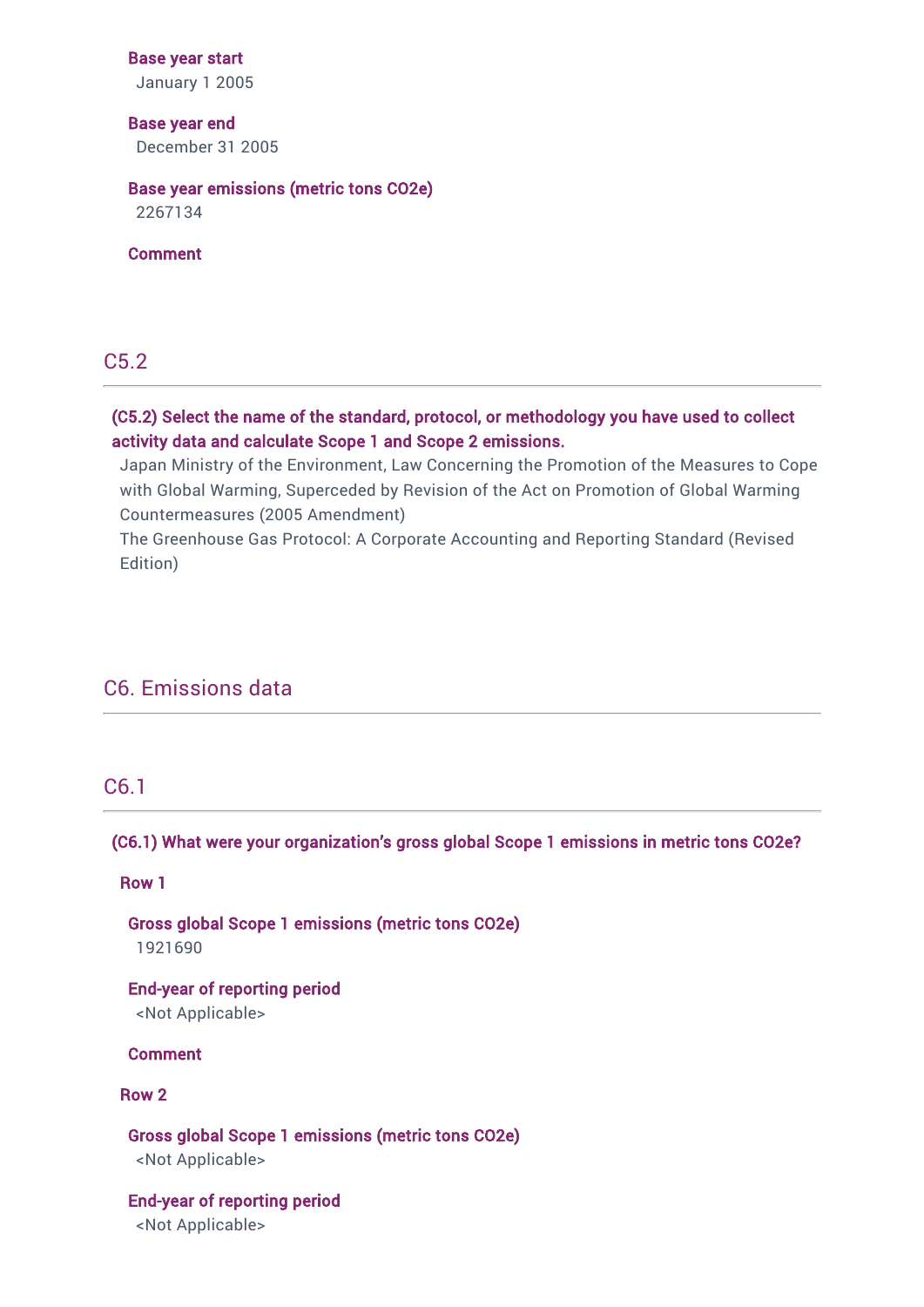**Base year start**

January 1 2005

**Base year end**

December 31 2005

**Base year emissions (metric tons CO2e)**

2267134

**Comment**

## C5.2

**(C5.2) Select the name of the standard, protocol, or methodology you have used to collect activity data and calculate Scope 1 and Scope 2 emissions.**

Japan Ministry of the Environment, Law Concerning the Promotion of the Measures to Cope with Global Warming, Superceded by Revision of the Act on Promotion of Global Warming Countermeasures (2005 Amendment)

The Greenhouse Gas Protocol: A Corporate Accounting and Reporting Standard (Revised Edition)

# C6. Emissions data

## C6.1

**(C6.1) What were your organization's gross global Scope 1 emissions in metric tons CO2e?**

**Row 1**

**Gross global Scope 1 emissions (metric tons CO2e)**

1921690

**End-year of reporting period**

<Not Applicable>

**Comment**

**Row 2**

**Gross global Scope 1 emissions (metric tons CO2e)**

<Not Applicable>

**End-year of reporting period**

<Not Applicable>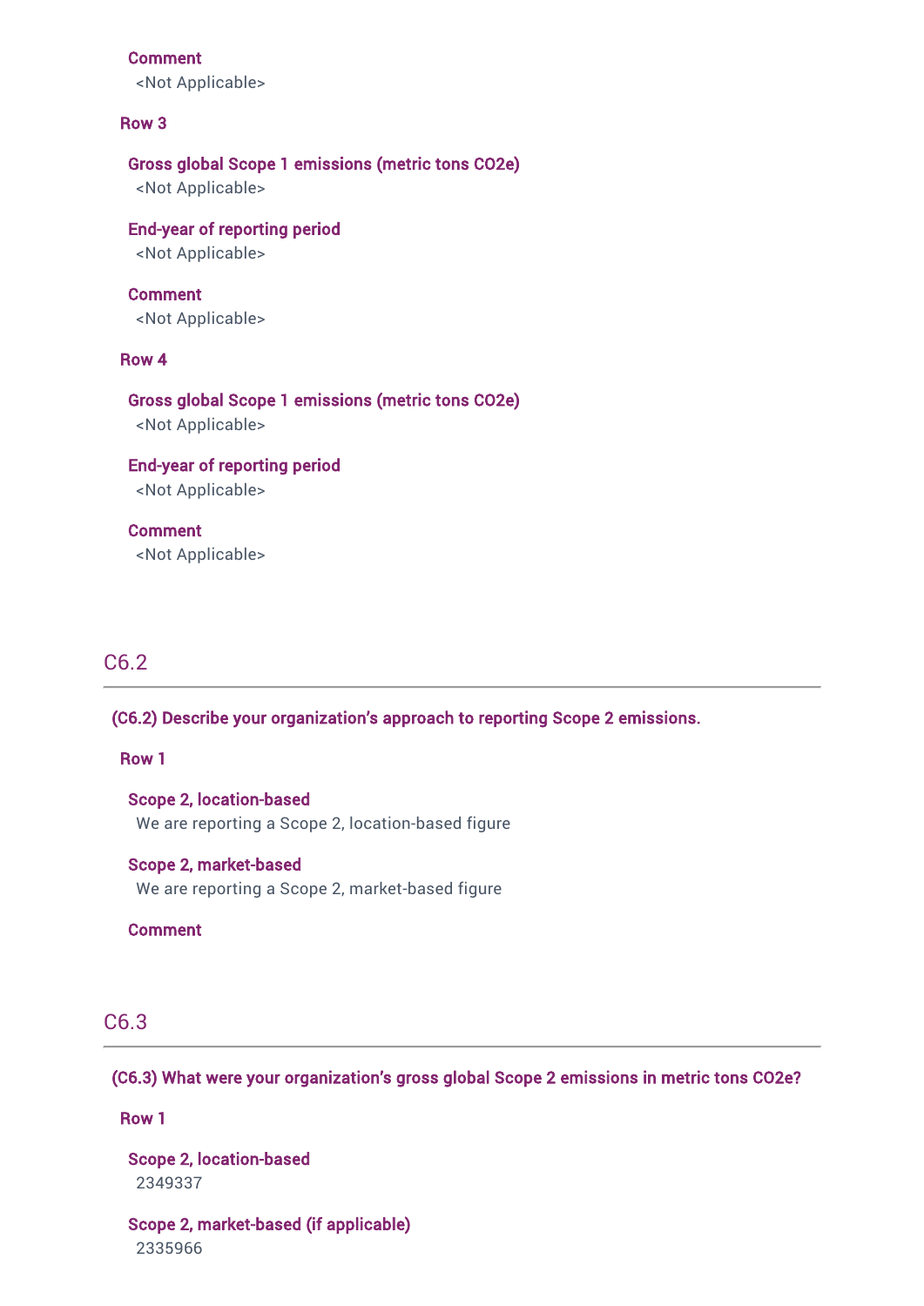**Comment**
<Not Applicable>

**Row 3**

**Gross global Scope 1 emissions (metric tons CO2e)**
<Not Applicable>

**End-year of reporting period**
<Not Applicable>

**Comment**
<Not Applicable>

**Row 4**

**Gross global Scope 1 emissions (metric tons CO2e)**
<Not Applicable>

**End-year of reporting period**
<Not Applicable>

**Comment**
<Not Applicable>

## C6.2

**(C6.2) Describe your organization's approach to reporting Scope 2 emissions.**

**Row 1**

**Scope 2, location-based**
We are reporting a Scope 2, location-based figure

**Scope 2, market-based**
We are reporting a Scope 2, market-based figure

**Comment**

## C6.3

**(C6.3) What were your organization's gross global Scope 2 emissions in metric tons CO2e?**

**Row 1**

**Scope 2, location-based**
2349337

**Scope 2, market-based (if applicable)**
2335966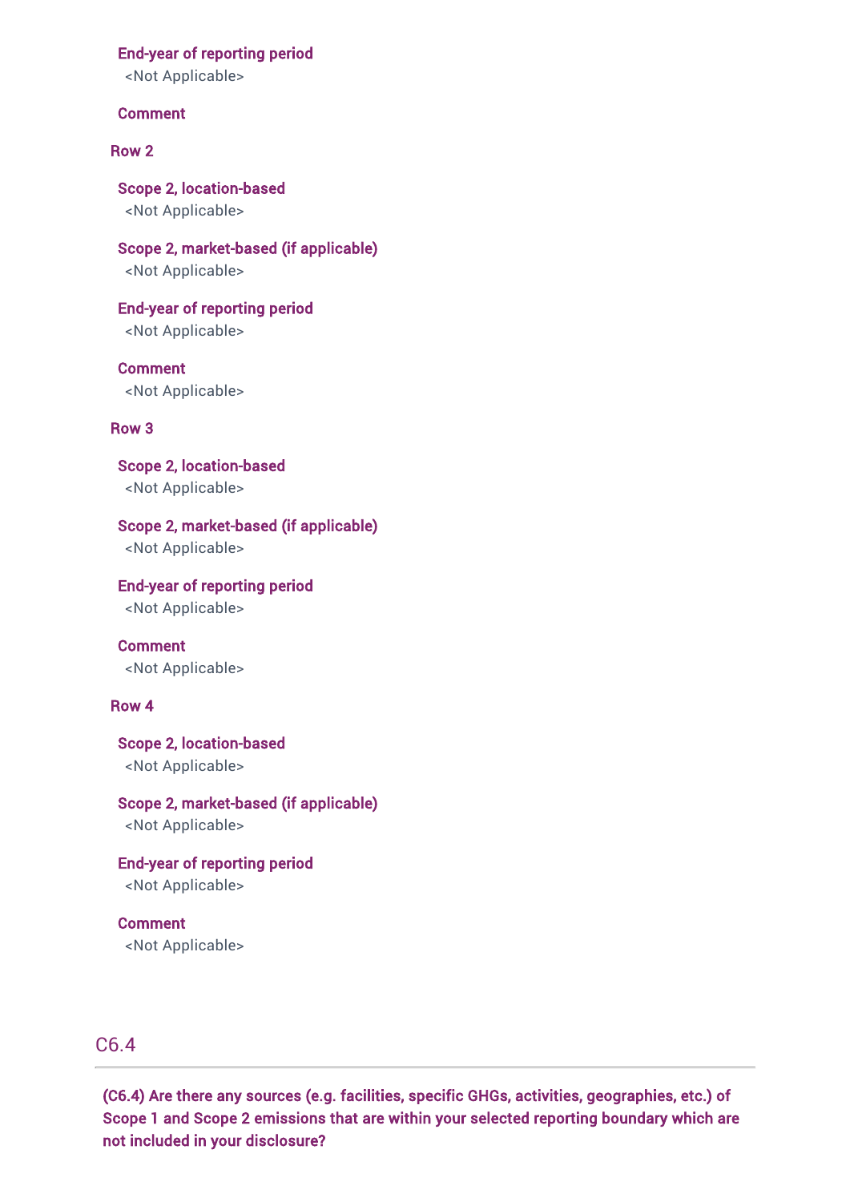**End-year of reporting period**

<Not Applicable>

**Comment**

**Row 2**

**Scope 2, location-based**

<Not Applicable>

**Scope 2, market-based (if applicable)**

<Not Applicable>

**End-year of reporting period**

<Not Applicable>

**Comment**

<Not Applicable>

**Row 3**

**Scope 2, location-based**

<Not Applicable>

**Scope 2, market-based (if applicable)**

<Not Applicable>

**End-year of reporting period**

<Not Applicable>

**Comment**

<Not Applicable>

**Row 4**

**Scope 2, location-based**

<Not Applicable>

**Scope 2, market-based (if applicable)**

<Not Applicable>

**End-year of reporting period**

<Not Applicable>

**Comment**

<Not Applicable>

## C6.4

**(C6.4) Are there any sources (e.g. facilities, specific GHGs, activities, geographies, etc.) of Scope 1 and Scope 2 emissions that are within your selected reporting boundary which are not included in your disclosure?**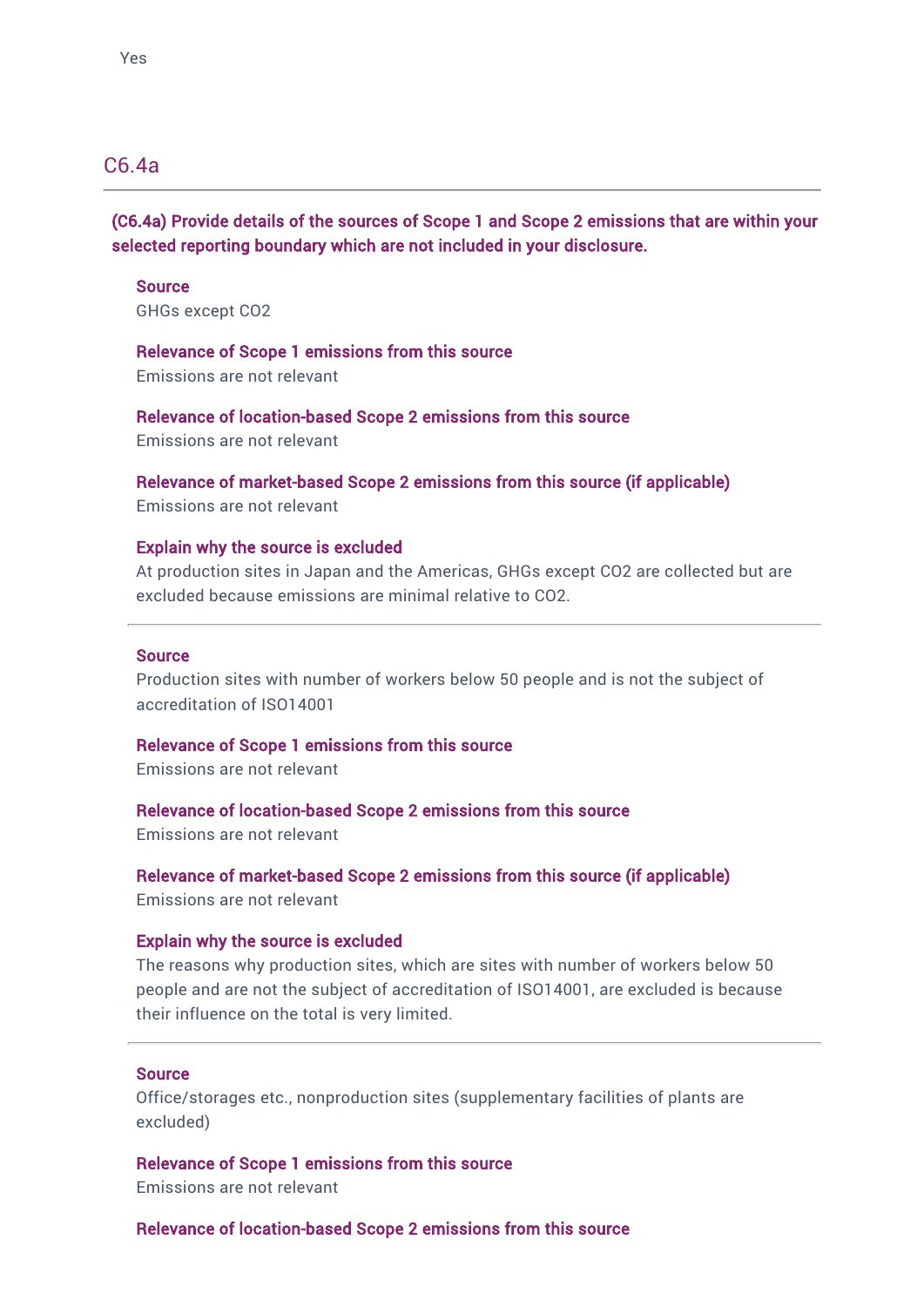Yes

## C6.4a

**(C6.4a) Provide details of the sources of Scope 1 and Scope 2 emissions that are within your selected reporting boundary which are not included in your disclosure.**

**Source**
GHGs except CO2

**Relevance of Scope 1 emissions from this source**
Emissions are not relevant

**Relevance of location-based Scope 2 emissions from this source**
Emissions are not relevant

**Relevance of market-based Scope 2 emissions from this source (if applicable)**
Emissions are not relevant

**Explain why the source is excluded**
At production sites in Japan and the Americas, GHGs except CO2 are collected but are excluded because emissions are minimal relative to CO2.

---

**Source**
Production sites with number of workers below 50 people and is not the subject of accreditation of ISO14001

**Relevance of Scope 1 emissions from this source**
Emissions are not relevant

**Relevance of location-based Scope 2 emissions from this source**
Emissions are not relevant

**Relevance of market-based Scope 2 emissions from this source (if applicable)**
Emissions are not relevant

**Explain why the source is excluded**
The reasons why production sites, which are sites with number of workers below 50 people and are not the subject of accreditation of ISO14001, are excluded is because their influence on the total is very limited.

---

**Source**
Office/storages etc., nonproduction sites (supplementary facilities of plants are excluded)

**Relevance of Scope 1 emissions from this source**
Emissions are not relevant

**Relevance of location-based Scope 2 emissions from this source**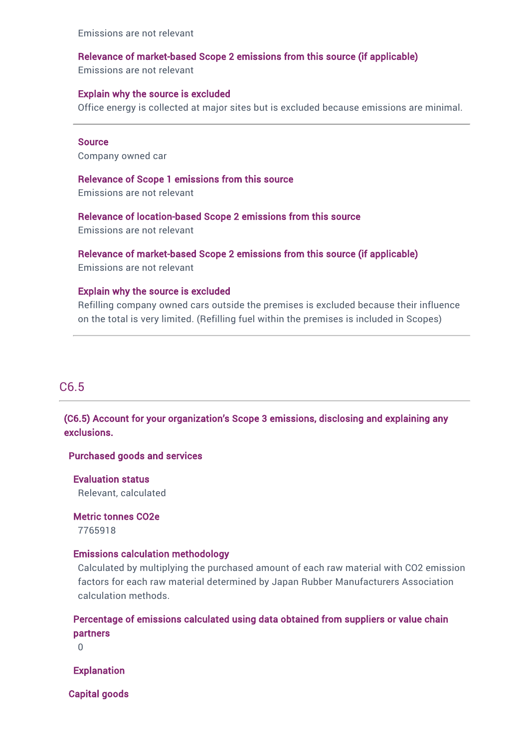Emissions are not relevant

**Relevance of market-based Scope 2 emissions from this source (if applicable)**
Emissions are not relevant

**Explain why the source is excluded**
Office energy is collected at major sites but is excluded because emissions are minimal.

---

**Source**
Company owned car

**Relevance of Scope 1 emissions from this source**
Emissions are not relevant

**Relevance of location-based Scope 2 emissions from this source**
Emissions are not relevant

**Relevance of market-based Scope 2 emissions from this source (if applicable)**
Emissions are not relevant

**Explain why the source is excluded**
Refilling company owned cars outside the premises is excluded because their influence on the total is very limited. (Refilling fuel within the premises is included in Scopes)

---

## C6.5

**(C6.5) Account for your organization's Scope 3 emissions, disclosing and explaining any exclusions.**

**Purchased goods and services**

**Evaluation status**
Relevant, calculated

**Metric tonnes CO2e**
7765918

**Emissions calculation methodology**
Calculated by multiplying the purchased amount of each raw material with CO2 emission factors for each raw material determined by Japan Rubber Manufacturers Association calculation methods.

**Percentage of emissions calculated using data obtained from suppliers or value chain partners**
0

**Explanation**

**Capital goods**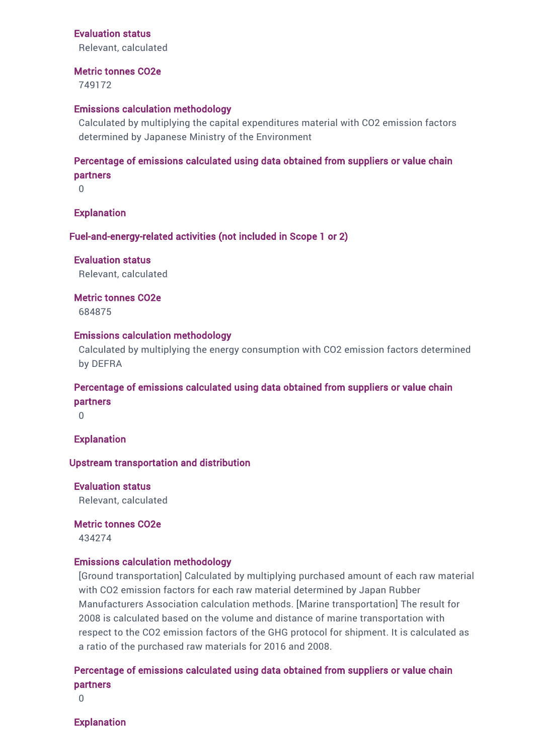**Evaluation status**

Relevant, calculated

**Metric tonnes CO2e**

749172

**Emissions calculation methodology**

Calculated by multiplying the capital expenditures material with CO2 emission factors determined by Japanese Ministry of the Environment

**Percentage of emissions calculated using data obtained from suppliers or value chain partners**

0

**Explanation**

### Fuel-and-energy-related activities (not included in Scope 1 or 2)

**Evaluation status**

Relevant, calculated

**Metric tonnes CO2e**

684875

**Emissions calculation methodology**

Calculated by multiplying the energy consumption with CO2 emission factors determined by DEFRA

**Percentage of emissions calculated using data obtained from suppliers or value chain partners**

0

**Explanation**

### Upstream transportation and distribution

**Evaluation status**

Relevant, calculated

**Metric tonnes CO2e**

434274

**Emissions calculation methodology**

[Ground transportation] Calculated by multiplying purchased amount of each raw material with CO2 emission factors for each raw material determined by Japan Rubber Manufacturers Association calculation methods. [Marine transportation] The result for 2008 is calculated based on the volume and distance of marine transportation with respect to the CO2 emission factors of the GHG protocol for shipment. It is calculated as a ratio of the purchased raw materials for 2016 and 2008.

**Percentage of emissions calculated using data obtained from suppliers or value chain partners**

0

**Explanation**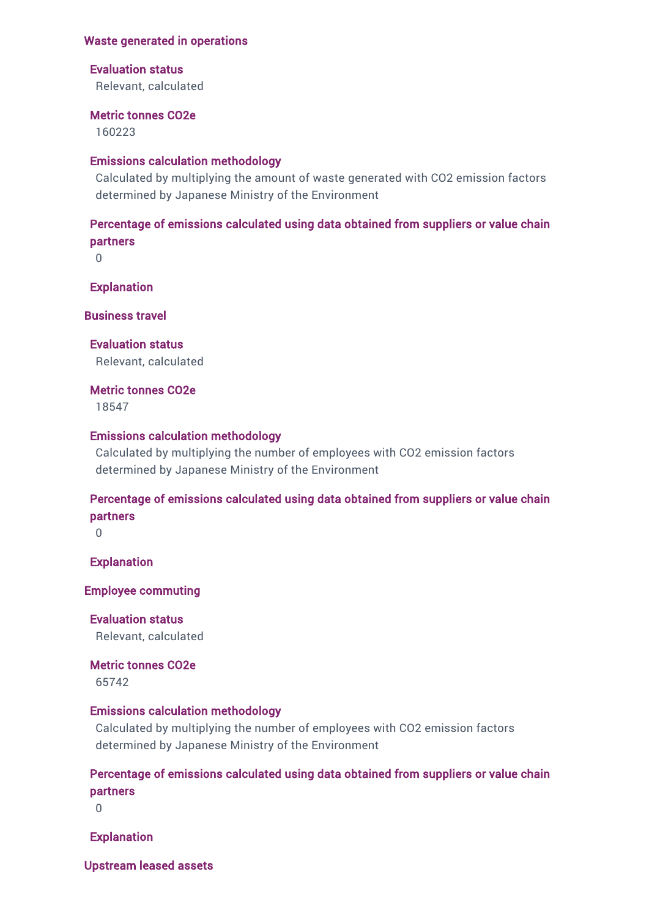### Waste generated in operations

#### Evaluation status

Relevant, calculated

#### Metric tonnes CO2e

160223

#### Emissions calculation methodology

Calculated by multiplying the amount of waste generated with CO2 emission factors determined by Japanese Ministry of the Environment

#### Percentage of emissions calculated using data obtained from suppliers or value chain partners

0

#### Explanation

### Business travel

#### Evaluation status

Relevant, calculated

#### Metric tonnes CO2e

18547

#### Emissions calculation methodology

Calculated by multiplying the number of employees with CO2 emission factors determined by Japanese Ministry of the Environment

#### Percentage of emissions calculated using data obtained from suppliers or value chain partners

0

#### Explanation

### Employee commuting

#### Evaluation status

Relevant, calculated

#### Metric tonnes CO2e

65742

#### Emissions calculation methodology

Calculated by multiplying the number of employees with CO2 emission factors determined by Japanese Ministry of the Environment

#### Percentage of emissions calculated using data obtained from suppliers or value chain partners

0

#### Explanation

### Upstream leased assets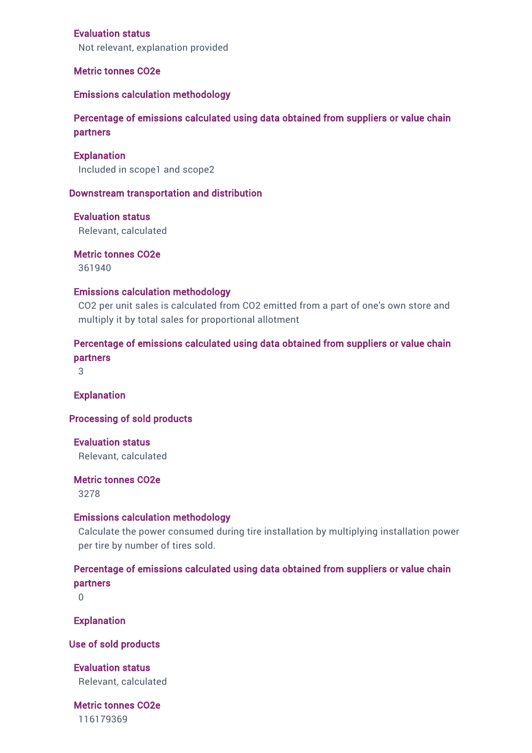**Evaluation status**

Not relevant, explanation provided

**Metric tonnes CO2e**

**Emissions calculation methodology**

**Percentage of emissions calculated using data obtained from suppliers or value chain partners**

**Explanation**

Included in scope1 and scope2

### Downstream transportation and distribution

**Evaluation status**

Relevant, calculated

**Metric tonnes CO2e**

361940

**Emissions calculation methodology**

CO2 per unit sales is calculated from CO2 emitted from a part of one's own store and multiply it by total sales for proportional allotment

**Percentage of emissions calculated using data obtained from suppliers or value chain partners**

3

**Explanation**

### Processing of sold products

**Evaluation status**

Relevant, calculated

**Metric tonnes CO2e**

3278

**Emissions calculation methodology**

Calculate the power consumed during tire installation by multiplying installation power per tire by number of tires sold.

**Percentage of emissions calculated using data obtained from suppliers or value chain partners**

0

**Explanation**

### Use of sold products

**Evaluation status**

Relevant, calculated

**Metric tonnes CO2e**

116179369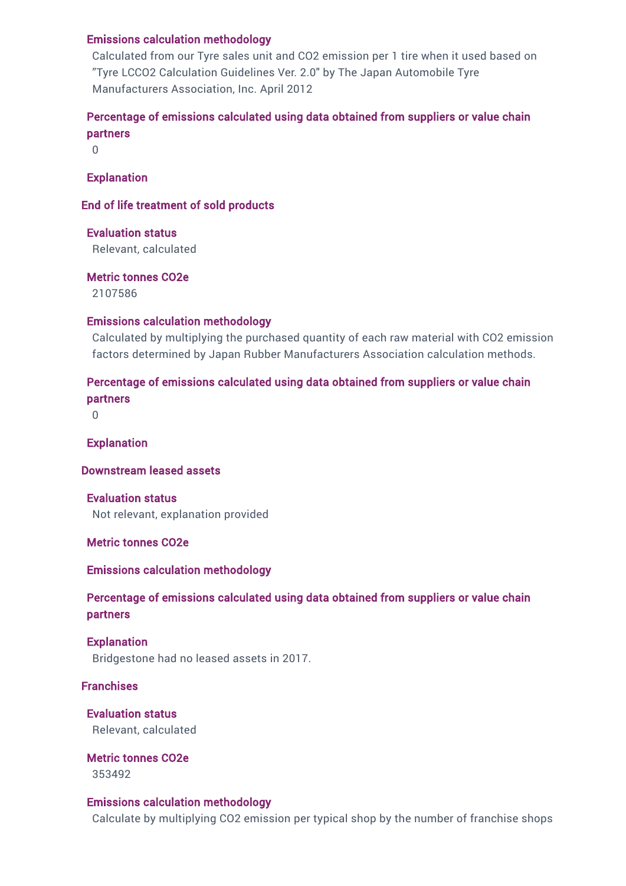#### Emissions calculation methodology

Calculated from our Tyre sales unit and CO2 emission per 1 tire when it used based on "Tyre LCCO2 Calculation Guidelines Ver. 2.0" by The Japan Automobile Tyre Manufacturers Association, Inc. April 2012

#### Percentage of emissions calculated using data obtained from suppliers or value chain partners

0

#### Explanation

### End of life treatment of sold products

#### Evaluation status

Relevant, calculated

#### Metric tonnes CO2e

2107586

#### Emissions calculation methodology

Calculated by multiplying the purchased quantity of each raw material with CO2 emission factors determined by Japan Rubber Manufacturers Association calculation methods.

#### Percentage of emissions calculated using data obtained from suppliers or value chain partners

0

#### Explanation

### Downstream leased assets

#### Evaluation status

Not relevant, explanation provided

#### Metric tonnes CO2e

#### Emissions calculation methodology

#### Percentage of emissions calculated using data obtained from suppliers or value chain partners

#### Explanation

Bridgestone had no leased assets in 2017.

### Franchises

#### Evaluation status

Relevant, calculated

#### Metric tonnes CO2e

353492

#### Emissions calculation methodology

Calculate by multiplying CO2 emission per typical shop by the number of franchise shops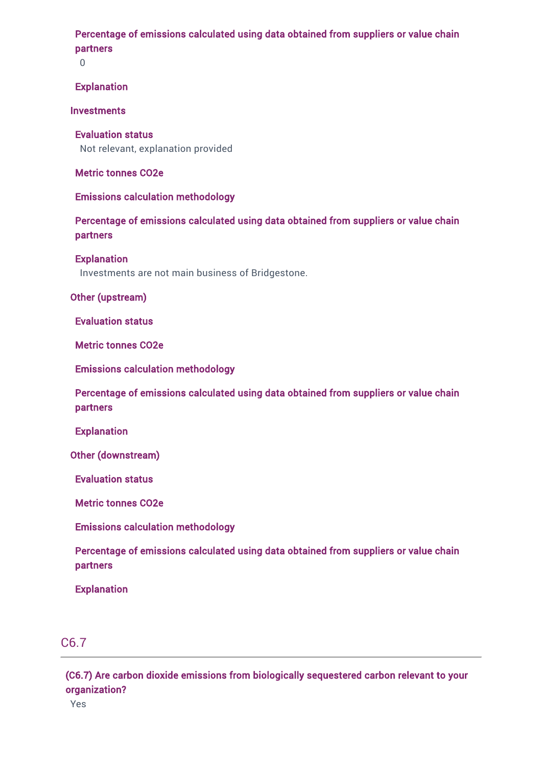**Percentage of emissions calculated using data obtained from suppliers or value chain partners**

0

**Explanation**

**Investments**

**Evaluation status**

Not relevant, explanation provided

**Metric tonnes CO2e**

**Emissions calculation methodology**

**Percentage of emissions calculated using data obtained from suppliers or value chain partners**

**Explanation**

Investments are not main business of Bridgestone.

**Other (upstream)**

**Evaluation status**

**Metric tonnes CO2e**

**Emissions calculation methodology**

**Percentage of emissions calculated using data obtained from suppliers or value chain partners**

**Explanation**

**Other (downstream)**

**Evaluation status**

**Metric tonnes CO2e**

**Emissions calculation methodology**

**Percentage of emissions calculated using data obtained from suppliers or value chain partners**

**Explanation**

## C6.7

**(C6.7) Are carbon dioxide emissions from biologically sequestered carbon relevant to your organization?**

Yes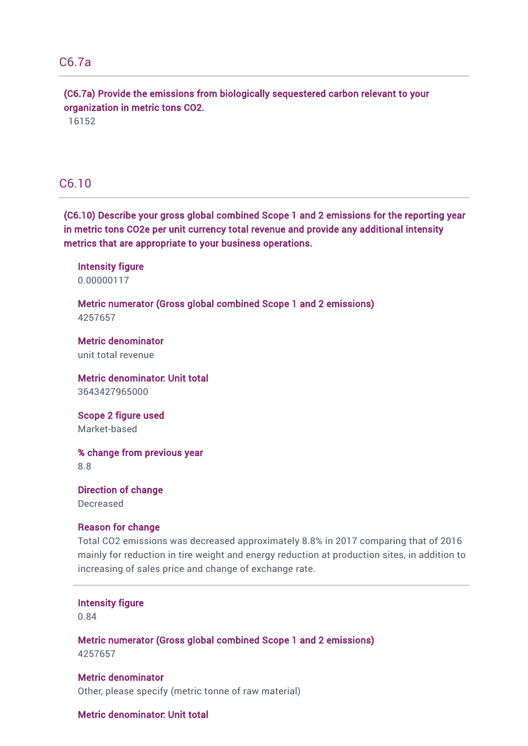## C6.7a

**(C6.7a) Provide the emissions from biologically sequestered carbon relevant to your organization in metric tons CO2.**

16152

## C6.10

**(C6.10) Describe your gross global combined Scope 1 and 2 emissions for the reporting year in metric tons CO2e per unit currency total revenue and provide any additional intensity metrics that are appropriate to your business operations.**

**Intensity figure**
0.00000117

**Metric numerator (Gross global combined Scope 1 and 2 emissions)**
4257657

**Metric denominator**
unit total revenue

**Metric denominator: Unit total**
3643427965000

**Scope 2 figure used**
Market-based

**% change from previous year**
8.8

**Direction of change**
Decreased

**Reason for change**
Total CO2 emissions was decreased approximately 8.8% in 2017 comparing that of 2016 mainly for reduction in tire weight and energy reduction at production sites, in addition to increasing of sales price and change of exchange rate.

---

**Intensity figure**
0.84

**Metric numerator (Gross global combined Scope 1 and 2 emissions)**
4257657

**Metric denominator**
Other, please specify (metric tonne of raw material)

**Metric denominator: Unit total**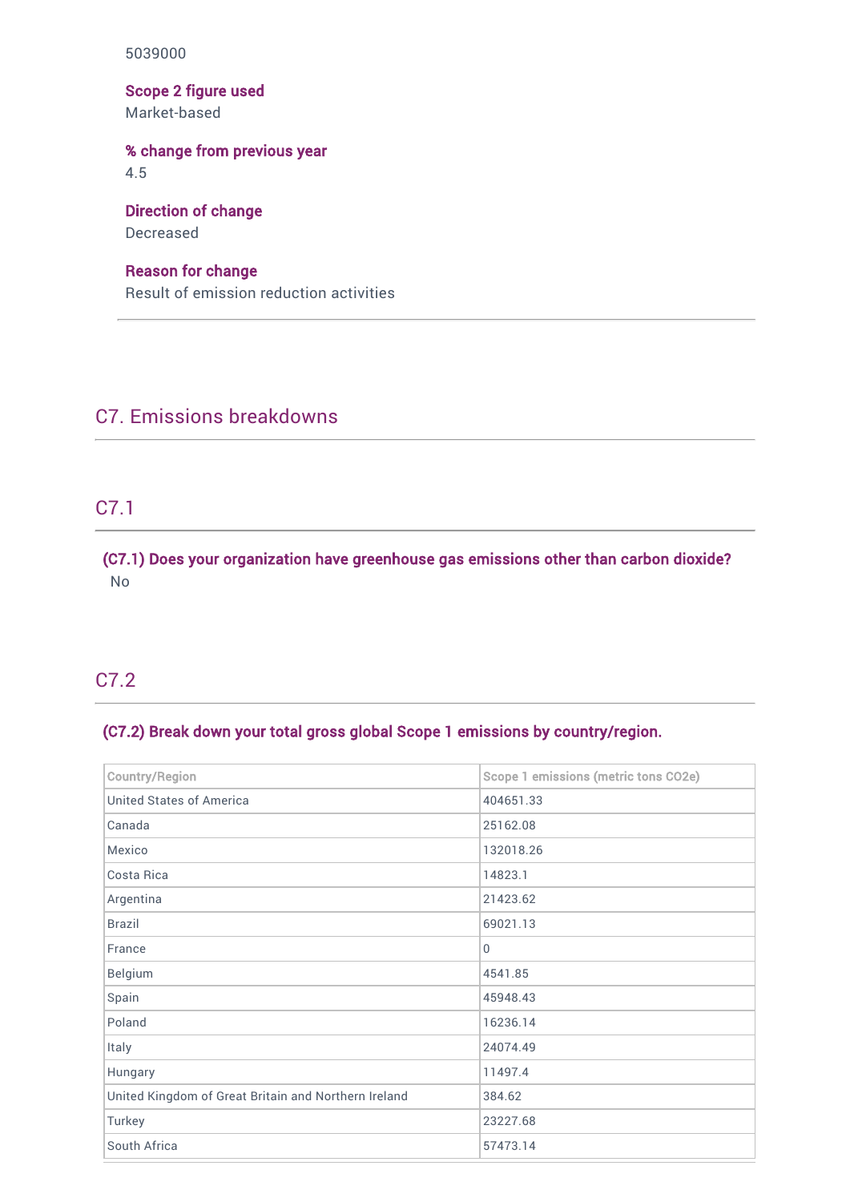5039000

**Scope 2 figure used**
Market-based

**% change from previous year**
4.5

**Direction of change**
Decreased

**Reason for change**
Result of emission reduction activities

---

## C7. Emissions breakdowns

### C7.1

**(C7.1) Does your organization have greenhouse gas emissions other than carbon dioxide?**
No

### C7.2

**(C7.2) Break down your total gross global Scope 1 emissions by country/region.**

| Country/Region | Scope 1 emissions (metric tons CO2e) |
|---|---|
| United States of America | 404651.33 |
| Canada | 25162.08 |
| Mexico | 132018.26 |
| Costa Rica | 14823.1 |
| Argentina | 21423.62 |
| Brazil | 69021.13 |
| France | 0 |
| Belgium | 4541.85 |
| Spain | 45948.43 |
| Poland | 16236.14 |
| Italy | 24074.49 |
| Hungary | 11497.4 |
| United Kingdom of Great Britain and Northern Ireland | 384.62 |
| Turkey | 23227.68 |
| South Africa | 57473.14 |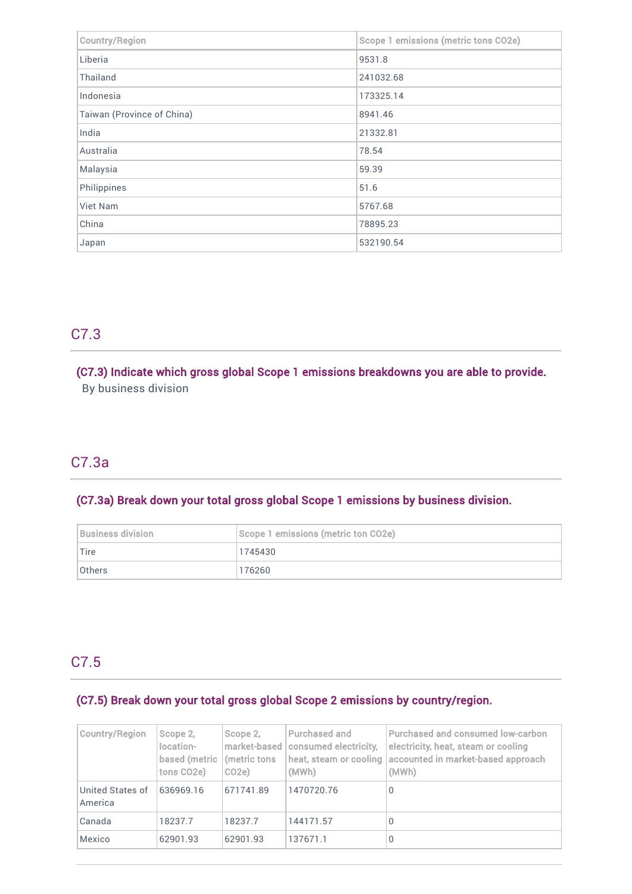| Country/Region | Scope 1 emissions (metric tons CO2e) |
| --- | --- |
| Liberia | 9531.8 |
| Thailand | 241032.68 |
| Indonesia | 173325.14 |
| Taiwan (Province of China) | 8941.46 |
| India | 21332.81 |
| Australia | 78.54 |
| Malaysia | 59.39 |
| Philippines | 51.6 |
| Viet Nam | 5767.68 |
| China | 78895.23 |
| Japan | 532190.54 |

## C7.3

**(C7.3) Indicate which gross global Scope 1 emissions breakdowns you are able to provide.**

By business division

## C7.3a

**(C7.3a) Break down your total gross global Scope 1 emissions by business division.**

| Business division | Scope 1 emissions (metric ton CO2e) |
| --- | --- |
| Tire | 1745430 |
| Others | 176260 |

## C7.5

**(C7.5) Break down your total gross global Scope 2 emissions by country/region.**

| Country/Region | Scope 2, location-based (metric tons CO2e) | Scope 2, market-based (metric tons CO2e) | Purchased and consumed electricity, heat, steam or cooling (MWh) | Purchased and consumed low-carbon electricity, heat, steam or cooling accounted in market-based approach (MWh) |
| --- | --- | --- | --- | --- |
| United States of America | 636969.16 | 671741.89 | 1470720.76 | 0 |
| Canada | 18237.7 | 18237.7 | 144171.57 | 0 |
| Mexico | 62901.93 | 62901.93 | 137671.1 | 0 |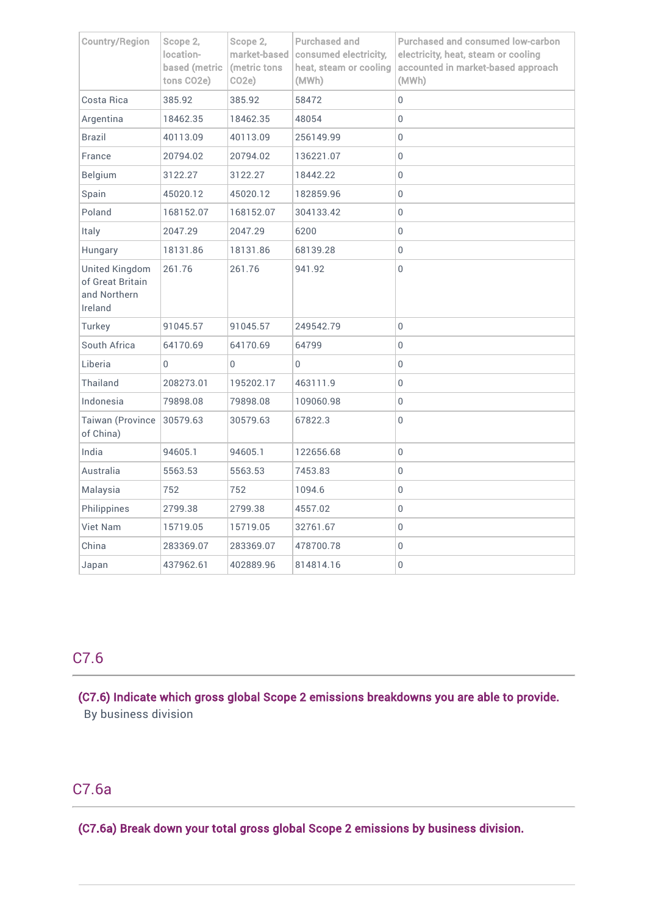| Country/Region | Scope 2, location-based (metric tons CO2e) | Scope 2, market-based (metric tons CO2e) | Purchased and consumed electricity, heat, steam or cooling (MWh) | Purchased and consumed low-carbon electricity, heat, steam or cooling accounted in market-based approach (MWh) |
|---|---|---|---|---|
| Costa Rica | 385.92 | 385.92 | 58472 | 0 |
| Argentina | 18462.35 | 18462.35 | 48054 | 0 |
| Brazil | 40113.09 | 40113.09 | 256149.99 | 0 |
| France | 20794.02 | 20794.02 | 136221.07 | 0 |
| Belgium | 3122.27 | 3122.27 | 18442.22 | 0 |
| Spain | 45020.12 | 45020.12 | 182859.96 | 0 |
| Poland | 168152.07 | 168152.07 | 304133.42 | 0 |
| Italy | 2047.29 | 2047.29 | 6200 | 0 |
| Hungary | 18131.86 | 18131.86 | 68139.28 | 0 |
| United Kingdom of Great Britain and Northern Ireland | 261.76 | 261.76 | 941.92 | 0 |
| Turkey | 91045.57 | 91045.57 | 249542.79 | 0 |
| South Africa | 64170.69 | 64170.69 | 64799 | 0 |
| Liberia | 0 | 0 | 0 | 0 |
| Thailand | 208273.01 | 195202.17 | 463111.9 | 0 |
| Indonesia | 79898.08 | 79898.08 | 109060.98 | 0 |
| Taiwan (Province of China) | 30579.63 | 30579.63 | 67822.3 | 0 |
| India | 94605.1 | 94605.1 | 122656.68 | 0 |
| Australia | 5563.53 | 5563.53 | 7453.83 | 0 |
| Malaysia | 752 | 752 | 1094.6 | 0 |
| Philippines | 2799.38 | 2799.38 | 4557.02 | 0 |
| Viet Nam | 15719.05 | 15719.05 | 32761.67 | 0 |
| China | 283369.07 | 283369.07 | 478700.78 | 0 |
| Japan | 437962.61 | 402889.96 | 814814.16 | 0 |

## C7.6

**(C7.6) Indicate which gross global Scope 2 emissions breakdowns you are able to provide.**

By business division

## C7.6a

**(C7.6a) Break down your total gross global Scope 2 emissions by business division.**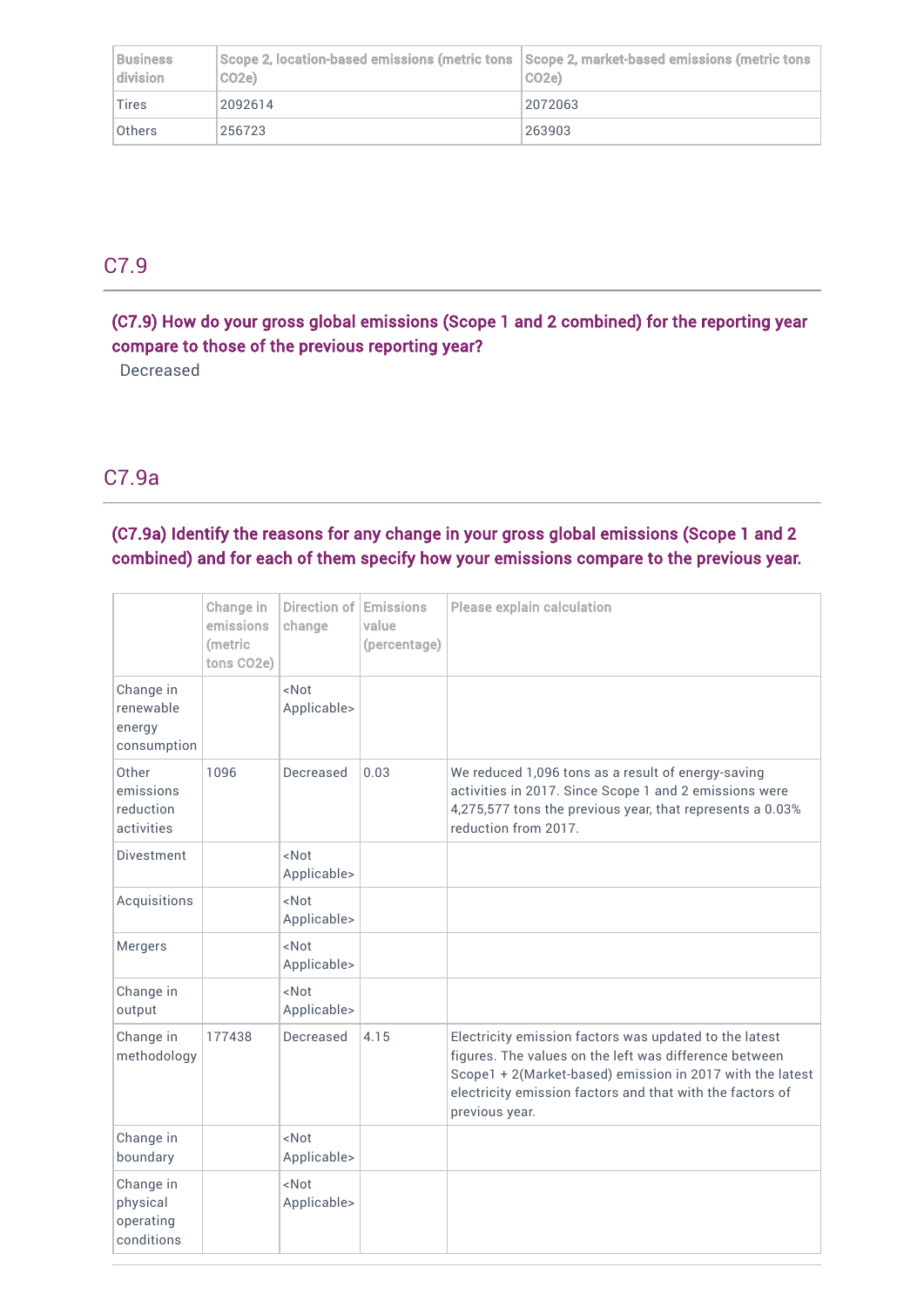| Business division | Scope 2, location-based emissions (metric tons CO2e) | Scope 2, market-based emissions (metric tons CO2e) |
| --- | --- | --- |
| Tires | 2092614 | 2072063 |
| Others | 256723 | 263903 |

## C7.9

**(C7.9) How do your gross global emissions (Scope 1 and 2 combined) for the reporting year compare to those of the previous reporting year?**

Decreased

## C7.9a

**(C7.9a) Identify the reasons for any change in your gross global emissions (Scope 1 and 2 combined) and for each of them specify how your emissions compare to the previous year.**

| | Change in emissions (metric tons CO2e) | Direction of change | Emissions value (percentage) | Please explain calculation |
| --- | --- | --- | --- | --- |
| Change in renewable energy consumption | | <Not Applicable> | | |
| Other emissions reduction activities | 1096 | Decreased | 0.03 | We reduced 1,096 tons as a result of energy-saving activities in 2017. Since Scope 1 and 2 emissions were 4,275,577 tons the previous year, that represents a 0.03% reduction from 2017. |
| Divestment | | <Not Applicable> | | |
| Acquisitions | | <Not Applicable> | | |
| Mergers | | <Not Applicable> | | |
| Change in output | | <Not Applicable> | | |
| Change in methodology | 177438 | Decreased | 4.15 | Electricity emission factors was updated to the latest figures. The values on the left was difference between Scope1 + 2(Market-based) emission in 2017 with the latest electricity emission factors and that with the factors of previous year. |
| Change in boundary | | <Not Applicable> | | |
| Change in physical operating conditions | | <Not Applicable> | | |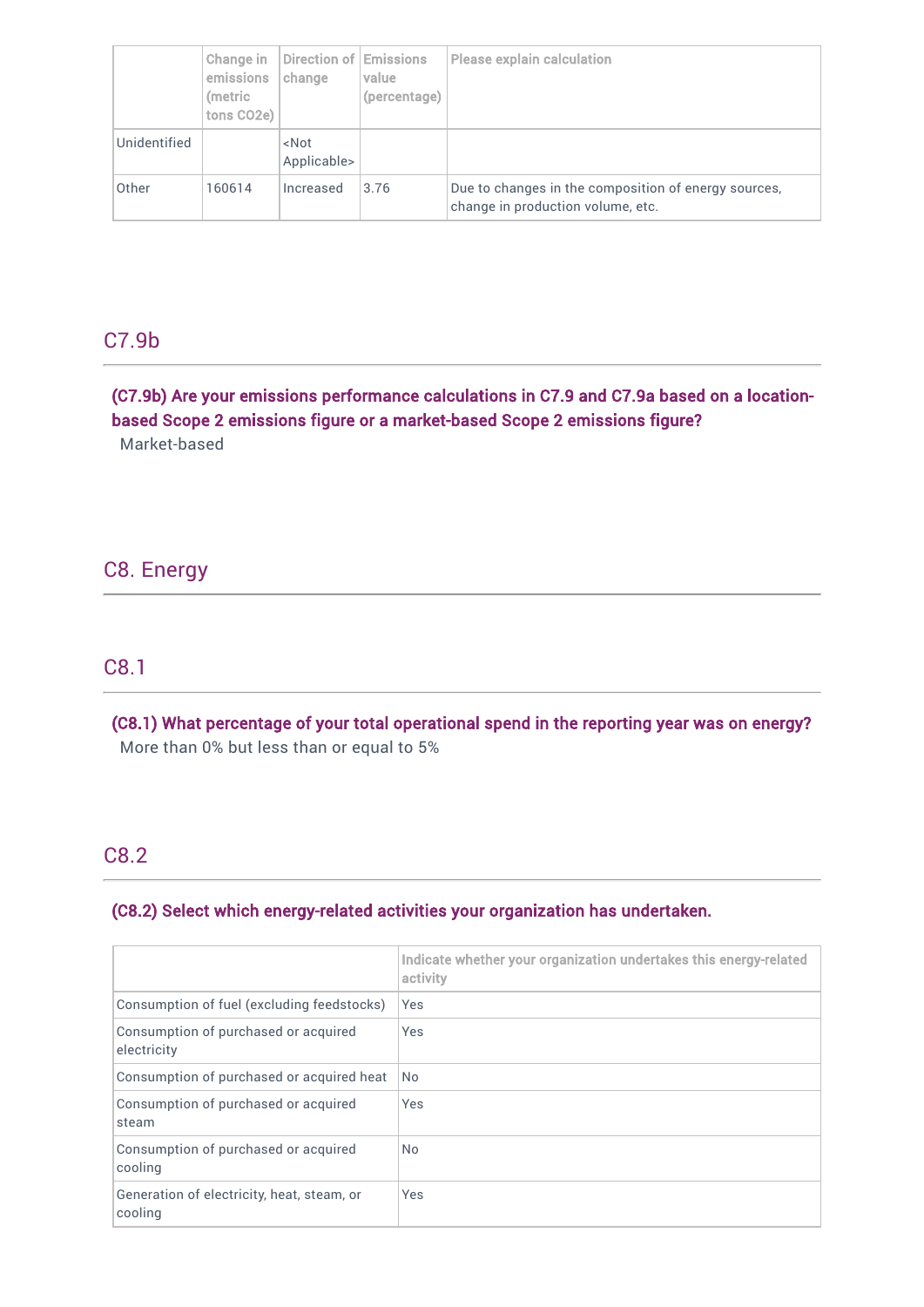|  | Change in emissions (metric tons CO2e) | Direction of change | Emissions value (percentage) | Please explain calculation |
|---|---|---|---|---|
| Unidentified |  | <Not Applicable> |  |  |
| Other | 160614 | Increased | 3.76 | Due to changes in the composition of energy sources, change in production volume, etc. |

## C7.9b

**(C7.9b) Are your emissions performance calculations in C7.9 and C7.9a based on a location-based Scope 2 emissions figure or a market-based Scope 2 emissions figure?**

Market-based

# C8. Energy

## C8.1

**(C8.1) What percentage of your total operational spend in the reporting year was on energy?**

More than 0% but less than or equal to 5%

## C8.2

**(C8.2) Select which energy-related activities your organization has undertaken.**

|  | Indicate whether your organization undertakes this energy-related activity |
|---|---|
| Consumption of fuel (excluding feedstocks) | Yes |
| Consumption of purchased or acquired electricity | Yes |
| Consumption of purchased or acquired heat | No |
| Consumption of purchased or acquired steam | Yes |
| Consumption of purchased or acquired cooling | No |
| Generation of electricity, heat, steam, or cooling | Yes |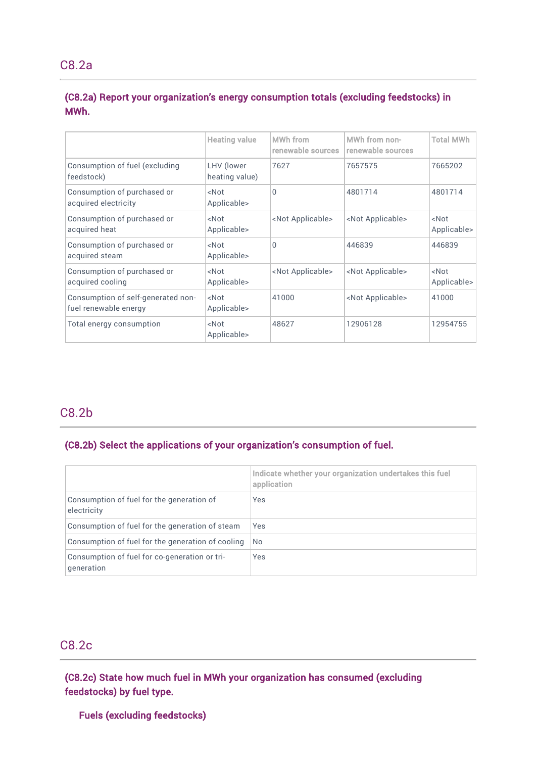## C8.2a

### (C8.2a) Report your organization's energy consumption totals (excluding feedstocks) in MWh.

| | Heating value | MWh from renewable sources | MWh from non-renewable sources | Total MWh |
|---|---|---|---|---|
| Consumption of fuel (excluding feedstock) | LHV (lower heating value) | 7627 | 7657575 | 7665202 |
| Consumption of purchased or acquired electricity | <Not Applicable> | 0 | 4801714 | 4801714 |
| Consumption of purchased or acquired heat | <Not Applicable> | <Not Applicable> | <Not Applicable> | <Not Applicable> |
| Consumption of purchased or acquired steam | <Not Applicable> | 0 | 446839 | 446839 |
| Consumption of purchased or acquired cooling | <Not Applicable> | <Not Applicable> | <Not Applicable> | <Not Applicable> |
| Consumption of self-generated non-fuel renewable energy | <Not Applicable> | 41000 | <Not Applicable> | 41000 |
| Total energy consumption | <Not Applicable> | 48627 | 12906128 | 12954755 |

## C8.2b

### (C8.2b) Select the applications of your organization's consumption of fuel.

| | Indicate whether your organization undertakes this fuel application |
|---|---|
| Consumption of fuel for the generation of electricity | Yes |
| Consumption of fuel for the generation of steam | Yes |
| Consumption of fuel for the generation of cooling | No |
| Consumption of fuel for co-generation or tri-generation | Yes |

## C8.2c

### (C8.2c) State how much fuel in MWh your organization has consumed (excluding feedstocks) by fuel type.

#### Fuels (excluding feedstocks)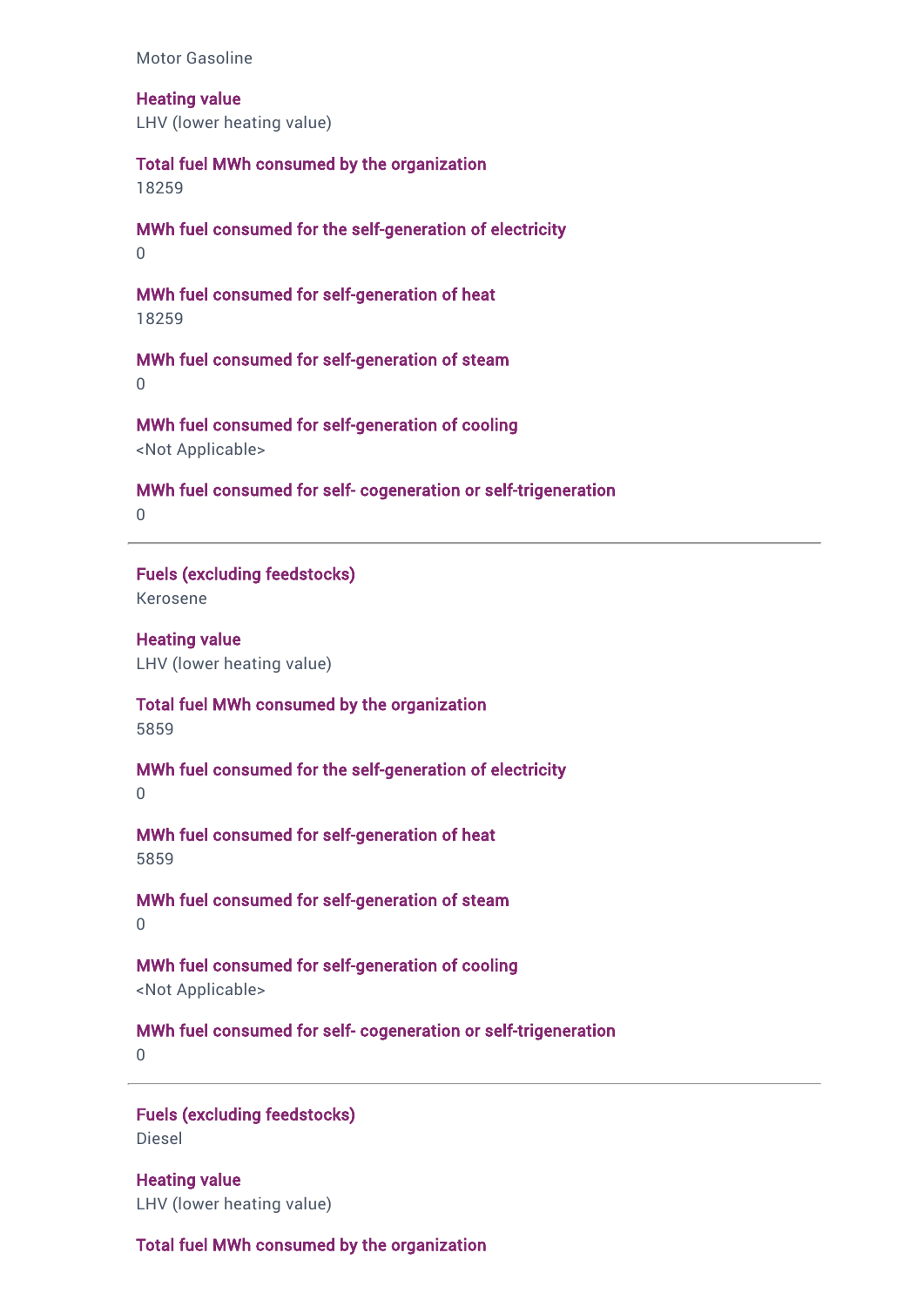Motor Gasoline

**Heating value**
LHV (lower heating value)

**Total fuel MWh consumed by the organization**
18259

**MWh fuel consumed for the self-generation of electricity**
0

**MWh fuel consumed for self-generation of heat**
18259

**MWh fuel consumed for self-generation of steam**
0

**MWh fuel consumed for self-generation of cooling**
<Not Applicable>

**MWh fuel consumed for self- cogeneration or self-trigeneration**
0

---

**Fuels (excluding feedstocks)**
Kerosene

**Heating value**
LHV (lower heating value)

**Total fuel MWh consumed by the organization**
5859

**MWh fuel consumed for the self-generation of electricity**
0

**MWh fuel consumed for self-generation of heat**
5859

**MWh fuel consumed for self-generation of steam**
0

**MWh fuel consumed for self-generation of cooling**
<Not Applicable>

**MWh fuel consumed for self- cogeneration or self-trigeneration**
0

---

**Fuels (excluding feedstocks)**
Diesel

**Heating value**
LHV (lower heating value)

**Total fuel MWh consumed by the organization**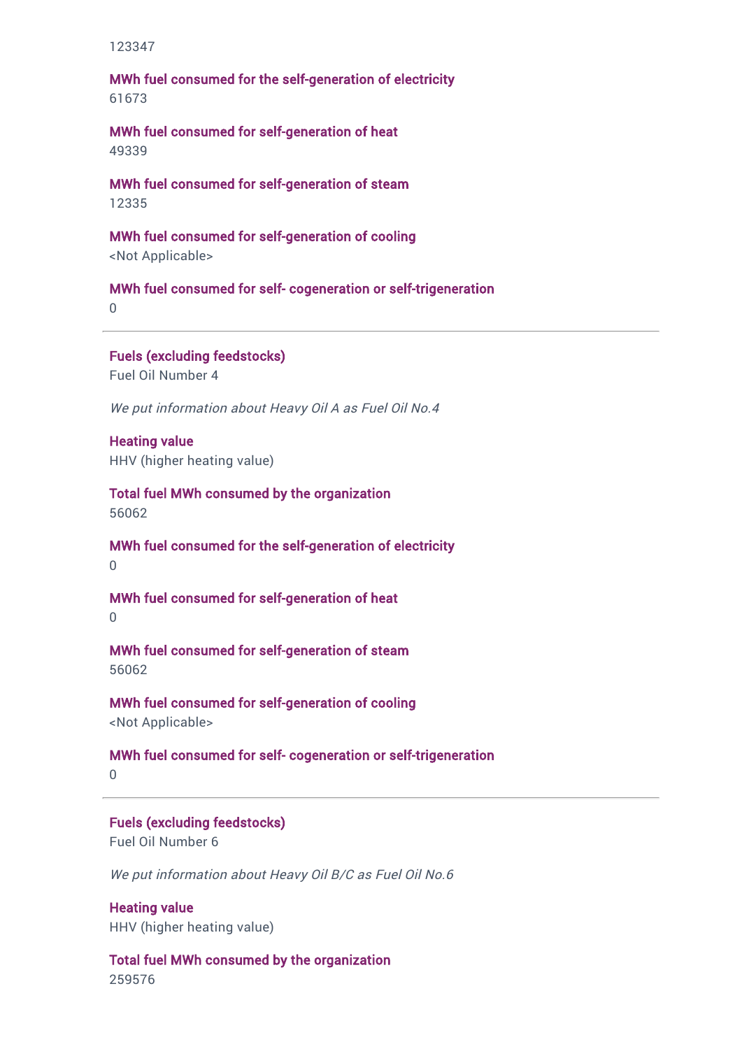123347

**MWh fuel consumed for the self-generation of electricity**
61673

**MWh fuel consumed for self-generation of heat**
49339

**MWh fuel consumed for self-generation of steam**
12335

**MWh fuel consumed for self-generation of cooling**
<Not Applicable>

**MWh fuel consumed for self- cogeneration or self-trigeneration**
0

---

**Fuels (excluding feedstocks)**
Fuel Oil Number 4

*We put information about Heavy Oil A as Fuel Oil No.4*

**Heating value**
HHV (higher heating value)

**Total fuel MWh consumed by the organization**
56062

**MWh fuel consumed for the self-generation of electricity**
0

**MWh fuel consumed for self-generation of heat**
0

**MWh fuel consumed for self-generation of steam**
56062

**MWh fuel consumed for self-generation of cooling**
<Not Applicable>

**MWh fuel consumed for self- cogeneration or self-trigeneration**
0

---

**Fuels (excluding feedstocks)**
Fuel Oil Number 6

*We put information about Heavy Oil B/C as Fuel Oil No.6*

**Heating value**
HHV (higher heating value)

**Total fuel MWh consumed by the organization**
259576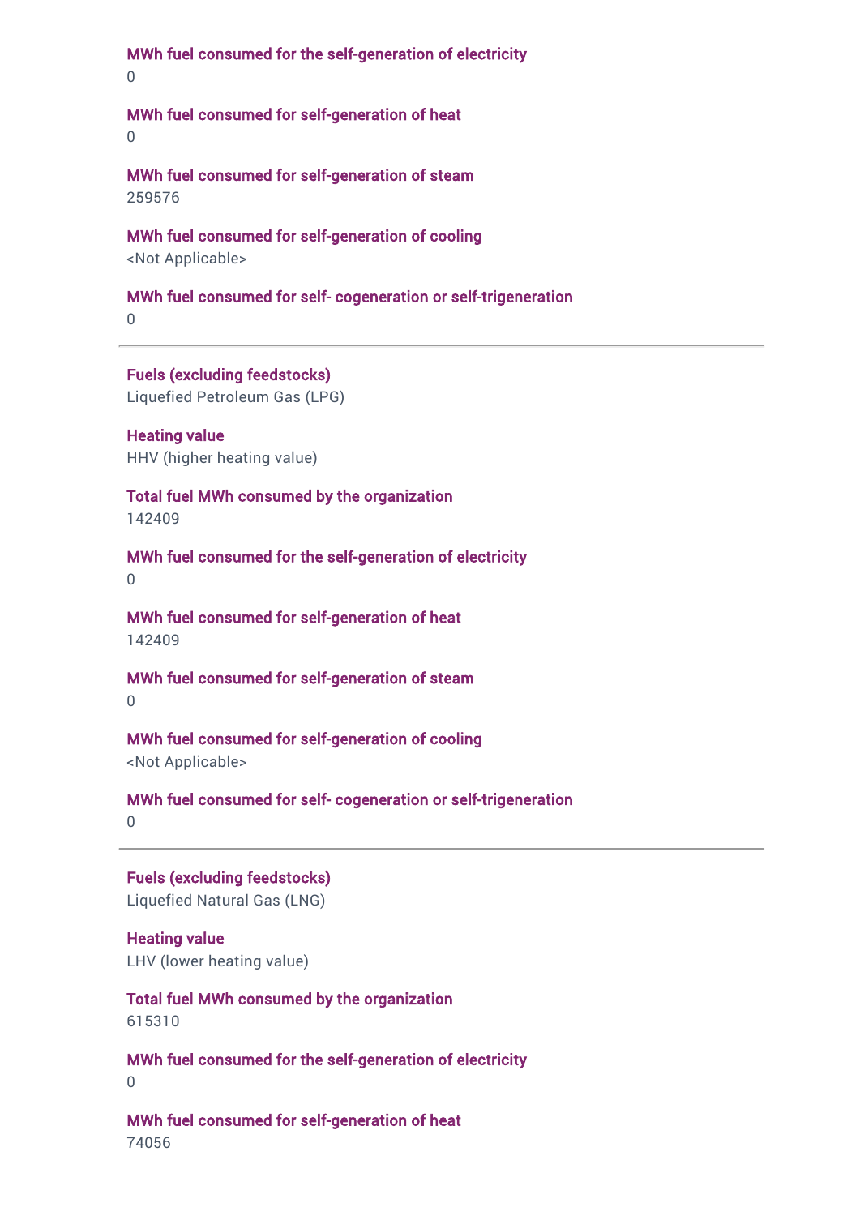**MWh fuel consumed for the self-generation of electricity**
0

**MWh fuel consumed for self-generation of heat**
0

**MWh fuel consumed for self-generation of steam**
259576

**MWh fuel consumed for self-generation of cooling**
<Not Applicable>

**MWh fuel consumed for self- cogeneration or self-trigeneration**
0

---

**Fuels (excluding feedstocks)**
Liquefied Petroleum Gas (LPG)

**Heating value**
HHV (higher heating value)

**Total fuel MWh consumed by the organization**
142409

**MWh fuel consumed for the self-generation of electricity**
0

**MWh fuel consumed for self-generation of heat**
142409

**MWh fuel consumed for self-generation of steam**
0

**MWh fuel consumed for self-generation of cooling**
<Not Applicable>

**MWh fuel consumed for self- cogeneration or self-trigeneration**
0

---

**Fuels (excluding feedstocks)**
Liquefied Natural Gas (LNG)

**Heating value**
LHV (lower heating value)

**Total fuel MWh consumed by the organization**
615310

**MWh fuel consumed for the self-generation of electricity**
0

**MWh fuel consumed for self-generation of heat**
74056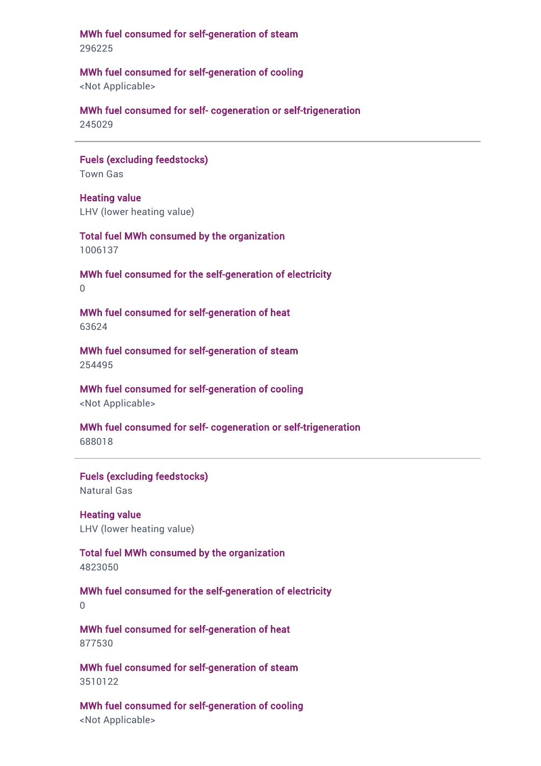**MWh fuel consumed for self-generation of steam**
296225

**MWh fuel consumed for self-generation of cooling**
<Not Applicable>

**MWh fuel consumed for self- cogeneration or self-trigeneration**
245029

---

**Fuels (excluding feedstocks)**
Town Gas

**Heating value**
LHV (lower heating value)

**Total fuel MWh consumed by the organization**
1006137

**MWh fuel consumed for the self-generation of electricity**
0

**MWh fuel consumed for self-generation of heat**
63624

**MWh fuel consumed for self-generation of steam**
254495

**MWh fuel consumed for self-generation of cooling**
<Not Applicable>

**MWh fuel consumed for self- cogeneration or self-trigeneration**
688018

---

**Fuels (excluding feedstocks)**
Natural Gas

**Heating value**
LHV (lower heating value)

**Total fuel MWh consumed by the organization**
4823050

**MWh fuel consumed for the self-generation of electricity**
0

**MWh fuel consumed for self-generation of heat**
877530

**MWh fuel consumed for self-generation of steam**
3510122

**MWh fuel consumed for self-generation of cooling**
<Not Applicable>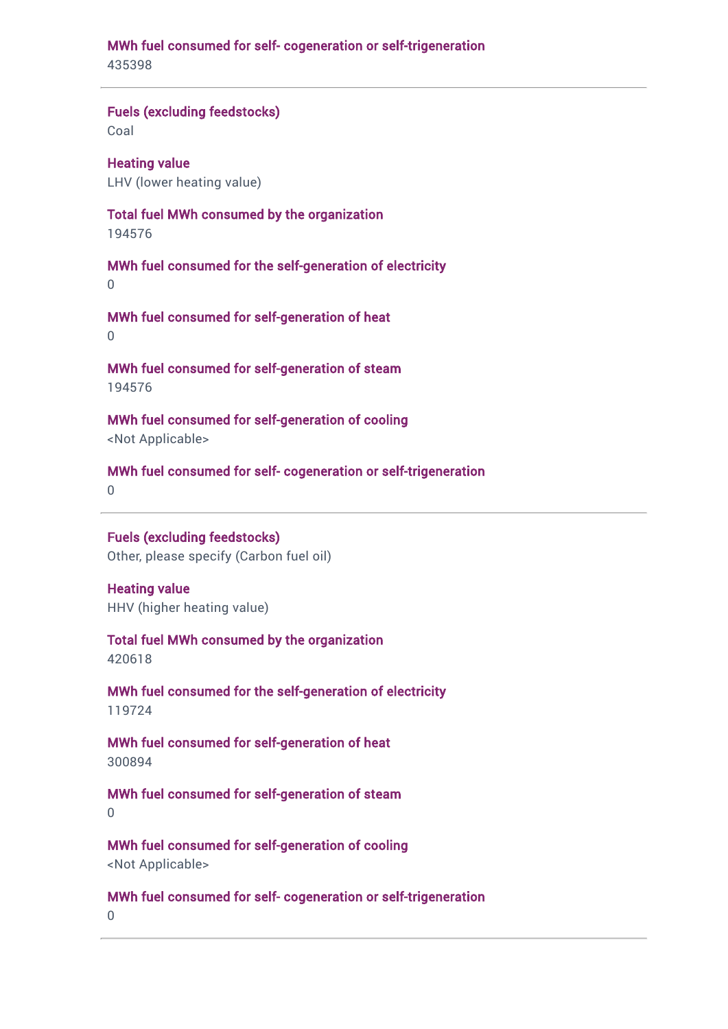**MWh fuel consumed for self- cogeneration or self-trigeneration**
435398

---

**Fuels (excluding feedstocks)**
Coal

**Heating value**
LHV (lower heating value)

**Total fuel MWh consumed by the organization**
194576

**MWh fuel consumed for the self-generation of electricity**
0

**MWh fuel consumed for self-generation of heat**
0

**MWh fuel consumed for self-generation of steam**
194576

**MWh fuel consumed for self-generation of cooling**
<Not Applicable>

**MWh fuel consumed for self- cogeneration or self-trigeneration**
0

---

**Fuels (excluding feedstocks)**
Other, please specify (Carbon fuel oil)

**Heating value**
HHV (higher heating value)

**Total fuel MWh consumed by the organization**
420618

**MWh fuel consumed for the self-generation of electricity**
119724

**MWh fuel consumed for self-generation of heat**
300894

**MWh fuel consumed for self-generation of steam**
0

**MWh fuel consumed for self-generation of cooling**
<Not Applicable>

**MWh fuel consumed for self- cogeneration or self-trigeneration**
0

---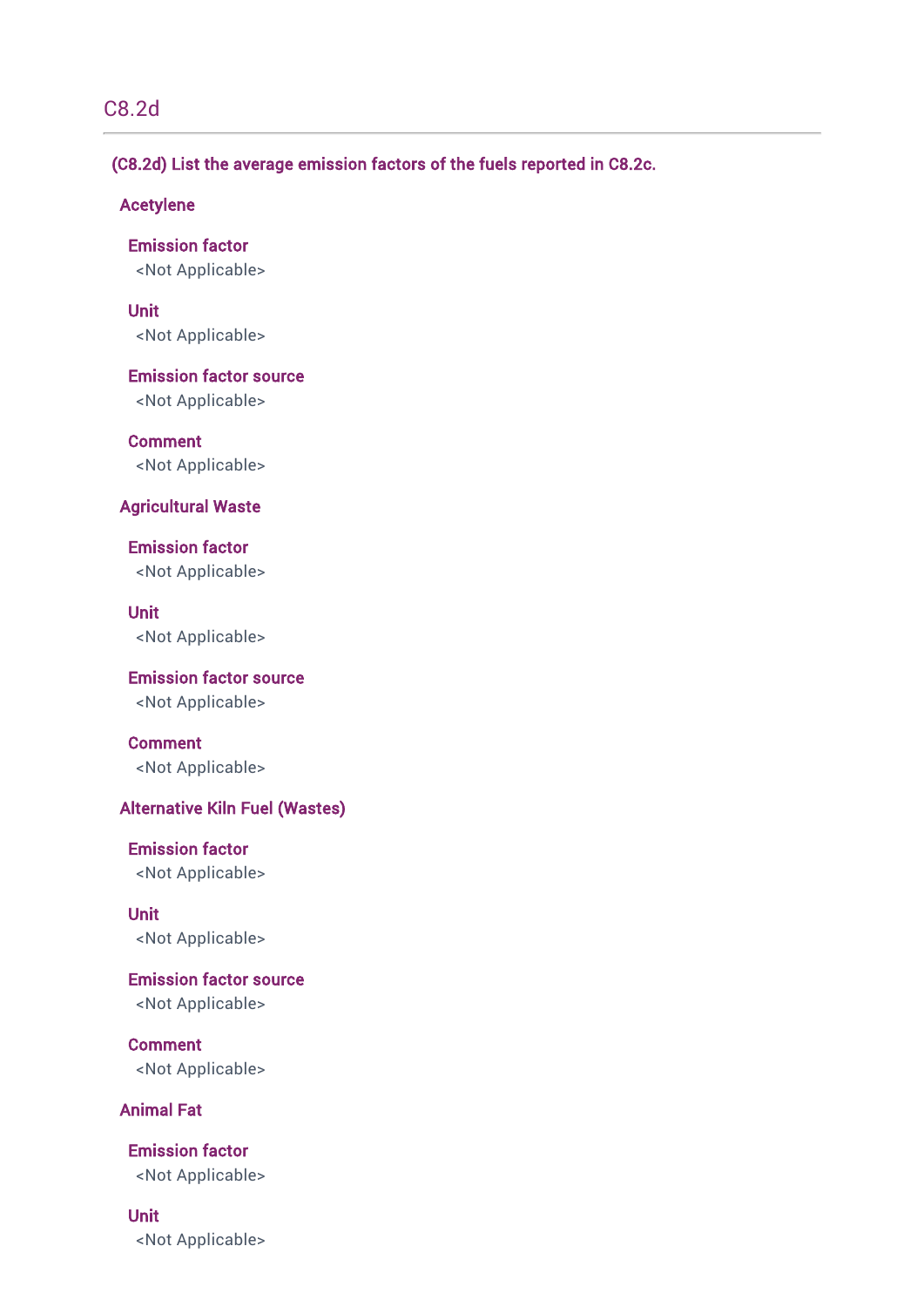## C8.2d

### (C8.2d) List the average emission factors of the fuels reported in C8.2c.

#### Acetylene

**Emission factor**
<Not Applicable>

**Unit**
<Not Applicable>

**Emission factor source**
<Not Applicable>

**Comment**
<Not Applicable>

#### Agricultural Waste

**Emission factor**
<Not Applicable>

**Unit**
<Not Applicable>

**Emission factor source**
<Not Applicable>

**Comment**
<Not Applicable>

#### Alternative Kiln Fuel (Wastes)

**Emission factor**
<Not Applicable>

**Unit**
<Not Applicable>

**Emission factor source**
<Not Applicable>

**Comment**
<Not Applicable>

#### Animal Fat

**Emission factor**
<Not Applicable>

**Unit**
<Not Applicable>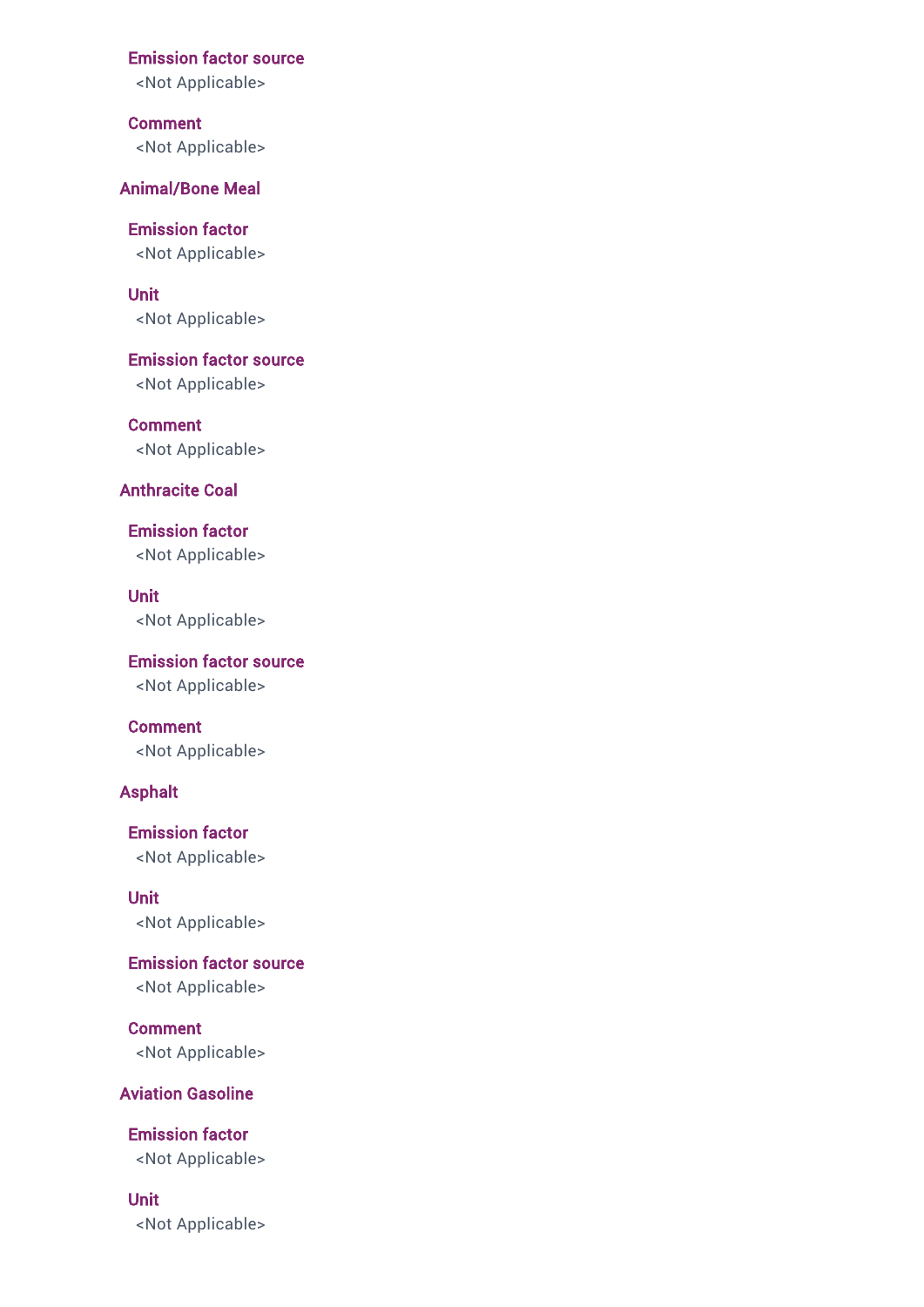**Emission factor source**

<Not Applicable>

**Comment**

<Not Applicable>

### Animal/Bone Meal

**Emission factor**

<Not Applicable>

**Unit**

<Not Applicable>

**Emission factor source**

<Not Applicable>

**Comment**

<Not Applicable>

### Anthracite Coal

**Emission factor**

<Not Applicable>

**Unit**

<Not Applicable>

**Emission factor source**

<Not Applicable>

**Comment**

<Not Applicable>

### Asphalt

**Emission factor**

<Not Applicable>

**Unit**

<Not Applicable>

**Emission factor source**

<Not Applicable>

**Comment**

<Not Applicable>

### Aviation Gasoline

**Emission factor**

<Not Applicable>

**Unit**

<Not Applicable>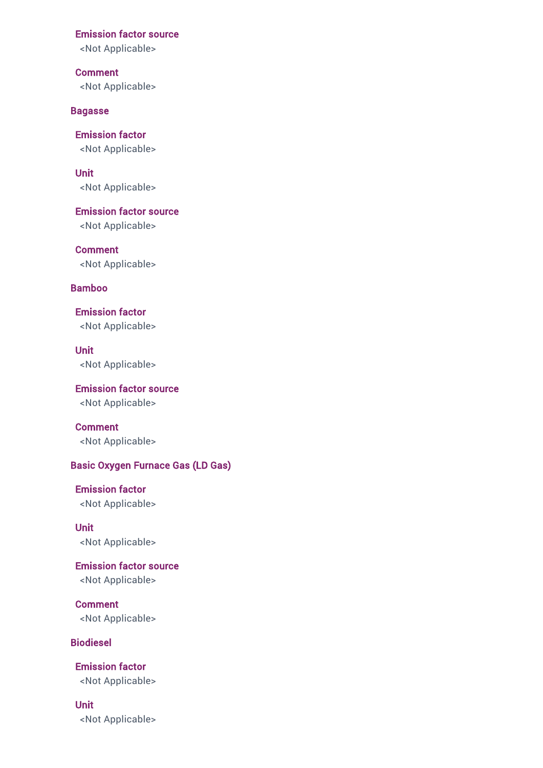**Emission factor source**

<Not Applicable>

**Comment**

<Not Applicable>

### Bagasse

**Emission factor**

<Not Applicable>

**Unit**

<Not Applicable>

**Emission factor source**

<Not Applicable>

**Comment**

<Not Applicable>

### Bamboo

**Emission factor**

<Not Applicable>

**Unit**

<Not Applicable>

**Emission factor source**

<Not Applicable>

**Comment**

<Not Applicable>

### Basic Oxygen Furnace Gas (LD Gas)

**Emission factor**

<Not Applicable>

**Unit**

<Not Applicable>

**Emission factor source**

<Not Applicable>

**Comment**

<Not Applicable>

### Biodiesel

**Emission factor**

<Not Applicable>

**Unit**

<Not Applicable>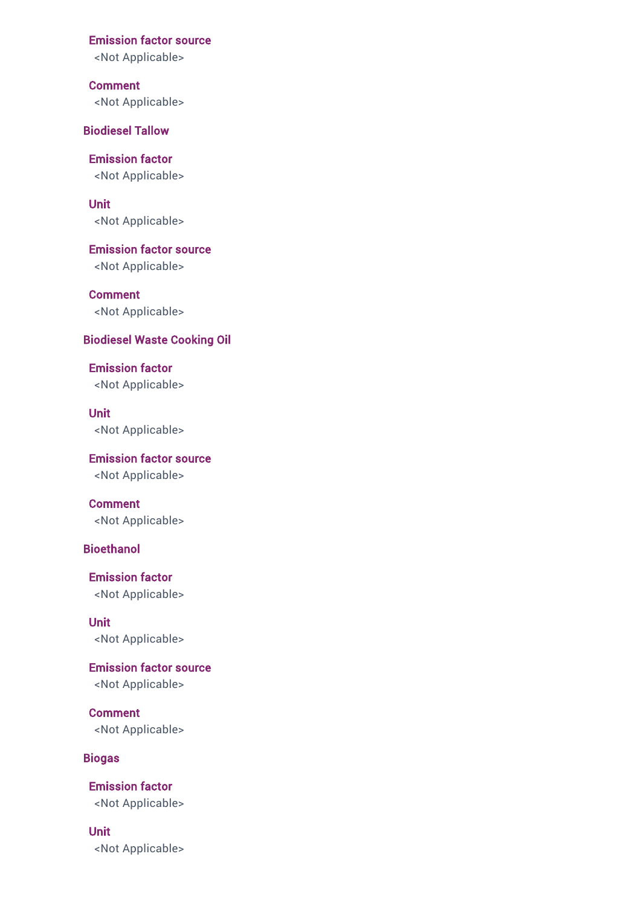#### Emission factor source
<Not Applicable>

#### Comment
<Not Applicable>

### Biodiesel Tallow

#### Emission factor
<Not Applicable>

#### Unit
<Not Applicable>

#### Emission factor source
<Not Applicable>

#### Comment
<Not Applicable>

### Biodiesel Waste Cooking Oil

#### Emission factor
<Not Applicable>

#### Unit
<Not Applicable>

#### Emission factor source
<Not Applicable>

#### Comment
<Not Applicable>

### Bioethanol

#### Emission factor
<Not Applicable>

#### Unit
<Not Applicable>

#### Emission factor source
<Not Applicable>

#### Comment
<Not Applicable>

### Biogas

#### Emission factor
<Not Applicable>

#### Unit
<Not Applicable>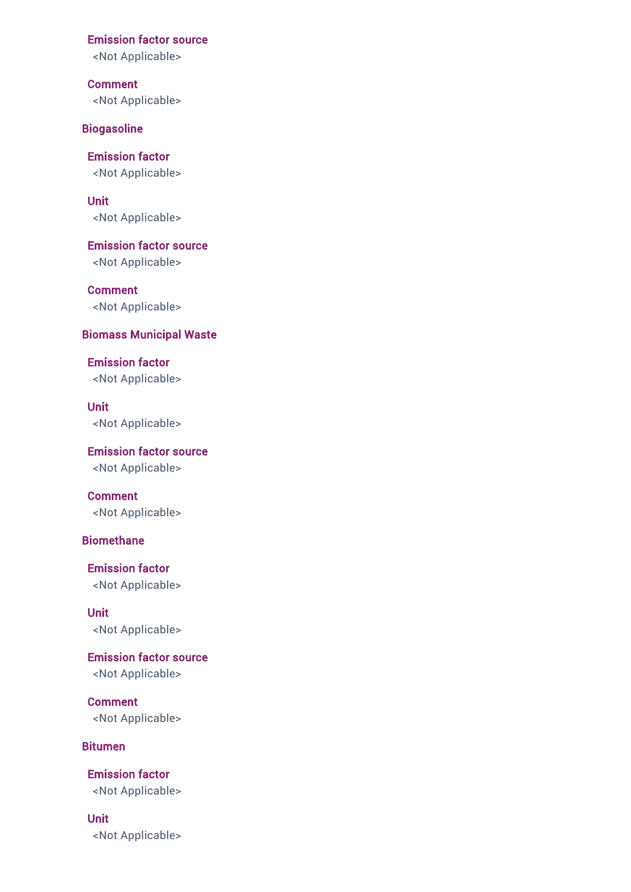#### Emission factor source

<Not Applicable>

#### Comment

<Not Applicable>

### Biogasoline

#### Emission factor

<Not Applicable>

#### Unit

<Not Applicable>

#### Emission factor source

<Not Applicable>

#### Comment

<Not Applicable>

### Biomass Municipal Waste

#### Emission factor

<Not Applicable>

#### Unit

<Not Applicable>

#### Emission factor source

<Not Applicable>

#### Comment

<Not Applicable>

### Biomethane

#### Emission factor

<Not Applicable>

#### Unit

<Not Applicable>

#### Emission factor source

<Not Applicable>

#### Comment

<Not Applicable>

### Bitumen

#### Emission factor

<Not Applicable>

#### Unit

<Not Applicable>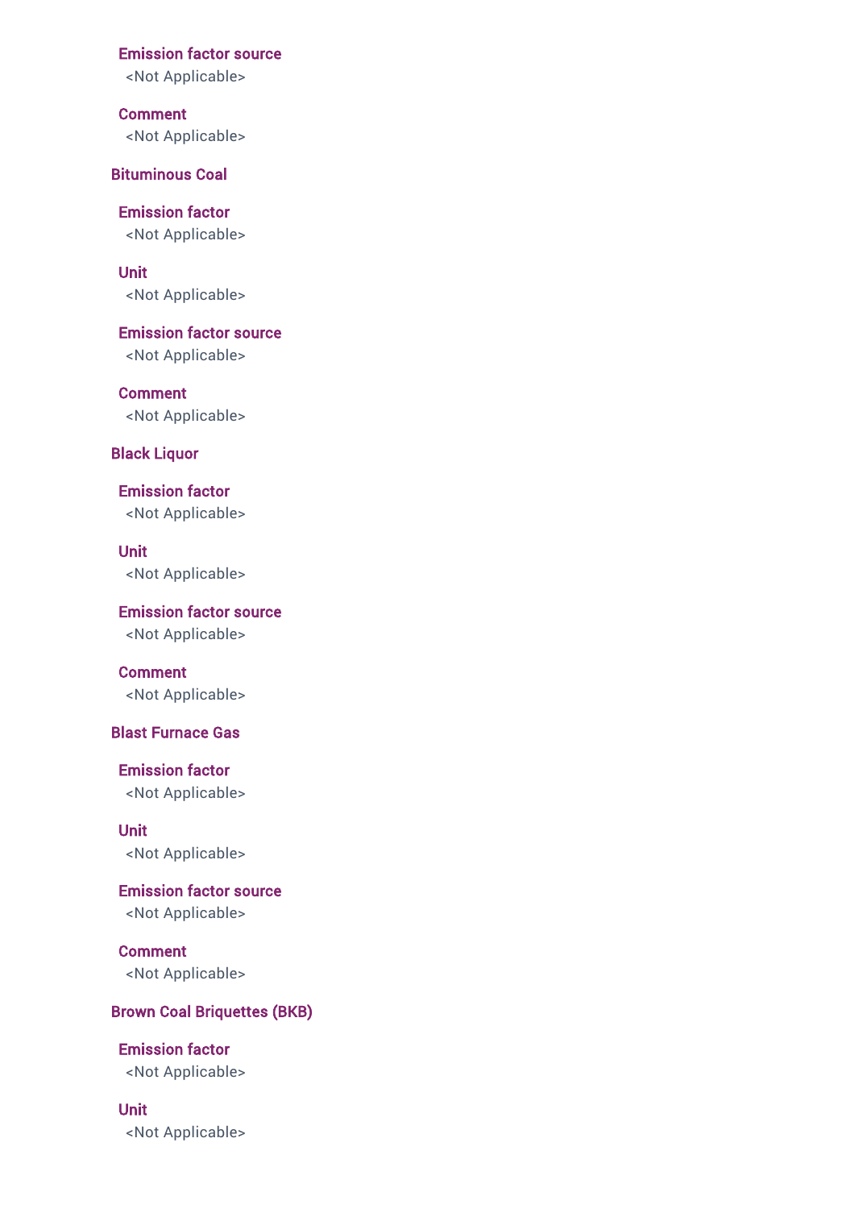#### Emission factor source
<Not Applicable>

#### Comment
<Not Applicable>

### Bituminous Coal

#### Emission factor
<Not Applicable>

#### Unit
<Not Applicable>

#### Emission factor source
<Not Applicable>

#### Comment
<Not Applicable>

### Black Liquor

#### Emission factor
<Not Applicable>

#### Unit
<Not Applicable>

#### Emission factor source
<Not Applicable>

#### Comment
<Not Applicable>

### Blast Furnace Gas

#### Emission factor
<Not Applicable>

#### Unit
<Not Applicable>

#### Emission factor source
<Not Applicable>

#### Comment
<Not Applicable>

### Brown Coal Briquettes (BKB)

#### Emission factor
<Not Applicable>

#### Unit
<Not Applicable>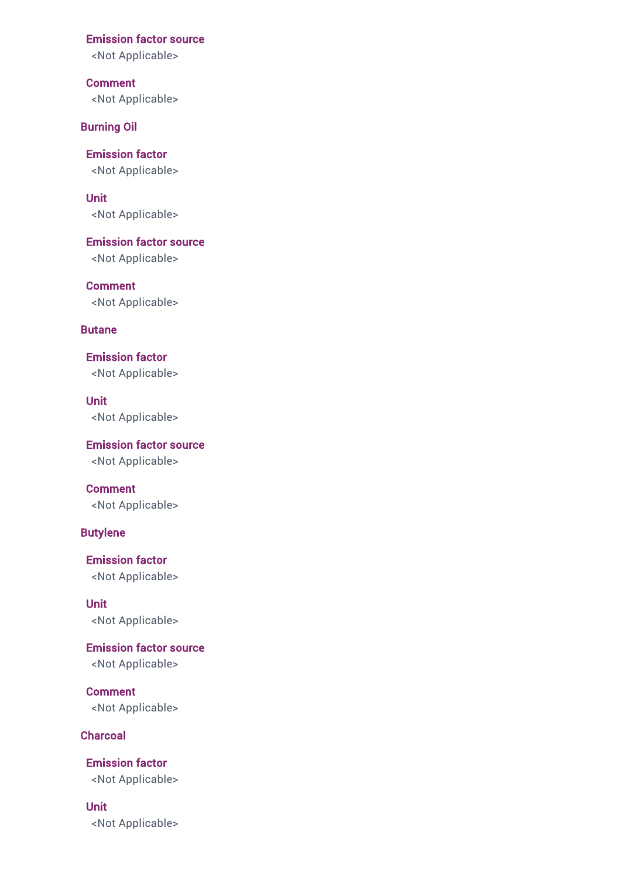#### Emission factor source
<Not Applicable>

#### Comment
<Not Applicable>

### Burning Oil

#### Emission factor
<Not Applicable>

#### Unit
<Not Applicable>

#### Emission factor source
<Not Applicable>

#### Comment
<Not Applicable>

### Butane

#### Emission factor
<Not Applicable>

#### Unit
<Not Applicable>

#### Emission factor source
<Not Applicable>

#### Comment
<Not Applicable>

### Butylene

#### Emission factor
<Not Applicable>

#### Unit
<Not Applicable>

#### Emission factor source
<Not Applicable>

#### Comment
<Not Applicable>

### Charcoal

#### Emission factor
<Not Applicable>

#### Unit
<Not Applicable>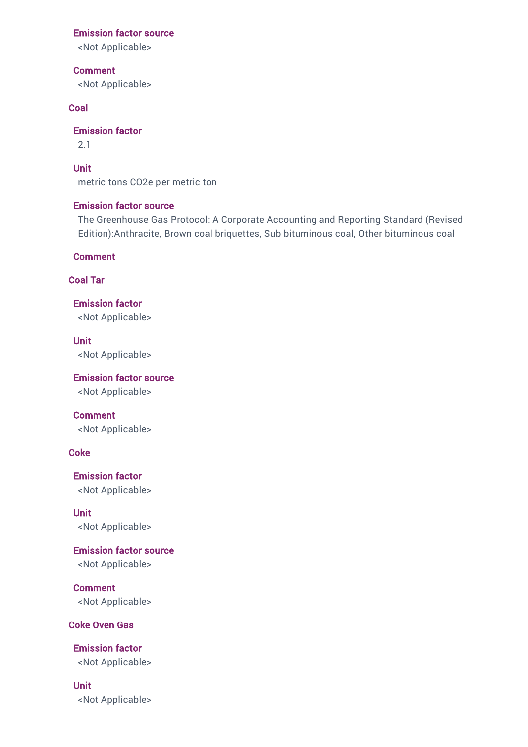**Emission factor source**
<Not Applicable>

**Comment**
<Not Applicable>

### Coal

**Emission factor**
2.1

**Unit**
metric tons CO2e per metric ton

**Emission factor source**
The Greenhouse Gas Protocol: A Corporate Accounting and Reporting Standard (Revised Edition):Anthracite, Brown coal briquettes, Sub bituminous coal, Other bituminous coal

**Comment**

### Coal Tar

**Emission factor**
<Not Applicable>

**Unit**
<Not Applicable>

**Emission factor source**
<Not Applicable>

**Comment**
<Not Applicable>

### Coke

**Emission factor**
<Not Applicable>

**Unit**
<Not Applicable>

**Emission factor source**
<Not Applicable>

**Comment**
<Not Applicable>

### Coke Oven Gas

**Emission factor**
<Not Applicable>

**Unit**
<Not Applicable>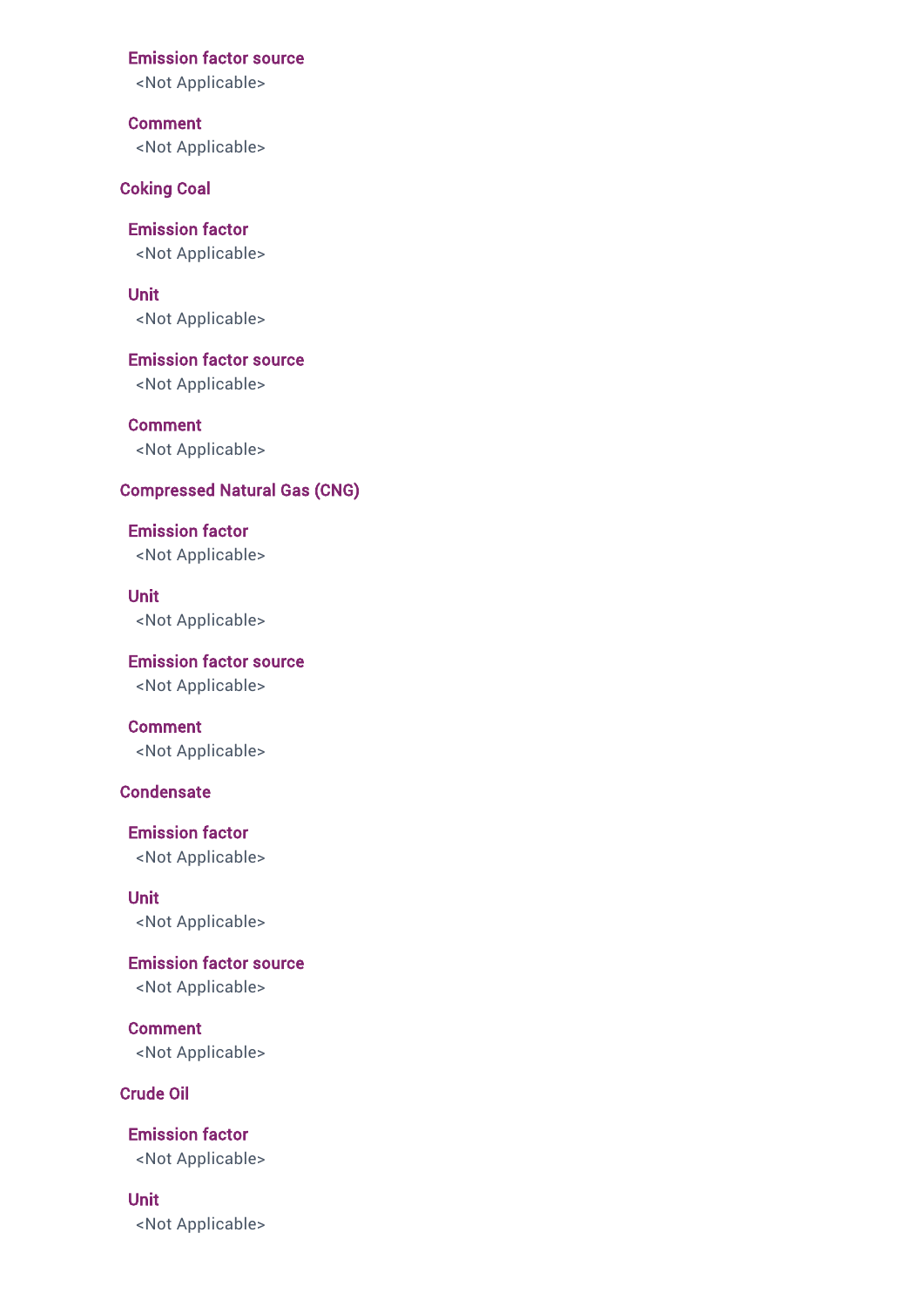**Emission factor source**

<Not Applicable>

**Comment**

<Not Applicable>

### Coking Coal

**Emission factor**

<Not Applicable>

**Unit**

<Not Applicable>

**Emission factor source**

<Not Applicable>

**Comment**

<Not Applicable>

### Compressed Natural Gas (CNG)

**Emission factor**

<Not Applicable>

**Unit**

<Not Applicable>

**Emission factor source**

<Not Applicable>

**Comment**

<Not Applicable>

### Condensate

**Emission factor**

<Not Applicable>

**Unit**

<Not Applicable>

**Emission factor source**

<Not Applicable>

**Comment**

<Not Applicable>

### Crude Oil

**Emission factor**

<Not Applicable>

**Unit**

<Not Applicable>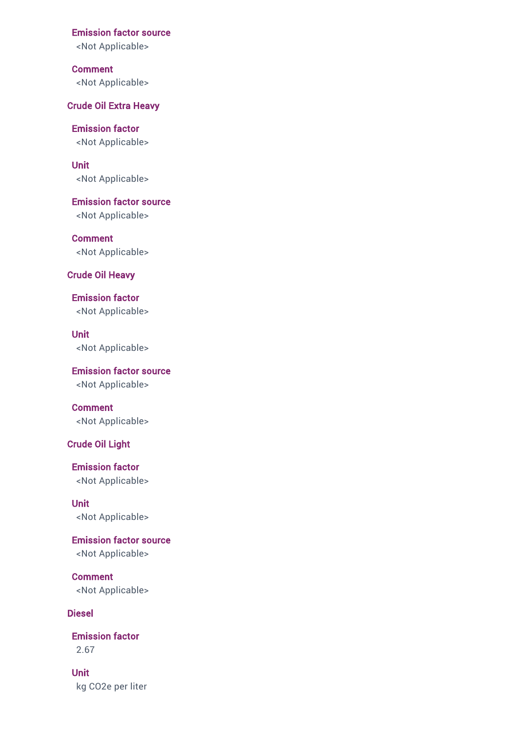#### Emission factor source
<Not Applicable>

#### Comment
<Not Applicable>

### Crude Oil Extra Heavy

#### Emission factor
<Not Applicable>

#### Unit
<Not Applicable>

#### Emission factor source
<Not Applicable>

#### Comment
<Not Applicable>

### Crude Oil Heavy

#### Emission factor
<Not Applicable>

#### Unit
<Not Applicable>

#### Emission factor source
<Not Applicable>

#### Comment
<Not Applicable>

### Crude Oil Light

#### Emission factor
<Not Applicable>

#### Unit
<Not Applicable>

#### Emission factor source
<Not Applicable>

#### Comment
<Not Applicable>

### Diesel

#### Emission factor
2.67

#### Unit
kg CO2e per liter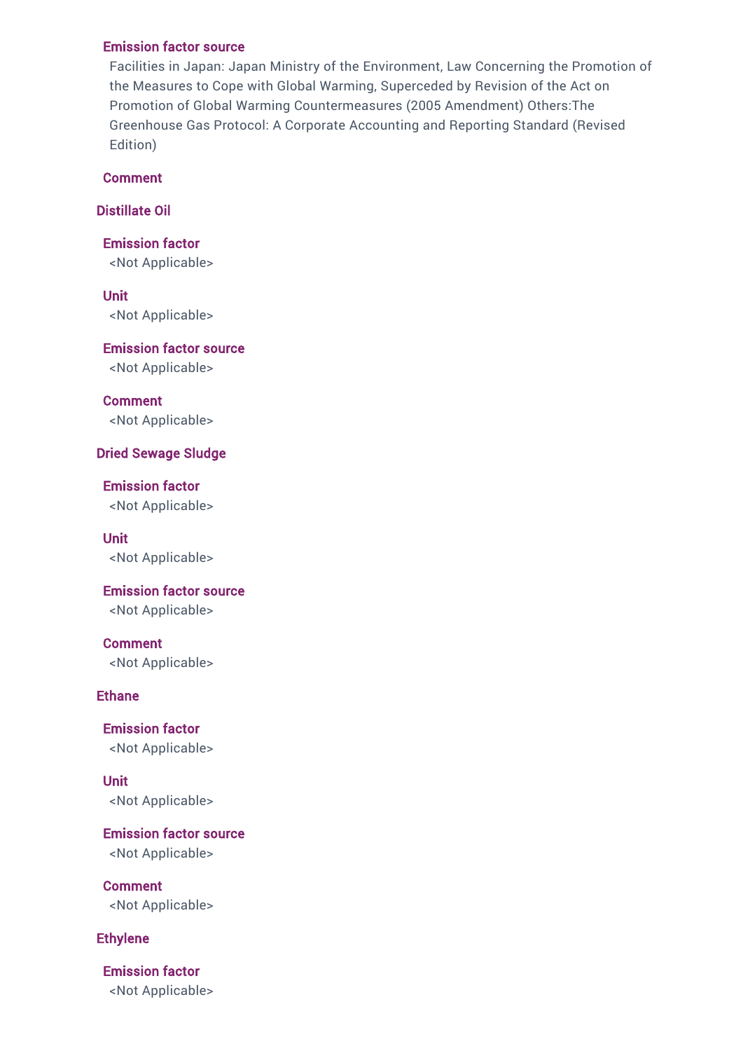#### Emission factor source

Facilities in Japan: Japan Ministry of the Environment, Law Concerning the Promotion of the Measures to Cope with Global Warming, Superceded by Revision of the Act on Promotion of Global Warming Countermeasures (2005 Amendment) Others:The Greenhouse Gas Protocol: A Corporate Accounting and Reporting Standard (Revised Edition)

#### Comment

### Distillate Oil

#### Emission factor

<Not Applicable>

#### Unit

<Not Applicable>

#### Emission factor source

<Not Applicable>

#### Comment

<Not Applicable>

### Dried Sewage Sludge

#### Emission factor

<Not Applicable>

#### Unit

<Not Applicable>

#### Emission factor source

<Not Applicable>

#### Comment

<Not Applicable>

### Ethane

#### Emission factor

<Not Applicable>

#### Unit

<Not Applicable>

#### Emission factor source

<Not Applicable>

#### Comment

<Not Applicable>

### Ethylene

#### Emission factor

<Not Applicable>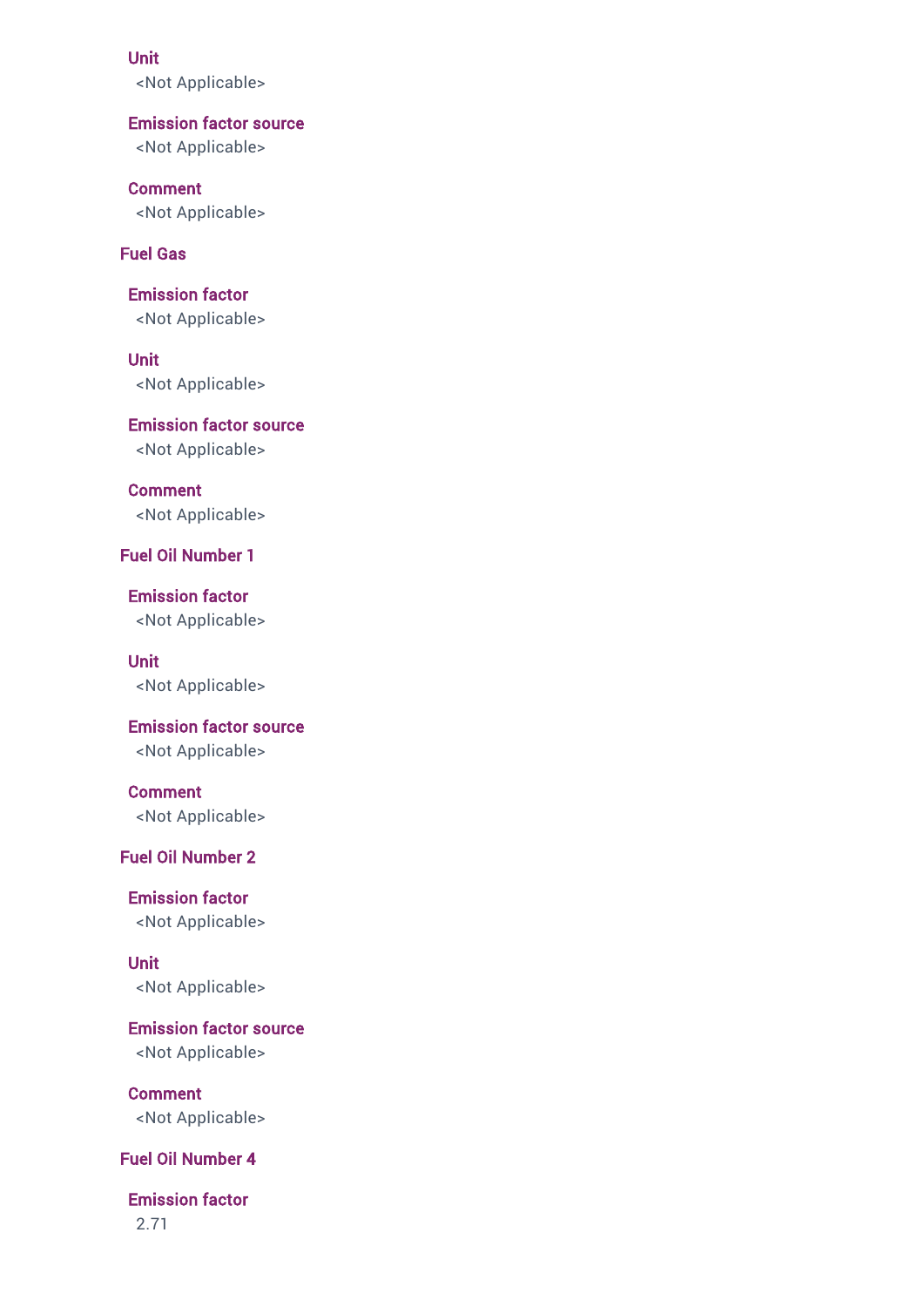**Unit**

<Not Applicable>

**Emission factor source**

<Not Applicable>

**Comment**

<Not Applicable>

**Fuel Gas**

**Emission factor**

<Not Applicable>

**Unit**

<Not Applicable>

**Emission factor source**

<Not Applicable>

**Comment**

<Not Applicable>

**Fuel Oil Number 1**

**Emission factor**

<Not Applicable>

**Unit**

<Not Applicable>

**Emission factor source**

<Not Applicable>

**Comment**

<Not Applicable>

**Fuel Oil Number 2**

**Emission factor**

<Not Applicable>

**Unit**

<Not Applicable>

**Emission factor source**

<Not Applicable>

**Comment**

<Not Applicable>

**Fuel Oil Number 4**

**Emission factor**

2.71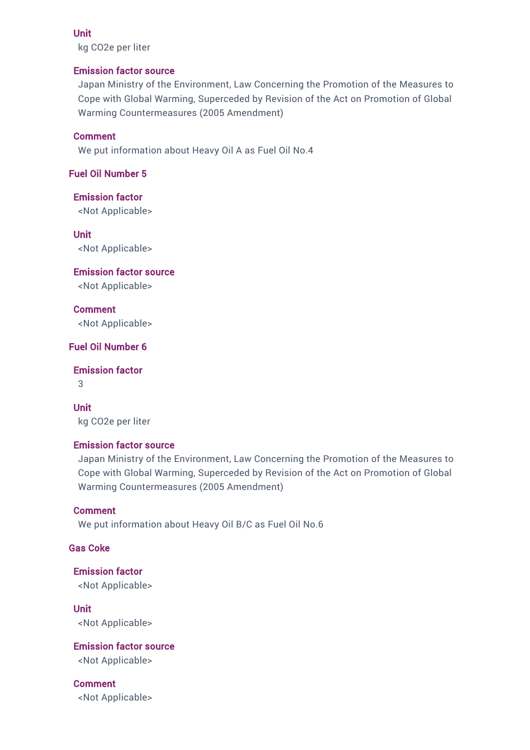#### Unit

kg CO2e per liter

#### Emission factor source

Japan Ministry of the Environment, Law Concerning the Promotion of the Measures to Cope with Global Warming, Superceded by Revision of the Act on Promotion of Global Warming Countermeasures (2005 Amendment)

#### Comment

We put information about Heavy Oil A as Fuel Oil No.4

### Fuel Oil Number 5

#### Emission factor

<Not Applicable>

#### Unit

<Not Applicable>

#### Emission factor source

<Not Applicable>

#### Comment

<Not Applicable>

### Fuel Oil Number 6

#### Emission factor

3

#### Unit

kg CO2e per liter

#### Emission factor source

Japan Ministry of the Environment, Law Concerning the Promotion of the Measures to Cope with Global Warming, Superceded by Revision of the Act on Promotion of Global Warming Countermeasures (2005 Amendment)

#### Comment

We put information about Heavy Oil B/C as Fuel Oil No.6

### Gas Coke

#### Emission factor

<Not Applicable>

#### Unit

<Not Applicable>

#### Emission factor source

<Not Applicable>

#### Comment

<Not Applicable>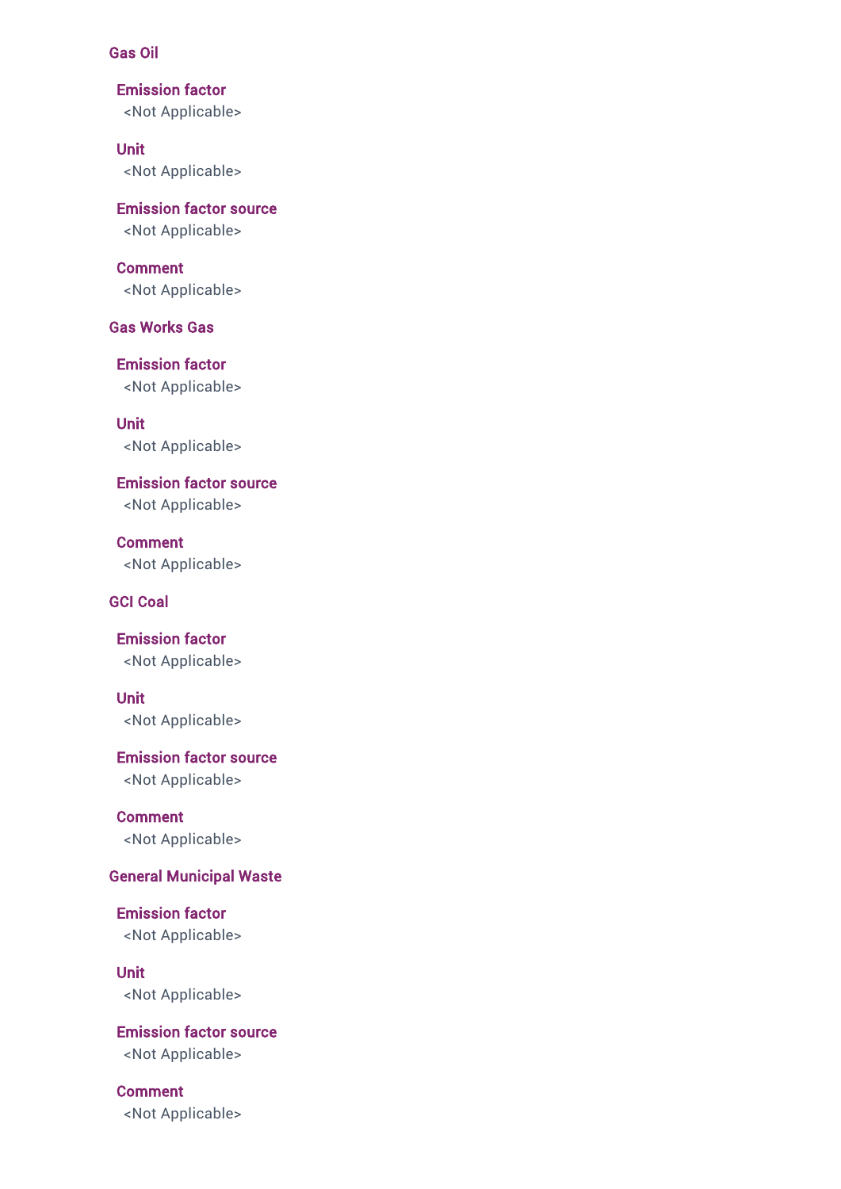### Gas Oil

#### Emission factor

<Not Applicable>

#### Unit

<Not Applicable>

#### Emission factor source

<Not Applicable>

#### Comment

<Not Applicable>

### Gas Works Gas

#### Emission factor

<Not Applicable>

#### Unit

<Not Applicable>

#### Emission factor source

<Not Applicable>

#### Comment

<Not Applicable>

### GCI Coal

#### Emission factor

<Not Applicable>

#### Unit

<Not Applicable>

#### Emission factor source

<Not Applicable>

#### Comment

<Not Applicable>

### General Municipal Waste

#### Emission factor

<Not Applicable>

#### Unit

<Not Applicable>

#### Emission factor source

<Not Applicable>

#### Comment

<Not Applicable>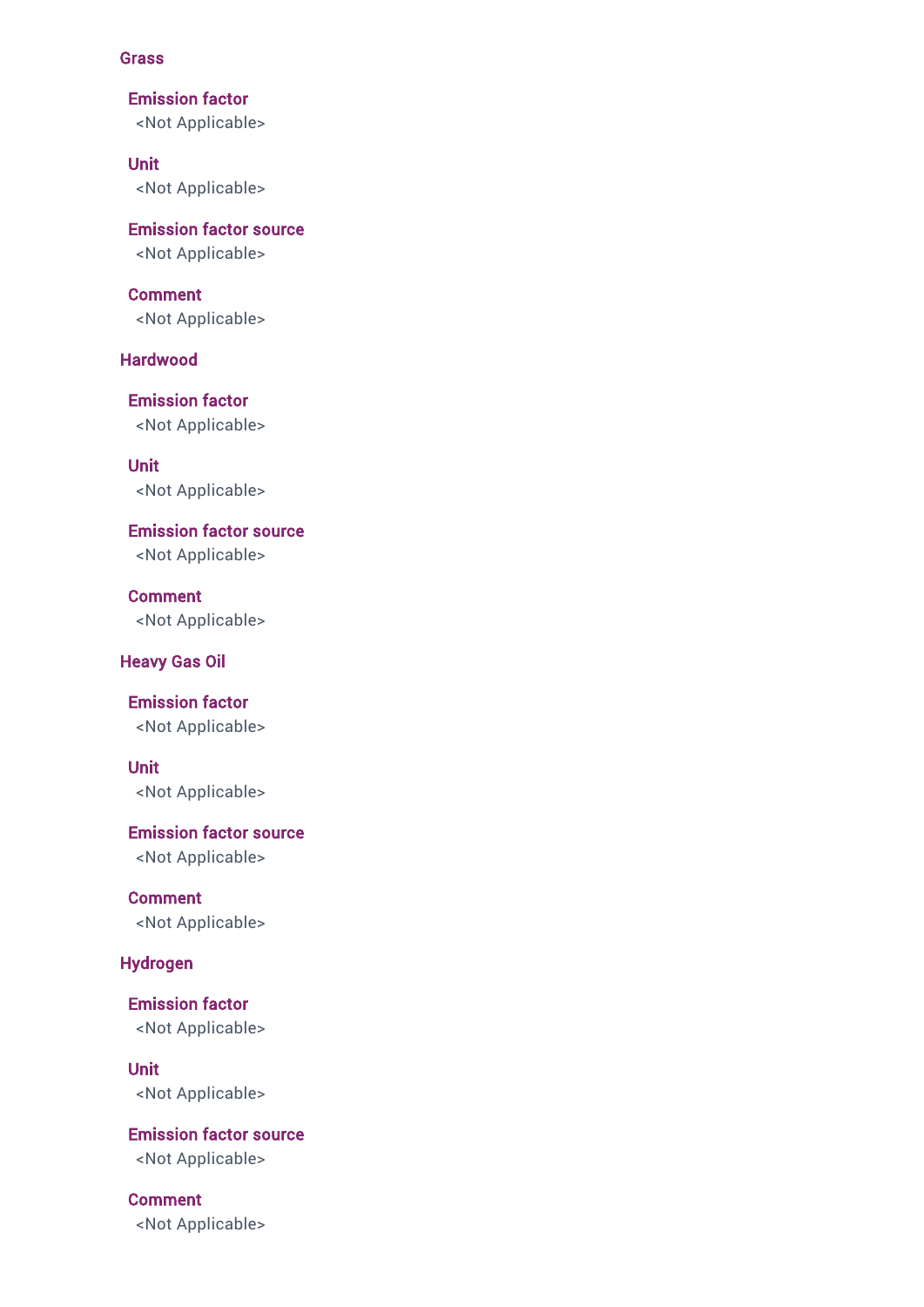### Grass

#### Emission factor
<Not Applicable>

#### Unit
<Not Applicable>

#### Emission factor source
<Not Applicable>

#### Comment
<Not Applicable>

### Hardwood

#### Emission factor
<Not Applicable>

#### Unit
<Not Applicable>

#### Emission factor source
<Not Applicable>

#### Comment
<Not Applicable>

### Heavy Gas Oil

#### Emission factor
<Not Applicable>

#### Unit
<Not Applicable>

#### Emission factor source
<Not Applicable>

#### Comment
<Not Applicable>

### Hydrogen

#### Emission factor
<Not Applicable>

#### Unit
<Not Applicable>

#### Emission factor source
<Not Applicable>

#### Comment
<Not Applicable>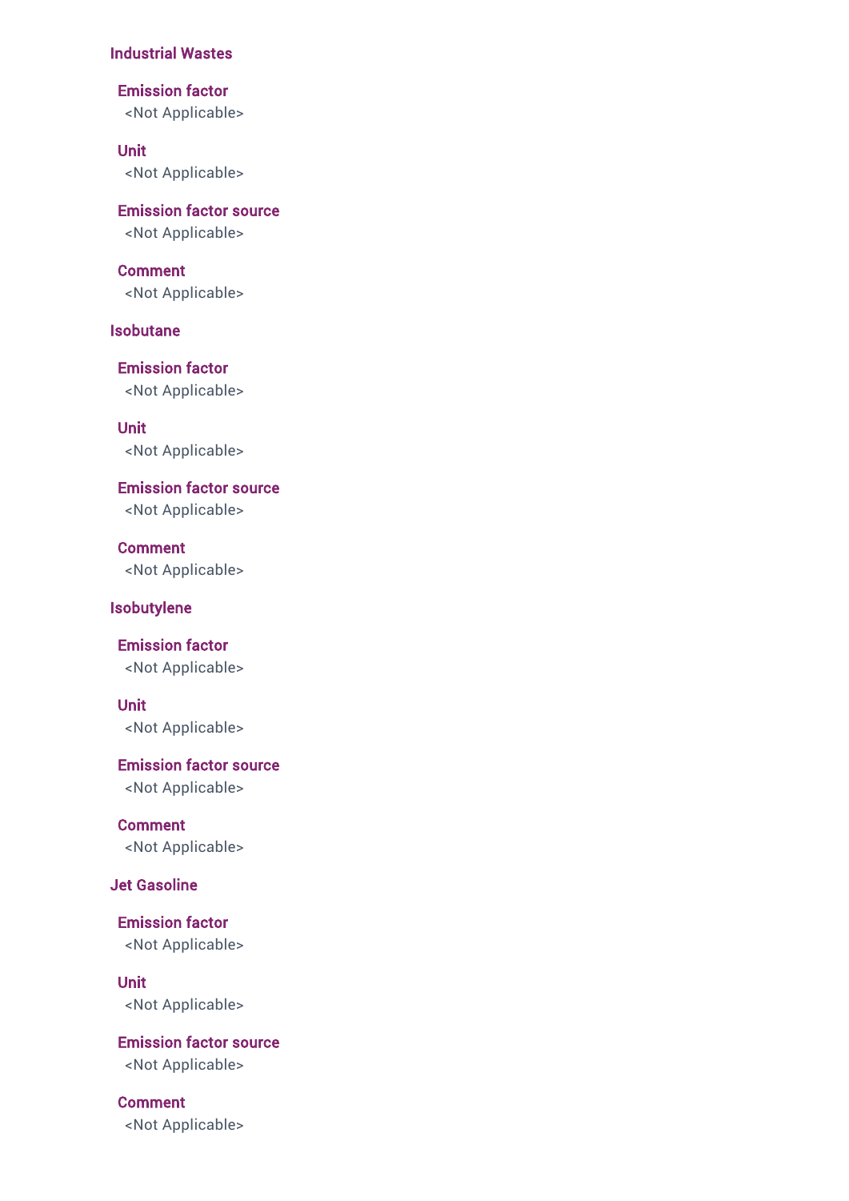### Industrial Wastes

#### Emission factor

<Not Applicable>

#### Unit

<Not Applicable>

#### Emission factor source

<Not Applicable>

#### Comment

<Not Applicable>

### Isobutane

#### Emission factor

<Not Applicable>

#### Unit

<Not Applicable>

#### Emission factor source

<Not Applicable>

#### Comment

<Not Applicable>

### Isobutylene

#### Emission factor

<Not Applicable>

#### Unit

<Not Applicable>

#### Emission factor source

<Not Applicable>

#### Comment

<Not Applicable>

### Jet Gasoline

#### Emission factor

<Not Applicable>

#### Unit

<Not Applicable>

#### Emission factor source

<Not Applicable>

#### Comment

<Not Applicable>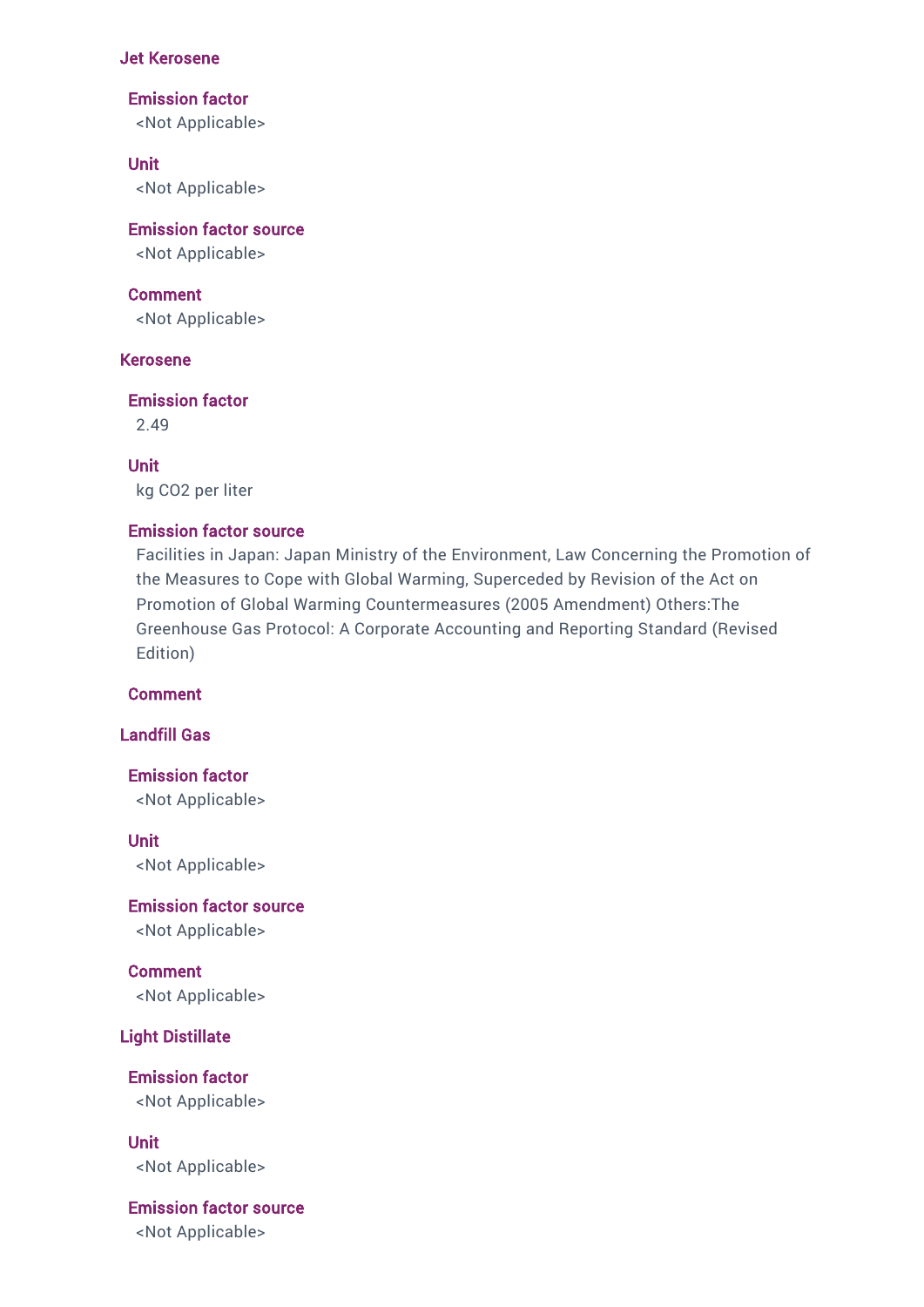### Jet Kerosene

#### Emission factor
<Not Applicable>

#### Unit
<Not Applicable>

#### Emission factor source
<Not Applicable>

#### Comment
<Not Applicable>

### Kerosene

#### Emission factor
2.49

#### Unit
kg $CO_2$ per liter

#### Emission factor source
Facilities in Japan: Japan Ministry of the Environment, Law Concerning the Promotion of the Measures to Cope with Global Warming, Superceded by Revision of the Act on Promotion of Global Warming Countermeasures (2005 Amendment) Others:The Greenhouse Gas Protocol: A Corporate Accounting and Reporting Standard (Revised Edition)

#### Comment

### Landfill Gas

#### Emission factor
<Not Applicable>

#### Unit
<Not Applicable>

#### Emission factor source
<Not Applicable>

#### Comment
<Not Applicable>

### Light Distillate

#### Emission factor
<Not Applicable>

#### Unit
<Not Applicable>

#### Emission factor source
<Not Applicable>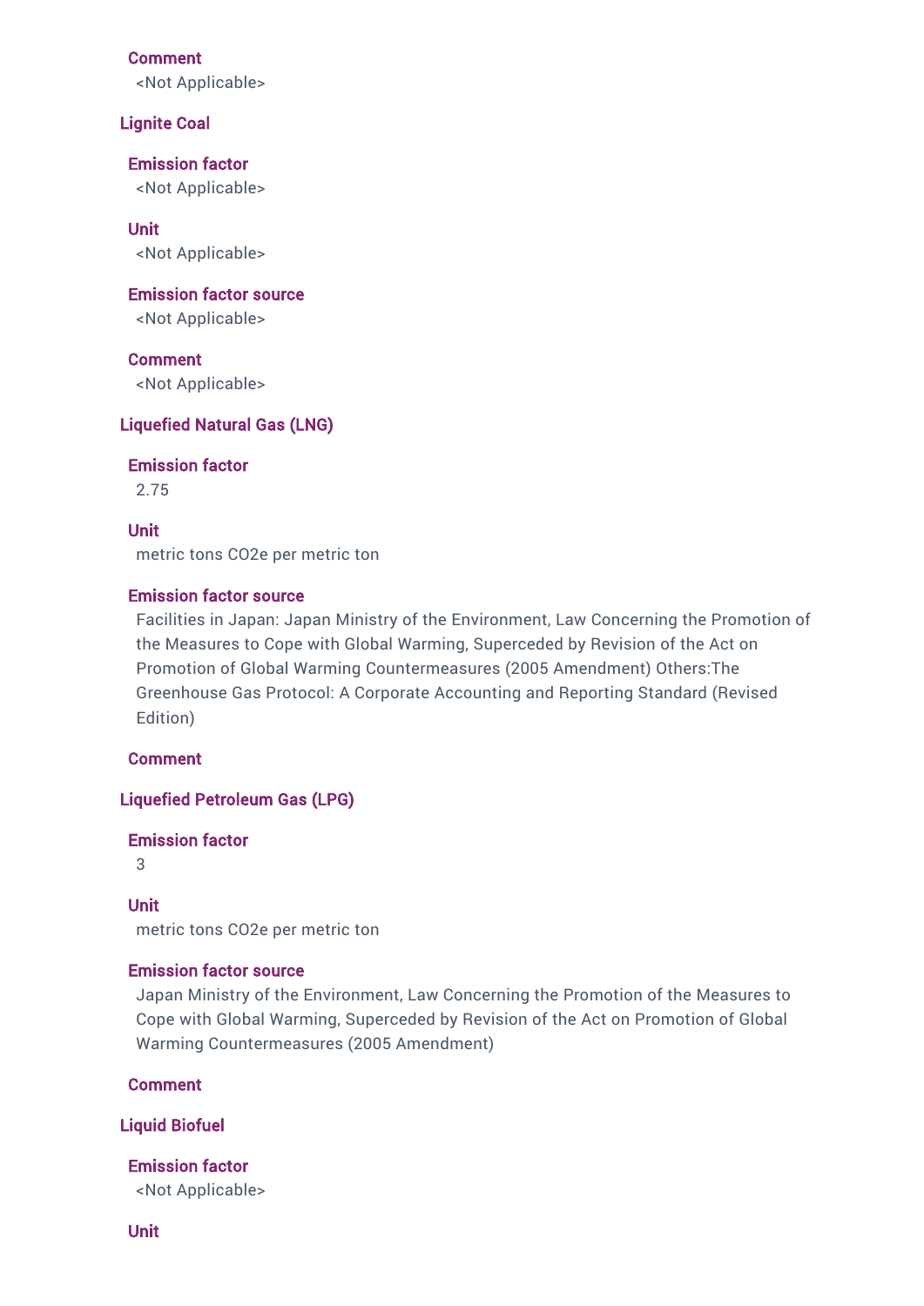#### Comment

<Not Applicable>

### Lignite Coal

#### Emission factor

<Not Applicable>

#### Unit

<Not Applicable>

#### Emission factor source

<Not Applicable>

#### Comment

<Not Applicable>

### Liquefied Natural Gas (LNG)

#### Emission factor

2.75

#### Unit

metric tons CO2e per metric ton

#### Emission factor source

Facilities in Japan: Japan Ministry of the Environment, Law Concerning the Promotion of the Measures to Cope with Global Warming, Superceded by Revision of the Act on Promotion of Global Warming Countermeasures (2005 Amendment) Others:The Greenhouse Gas Protocol: A Corporate Accounting and Reporting Standard (Revised Edition)

#### Comment

### Liquefied Petroleum Gas (LPG)

#### Emission factor

3

#### Unit

metric tons CO2e per metric ton

#### Emission factor source

Japan Ministry of the Environment, Law Concerning the Promotion of the Measures to Cope with Global Warming, Superceded by Revision of the Act on Promotion of Global Warming Countermeasures (2005 Amendment)

#### Comment

### Liquid Biofuel

#### Emission factor

<Not Applicable>

#### Unit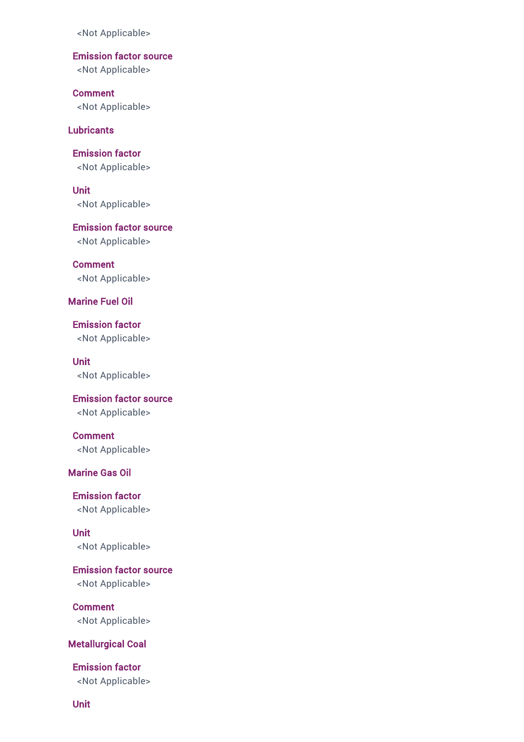<Not Applicable>

**Emission factor source**

<Not Applicable>

**Comment**

<Not Applicable>

### Lubricants

**Emission factor**

<Not Applicable>

**Unit**

<Not Applicable>

**Emission factor source**

<Not Applicable>

**Comment**

<Not Applicable>

### Marine Fuel Oil

**Emission factor**

<Not Applicable>

**Unit**

<Not Applicable>

**Emission factor source**

<Not Applicable>

**Comment**

<Not Applicable>

### Marine Gas Oil

**Emission factor**

<Not Applicable>

**Unit**

<Not Applicable>

**Emission factor source**

<Not Applicable>

**Comment**

<Not Applicable>

### Metallurgical Coal

**Emission factor**

<Not Applicable>

**Unit**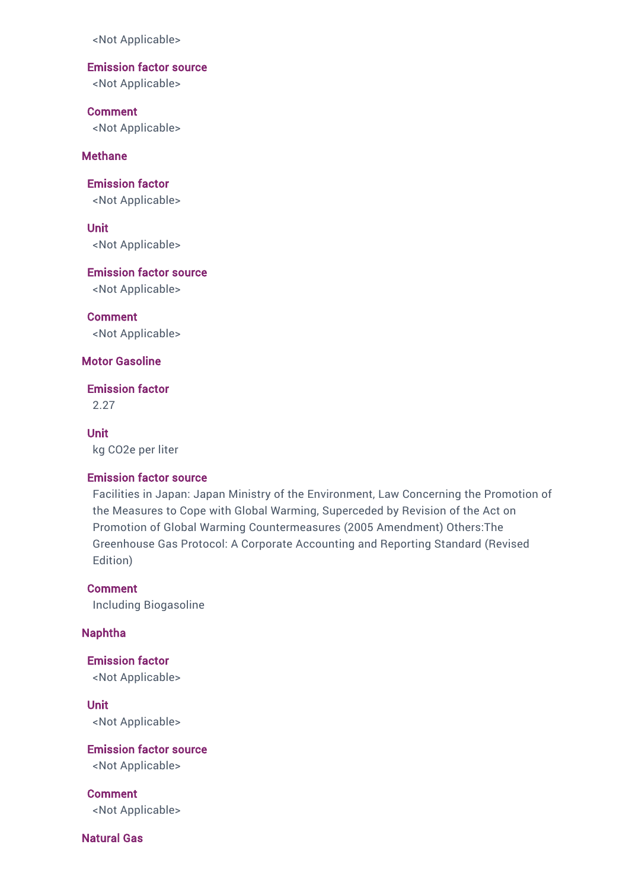<Not Applicable>

#### Emission factor source
<Not Applicable>

#### Comment
<Not Applicable>

### Methane

#### Emission factor
<Not Applicable>

#### Unit
<Not Applicable>

#### Emission factor source
<Not Applicable>

#### Comment
<Not Applicable>

### Motor Gasoline

#### Emission factor
2.27

#### Unit
kg CO2e per liter

#### Emission factor source
Facilities in Japan: Japan Ministry of the Environment, Law Concerning the Promotion of the Measures to Cope with Global Warming, Superceded by Revision of the Act on Promotion of Global Warming Countermeasures (2005 Amendment) Others:The Greenhouse Gas Protocol: A Corporate Accounting and Reporting Standard (Revised Edition)

#### Comment
Including Biogasoline

### Naphtha

#### Emission factor
<Not Applicable>

#### Unit
<Not Applicable>

#### Emission factor source
<Not Applicable>

#### Comment
<Not Applicable>

### Natural Gas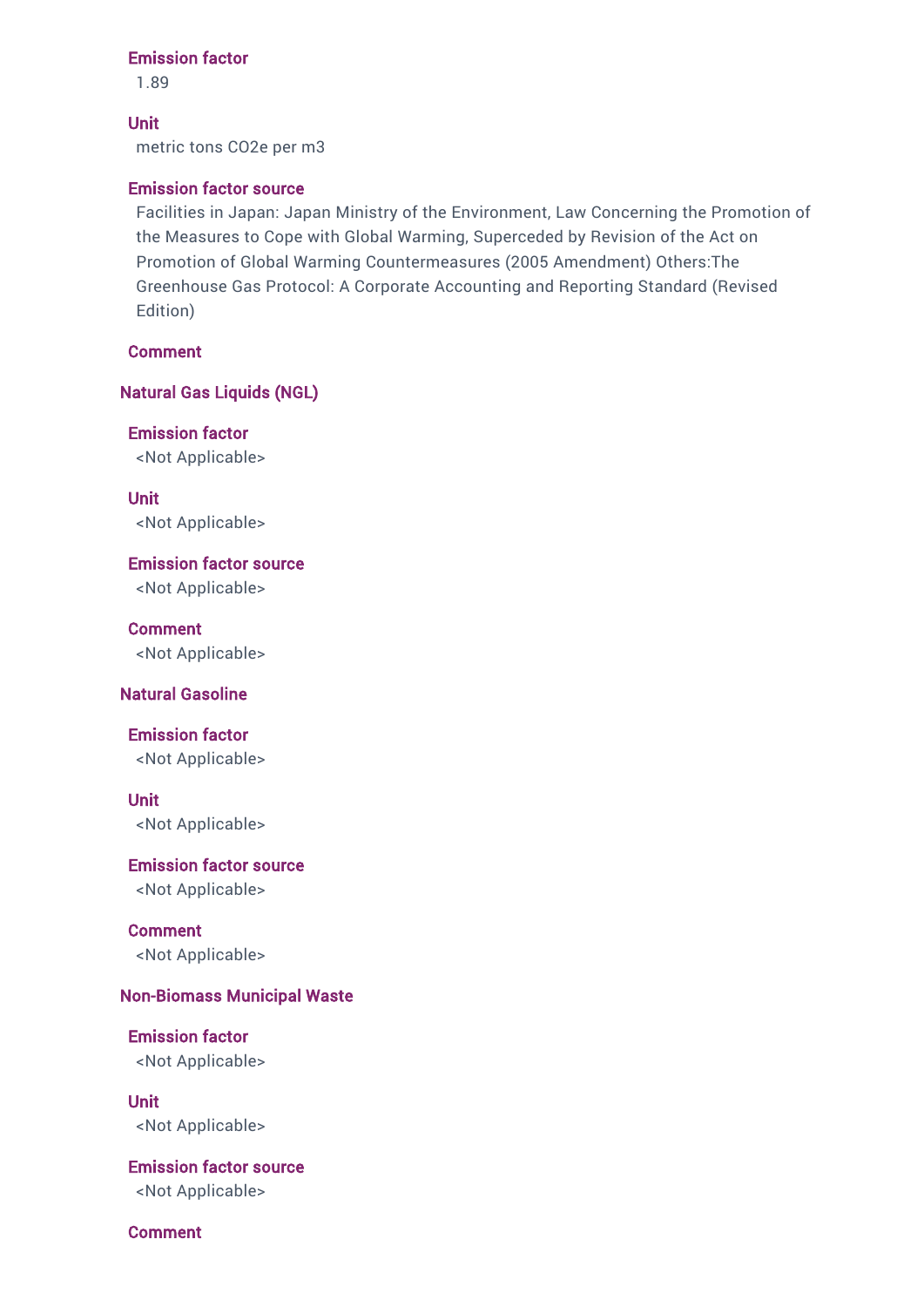#### Emission factor

1.89

#### Unit

metric tons $CO_2e$ per m3

#### Emission factor source

Facilities in Japan: Japan Ministry of the Environment, Law Concerning the Promotion of the Measures to Cope with Global Warming, Superceded by Revision of the Act on Promotion of Global Warming Countermeasures (2005 Amendment) Others:The Greenhouse Gas Protocol: A Corporate Accounting and Reporting Standard (Revised Edition)

#### Comment

### Natural Gas Liquids (NGL)

#### Emission factor

<Not Applicable>

#### Unit

<Not Applicable>

#### Emission factor source

<Not Applicable>

#### Comment

<Not Applicable>

### Natural Gasoline

#### Emission factor

<Not Applicable>

#### Unit

<Not Applicable>

#### Emission factor source

<Not Applicable>

#### Comment

<Not Applicable>

### Non-Biomass Municipal Waste

#### Emission factor

<Not Applicable>

#### Unit

<Not Applicable>

#### Emission factor source

<Not Applicable>

#### Comment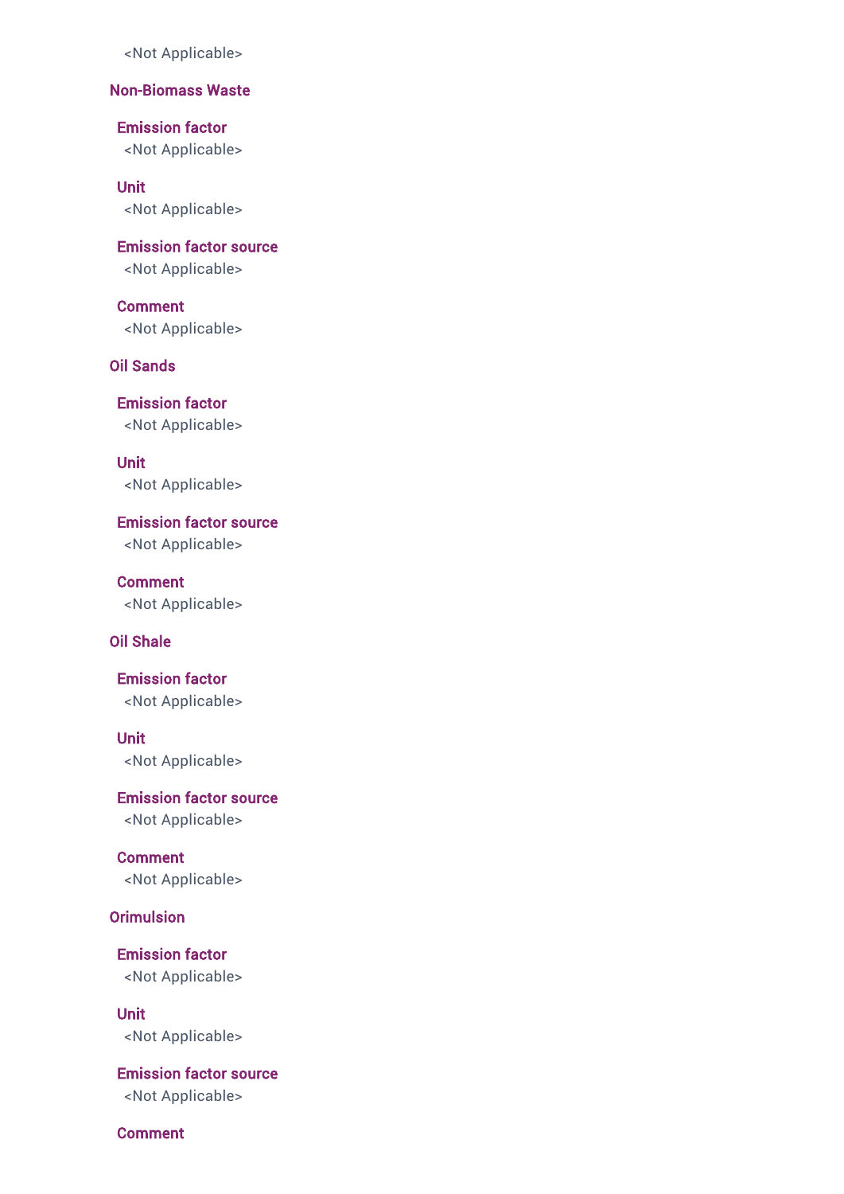<Not Applicable>

### Non-Biomass Waste

#### Emission factor
<Not Applicable>

#### Unit
<Not Applicable>

#### Emission factor source
<Not Applicable>

#### Comment
<Not Applicable>

### Oil Sands

#### Emission factor
<Not Applicable>

#### Unit
<Not Applicable>

#### Emission factor source
<Not Applicable>

#### Comment
<Not Applicable>

### Oil Shale

#### Emission factor
<Not Applicable>

#### Unit
<Not Applicable>

#### Emission factor source
<Not Applicable>

#### Comment
<Not Applicable>

### Orimulsion

#### Emission factor
<Not Applicable>

#### Unit
<Not Applicable>

#### Emission factor source
<Not Applicable>

#### Comment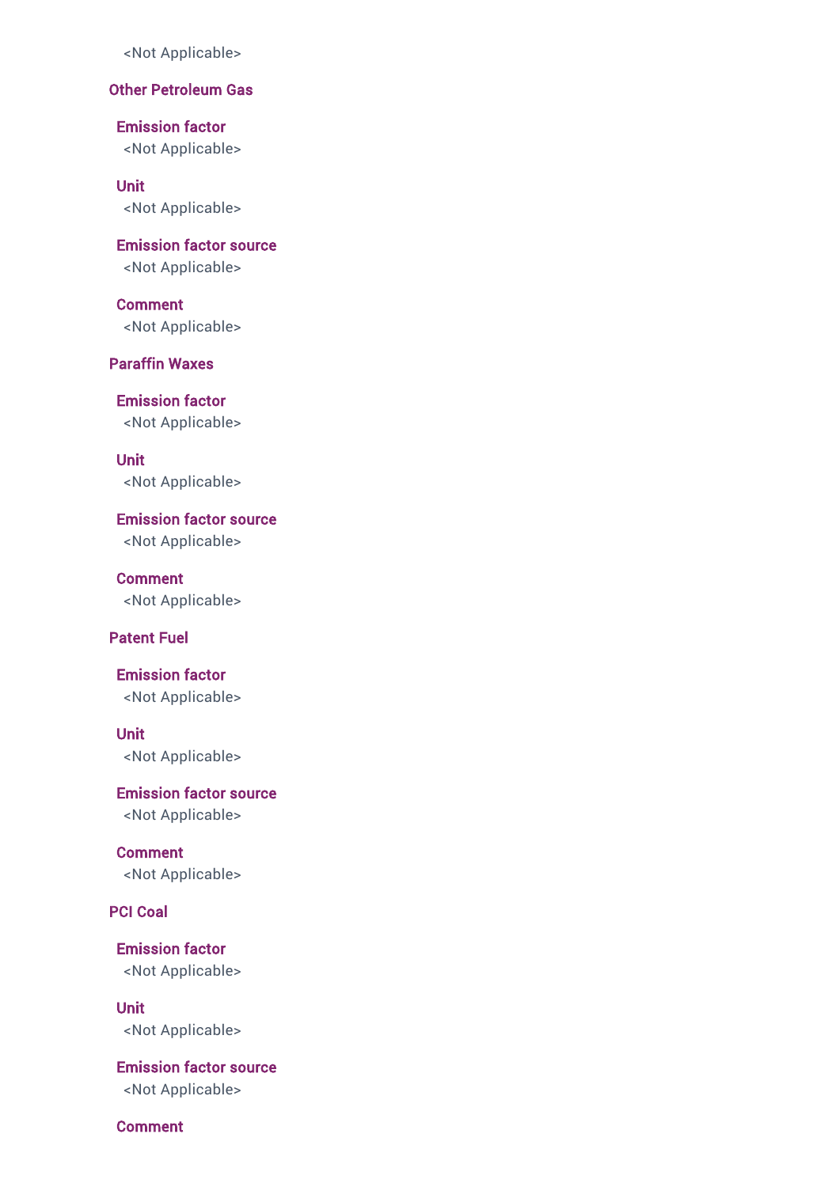<Not Applicable>

### Other Petroleum Gas

#### Emission factor
<Not Applicable>

#### Unit
<Not Applicable>

#### Emission factor source
<Not Applicable>

#### Comment
<Not Applicable>

### Paraffin Waxes

#### Emission factor
<Not Applicable>

#### Unit
<Not Applicable>

#### Emission factor source
<Not Applicable>

#### Comment
<Not Applicable>

### Patent Fuel

#### Emission factor
<Not Applicable>

#### Unit
<Not Applicable>

#### Emission factor source
<Not Applicable>

#### Comment
<Not Applicable>

### PCI Coal

#### Emission factor
<Not Applicable>

#### Unit
<Not Applicable>

#### Emission factor source
<Not Applicable>

#### Comment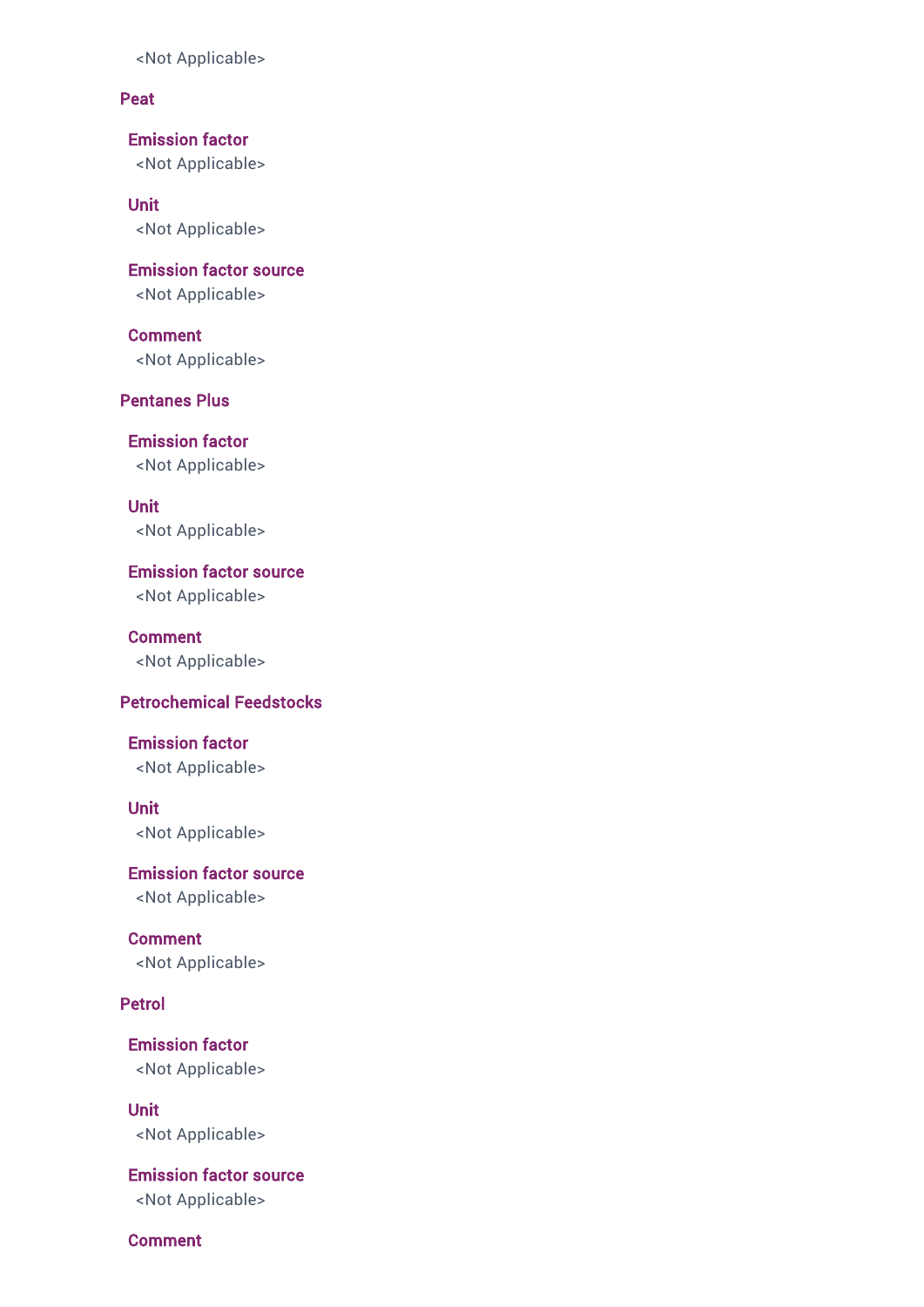<Not Applicable>

### Peat

#### Emission factor
<Not Applicable>

#### Unit
<Not Applicable>

#### Emission factor source
<Not Applicable>

#### Comment
<Not Applicable>

### Pentanes Plus

#### Emission factor
<Not Applicable>

#### Unit
<Not Applicable>

#### Emission factor source
<Not Applicable>

#### Comment
<Not Applicable>

### Petrochemical Feedstocks

#### Emission factor
<Not Applicable>

#### Unit
<Not Applicable>

#### Emission factor source
<Not Applicable>

#### Comment
<Not Applicable>

### Petrol

#### Emission factor
<Not Applicable>

#### Unit
<Not Applicable>

#### Emission factor source
<Not Applicable>

#### Comment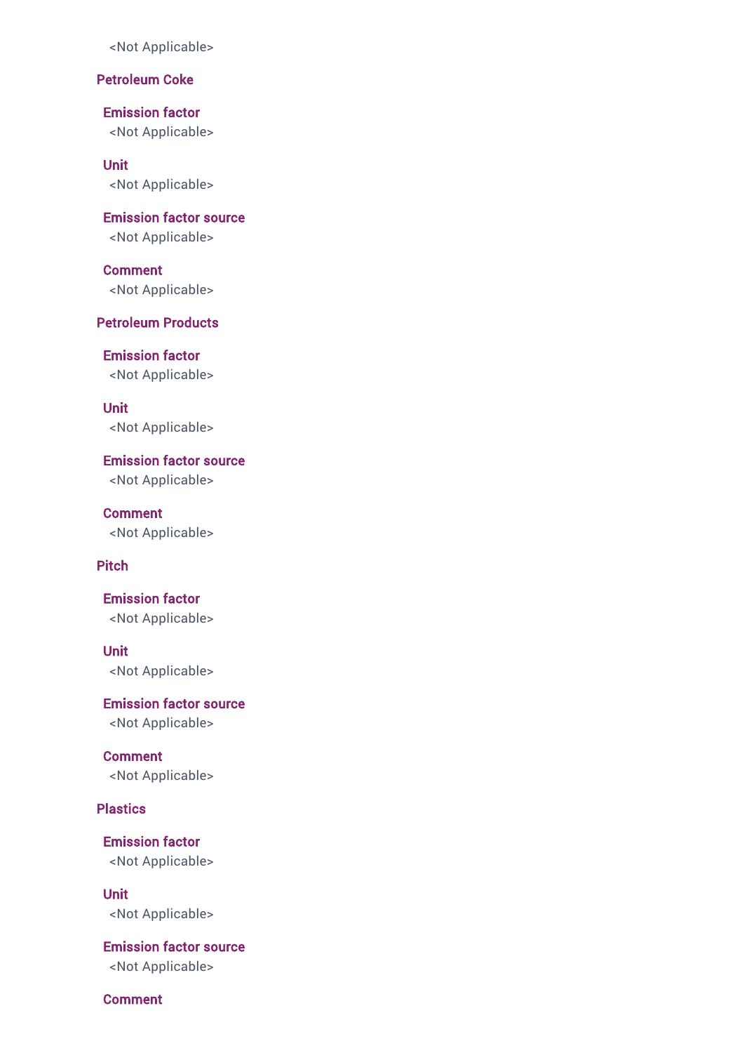<Not Applicable>

### Petroleum Coke

#### Emission factor
<Not Applicable>

#### Unit
<Not Applicable>

#### Emission factor source
<Not Applicable>

#### Comment
<Not Applicable>

### Petroleum Products

#### Emission factor
<Not Applicable>

#### Unit
<Not Applicable>

#### Emission factor source
<Not Applicable>

#### Comment
<Not Applicable>

### Pitch

#### Emission factor
<Not Applicable>

#### Unit
<Not Applicable>

#### Emission factor source
<Not Applicable>

#### Comment
<Not Applicable>

### Plastics

#### Emission factor
<Not Applicable>

#### Unit
<Not Applicable>

#### Emission factor source
<Not Applicable>

#### Comment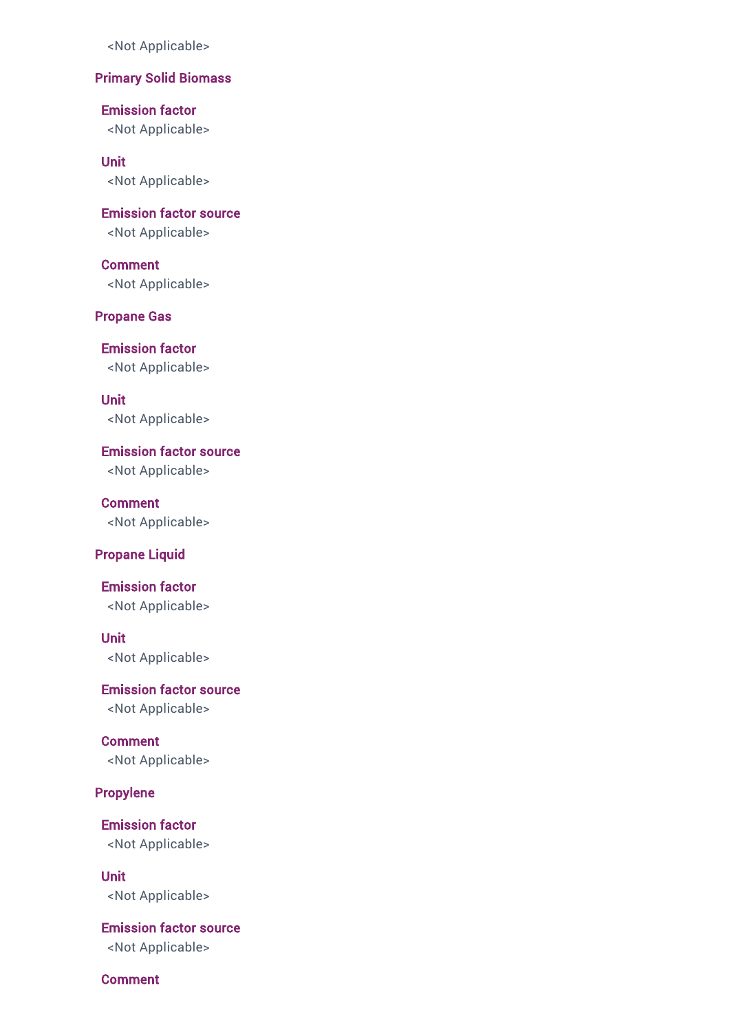<Not Applicable>

### Primary Solid Biomass

#### Emission factor
<Not Applicable>

#### Unit
<Not Applicable>

#### Emission factor source
<Not Applicable>

#### Comment
<Not Applicable>

### Propane Gas

#### Emission factor
<Not Applicable>

#### Unit
<Not Applicable>

#### Emission factor source
<Not Applicable>

#### Comment
<Not Applicable>

### Propane Liquid

#### Emission factor
<Not Applicable>

#### Unit
<Not Applicable>

#### Emission factor source
<Not Applicable>

#### Comment
<Not Applicable>

### Propylene

#### Emission factor
<Not Applicable>

#### Unit
<Not Applicable>

#### Emission factor source
<Not Applicable>

#### Comment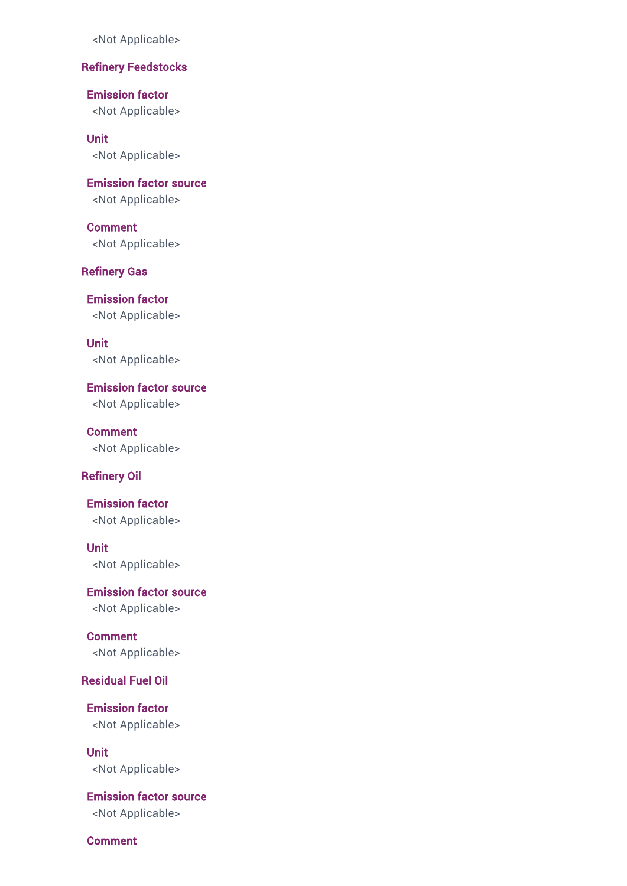<Not Applicable>

### Refinery Feedstocks

#### Emission factor
<Not Applicable>

#### Unit
<Not Applicable>

#### Emission factor source
<Not Applicable>

#### Comment
<Not Applicable>

### Refinery Gas

#### Emission factor
<Not Applicable>

#### Unit
<Not Applicable>

#### Emission factor source
<Not Applicable>

#### Comment
<Not Applicable>

### Refinery Oil

#### Emission factor
<Not Applicable>

#### Unit
<Not Applicable>

#### Emission factor source
<Not Applicable>

#### Comment
<Not Applicable>

### Residual Fuel Oil

#### Emission factor
<Not Applicable>

#### Unit
<Not Applicable>

#### Emission factor source
<Not Applicable>

#### Comment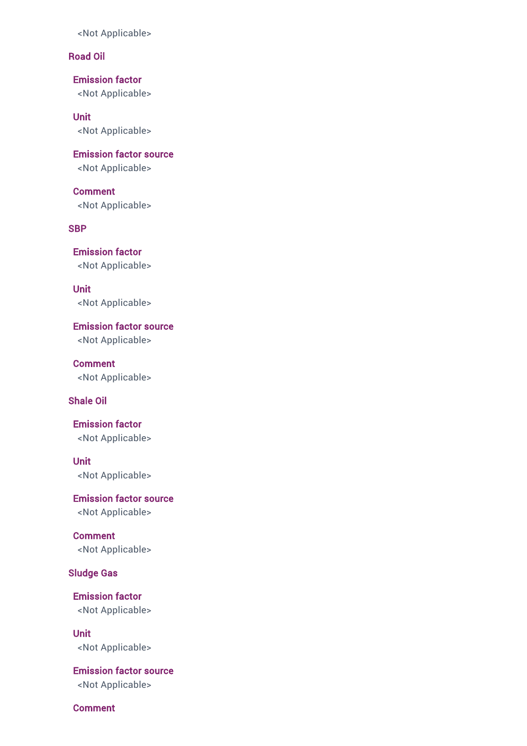<Not Applicable>

### Road Oil

#### Emission factor
<Not Applicable>

#### Unit
<Not Applicable>

#### Emission factor source
<Not Applicable>

#### Comment
<Not Applicable>

### SBP

#### Emission factor
<Not Applicable>

#### Unit
<Not Applicable>

#### Emission factor source
<Not Applicable>

#### Comment
<Not Applicable>

### Shale Oil

#### Emission factor
<Not Applicable>

#### Unit
<Not Applicable>

#### Emission factor source
<Not Applicable>

#### Comment
<Not Applicable>

### Sludge Gas

#### Emission factor
<Not Applicable>

#### Unit
<Not Applicable>

#### Emission factor source
<Not Applicable>

#### Comment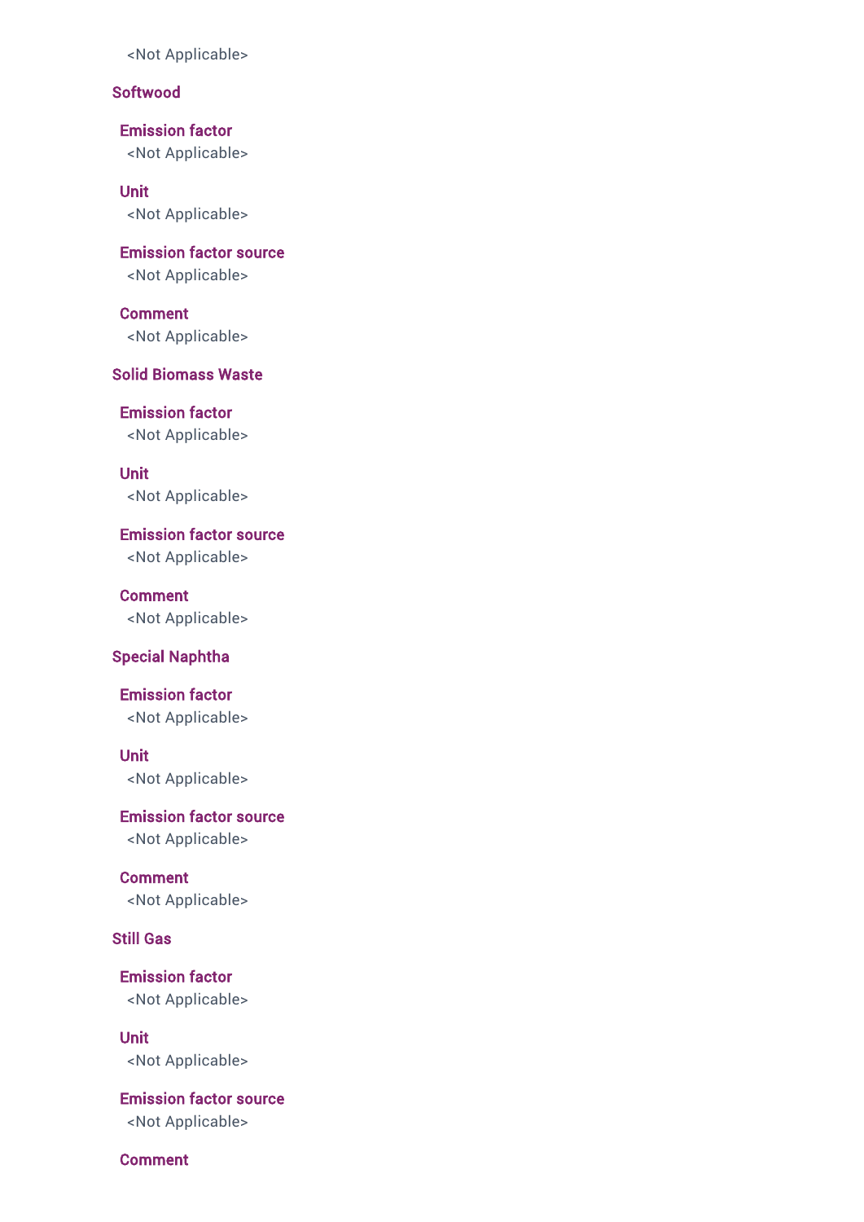<Not Applicable>

### Softwood

#### Emission factor
<Not Applicable>

#### Unit
<Not Applicable>

#### Emission factor source
<Not Applicable>

#### Comment
<Not Applicable>

### Solid Biomass Waste

#### Emission factor
<Not Applicable>

#### Unit
<Not Applicable>

#### Emission factor source
<Not Applicable>

#### Comment
<Not Applicable>

### Special Naphtha

#### Emission factor
<Not Applicable>

#### Unit
<Not Applicable>

#### Emission factor source
<Not Applicable>

#### Comment
<Not Applicable>

### Still Gas

#### Emission factor
<Not Applicable>

#### Unit
<Not Applicable>

#### Emission factor source
<Not Applicable>

#### Comment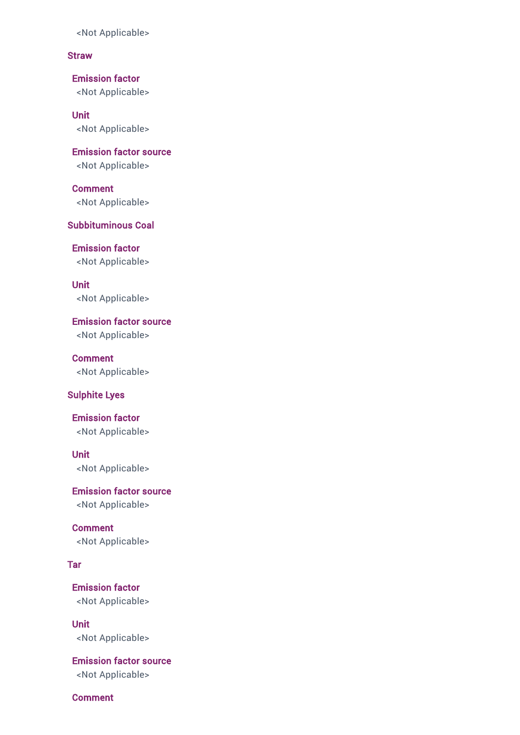<Not Applicable>

### Straw

#### Emission factor
<Not Applicable>

#### Unit
<Not Applicable>

#### Emission factor source
<Not Applicable>

#### Comment
<Not Applicable>

### Subbituminous Coal

#### Emission factor
<Not Applicable>

#### Unit
<Not Applicable>

#### Emission factor source
<Not Applicable>

#### Comment
<Not Applicable>

### Sulphite Lyes

#### Emission factor
<Not Applicable>

#### Unit
<Not Applicable>

#### Emission factor source
<Not Applicable>

#### Comment
<Not Applicable>

### Tar

#### Emission factor
<Not Applicable>

#### Unit
<Not Applicable>

#### Emission factor source
<Not Applicable>

#### Comment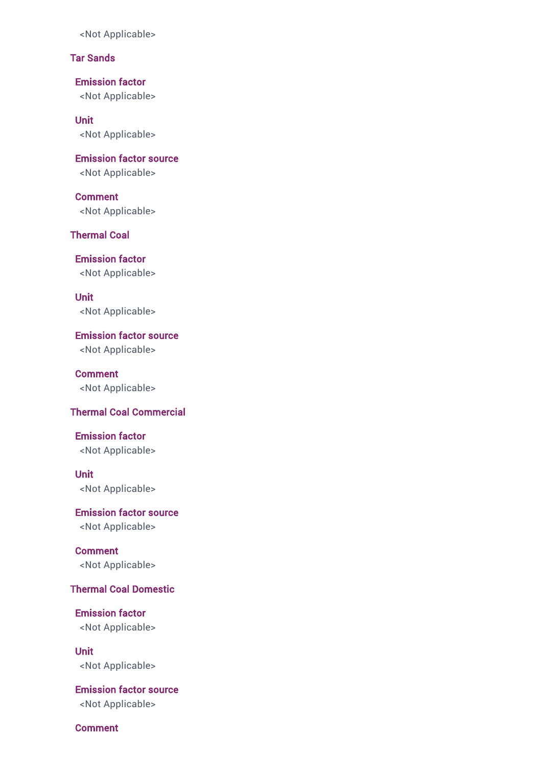<Not Applicable>

### Tar Sands

#### Emission factor
<Not Applicable>

#### Unit
<Not Applicable>

#### Emission factor source
<Not Applicable>

#### Comment
<Not Applicable>

### Thermal Coal

#### Emission factor
<Not Applicable>

#### Unit
<Not Applicable>

#### Emission factor source
<Not Applicable>

#### Comment
<Not Applicable>

### Thermal Coal Commercial

#### Emission factor
<Not Applicable>

#### Unit
<Not Applicable>

#### Emission factor source
<Not Applicable>

#### Comment
<Not Applicable>

### Thermal Coal Domestic

#### Emission factor
<Not Applicable>

#### Unit
<Not Applicable>

#### Emission factor source
<Not Applicable>

#### Comment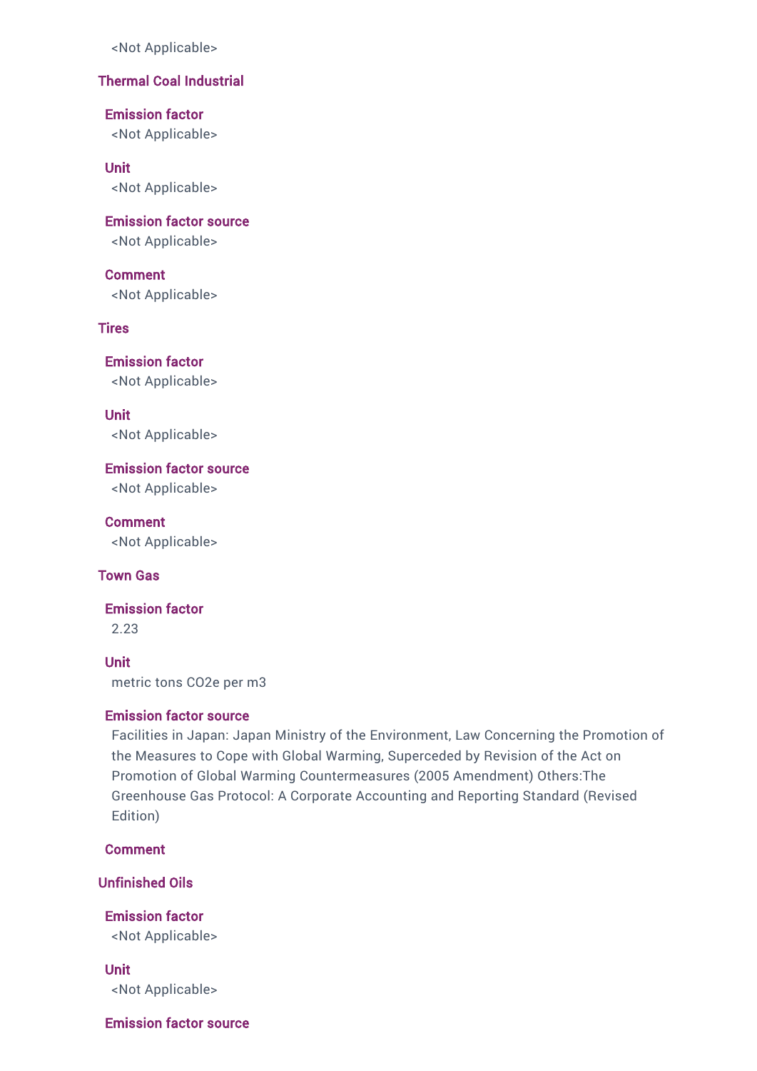<Not Applicable>

### Thermal Coal Industrial

#### Emission factor
<Not Applicable>

#### Unit
<Not Applicable>

#### Emission factor source
<Not Applicable>

#### Comment
<Not Applicable>

### Tires

#### Emission factor
<Not Applicable>

#### Unit
<Not Applicable>

#### Emission factor source
<Not Applicable>

#### Comment
<Not Applicable>

### Town Gas

#### Emission factor
2.23

#### Unit
metric tons CO2e per m3

#### Emission factor source
Facilities in Japan: Japan Ministry of the Environment, Law Concerning the Promotion of the Measures to Cope with Global Warming, Superceded by Revision of the Act on Promotion of Global Warming Countermeasures (2005 Amendment) Others:The Greenhouse Gas Protocol: A Corporate Accounting and Reporting Standard (Revised Edition)

#### Comment

### Unfinished Oils

#### Emission factor
<Not Applicable>

#### Unit
<Not Applicable>

#### Emission factor source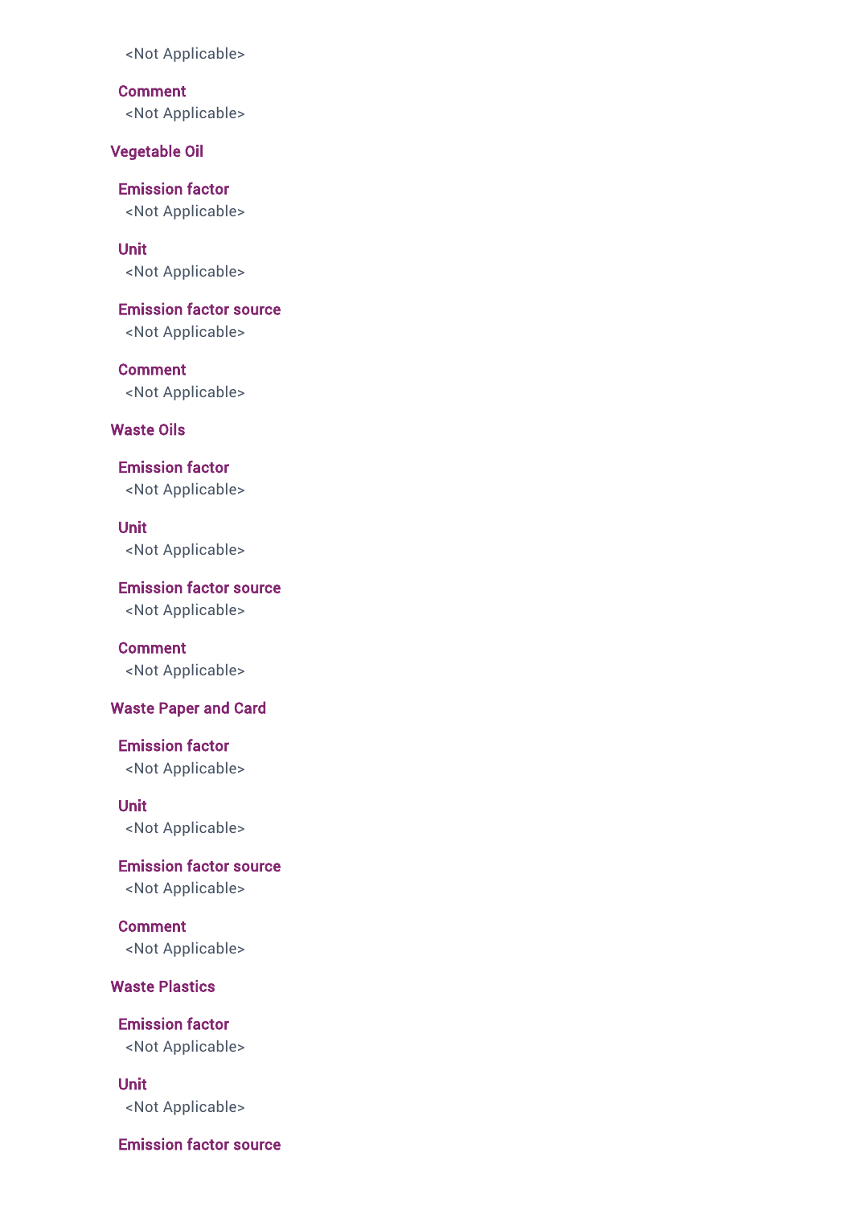<Not Applicable>

**Comment**

<Not Applicable>

### Vegetable Oil

**Emission factor**

<Not Applicable>

**Unit**

<Not Applicable>

**Emission factor source**

<Not Applicable>

**Comment**

<Not Applicable>

### Waste Oils

**Emission factor**

<Not Applicable>

**Unit**

<Not Applicable>

**Emission factor source**

<Not Applicable>

**Comment**

<Not Applicable>

### Waste Paper and Card

**Emission factor**

<Not Applicable>

**Unit**

<Not Applicable>

**Emission factor source**

<Not Applicable>

**Comment**

<Not Applicable>

### Waste Plastics

**Emission factor**

<Not Applicable>

**Unit**

<Not Applicable>

**Emission factor source**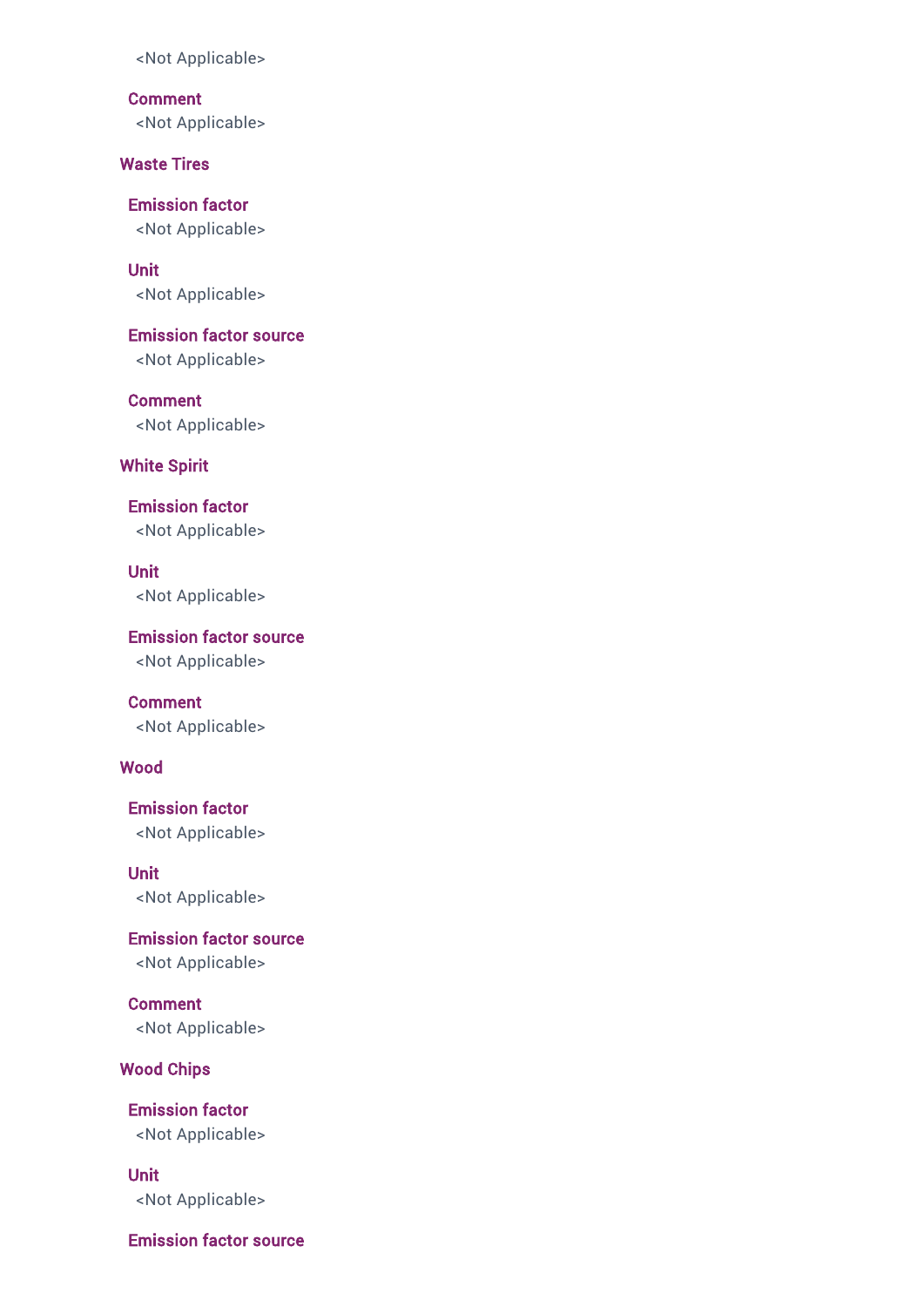<Not Applicable>

#### Comment
<Not Applicable>

### Waste Tires

#### Emission factor
<Not Applicable>

#### Unit
<Not Applicable>

#### Emission factor source
<Not Applicable>

#### Comment
<Not Applicable>

### White Spirit

#### Emission factor
<Not Applicable>

#### Unit
<Not Applicable>

#### Emission factor source
<Not Applicable>

#### Comment
<Not Applicable>

### Wood

#### Emission factor
<Not Applicable>

#### Unit
<Not Applicable>

#### Emission factor source
<Not Applicable>

#### Comment
<Not Applicable>

### Wood Chips

#### Emission factor
<Not Applicable>

#### Unit
<Not Applicable>

#### Emission factor source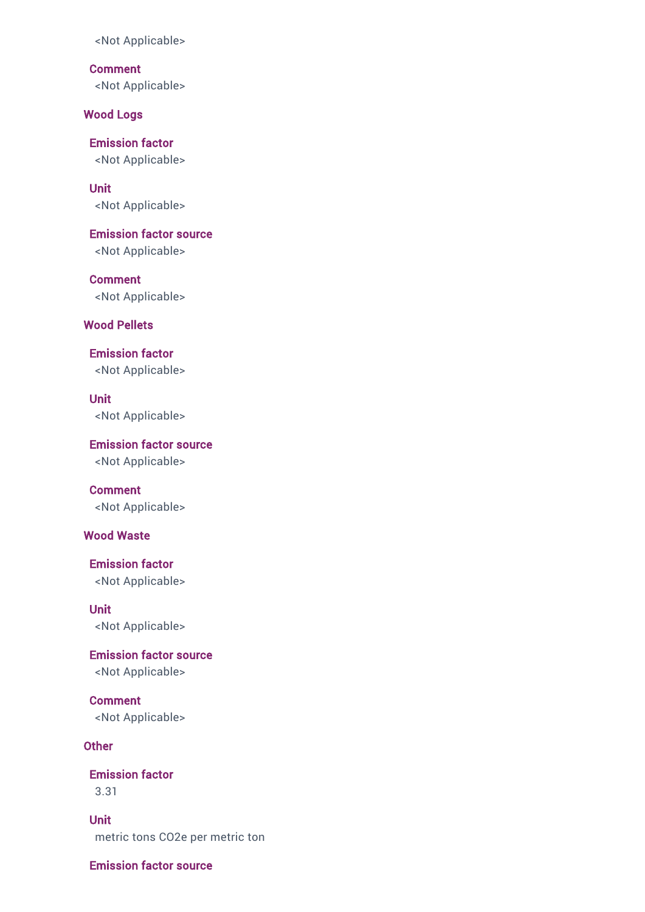<Not Applicable>

**Comment**
<Not Applicable>

### Wood Logs

**Emission factor**
<Not Applicable>

**Unit**
<Not Applicable>

**Emission factor source**
<Not Applicable>

**Comment**
<Not Applicable>

### Wood Pellets

**Emission factor**
<Not Applicable>

**Unit**
<Not Applicable>

**Emission factor source**
<Not Applicable>

**Comment**
<Not Applicable>

### Wood Waste

**Emission factor**
<Not Applicable>

**Unit**
<Not Applicable>

**Emission factor source**
<Not Applicable>

**Comment**
<Not Applicable>

### Other

**Emission factor**
3.31

**Unit**
metric tons CO2e per metric ton

**Emission factor source**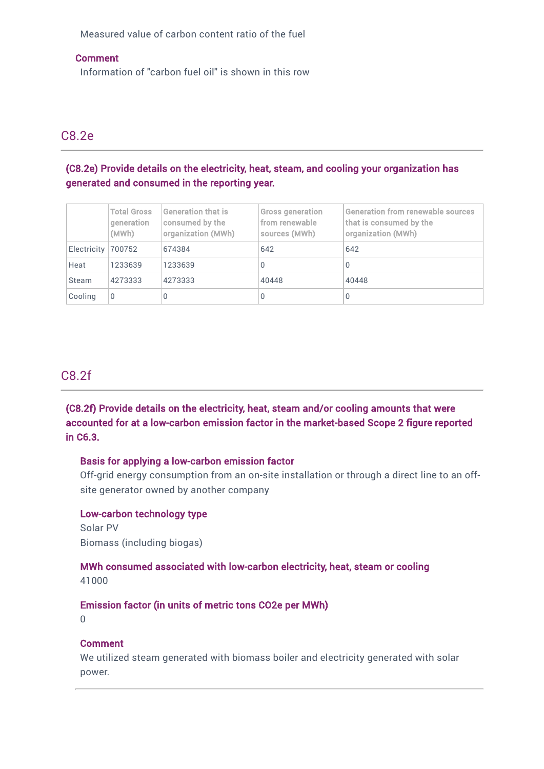Measured value of carbon content ratio of the fuel

**Comment**
Information of "carbon fuel oil" is shown in this row

## C8.2e

**(C8.2e) Provide details on the electricity, heat, steam, and cooling your organization has generated and consumed in the reporting year.**

| | Total Gross generation (MWh) | Generation that is consumed by the organization (MWh) | Gross generation from renewable sources (MWh) | Generation from renewable sources that is consumed by the organization (MWh) |
|---|---|---|---|---|
| Electricity | 700752 | 674384 | 642 | 642 |
| Heat | 1233639 | 1233639 | 0 | 0 |
| Steam | 4273333 | 4273333 | 40448 | 40448 |
| Cooling | 0 | 0 | 0 | 0 |

## C8.2f

**(C8.2f) Provide details on the electricity, heat, steam and/or cooling amounts that were accounted for at a low-carbon emission factor in the market-based Scope 2 figure reported in C6.3.**

**Basis for applying a low-carbon emission factor**
Off-grid energy consumption from an on-site installation or through a direct line to an off-site generator owned by another company

**Low-carbon technology type**
Solar PV
Biomass (including biogas)

**MWh consumed associated with low-carbon electricity, heat, steam or cooling**
41000

**Emission factor (in units of metric tons CO2e per MWh)**
0

**Comment**
We utilized steam generated with biomass boiler and electricity generated with solar power.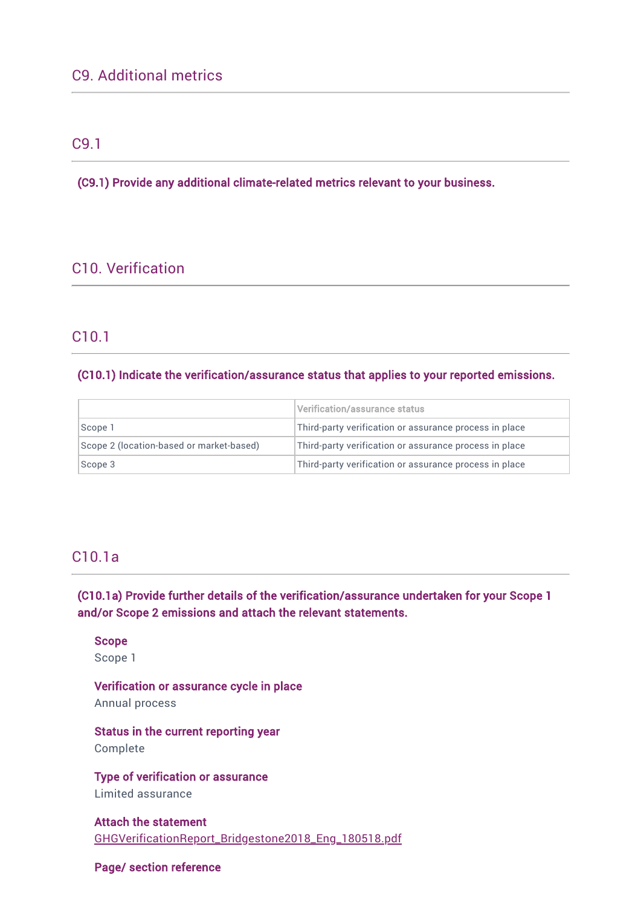## C9. Additional metrics

### C9.1

**(C9.1) Provide any additional climate-related metrics relevant to your business.**

## C10. Verification

### C10.1

**(C10.1) Indicate the verification/assurance status that applies to your reported emissions.**

| | Verification/assurance status |
|---|---|
| Scope 1 | Third-party verification or assurance process in place |
| Scope 2 (location-based or market-based) | Third-party verification or assurance process in place |
| Scope 3 | Third-party verification or assurance process in place |

### C10.1a

**(C10.1a) Provide further details of the verification/assurance undertaken for your Scope 1 and/or Scope 2 emissions and attach the relevant statements.**

**Scope**
Scope 1

**Verification or assurance cycle in place**
Annual process

**Status in the current reporting year**
Complete

**Type of verification or assurance**
Limited assurance

**Attach the statement**
GHGVerificationReport_Bridgestone2018_Eng_180518.pdf

**Page/ section reference**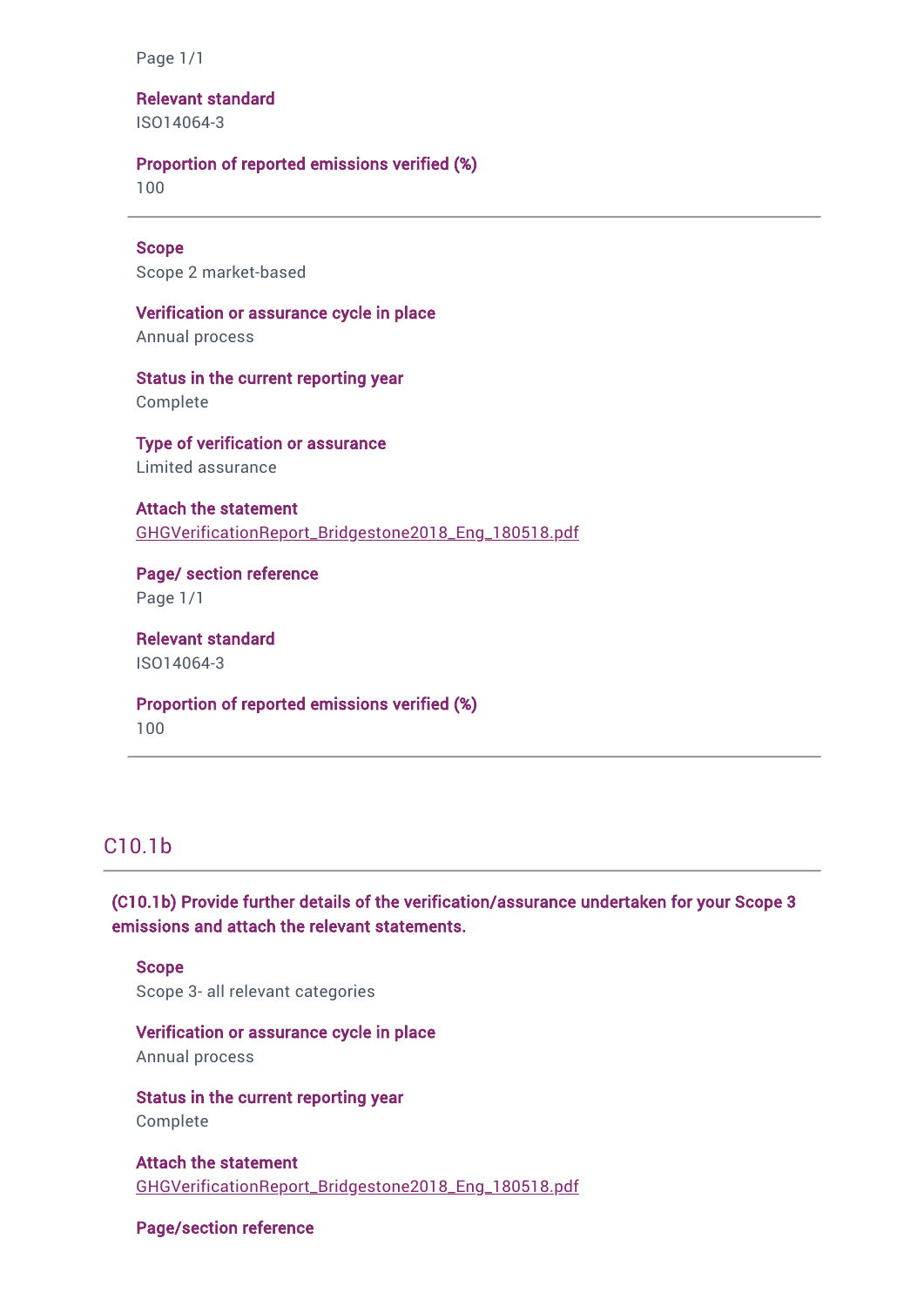Page 1/1

**Relevant standard**
ISO14064-3

**Proportion of reported emissions verified (%)**
100

---

**Scope**
Scope 2 market-based

**Verification or assurance cycle in place**
Annual process

**Status in the current reporting year**
Complete

**Type of verification or assurance**
Limited assurance

**Attach the statement**
GHGVerificationReport_Bridgestone2018_Eng_180518.pdf

**Page/ section reference**
Page 1/1

**Relevant standard**
ISO14064-3

**Proportion of reported emissions verified (%)**
100

---

## C10.1b

**(C10.1b) Provide further details of the verification/assurance undertaken for your Scope 3 emissions and attach the relevant statements.**

**Scope**
Scope 3- all relevant categories

**Verification or assurance cycle in place**
Annual process

**Status in the current reporting year**
Complete

**Attach the statement**
GHGVerificationReport_Bridgestone2018_Eng_180518.pdf

**Page/section reference**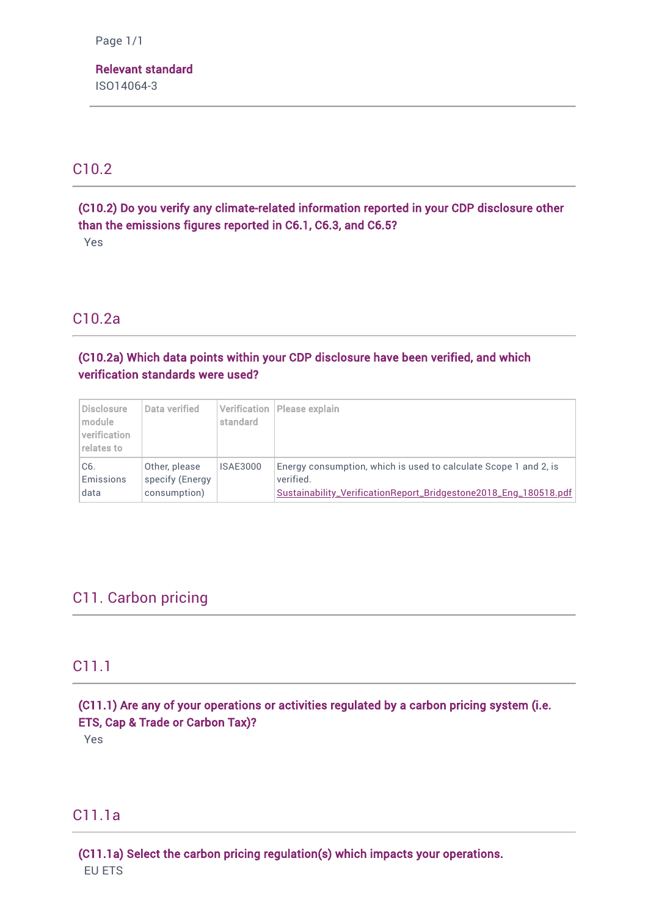Page 1/1

**Relevant standard**
ISO14064-3

## C10.2

**(C10.2) Do you verify any climate-related information reported in your CDP disclosure other than the emissions figures reported in C6.1, C6.3, and C6.5?**

Yes

## C10.2a

**(C10.2a) Which data points within your CDP disclosure have been verified, and which verification standards were used?**

| Disclosure module verification relates to | Data verified | Verification standard | Please explain |
|---|---|---|---|
| C6. Emissions data | Other, please specify (Energy consumption) | ISAE3000 | Energy consumption, which is used to calculate Scope 1 and 2, is verified. Sustainability_VerificationReport_Bridgestone2018_Eng_180518.pdf |

# C11. Carbon pricing

## C11.1

**(C11.1) Are any of your operations or activities regulated by a carbon pricing system (i.e. ETS, Cap & Trade or Carbon Tax)?**

Yes

## C11.1a

**(C11.1a) Select the carbon pricing regulation(s) which impacts your operations.**

EU ETS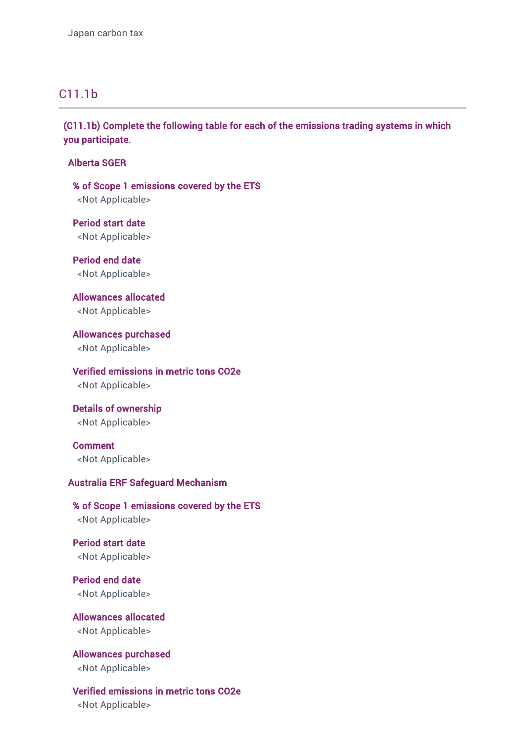Japan carbon tax

## C11.1b

**(C11.1b) Complete the following table for each of the emissions trading systems in which you participate.**

**Alberta SGER**

**% of Scope 1 emissions covered by the ETS**
<Not Applicable>

**Period start date**
<Not Applicable>

**Period end date**
<Not Applicable>

**Allowances allocated**
<Not Applicable>

**Allowances purchased**
<Not Applicable>

**Verified emissions in metric tons CO2e**
<Not Applicable>

**Details of ownership**
<Not Applicable>

**Comment**
<Not Applicable>

**Australia ERF Safeguard Mechanism**

**% of Scope 1 emissions covered by the ETS**
<Not Applicable>

**Period start date**
<Not Applicable>

**Period end date**
<Not Applicable>

**Allowances allocated**
<Not Applicable>

**Allowances purchased**
<Not Applicable>

**Verified emissions in metric tons CO2e**
<Not Applicable>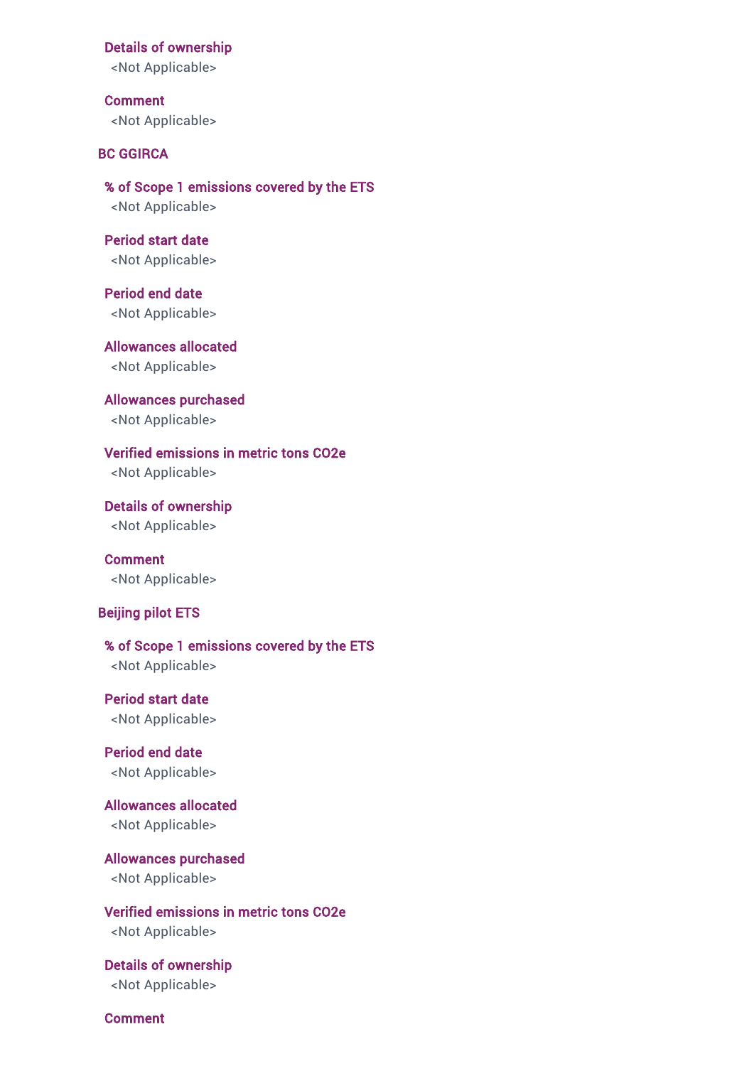**Details of ownership**

<Not Applicable>

**Comment**

<Not Applicable>

### BC GGIRCA

**% of Scope 1 emissions covered by the ETS**

<Not Applicable>

**Period start date**

<Not Applicable>

**Period end date**

<Not Applicable>

**Allowances allocated**

<Not Applicable>

**Allowances purchased**

<Not Applicable>

**Verified emissions in metric tons CO2e**

<Not Applicable>

**Details of ownership**

<Not Applicable>

**Comment**

<Not Applicable>

### Beijing pilot ETS

**% of Scope 1 emissions covered by the ETS**

<Not Applicable>

**Period start date**

<Not Applicable>

**Period end date**

<Not Applicable>

**Allowances allocated**

<Not Applicable>

**Allowances purchased**

<Not Applicable>

**Verified emissions in metric tons CO2e**

<Not Applicable>

**Details of ownership**

<Not Applicable>

**Comment**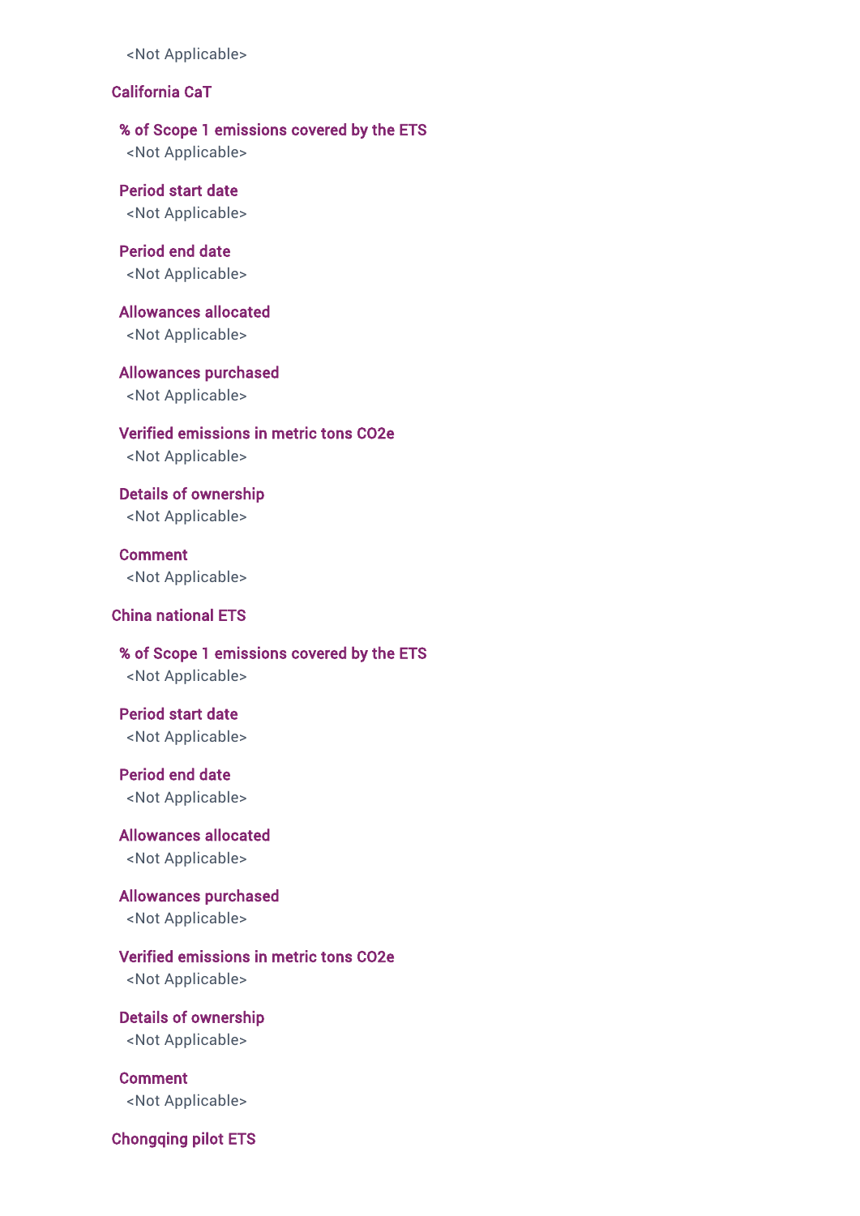<Not Applicable>

### California CaT

#### % of Scope 1 emissions covered by the ETS
<Not Applicable>

#### Period start date
<Not Applicable>

#### Period end date
<Not Applicable>

#### Allowances allocated
<Not Applicable>

#### Allowances purchased
<Not Applicable>

#### Verified emissions in metric tons CO2e
<Not Applicable>

#### Details of ownership
<Not Applicable>

#### Comment
<Not Applicable>

### China national ETS

#### % of Scope 1 emissions covered by the ETS
<Not Applicable>

#### Period start date
<Not Applicable>

#### Period end date
<Not Applicable>

#### Allowances allocated
<Not Applicable>

#### Allowances purchased
<Not Applicable>

#### Verified emissions in metric tons CO2e
<Not Applicable>

#### Details of ownership
<Not Applicable>

#### Comment
<Not Applicable>

### Chongqing pilot ETS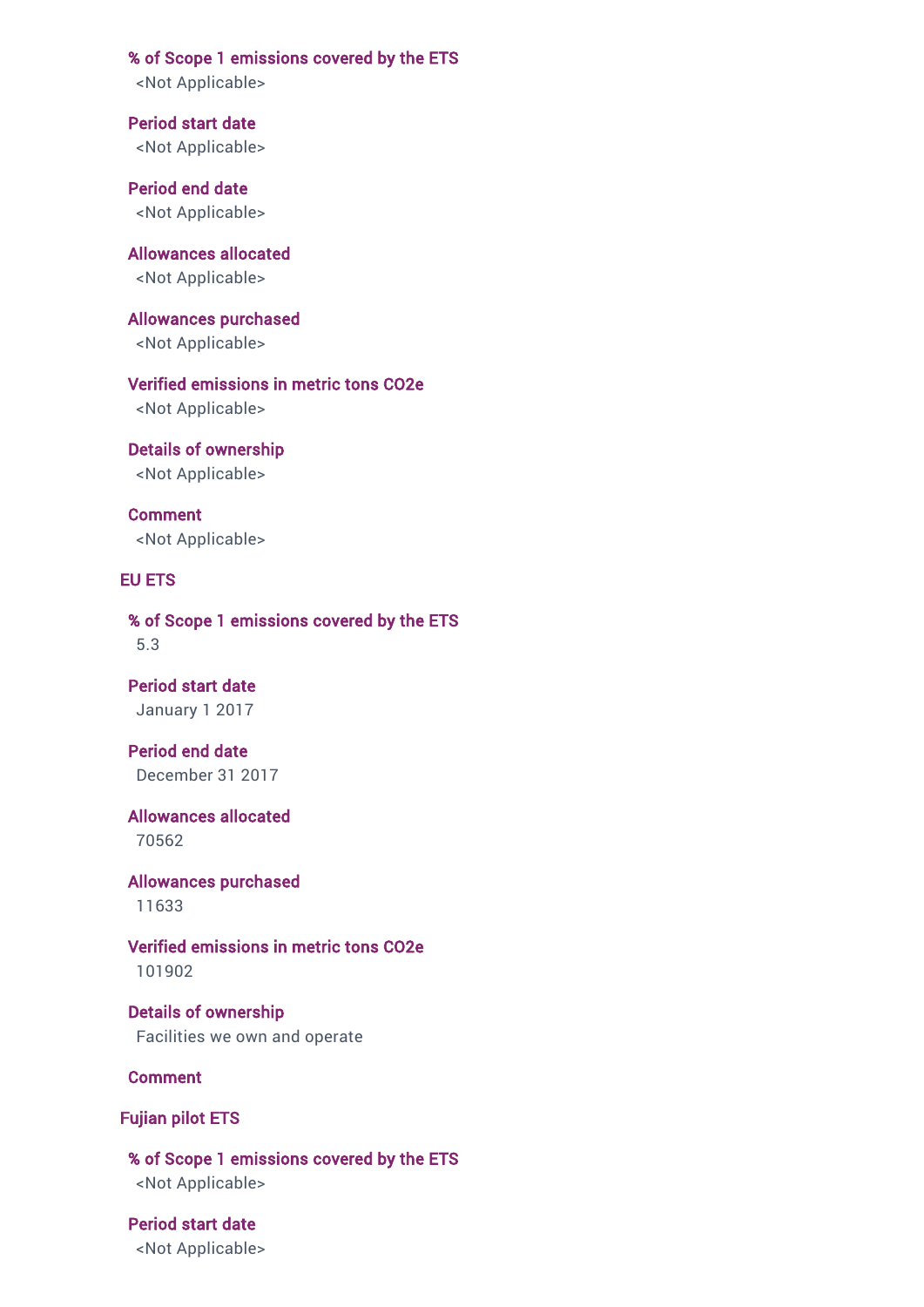**% of Scope 1 emissions covered by the ETS**
<Not Applicable>

**Period start date**
<Not Applicable>

**Period end date**
<Not Applicable>

**Allowances allocated**
<Not Applicable>

**Allowances purchased**
<Not Applicable>

**Verified emissions in metric tons CO2e**
<Not Applicable>

**Details of ownership**
<Not Applicable>

**Comment**
<Not Applicable>

### EU ETS

**% of Scope 1 emissions covered by the ETS**
5.3

**Period start date**
January 1 2017

**Period end date**
December 31 2017

**Allowances allocated**
70562

**Allowances purchased**
11633

**Verified emissions in metric tons CO2e**
101902

**Details of ownership**
Facilities we own and operate

**Comment**

### Fujian pilot ETS

**% of Scope 1 emissions covered by the ETS**
<Not Applicable>

**Period start date**
<Not Applicable>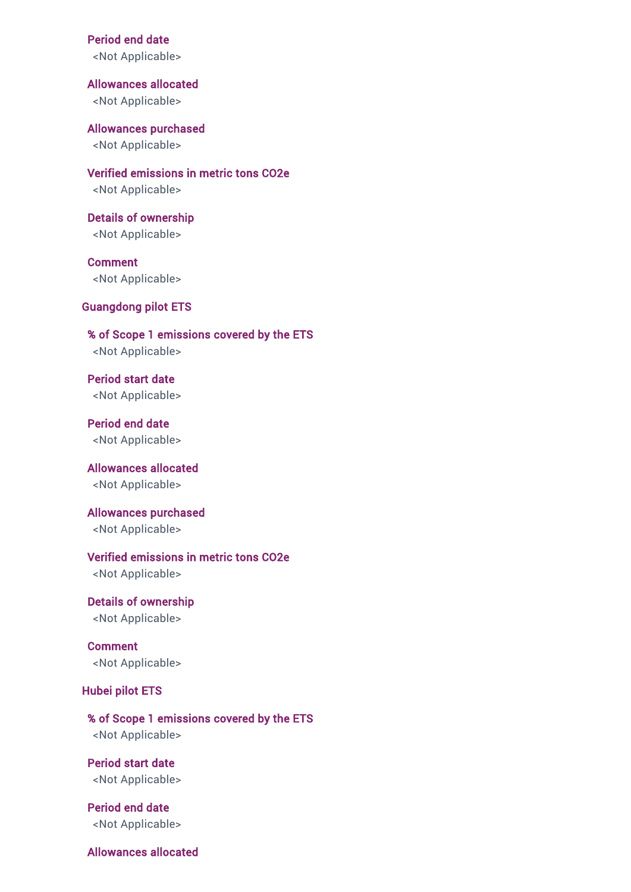**Period end date**

<Not Applicable>

**Allowances allocated**

<Not Applicable>

**Allowances purchased**

<Not Applicable>

**Verified emissions in metric tons CO2e**

<Not Applicable>

**Details of ownership**

<Not Applicable>

**Comment**

<Not Applicable>

### Guangdong pilot ETS

**% of Scope 1 emissions covered by the ETS**

<Not Applicable>

**Period start date**

<Not Applicable>

**Period end date**

<Not Applicable>

**Allowances allocated**

<Not Applicable>

**Allowances purchased**

<Not Applicable>

**Verified emissions in metric tons CO2e**

<Not Applicable>

**Details of ownership**

<Not Applicable>

**Comment**

<Not Applicable>

### Hubei pilot ETS

**% of Scope 1 emissions covered by the ETS**

<Not Applicable>

**Period start date**

<Not Applicable>

**Period end date**

<Not Applicable>

**Allowances allocated**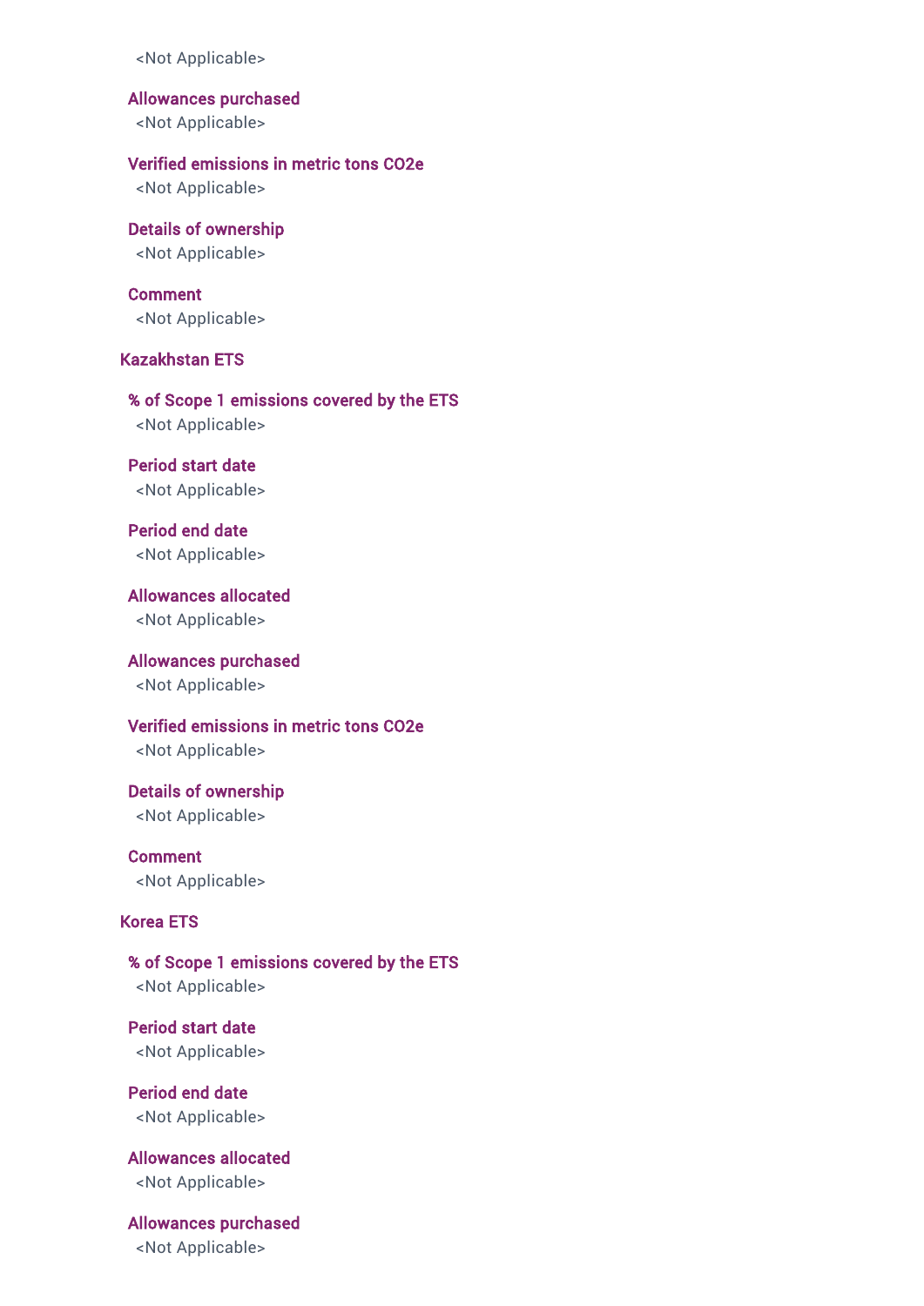<Not Applicable>

#### Allowances purchased
<Not Applicable>

#### Verified emissions in metric tons CO2e
<Not Applicable>

#### Details of ownership
<Not Applicable>

#### Comment
<Not Applicable>

### Kazakhstan ETS

#### % of Scope 1 emissions covered by the ETS
<Not Applicable>

#### Period start date
<Not Applicable>

#### Period end date
<Not Applicable>

#### Allowances allocated
<Not Applicable>

#### Allowances purchased
<Not Applicable>

#### Verified emissions in metric tons CO2e
<Not Applicable>

#### Details of ownership
<Not Applicable>

#### Comment
<Not Applicable>

### Korea ETS

#### % of Scope 1 emissions covered by the ETS
<Not Applicable>

#### Period start date
<Not Applicable>

#### Period end date
<Not Applicable>

#### Allowances allocated
<Not Applicable>

#### Allowances purchased
<Not Applicable>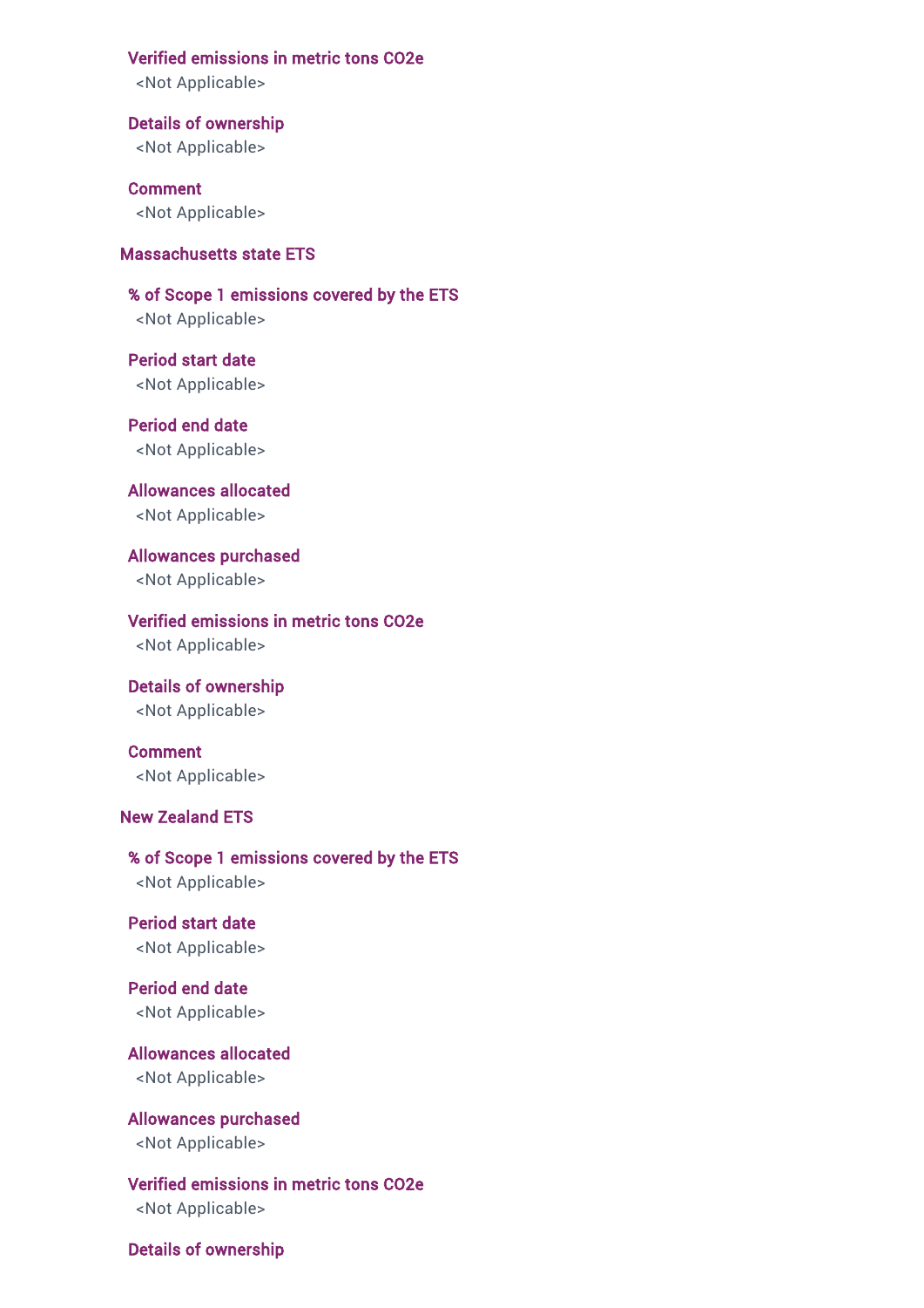**Verified emissions in metric tons CO2e**
<Not Applicable>

**Details of ownership**
<Not Applicable>

**Comment**
<Not Applicable>

### Massachusetts state ETS

**% of Scope 1 emissions covered by the ETS**
<Not Applicable>

**Period start date**
<Not Applicable>

**Period end date**
<Not Applicable>

**Allowances allocated**
<Not Applicable>

**Allowances purchased**
<Not Applicable>

**Verified emissions in metric tons CO2e**
<Not Applicable>

**Details of ownership**
<Not Applicable>

**Comment**
<Not Applicable>

### New Zealand ETS

**% of Scope 1 emissions covered by the ETS**
<Not Applicable>

**Period start date**
<Not Applicable>

**Period end date**
<Not Applicable>

**Allowances allocated**
<Not Applicable>

**Allowances purchased**
<Not Applicable>

**Verified emissions in metric tons CO2e**
<Not Applicable>

**Details of ownership**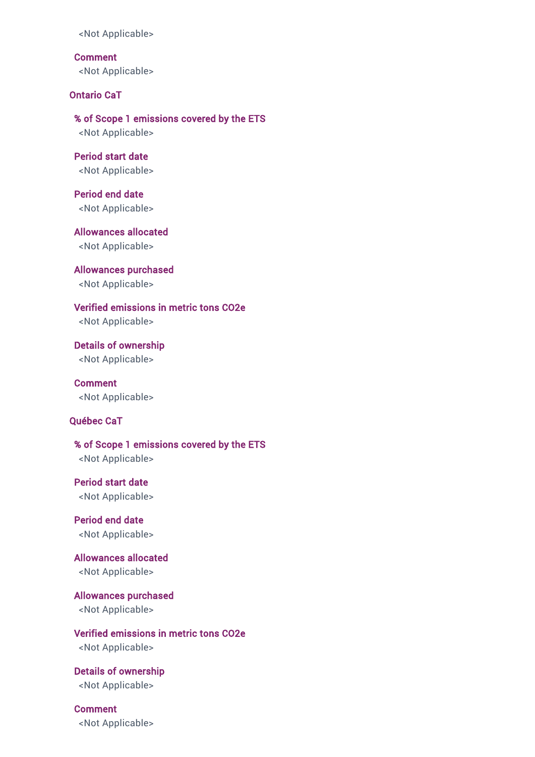<Not Applicable>

**Comment**
<Not Applicable>

**Ontario CaT**

**% of Scope 1 emissions covered by the ETS**
<Not Applicable>

**Period start date**
<Not Applicable>

**Period end date**
<Not Applicable>

**Allowances allocated**
<Not Applicable>

**Allowances purchased**
<Not Applicable>

**Verified emissions in metric tons CO2e**
<Not Applicable>

**Details of ownership**
<Not Applicable>

**Comment**
<Not Applicable>

**Québec CaT**

**% of Scope 1 emissions covered by the ETS**
<Not Applicable>

**Period start date**
<Not Applicable>

**Period end date**
<Not Applicable>

**Allowances allocated**
<Not Applicable>

**Allowances purchased**
<Not Applicable>

**Verified emissions in metric tons CO2e**
<Not Applicable>

**Details of ownership**
<Not Applicable>

**Comment**
<Not Applicable>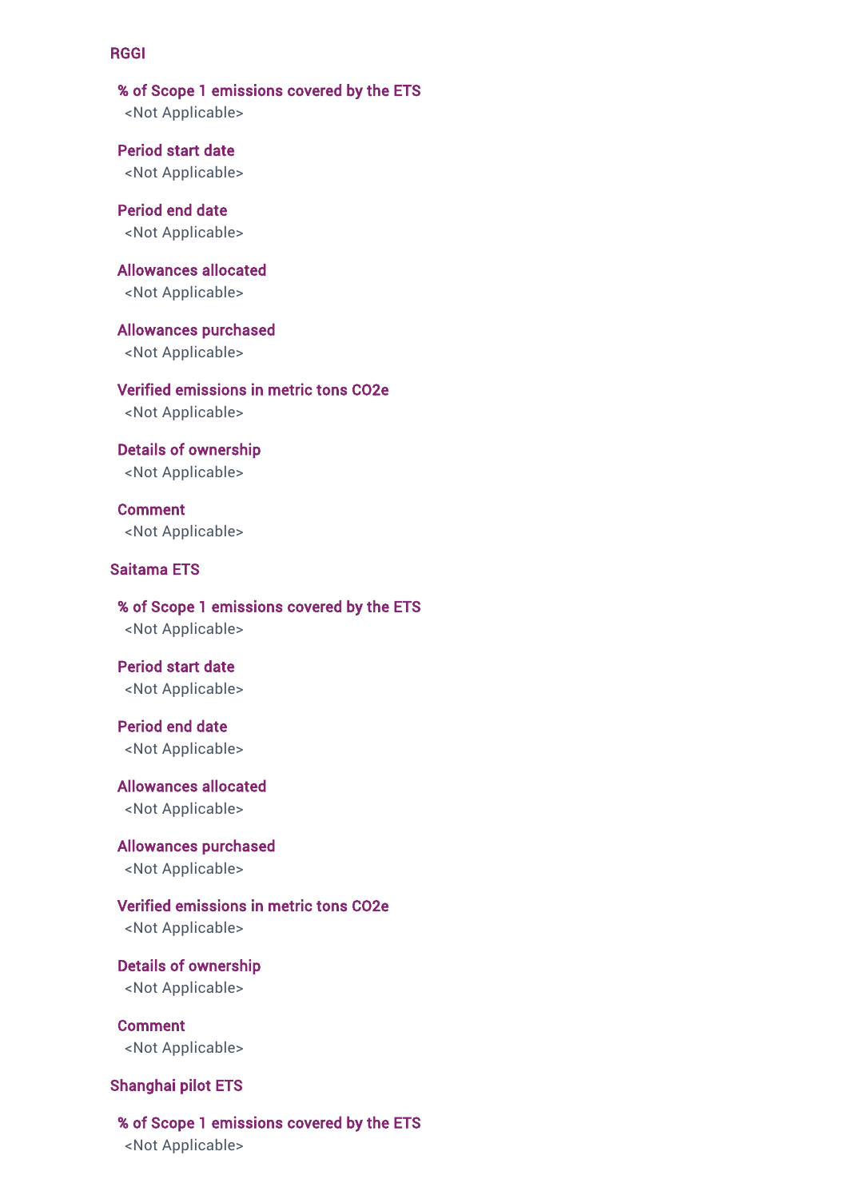### RGGI

**% of Scope 1 emissions covered by the ETS**
<Not Applicable>

**Period start date**
<Not Applicable>

**Period end date**
<Not Applicable>

**Allowances allocated**
<Not Applicable>

**Allowances purchased**
<Not Applicable>

**Verified emissions in metric tons CO2e**
<Not Applicable>

**Details of ownership**
<Not Applicable>

**Comment**
<Not Applicable>

### Saitama ETS

**% of Scope 1 emissions covered by the ETS**
<Not Applicable>

**Period start date**
<Not Applicable>

**Period end date**
<Not Applicable>

**Allowances allocated**
<Not Applicable>

**Allowances purchased**
<Not Applicable>

**Verified emissions in metric tons CO2e**
<Not Applicable>

**Details of ownership**
<Not Applicable>

**Comment**
<Not Applicable>

### Shanghai pilot ETS

**% of Scope 1 emissions covered by the ETS**
<Not Applicable>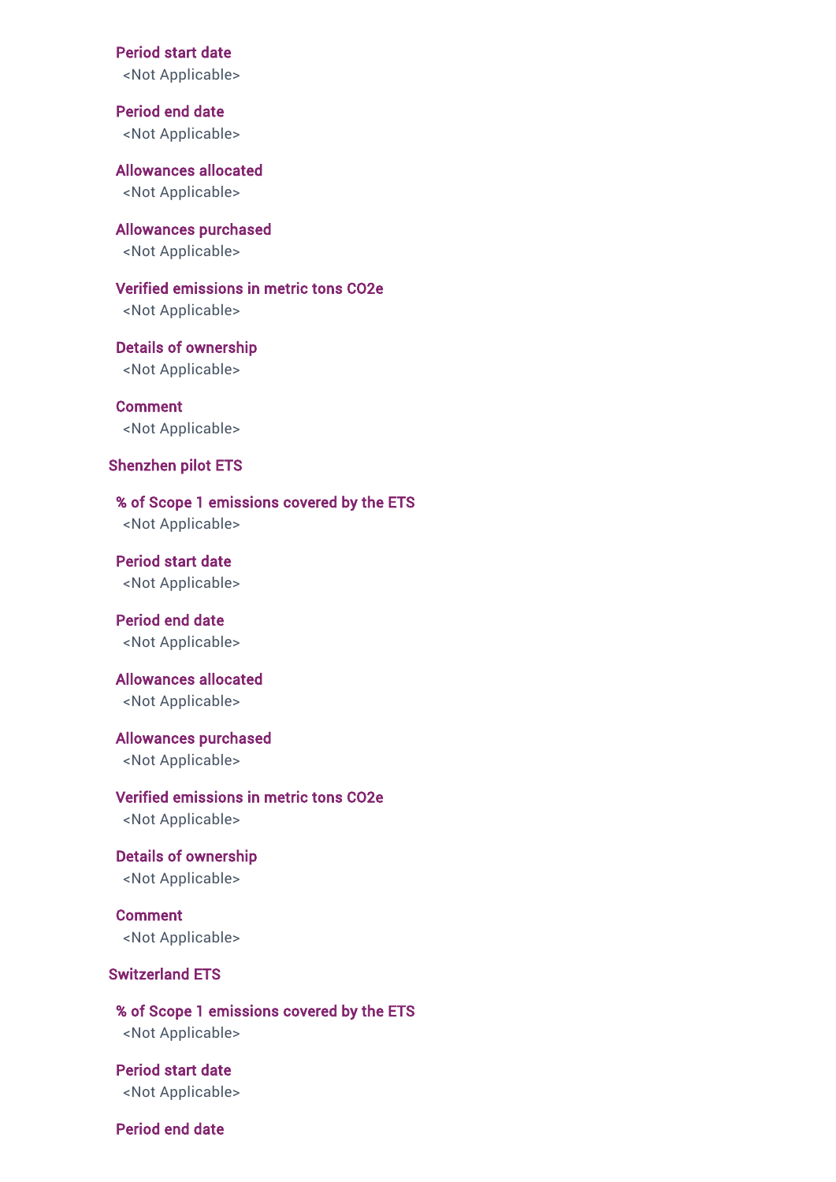**Period start date**
<Not Applicable>

**Period end date**
<Not Applicable>

**Allowances allocated**
<Not Applicable>

**Allowances purchased**
<Not Applicable>

**Verified emissions in metric tons CO2e**
<Not Applicable>

**Details of ownership**
<Not Applicable>

**Comment**
<Not Applicable>

### Shenzhen pilot ETS

**% of Scope 1 emissions covered by the ETS**
<Not Applicable>

**Period start date**
<Not Applicable>

**Period end date**
<Not Applicable>

**Allowances allocated**
<Not Applicable>

**Allowances purchased**
<Not Applicable>

**Verified emissions in metric tons CO2e**
<Not Applicable>

**Details of ownership**
<Not Applicable>

**Comment**
<Not Applicable>

### Switzerland ETS

**% of Scope 1 emissions covered by the ETS**
<Not Applicable>

**Period start date**
<Not Applicable>

**Period end date**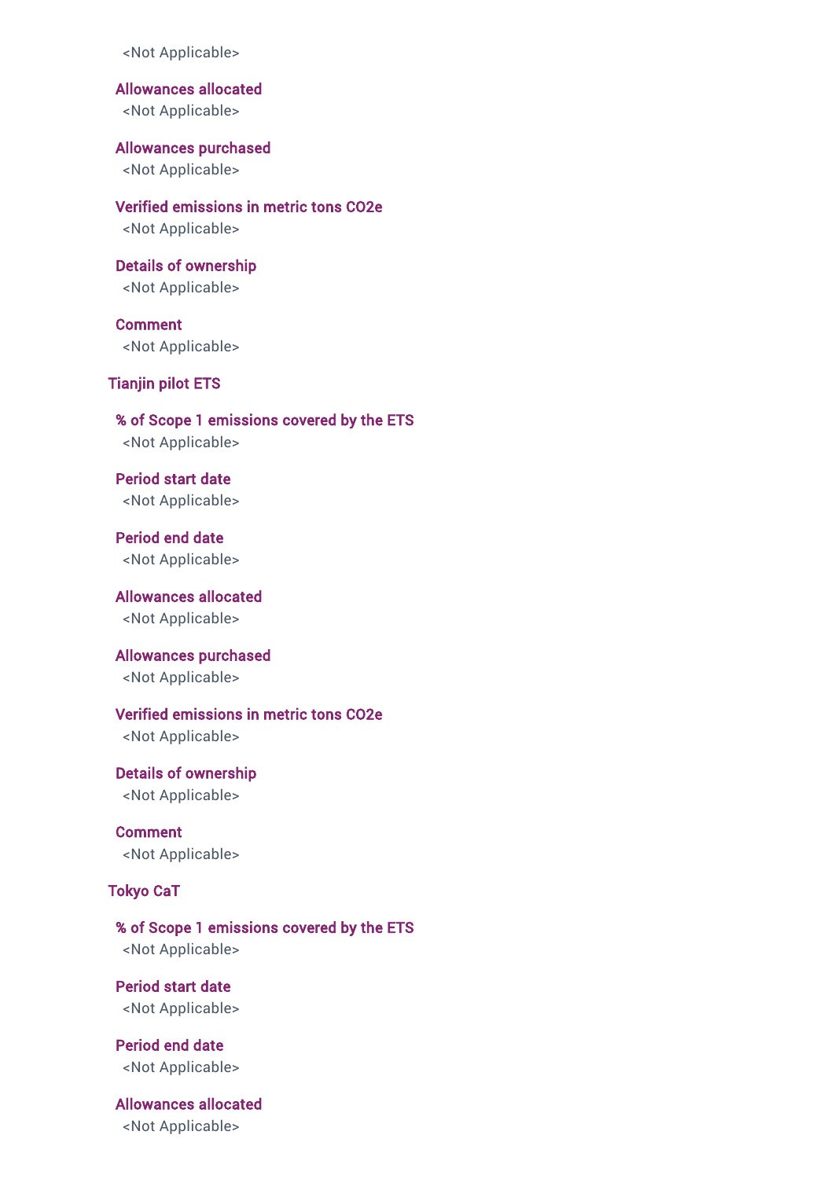<Not Applicable>

**Allowances allocated**
<Not Applicable>

**Allowances purchased**
<Not Applicable>

**Verified emissions in metric tons CO2e**
<Not Applicable>

**Details of ownership**
<Not Applicable>

**Comment**
<Not Applicable>

### Tianjin pilot ETS

**% of Scope 1 emissions covered by the ETS**
<Not Applicable>

**Period start date**
<Not Applicable>

**Period end date**
<Not Applicable>

**Allowances allocated**
<Not Applicable>

**Allowances purchased**
<Not Applicable>

**Verified emissions in metric tons CO2e**
<Not Applicable>

**Details of ownership**
<Not Applicable>

**Comment**
<Not Applicable>

### Tokyo CaT

**% of Scope 1 emissions covered by the ETS**
<Not Applicable>

**Period start date**
<Not Applicable>

**Period end date**
<Not Applicable>

**Allowances allocated**
<Not Applicable>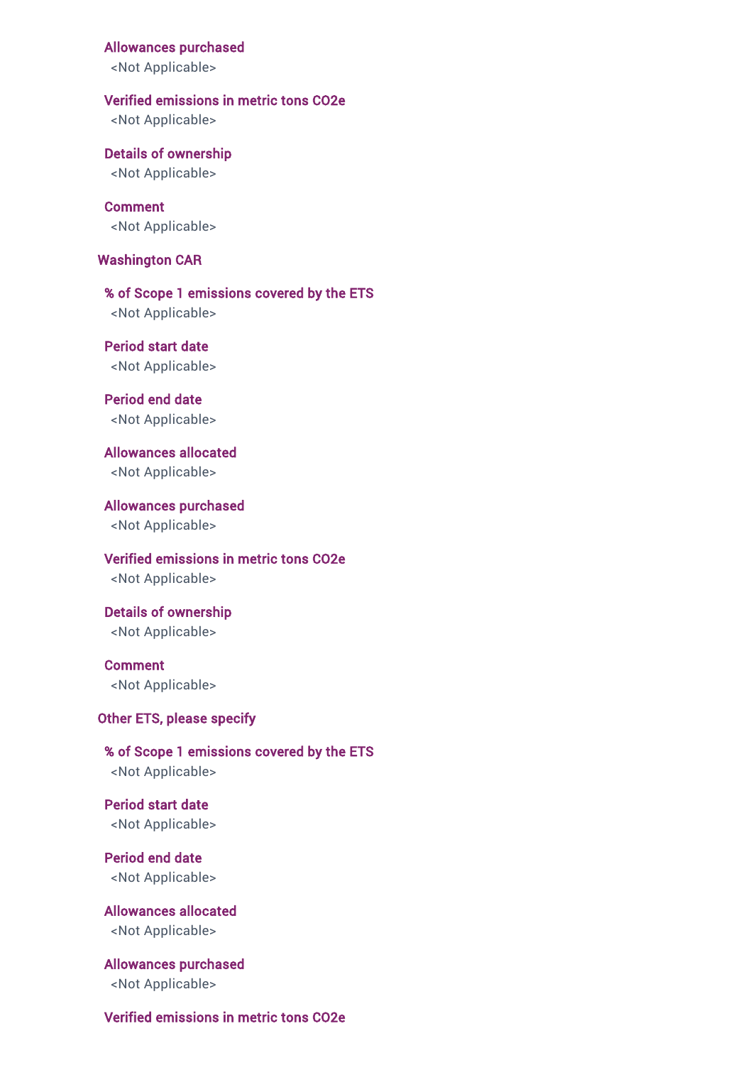**Allowances purchased**

<Not Applicable>

**Verified emissions in metric tons CO2e**

<Not Applicable>

**Details of ownership**

<Not Applicable>

**Comment**

<Not Applicable>

### Washington CAR

**% of Scope 1 emissions covered by the ETS**

<Not Applicable>

**Period start date**

<Not Applicable>

**Period end date**

<Not Applicable>

**Allowances allocated**

<Not Applicable>

**Allowances purchased**

<Not Applicable>

**Verified emissions in metric tons CO2e**

<Not Applicable>

**Details of ownership**

<Not Applicable>

**Comment**

<Not Applicable>

### Other ETS, please specify

**% of Scope 1 emissions covered by the ETS**

<Not Applicable>

**Period start date**

<Not Applicable>

**Period end date**

<Not Applicable>

**Allowances allocated**

<Not Applicable>

**Allowances purchased**

<Not Applicable>

**Verified emissions in metric tons CO2e**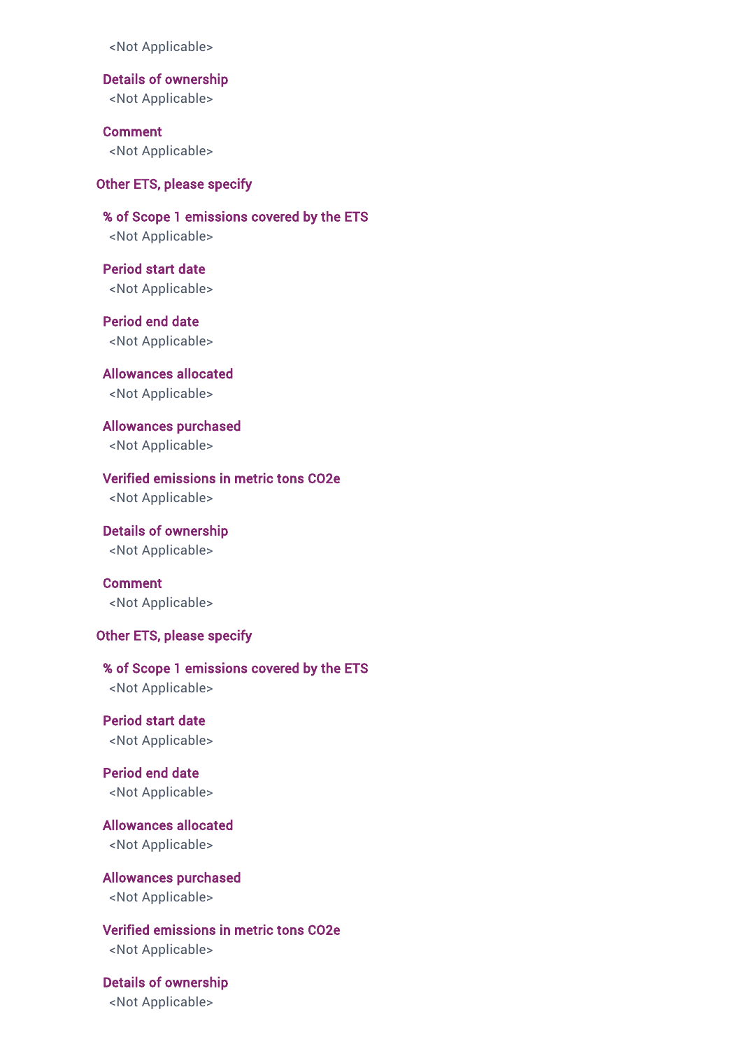<Not Applicable>

**Details of ownership**
<Not Applicable>

**Comment**
<Not Applicable>

**Other ETS, please specify**

**% of Scope 1 emissions covered by the ETS**
<Not Applicable>

**Period start date**
<Not Applicable>

**Period end date**
<Not Applicable>

**Allowances allocated**
<Not Applicable>

**Allowances purchased**
<Not Applicable>

**Verified emissions in metric tons CO2e**
<Not Applicable>

**Details of ownership**
<Not Applicable>

**Comment**
<Not Applicable>

**Other ETS, please specify**

**% of Scope 1 emissions covered by the ETS**
<Not Applicable>

**Period start date**
<Not Applicable>

**Period end date**
<Not Applicable>

**Allowances allocated**
<Not Applicable>

**Allowances purchased**
<Not Applicable>

**Verified emissions in metric tons CO2e**
<Not Applicable>

**Details of ownership**
<Not Applicable>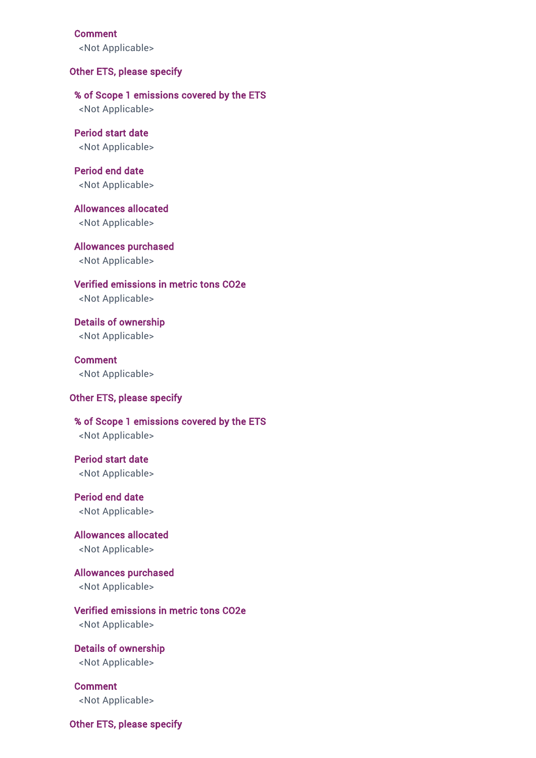**Comment**

<Not Applicable>

### Other ETS, please specify

**% of Scope 1 emissions covered by the ETS**

<Not Applicable>

**Period start date**

<Not Applicable>

**Period end date**

<Not Applicable>

**Allowances allocated**

<Not Applicable>

**Allowances purchased**

<Not Applicable>

**Verified emissions in metric tons CO2e**

<Not Applicable>

**Details of ownership**

<Not Applicable>

**Comment**

<Not Applicable>

### Other ETS, please specify

**% of Scope 1 emissions covered by the ETS**

<Not Applicable>

**Period start date**

<Not Applicable>

**Period end date**

<Not Applicable>

**Allowances allocated**

<Not Applicable>

**Allowances purchased**

<Not Applicable>

**Verified emissions in metric tons CO2e**

<Not Applicable>

**Details of ownership**

<Not Applicable>

**Comment**

<Not Applicable>

### Other ETS, please specify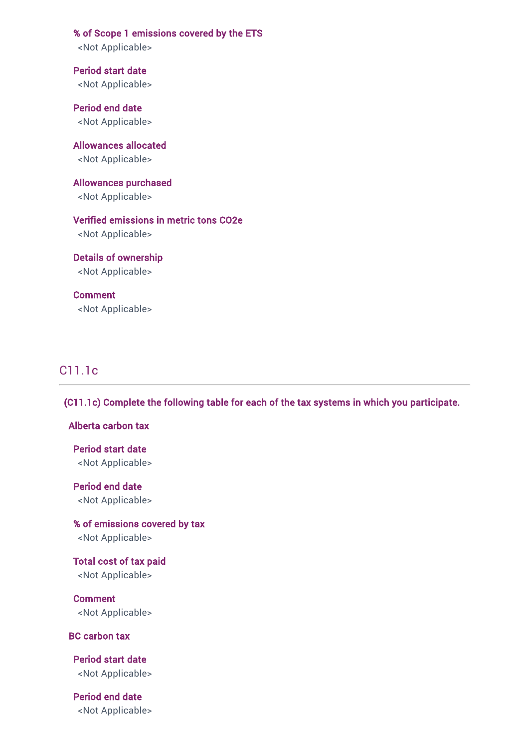**% of Scope 1 emissions covered by the ETS**
<Not Applicable>

**Period start date**
<Not Applicable>

**Period end date**
<Not Applicable>

**Allowances allocated**
<Not Applicable>

**Allowances purchased**
<Not Applicable>

**Verified emissions in metric tons CO2e**
<Not Applicable>

**Details of ownership**
<Not Applicable>

**Comment**
<Not Applicable>

## C11.1c

**(C11.1c) Complete the following table for each of the tax systems in which you participate.**

**Alberta carbon tax**

**Period start date**
<Not Applicable>

**Period end date**
<Not Applicable>

**% of emissions covered by tax**
<Not Applicable>

**Total cost of tax paid**
<Not Applicable>

**Comment**
<Not Applicable>

**BC carbon tax**

**Period start date**
<Not Applicable>

**Period end date**
<Not Applicable>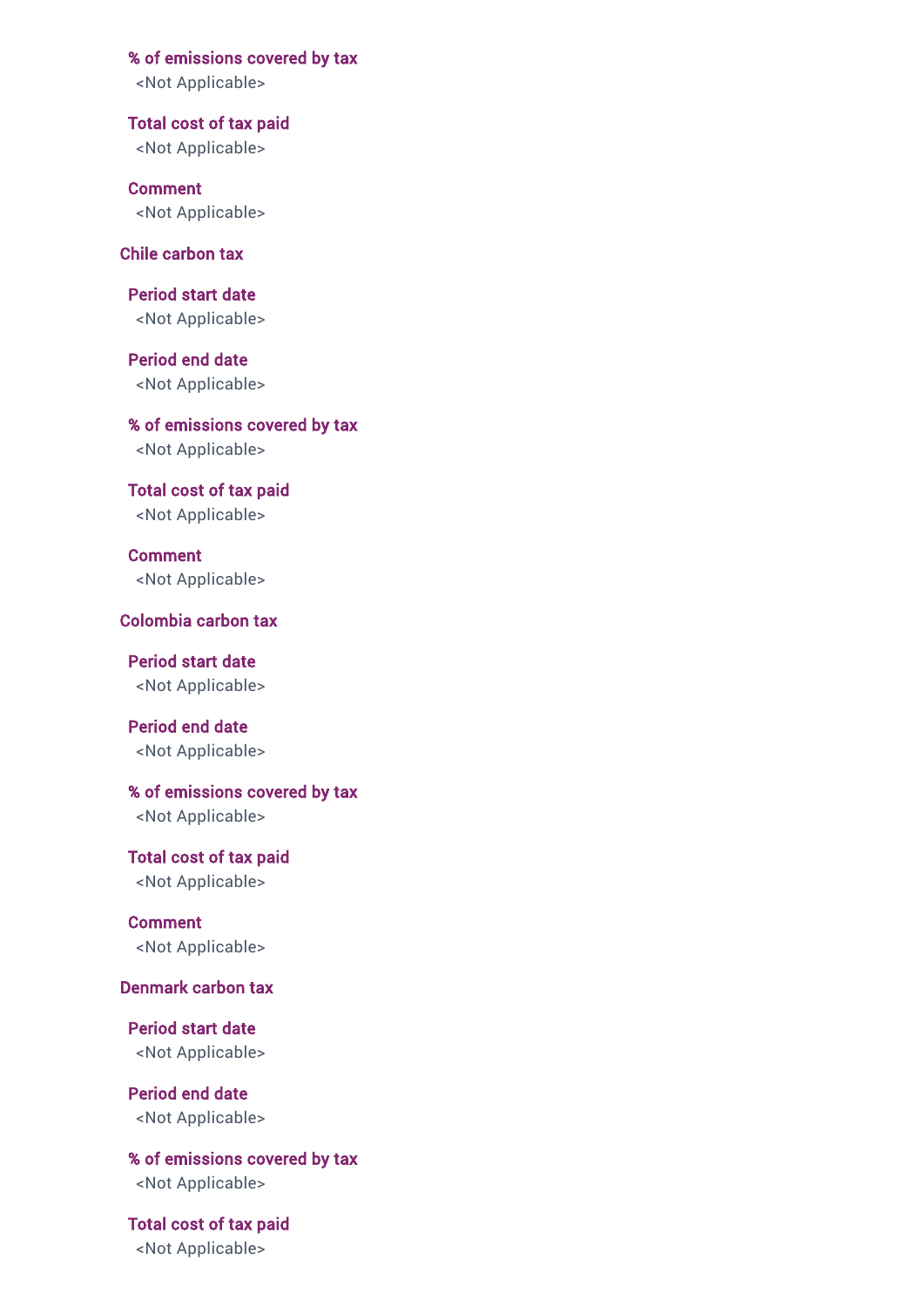**% of emissions covered by tax**
<Not Applicable>

**Total cost of tax paid**
<Not Applicable>

**Comment**
<Not Applicable>

**Chile carbon tax**

**Period start date**
<Not Applicable>

**Period end date**
<Not Applicable>

**% of emissions covered by tax**
<Not Applicable>

**Total cost of tax paid**
<Not Applicable>

**Comment**
<Not Applicable>

**Colombia carbon tax**

**Period start date**
<Not Applicable>

**Period end date**
<Not Applicable>

**% of emissions covered by tax**
<Not Applicable>

**Total cost of tax paid**
<Not Applicable>

**Comment**
<Not Applicable>

**Denmark carbon tax**

**Period start date**
<Not Applicable>

**Period end date**
<Not Applicable>

**% of emissions covered by tax**
<Not Applicable>

**Total cost of tax paid**
<Not Applicable>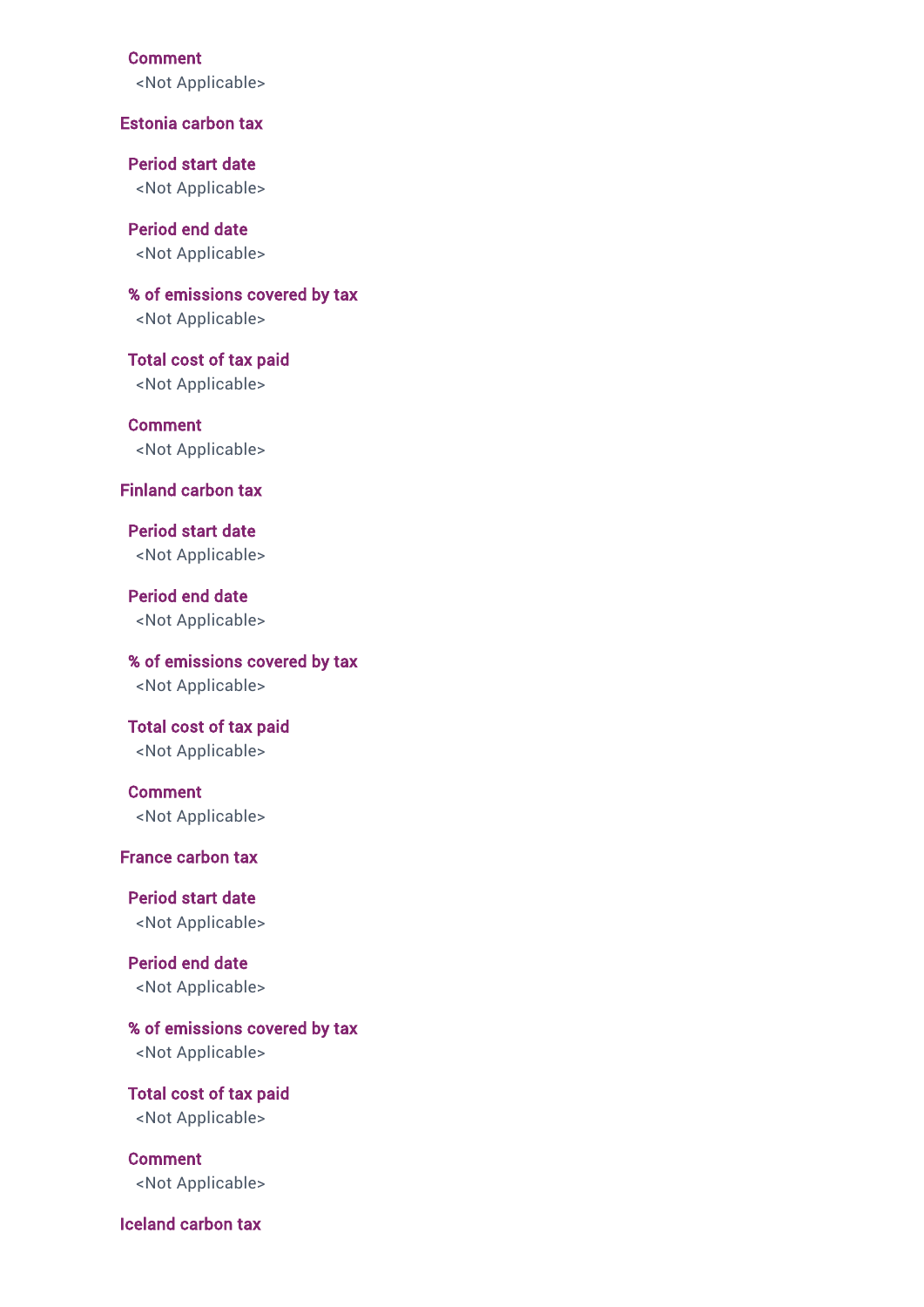#### Comment
<Not Applicable>

### Estonia carbon tax

#### Period start date
<Not Applicable>

#### Period end date
<Not Applicable>

#### % of emissions covered by tax
<Not Applicable>

#### Total cost of tax paid
<Not Applicable>

#### Comment
<Not Applicable>

### Finland carbon tax

#### Period start date
<Not Applicable>

#### Period end date
<Not Applicable>

#### % of emissions covered by tax
<Not Applicable>

#### Total cost of tax paid
<Not Applicable>

#### Comment
<Not Applicable>

### France carbon tax

#### Period start date
<Not Applicable>

#### Period end date
<Not Applicable>

#### % of emissions covered by tax
<Not Applicable>

#### Total cost of tax paid
<Not Applicable>

#### Comment
<Not Applicable>

### Iceland carbon tax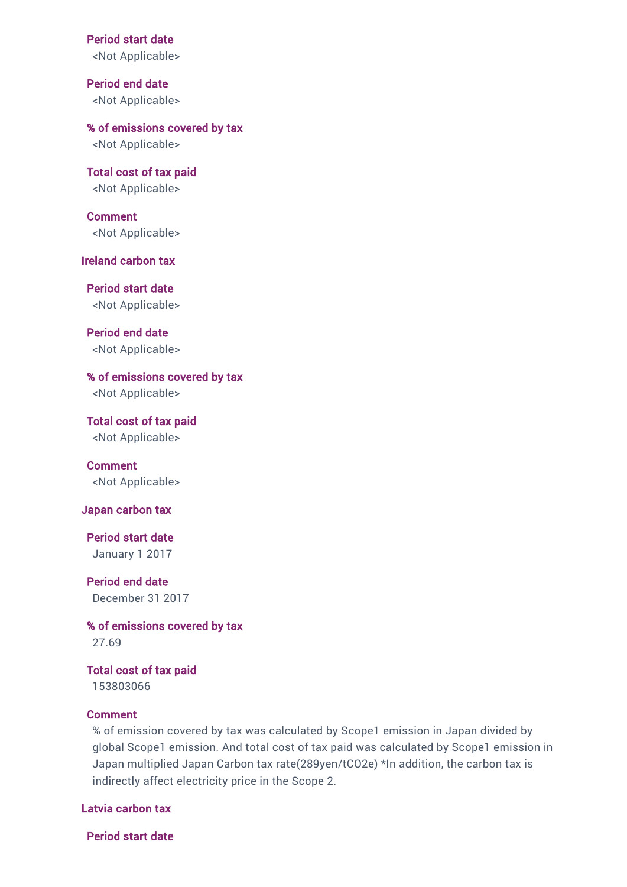**Period start date**

<Not Applicable>

**Period end date**

<Not Applicable>

**% of emissions covered by tax**

<Not Applicable>

**Total cost of tax paid**

<Not Applicable>

**Comment**

<Not Applicable>

### Ireland carbon tax

**Period start date**

<Not Applicable>

**Period end date**

<Not Applicable>

**% of emissions covered by tax**

<Not Applicable>

**Total cost of tax paid**

<Not Applicable>

**Comment**

<Not Applicable>

### Japan carbon tax

**Period start date**

January 1 2017

**Period end date**

December 31 2017

**% of emissions covered by tax**

27.69

**Total cost of tax paid**

153803066

**Comment**

% of emission covered by tax was calculated by Scope1 emission in Japan divided by global Scope1 emission. And total cost of tax paid was calculated by Scope1 emission in Japan multiplied Japan Carbon tax rate(289yen/tCO2e) *In addition, the carbon tax is indirectly affect electricity price in the Scope 2.

### Latvia carbon tax

**Period start date**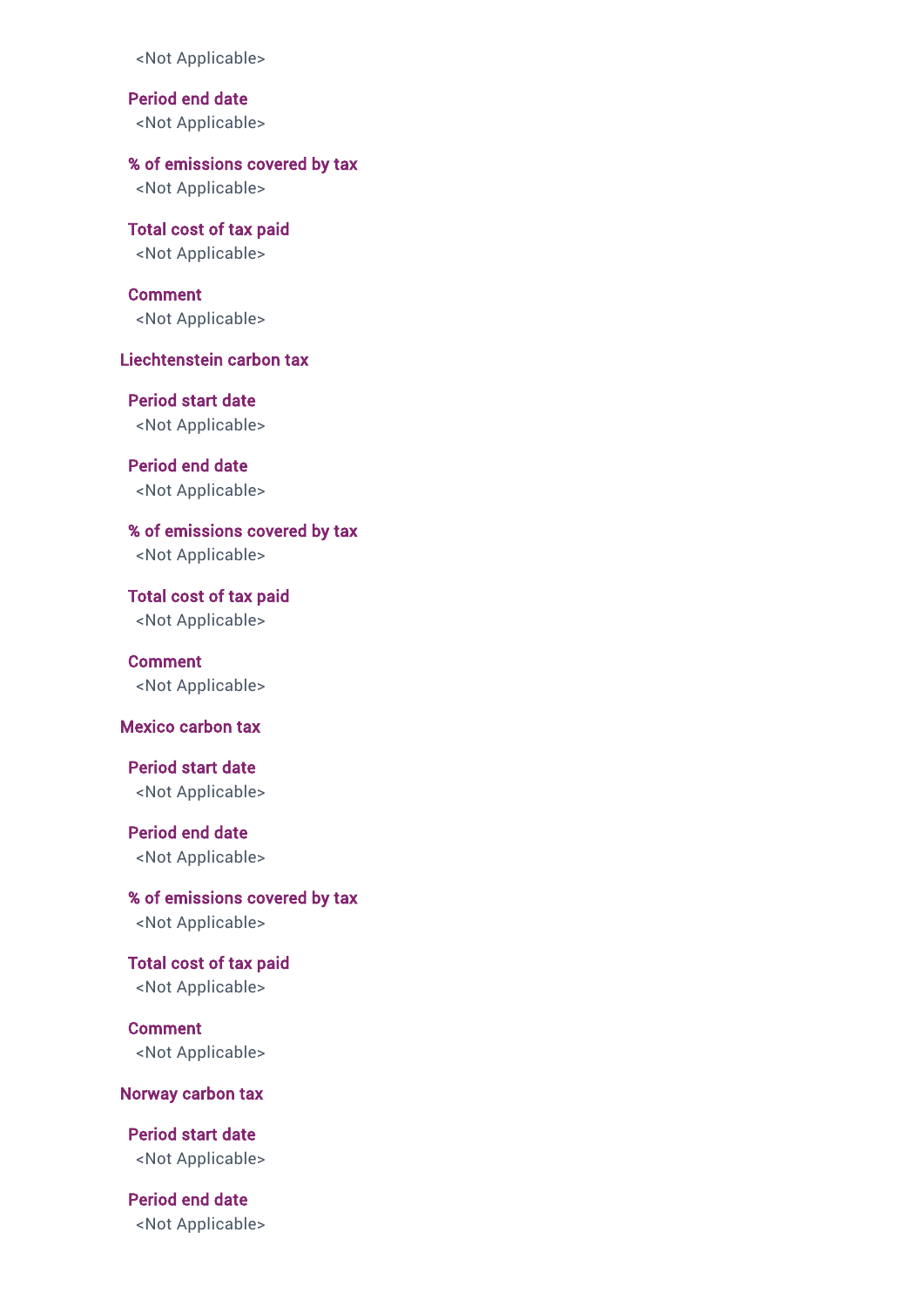<Not Applicable>

**Period end date**

<Not Applicable>

**% of emissions covered by tax**

<Not Applicable>

**Total cost of tax paid**

<Not Applicable>

**Comment**

<Not Applicable>

### Liechtenstein carbon tax

**Period start date**

<Not Applicable>

**Period end date**

<Not Applicable>

**% of emissions covered by tax**

<Not Applicable>

**Total cost of tax paid**

<Not Applicable>

**Comment**

<Not Applicable>

### Mexico carbon tax

**Period start date**

<Not Applicable>

**Period end date**

<Not Applicable>

**% of emissions covered by tax**

<Not Applicable>

**Total cost of tax paid**

<Not Applicable>

**Comment**

<Not Applicable>

### Norway carbon tax

**Period start date**

<Not Applicable>

**Period end date**

<Not Applicable>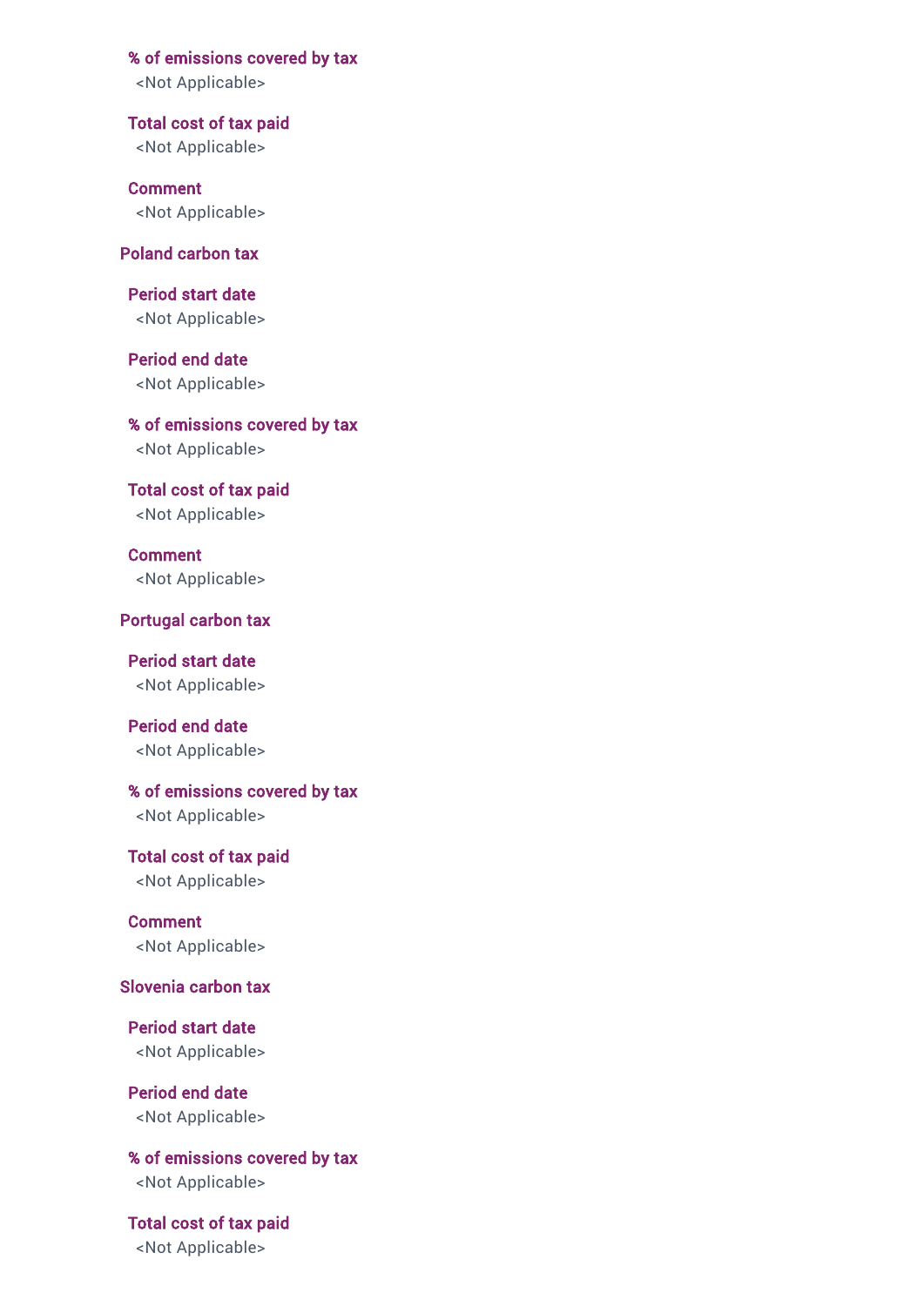**% of emissions covered by tax**

<Not Applicable>

**Total cost of tax paid**

<Not Applicable>

**Comment**

<Not Applicable>

**Poland carbon tax**

**Period start date**

<Not Applicable>

**Period end date**

<Not Applicable>

**% of emissions covered by tax**

<Not Applicable>

**Total cost of tax paid**

<Not Applicable>

**Comment**

<Not Applicable>

**Portugal carbon tax**

**Period start date**

<Not Applicable>

**Period end date**

<Not Applicable>

**% of emissions covered by tax**

<Not Applicable>

**Total cost of tax paid**

<Not Applicable>

**Comment**

<Not Applicable>

**Slovenia carbon tax**

**Period start date**

<Not Applicable>

**Period end date**

<Not Applicable>

**% of emissions covered by tax**

<Not Applicable>

**Total cost of tax paid**

<Not Applicable>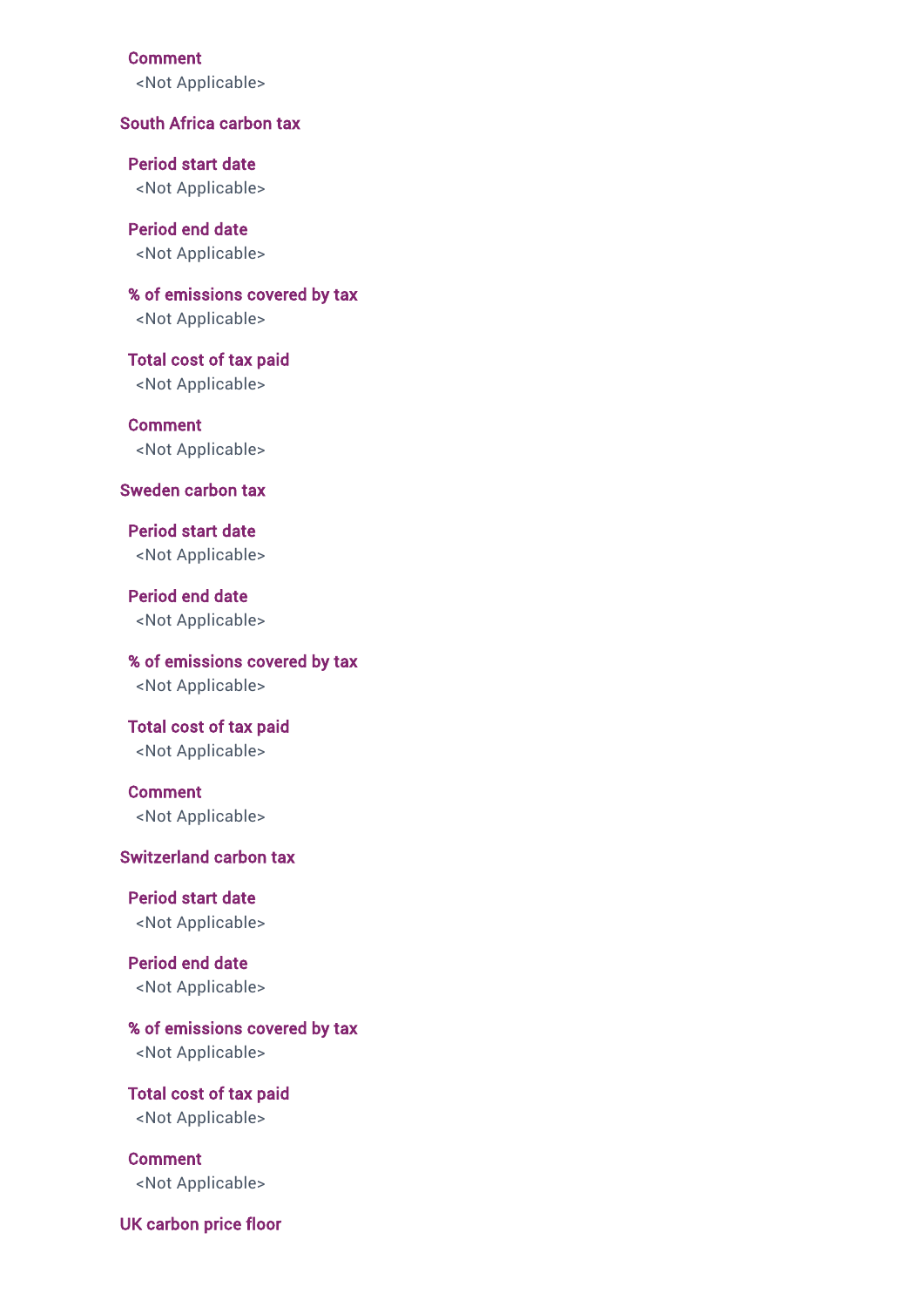#### Comment
<Not Applicable>

### South Africa carbon tax

#### Period start date
<Not Applicable>

#### Period end date
<Not Applicable>

#### % of emissions covered by tax
<Not Applicable>

#### Total cost of tax paid
<Not Applicable>

#### Comment
<Not Applicable>

### Sweden carbon tax

#### Period start date
<Not Applicable>

#### Period end date
<Not Applicable>

#### % of emissions covered by tax
<Not Applicable>

#### Total cost of tax paid
<Not Applicable>

#### Comment
<Not Applicable>

### Switzerland carbon tax

#### Period start date
<Not Applicable>

#### Period end date
<Not Applicable>

#### % of emissions covered by tax
<Not Applicable>

#### Total cost of tax paid
<Not Applicable>

#### Comment
<Not Applicable>

### UK carbon price floor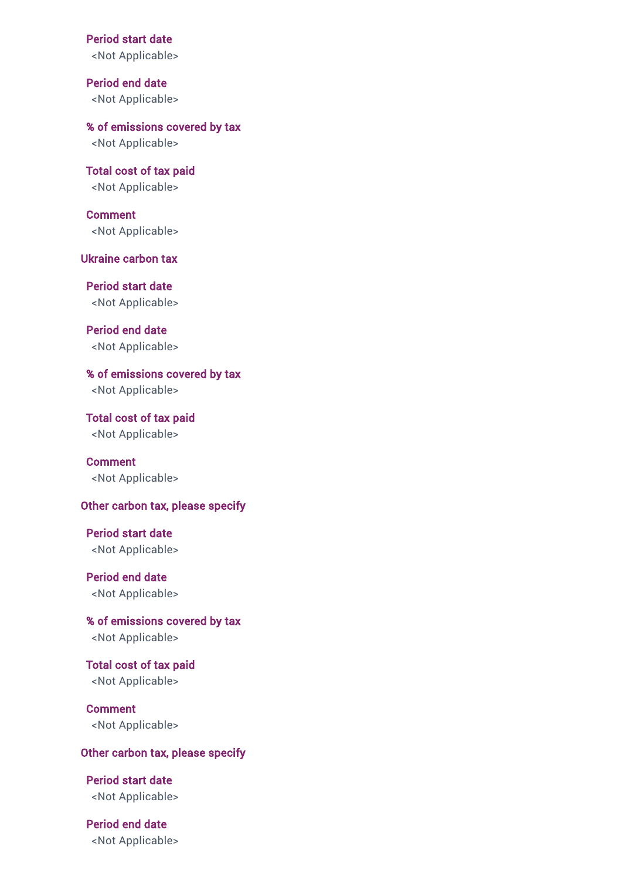**Period start date**

<Not Applicable>

**Period end date**

<Not Applicable>

**% of emissions covered by tax**

<Not Applicable>

**Total cost of tax paid**

<Not Applicable>

**Comment**

<Not Applicable>

### Ukraine carbon tax

**Period start date**

<Not Applicable>

**Period end date**

<Not Applicable>

**% of emissions covered by tax**

<Not Applicable>

**Total cost of tax paid**

<Not Applicable>

**Comment**

<Not Applicable>

### Other carbon tax, please specify

**Period start date**

<Not Applicable>

**Period end date**

<Not Applicable>

**% of emissions covered by tax**

<Not Applicable>

**Total cost of tax paid**

<Not Applicable>

**Comment**

<Not Applicable>

### Other carbon tax, please specify

**Period start date**

<Not Applicable>

**Period end date**

<Not Applicable>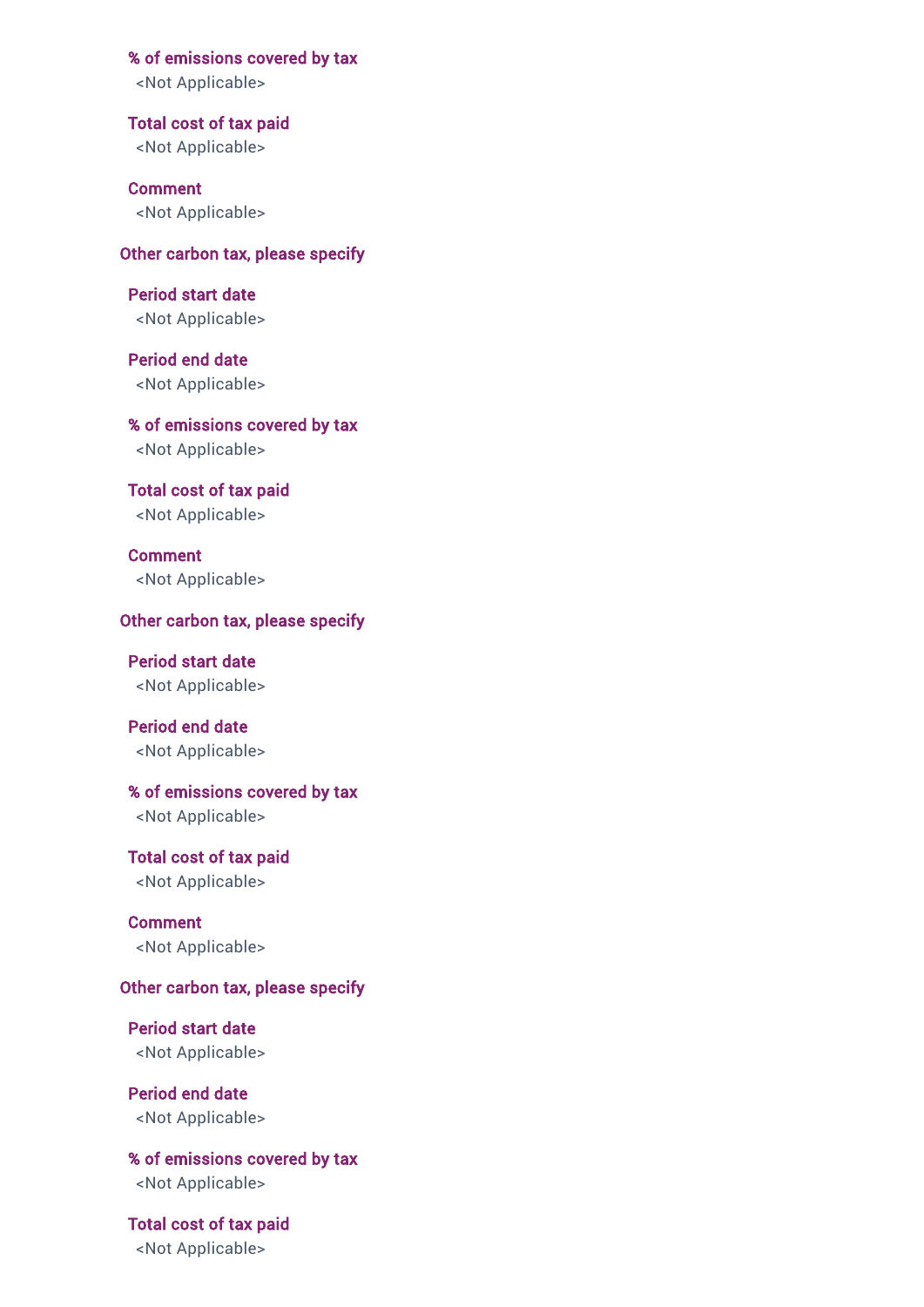**% of emissions covered by tax**

<Not Applicable>

**Total cost of tax paid**

<Not Applicable>

**Comment**

<Not Applicable>

**Other carbon tax, please specify**

**Period start date**

<Not Applicable>

**Period end date**

<Not Applicable>

**% of emissions covered by tax**

<Not Applicable>

**Total cost of tax paid**

<Not Applicable>

**Comment**

<Not Applicable>

**Other carbon tax, please specify**

**Period start date**

<Not Applicable>

**Period end date**

<Not Applicable>

**% of emissions covered by tax**

<Not Applicable>

**Total cost of tax paid**

<Not Applicable>

**Comment**

<Not Applicable>

**Other carbon tax, please specify**

**Period start date**

<Not Applicable>

**Period end date**

<Not Applicable>

**% of emissions covered by tax**

<Not Applicable>

**Total cost of tax paid**

<Not Applicable>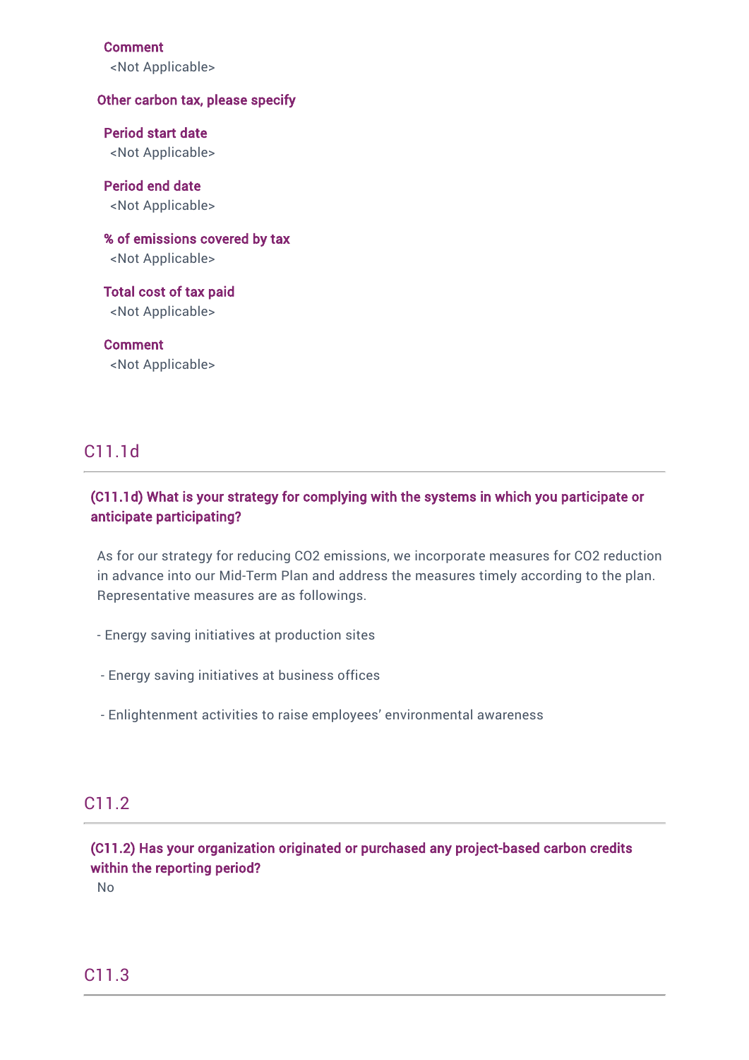**Comment**
<Not Applicable>

**Other carbon tax, please specify**

**Period start date**
<Not Applicable>

**Period end date**
<Not Applicable>

**% of emissions covered by tax**
<Not Applicable>

**Total cost of tax paid**
<Not Applicable>

**Comment**
<Not Applicable>

## C11.1d

**(C11.1d) What is your strategy for complying with the systems in which you participate or anticipate participating?**

As for our strategy for reducing CO2 emissions, we incorporate measures for CO2 reduction in advance into our Mid-Term Plan and address the measures timely according to the plan. Representative measures are as followings.

- Energy saving initiatives at production sites

- Energy saving initiatives at business offices

- Enlightenment activities to raise employees' environmental awareness

## C11.2

**(C11.2) Has your organization originated or purchased any project-based carbon credits within the reporting period?**
No

## C11.3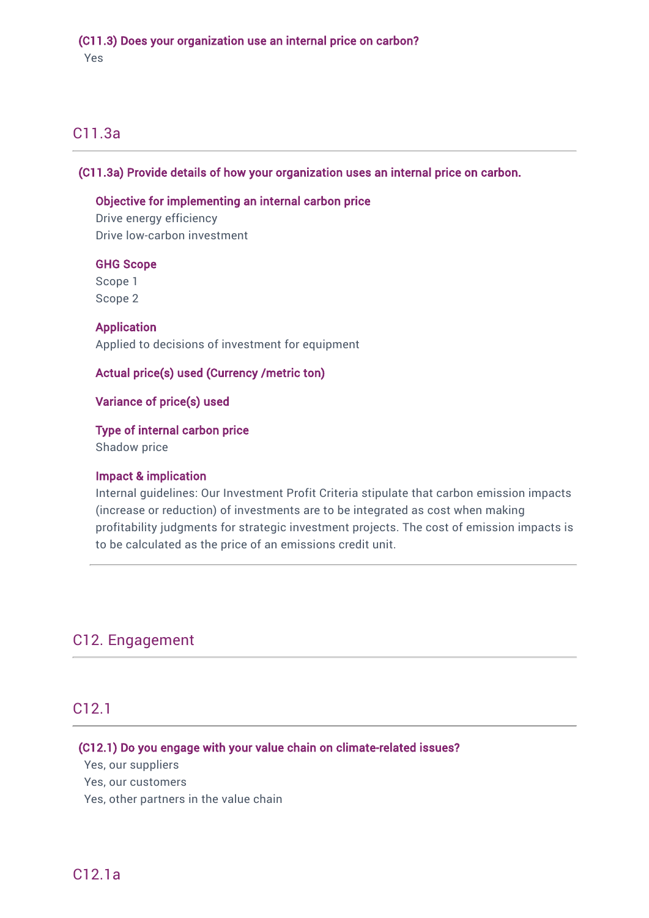**(C11.3) Does your organization use an internal price on carbon?**

Yes

## C11.3a

**(C11.3a) Provide details of how your organization uses an internal price on carbon.**

**Objective for implementing an internal carbon price**

Drive energy efficiency

Drive low-carbon investment

**GHG Scope**

Scope 1

Scope 2

**Application**

Applied to decisions of investment for equipment

**Actual price(s) used (Currency /metric ton)**

**Variance of price(s) used**

**Type of internal carbon price**

Shadow price

**Impact & implication**

Internal guidelines: Our Investment Profit Criteria stipulate that carbon emission impacts (increase or reduction) of investments are to be integrated as cost when making profitability judgments for strategic investment projects. The cost of emission impacts is to be calculated as the price of an emissions credit unit.

# C12. Engagement

## C12.1

**(C12.1) Do you engage with your value chain on climate-related issues?**

Yes, our suppliers

Yes, our customers

Yes, other partners in the value chain

## C12.1a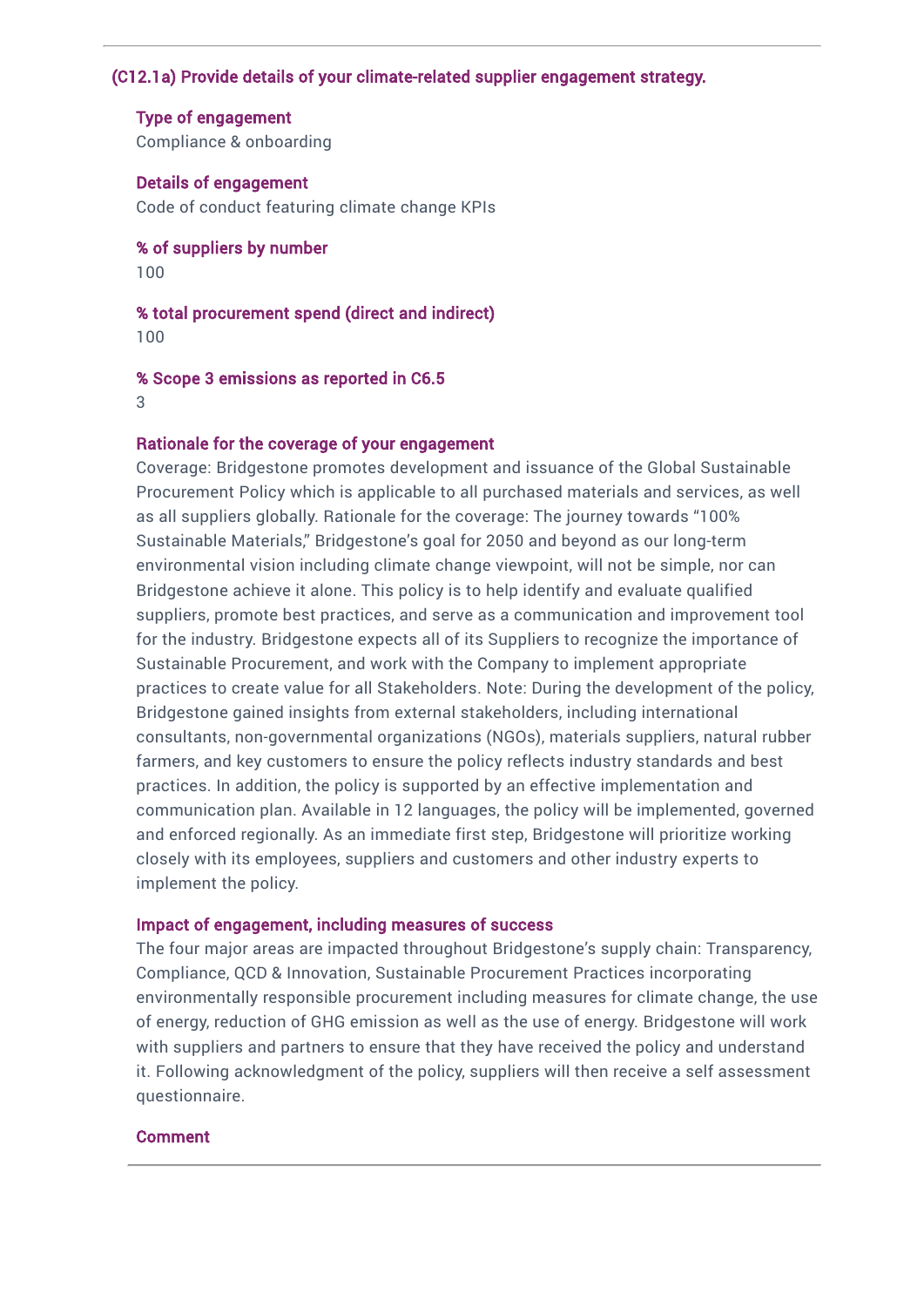### (C12.1a) Provide details of your climate-related supplier engagement strategy.

**Type of engagement**
Compliance & onboarding

**Details of engagement**
Code of conduct featuring climate change KPIs

**% of suppliers by number**
100

**% total procurement spend (direct and indirect)**
100

**% Scope 3 emissions as reported in C6.5**
3

**Rationale for the coverage of your engagement**
Coverage: Bridgestone promotes development and issuance of the Global Sustainable Procurement Policy which is applicable to all purchased materials and services, as well as all suppliers globally. Rationale for the coverage: The journey towards "100% Sustainable Materials," Bridgestone's goal for 2050 and beyond as our long-term environmental vision including climate change viewpoint, will not be simple, nor can Bridgestone achieve it alone. This policy is to help identify and evaluate qualified suppliers, promote best practices, and serve as a communication and improvement tool for the industry. Bridgestone expects all of its Suppliers to recognize the importance of Sustainable Procurement, and work with the Company to implement appropriate practices to create value for all Stakeholders. Note: During the development of the policy, Bridgestone gained insights from external stakeholders, including international consultants, non-governmental organizations (NGOs), materials suppliers, natural rubber farmers, and key customers to ensure the policy reflects industry standards and best practices. In addition, the policy is supported by an effective implementation and communication plan. Available in 12 languages, the policy will be implemented, governed and enforced regionally. As an immediate first step, Bridgestone will prioritize working closely with its employees, suppliers and customers and other industry experts to implement the policy.

**Impact of engagement, including measures of success**
The four major areas are impacted throughout Bridgestone's supply chain: Transparency, Compliance, QCD & Innovation, Sustainable Procurement Practices incorporating environmentally responsible procurement including measures for climate change, the use of energy, reduction of GHG emission as well as the use of energy. Bridgestone will work with suppliers and partners to ensure that they have received the policy and understand it. Following acknowledgment of the policy, suppliers will then receive a self assessment questionnaire.

**Comment**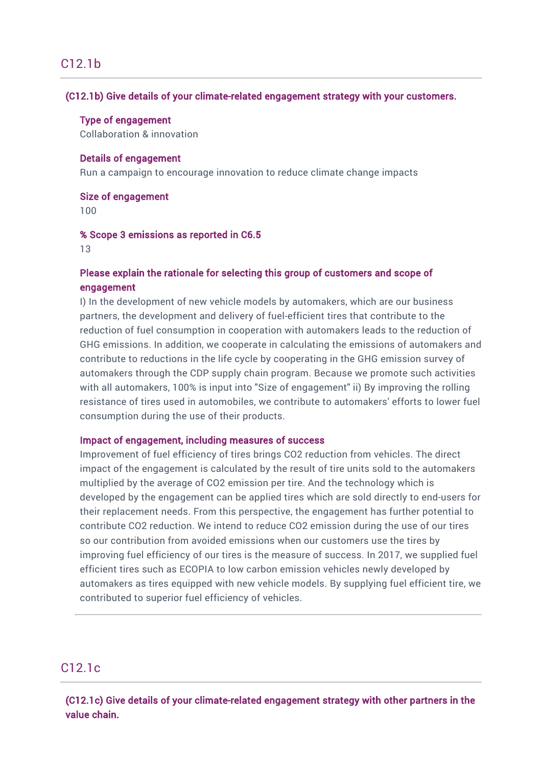## C12.1b

**(C12.1b) Give details of your climate-related engagement strategy with your customers.**

**Type of engagement**
Collaboration & innovation

**Details of engagement**
Run a campaign to encourage innovation to reduce climate change impacts

**Size of engagement**
100

**% Scope 3 emissions as reported in C6.5**
13

**Please explain the rationale for selecting this group of customers and scope of engagement**
I) In the development of new vehicle models by automakers, which are our business partners, the development and delivery of fuel-efficient tires that contribute to the reduction of fuel consumption in cooperation with automakers leads to the reduction of GHG emissions. In addition, we cooperate in calculating the emissions of automakers and contribute to reductions in the life cycle by cooperating in the GHG emission survey of automakers through the CDP supply chain program. Because we promote such activities with all automakers, 100% is input into "Size of engagement" ii) By improving the rolling resistance of tires used in automobiles, we contribute to automakers' efforts to lower fuel consumption during the use of their products.

**Impact of engagement, including measures of success**
Improvement of fuel efficiency of tires brings CO2 reduction from vehicles. The direct impact of the engagement is calculated by the result of tire units sold to the automakers multiplied by the average of CO2 emission per tire. And the technology which is developed by the engagement can be applied tires which are sold directly to end-users for their replacement needs. From this perspective, the engagement has further potential to contribute CO2 reduction. We intend to reduce CO2 emission during the use of our tires so our contribution from avoided emissions when our customers use the tires by improving fuel efficiency of our tires is the measure of success. In 2017, we supplied fuel efficient tires such as ECOPIA to low carbon emission vehicles newly developed by automakers as tires equipped with new vehicle models. By supplying fuel efficient tire, we contributed to superior fuel efficiency of vehicles.

## C12.1c

**(C12.1c) Give details of your climate-related engagement strategy with other partners in the value chain.**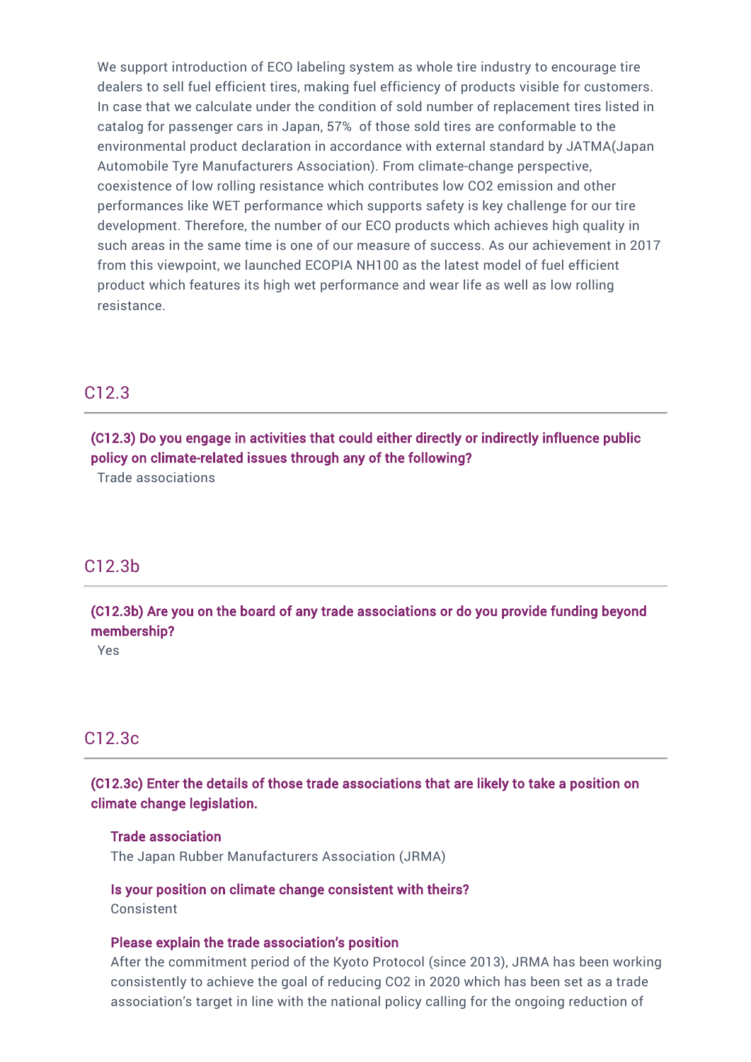We support introduction of ECO labeling system as whole tire industry to encourage tire dealers to sell fuel efficient tires, making fuel efficiency of products visible for customers. In case that we calculate under the condition of sold number of replacement tires listed in catalog for passenger cars in Japan, 57% of those sold tires are conformable to the environmental product declaration in accordance with external standard by JATMA(Japan Automobile Tyre Manufacturers Association). From climate-change perspective, coexistence of low rolling resistance which contributes low $CO_2$ emission and other performances like WET performance which supports safety is key challenge for our tire development. Therefore, the number of our ECO products which achieves high quality in such areas in the same time is one of our measure of success. As our achievement in 2017 from this viewpoint, we launched ECOPIA NH100 as the latest model of fuel efficient product which features its high wet performance and wear life as well as low rolling resistance.

## C12.3

**(C12.3) Do you engage in activities that could either directly or indirectly influence public policy on climate-related issues through any of the following?**

Trade associations

## C12.3b

**(C12.3b) Are you on the board of any trade associations or do you provide funding beyond membership?**

Yes

## C12.3c

**(C12.3c) Enter the details of those trade associations that are likely to take a position on climate change legislation.**

**Trade association**

The Japan Rubber Manufacturers Association (JRMA)

**Is your position on climate change consistent with theirs?**

Consistent

**Please explain the trade association's position**

After the commitment period of the Kyoto Protocol (since 2013), JRMA has been working consistently to achieve the goal of reducing $CO_2$ in 2020 which has been set as a trade association's target in line with the national policy calling for the ongoing reduction of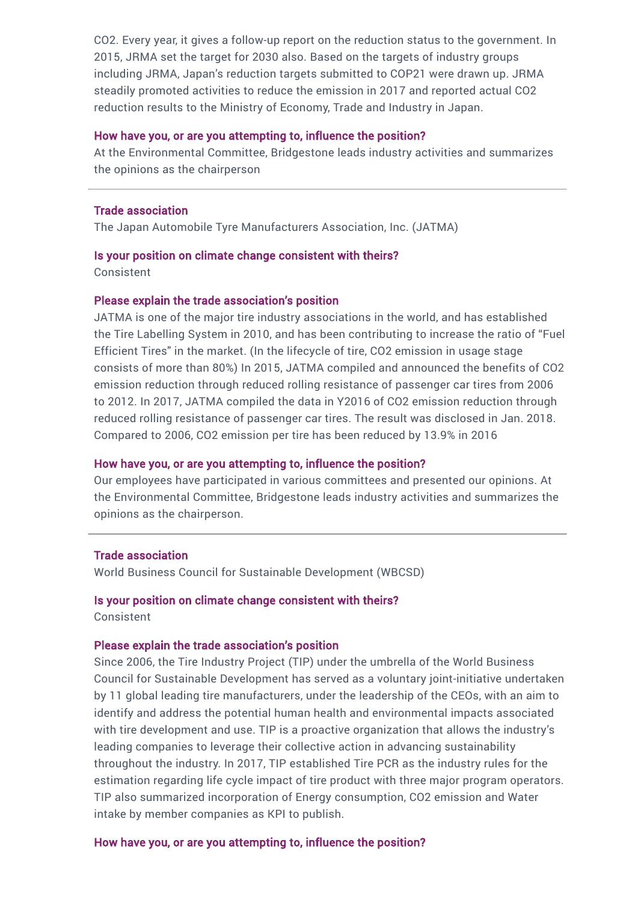$CO_2$. Every year, it gives a follow-up report on the reduction status to the government. In 2015, JRMA set the target for 2030 also. Based on the targets of industry groups including JRMA, Japan's reduction targets submitted to COP21 were drawn up. JRMA steadily promoted activities to reduce the emission in 2017 and reported actual $CO_2$ reduction results to the Ministry of Economy, Trade and Industry in Japan.

**How have you, or are you attempting to, influence the position?**

At the Environmental Committee, Bridgestone leads industry activities and summarizes the opinions as the chairperson

---

**Trade association**

The Japan Automobile Tyre Manufacturers Association, Inc. (JATMA)

**Is your position on climate change consistent with theirs?**

Consistent

**Please explain the trade association's position**

JATMA is one of the major tire industry associations in the world, and has established the Tire Labelling System in 2010, and has been contributing to increase the ratio of "Fuel Efficient Tires" in the market. (In the lifecycle of tire, $CO_2$ emission in usage stage consists of more than 80%) In 2015, JATMA compiled and announced the benefits of $CO_2$ emission reduction through reduced rolling resistance of passenger car tires from 2006 to 2012. In 2017, JATMA compiled the data in Y2016 of $CO_2$ emission reduction through reduced rolling resistance of passenger car tires. The result was disclosed in Jan. 2018. Compared to 2006, $CO_2$ emission per tire has been reduced by 13.9% in 2016

**How have you, or are you attempting to, influence the position?**

Our employees have participated in various committees and presented our opinions. At the Environmental Committee, Bridgestone leads industry activities and summarizes the opinions as the chairperson.

---

**Trade association**

World Business Council for Sustainable Development (WBCSD)

**Is your position on climate change consistent with theirs?**

Consistent

**Please explain the trade association's position**

Since 2006, the Tire Industry Project (TIP) under the umbrella of the World Business Council for Sustainable Development has served as a voluntary joint-initiative undertaken by 11 global leading tire manufacturers, under the leadership of the CEOs, with an aim to identify and address the potential human health and environmental impacts associated with tire development and use. TIP is a proactive organization that allows the industry's leading companies to leverage their collective action in advancing sustainability throughout the industry. In 2017, TIP established Tire PCR as the industry rules for the estimation regarding life cycle impact of tire product with three major program operators. TIP also summarized incorporation of Energy consumption, $CO_2$ emission and Water intake by member companies as KPI to publish.

**How have you, or are you attempting to, influence the position?**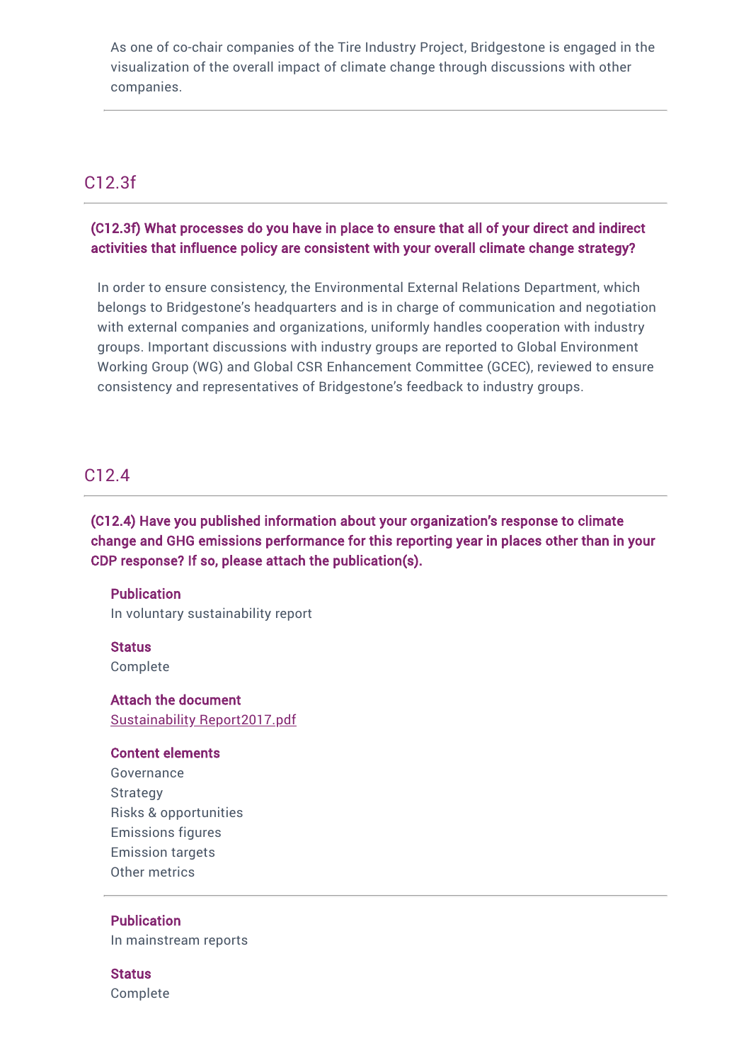As one of co-chair companies of the Tire Industry Project, Bridgestone is engaged in the visualization of the overall impact of climate change through discussions with other companies.

## C12.3f

**(C12.3f) What processes do you have in place to ensure that all of your direct and indirect activities that influence policy are consistent with your overall climate change strategy?**

In order to ensure consistency, the Environmental External Relations Department, which belongs to Bridgestone's headquarters and is in charge of communication and negotiation with external companies and organizations, uniformly handles cooperation with industry groups. Important discussions with industry groups are reported to Global Environment Working Group (WG) and Global CSR Enhancement Committee (GCEC), reviewed to ensure consistency and representatives of Bridgestone's feedback to industry groups.

## C12.4

**(C12.4) Have you published information about your organization's response to climate change and GHG emissions performance for this reporting year in places other than in your CDP response? If so, please attach the publication(s).**

**Publication**
In voluntary sustainability report

**Status**
Complete

**Attach the document**
Sustainability Report2017.pdf

**Content elements**
Governance
Strategy
Risks & opportunities
Emissions figures
Emission targets
Other metrics

---

**Publication**
In mainstream reports

**Status**
Complete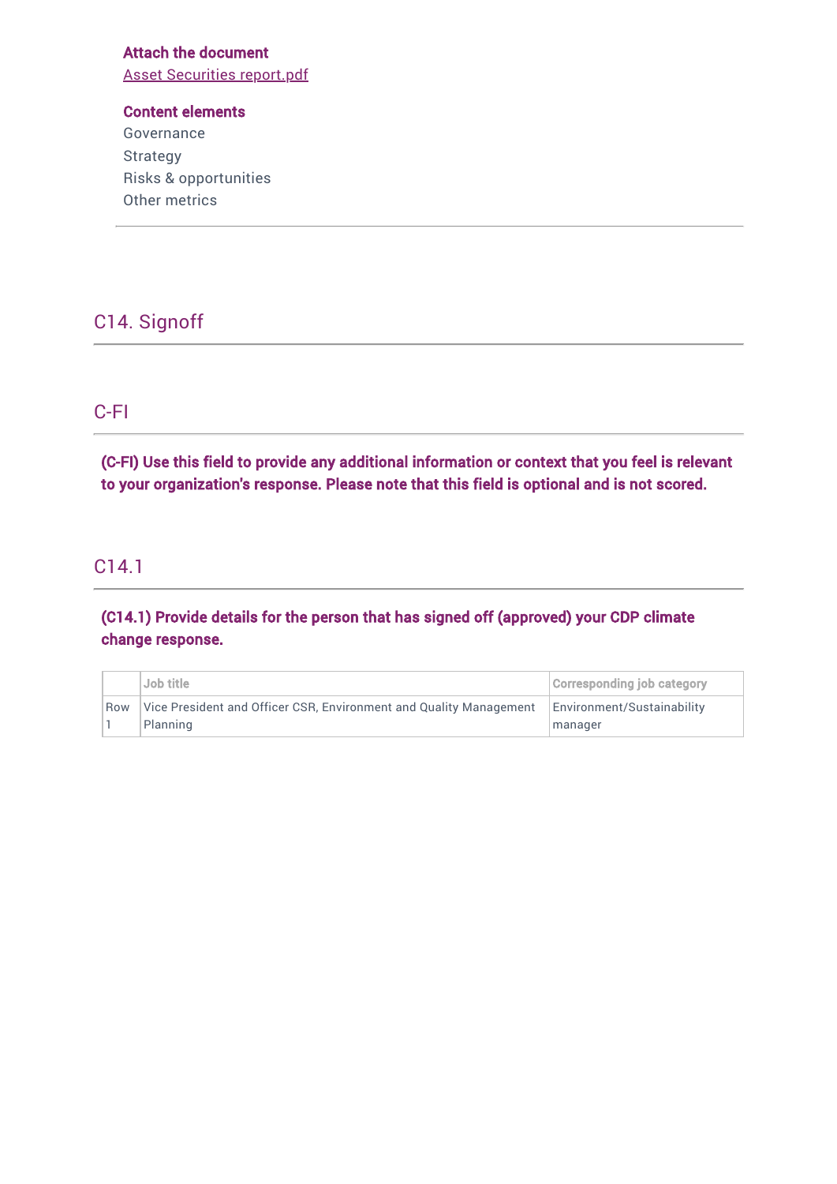**Attach the document**
Asset Securities report.pdf

**Content elements**
Governance
Strategy
Risks & opportunities
Other metrics

## C14. Signoff

## C-FI

**(C-FI) Use this field to provide any additional information or context that you feel is relevant to your organization's response. Please note that this field is optional and is not scored.**

## C14.1

**(C14.1) Provide details for the person that has signed off (approved) your CDP climate change response.**

| | Job title | Corresponding job category |
|---|---|---|
| Row 1 | Vice President and Officer CSR, Environment and Quality Management Planning | Environment/Sustainability manager |